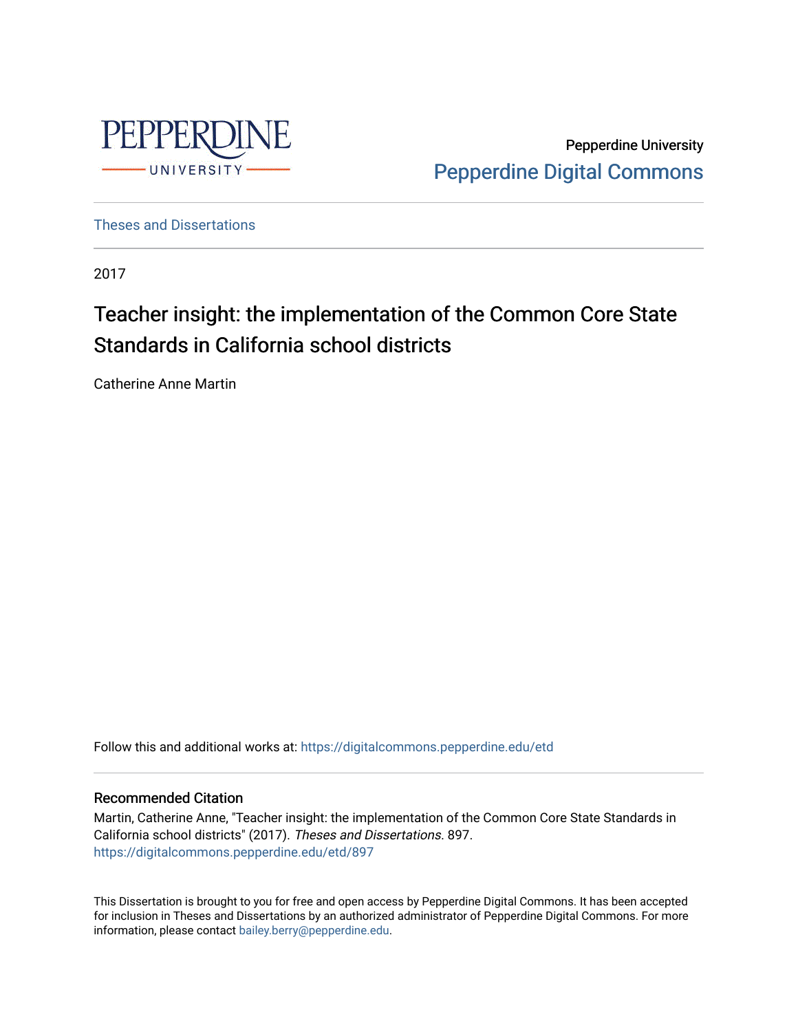Pepperdine University

Pepperdine Digital Commons

Theses and Dissertations

2017

# Teacher insight: the implementation of the Common Core State Standards in California school districts

Catherine Anne Martin

Follow this and additional works at: https://digitalcommons.pepperdine.edu/etd

## Recommended Citation

Martin, Catherine Anne, "Teacher insight: the implementation of the Common Core State Standards in California school districts" (2017). *Theses and Dissertations*. 897.
https://digitalcommons.pepperdine.edu/etd/897

This Dissertation is brought to you for free and open access by Pepperdine Digital Commons. It has been accepted for inclusion in Theses and Dissertations by an authorized administrator of Pepperdine Digital Commons. For more information, please contact bailey.berry@pepperdine.edu.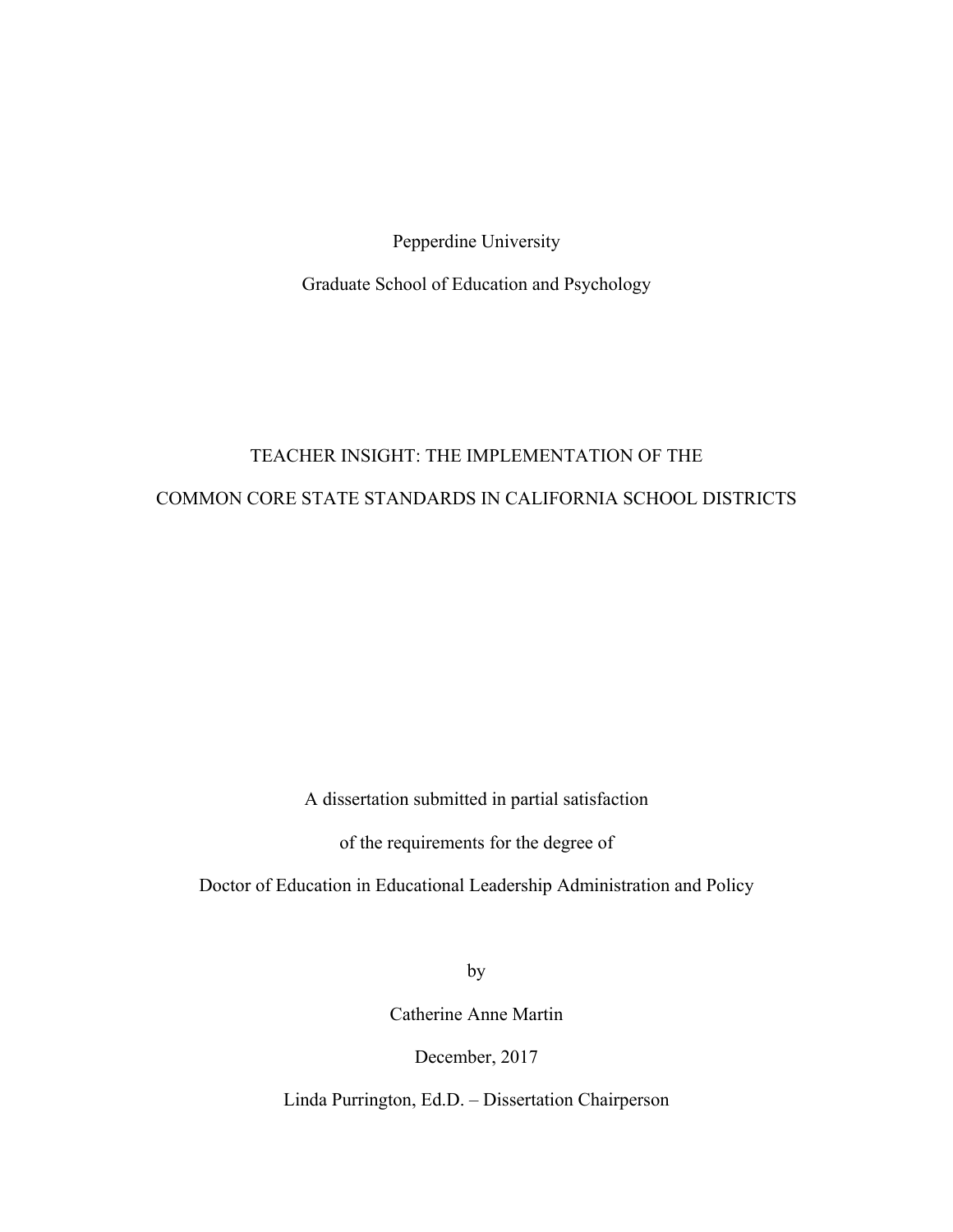Pepperdine University

Graduate School of Education and Psychology

# TEACHER INSIGHT: THE IMPLEMENTATION OF THE COMMON CORE STATE STANDARDS IN CALIFORNIA SCHOOL DISTRICTS

A dissertation submitted in partial satisfaction

of the requirements for the degree of

Doctor of Education in Educational Leadership Administration and Policy

by

Catherine Anne Martin

December, 2017

Linda Purrington, Ed.D. – Dissertation Chairperson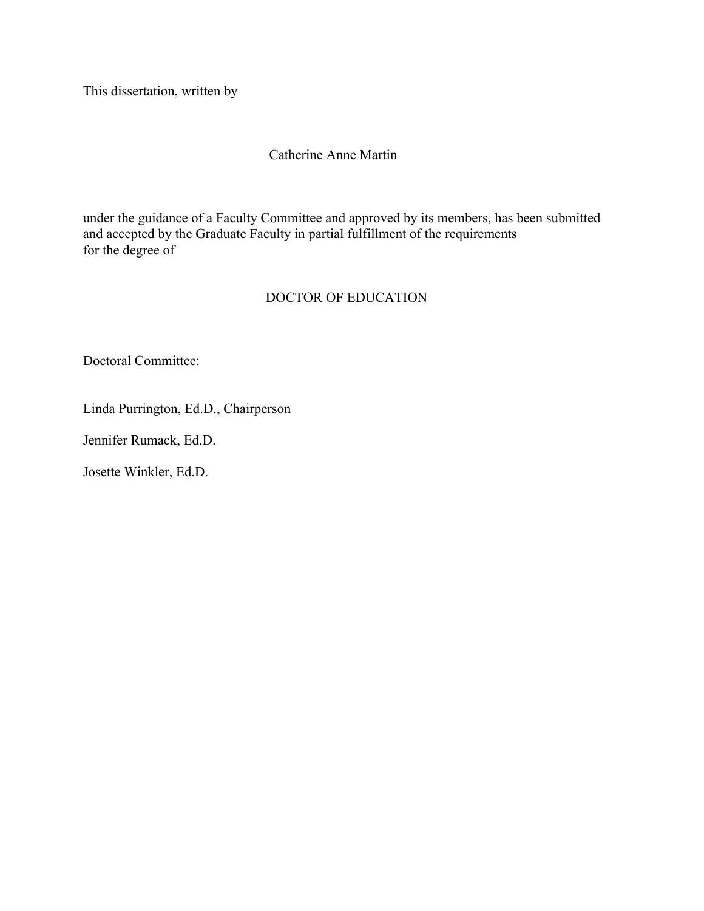This dissertation, written by

Catherine Anne Martin

under the guidance of a Faculty Committee and approved by its members, has been submitted and accepted by the Graduate Faculty in partial fulfillment of the requirements for the degree of

DOCTOR OF EDUCATION

Doctoral Committee:

Linda Purrington, Ed.D., Chairperson

Jennifer Rumack, Ed.D.

Josette Winkler, Ed.D.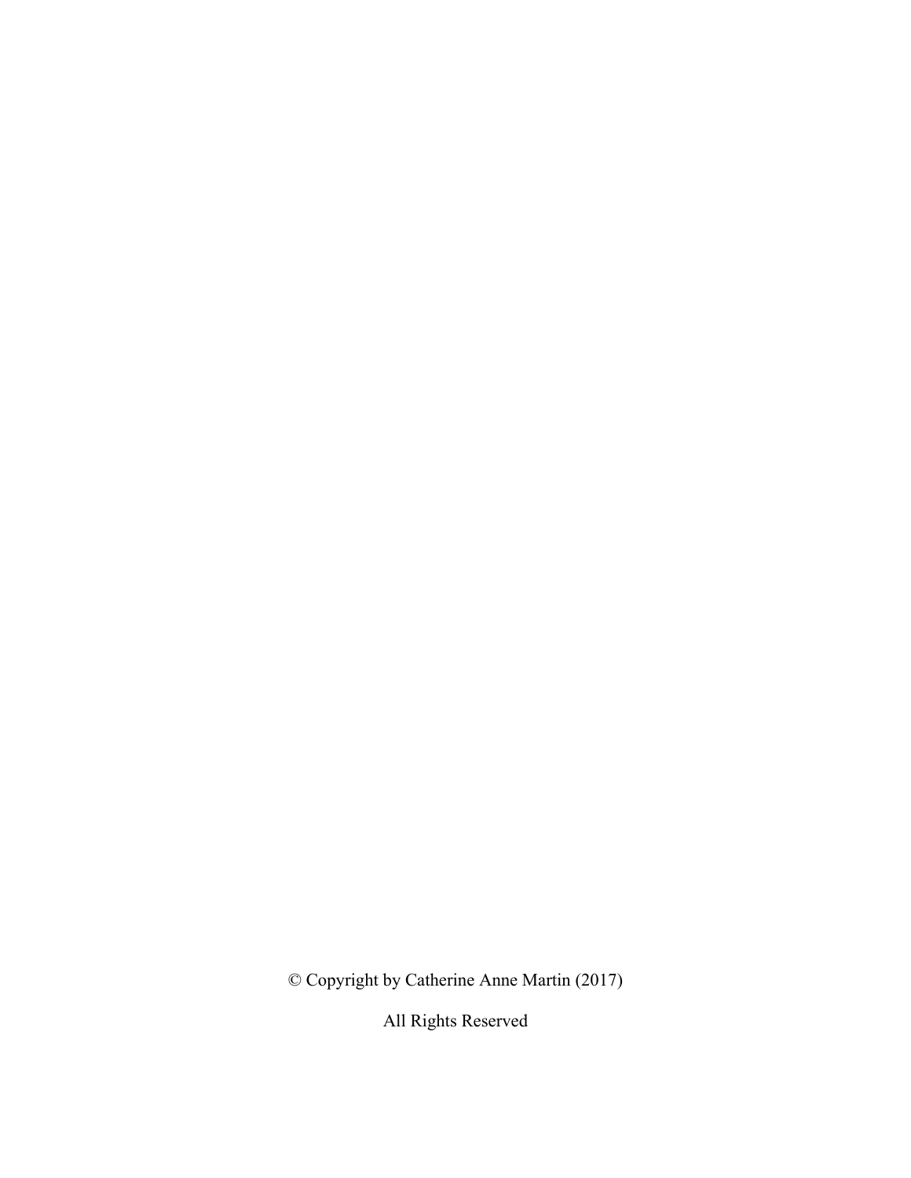© Copyright by Catherine Anne Martin (2017)

All Rights Reserved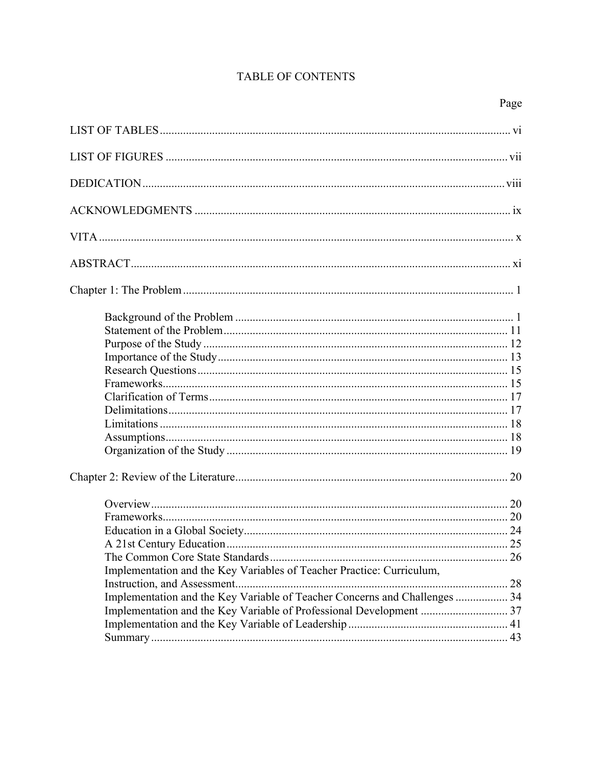# TABLE OF CONTENTS

| | Page |
|---|---|
| LIST OF TABLES | vi |
| LIST OF FIGURES | vii |
| DEDICATION | viii |
| ACKNOWLEDGMENTS | ix |
| VITA | x |
| ABSTRACT | xi |
| Chapter 1: The Problem | 1 |
| Background of the Problem | 1 |
| Statement of the Problem | 11 |
| Purpose of the Study | 12 |
| Importance of the Study | 13 |
| Research Questions | 15 |
| Frameworks | 15 |
| Clarification of Terms | 17 |
| Delimitations | 17 |
| Limitations | 18 |
| Assumptions | 18 |
| Organization of the Study | 19 |
| Chapter 2: Review of the Literature | 20 |
| Overview | 20 |
| Frameworks | 20 |
| Education in a Global Society | 24 |
| A 21st Century Education | 25 |
| The Common Core State Standards | 26 |
| Implementation and the Key Variables of Teacher Practice: Curriculum, Instruction, and Assessment | 28 |
| Implementation and the Key Variable of Teacher Concerns and Challenges | 34 |
| Implementation and the Key Variable of Professional Development | 37 |
| Implementation and the Key Variable of Leadership | 41 |
| Summary | 43 |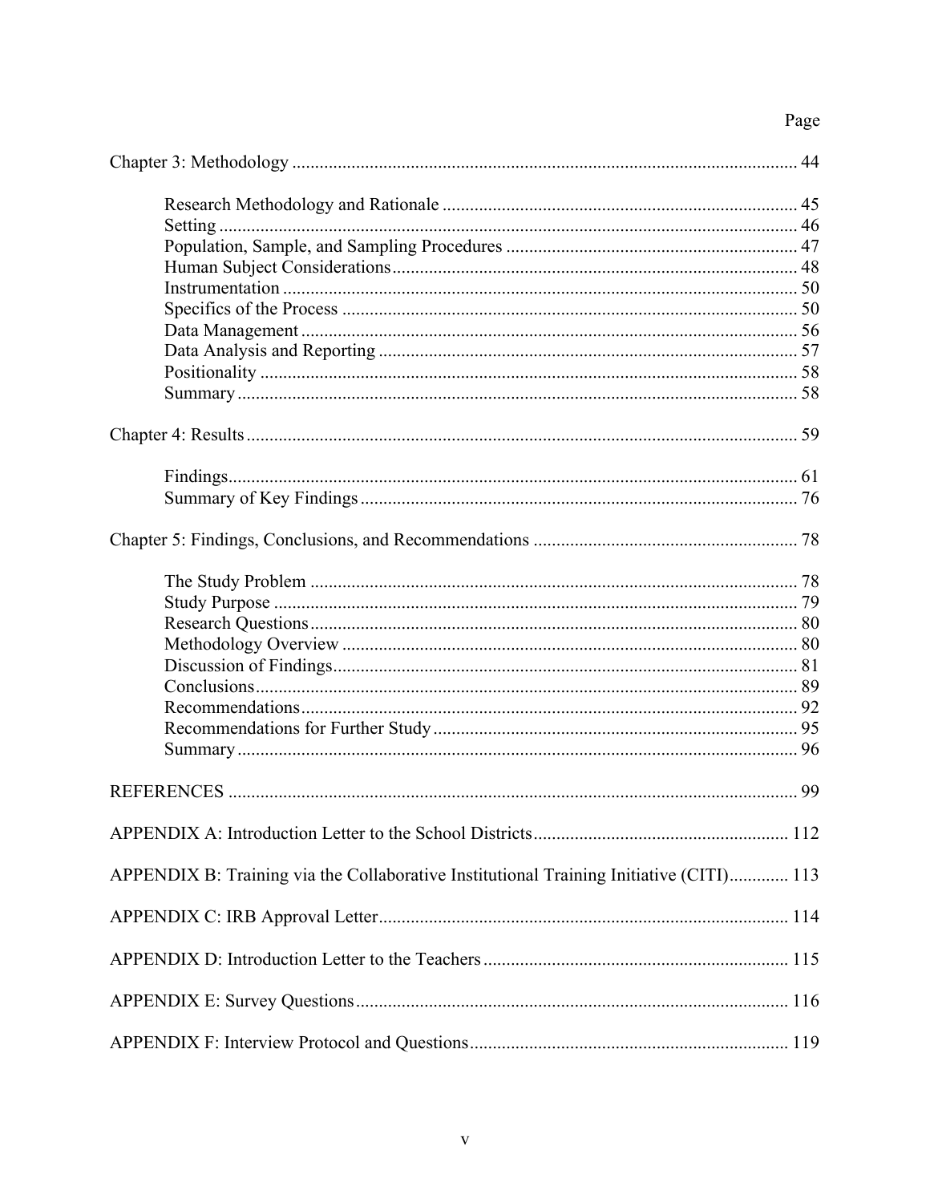Page

Chapter 3: Methodology .............................................................................................................. 44

- Research Methodology and Rationale ............................................................................. 45
- Setting .............................................................................................................................. 46
- Population, Sample, and Sampling Procedures ............................................................... 47
- Human Subject Considerations ........................................................................................ 48
- Instrumentation ................................................................................................................ 50
- Specifics of the Process ................................................................................................... 50
- Data Management ............................................................................................................ 56
- Data Analysis and Reporting ........................................................................................... 57
- Positionality ..................................................................................................................... 58
- Summary .......................................................................................................................... 58

Chapter 4: Results ........................................................................................................................ 59

- Findings ............................................................................................................................ 61
- Summary of Key Findings ............................................................................................... 76

Chapter 5: Findings, Conclusions, and Recommendations .......................................................... 78

- The Study Problem .......................................................................................................... 78
- Study Purpose .................................................................................................................. 79
- Research Questions .......................................................................................................... 80
- Methodology Overview ................................................................................................... 80
- Discussion of Findings ..................................................................................................... 81
- Conclusions ...................................................................................................................... 89
- Recommendations ............................................................................................................ 92
- Recommendations for Further Study ............................................................................... 95
- Summary .......................................................................................................................... 96

REFERENCES ............................................................................................................................ 99

APPENDIX A: Introduction Letter to the School Districts ........................................................ 112

APPENDIX B: Training via the Collaborative Institutional Training Initiative (CITI) ............. 113

APPENDIX C: IRB Approval Letter .......................................................................................... 114

APPENDIX D: Introduction Letter to the Teachers ................................................................... 115

APPENDIX E: Survey Questions ............................................................................................... 116

APPENDIX F: Interview Protocol and Questions ...................................................................... 119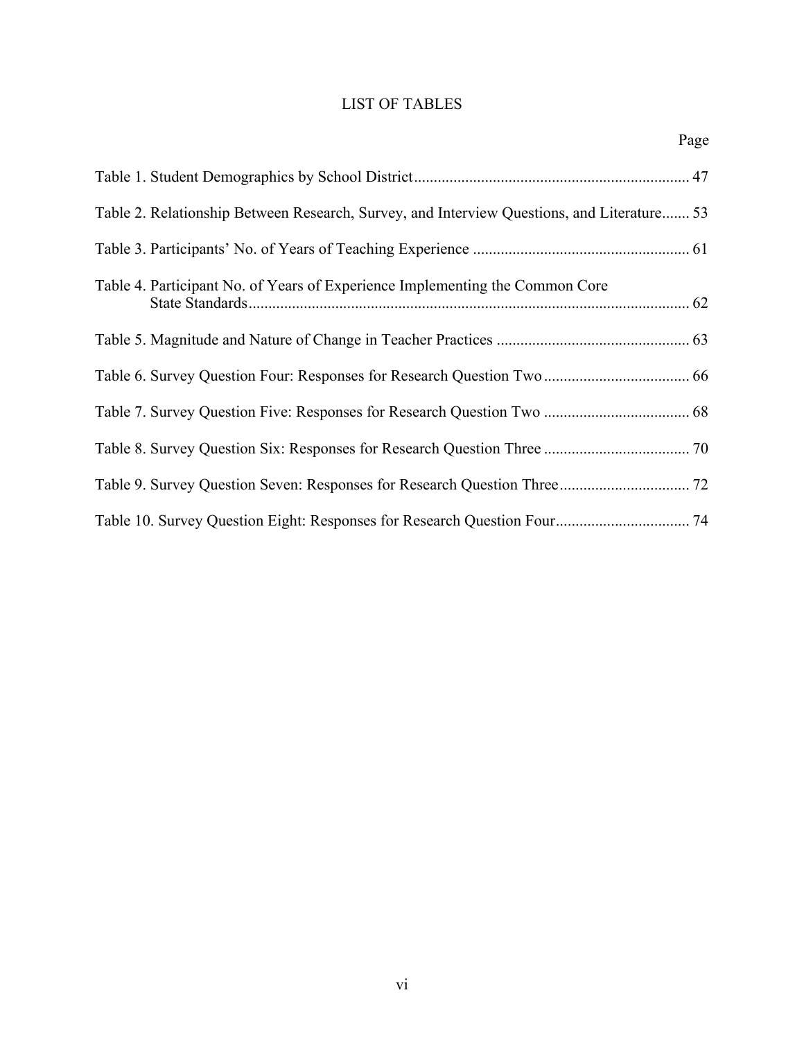# LIST OF TABLES

| | Page |
|---|---|
| Table 1. Student Demographics by School District | 47 |
| Table 2. Relationship Between Research, Survey, and Interview Questions, and Literature | 53 |
| Table 3. Participants' No. of Years of Teaching Experience | 61 |
| Table 4. Participant No. of Years of Experience Implementing the Common Core State Standards | 62 |
| Table 5. Magnitude and Nature of Change in Teacher Practices | 63 |
| Table 6. Survey Question Four: Responses for Research Question Two | 66 |
| Table 7. Survey Question Five: Responses for Research Question Two | 68 |
| Table 8. Survey Question Six: Responses for Research Question Three | 70 |
| Table 9. Survey Question Seven: Responses for Research Question Three | 72 |
| Table 10. Survey Question Eight: Responses for Research Question Four | 74 |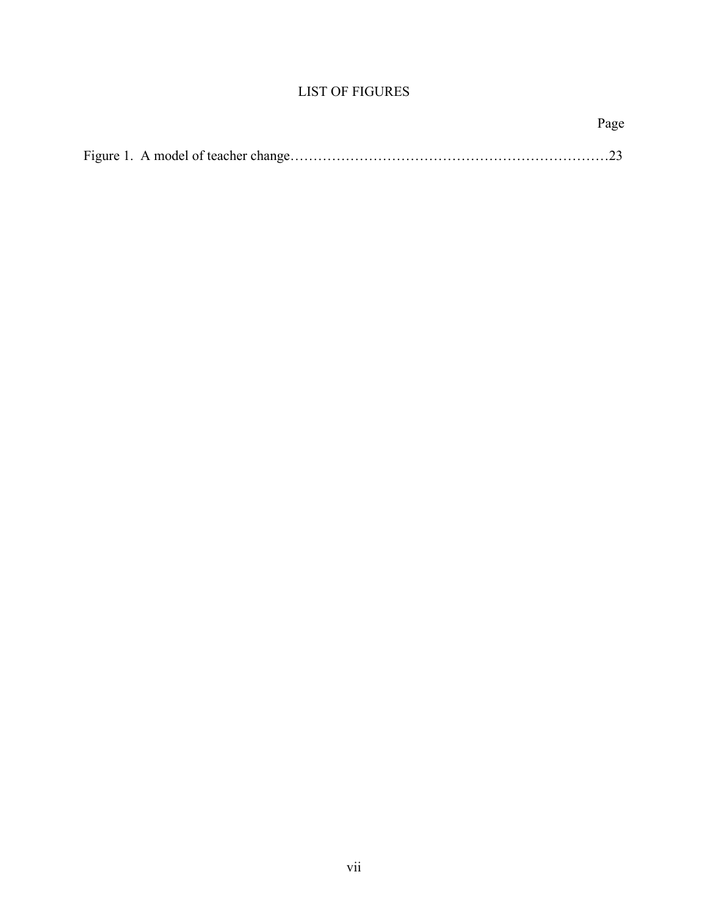# LIST OF FIGURES

| | Page |
|---|---|
| Figure 1. A model of teacher change | 23 |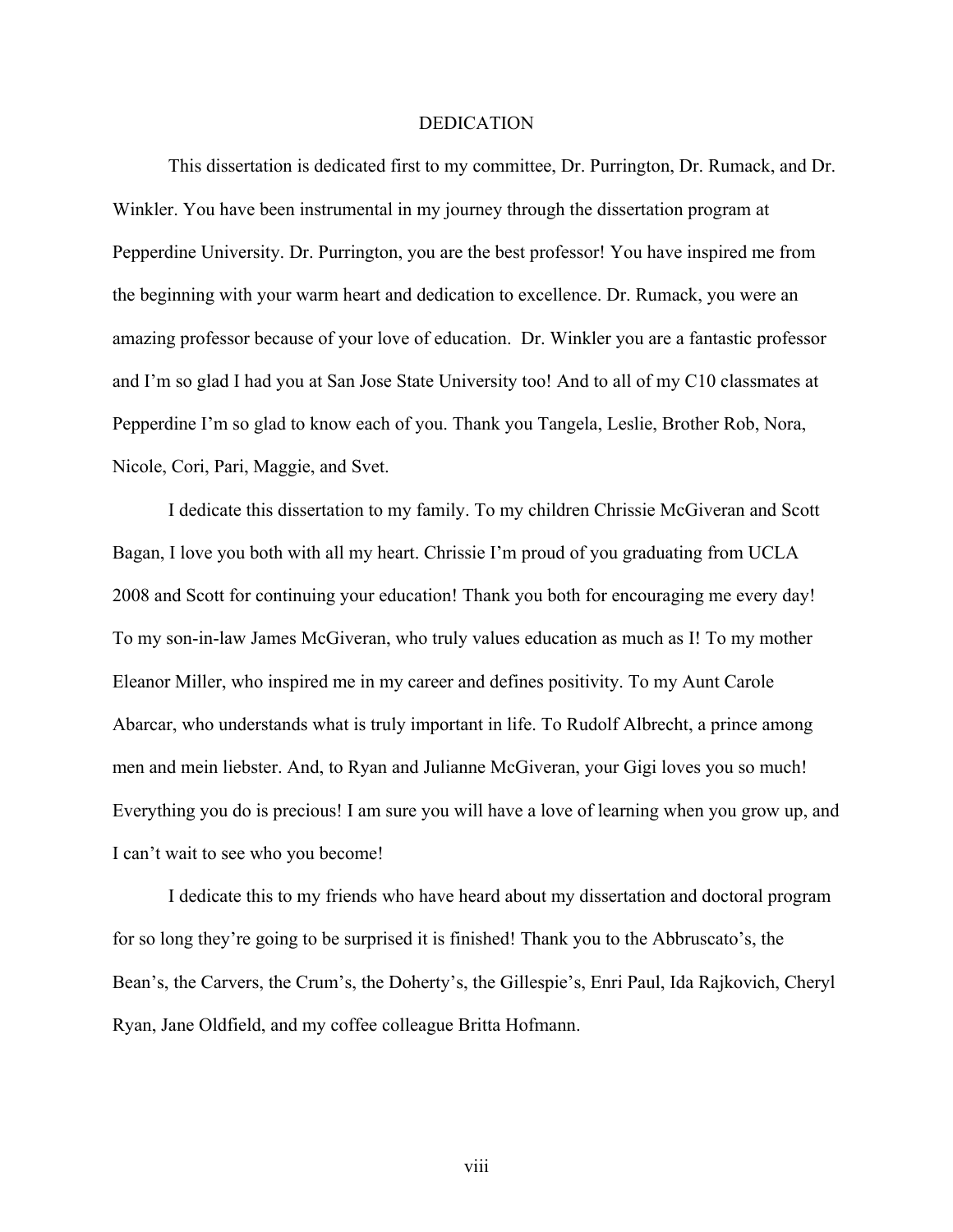# DEDICATION

This dissertation is dedicated first to my committee, Dr. Purrington, Dr. Rumack, and Dr. Winkler. You have been instrumental in my journey through the dissertation program at Pepperdine University. Dr. Purrington, you are the best professor! You have inspired me from the beginning with your warm heart and dedication to excellence. Dr. Rumack, you were an amazing professor because of your love of education. Dr. Winkler you are a fantastic professor and I'm so glad I had you at San Jose State University too! And to all of my C10 classmates at Pepperdine I'm so glad to know each of you. Thank you Tangela, Leslie, Brother Rob, Nora, Nicole, Cori, Pari, Maggie, and Svet.

I dedicate this dissertation to my family. To my children Chrissie McGiveran and Scott Bagan, I love you both with all my heart. Chrissie I'm proud of you graduating from UCLA 2008 and Scott for continuing your education! Thank you both for encouraging me every day! To my son-in-law James McGiveran, who truly values education as much as I! To my mother Eleanor Miller, who inspired me in my career and defines positivity. To my Aunt Carole Abarcar, who understands what is truly important in life. To Rudolf Albrecht, a prince among men and mein liebster. And, to Ryan and Julianne McGiveran, your Gigi loves you so much! Everything you do is precious! I am sure you will have a love of learning when you grow up, and I can't wait to see who you become!

I dedicate this to my friends who have heard about my dissertation and doctoral program for so long they're going to be surprised it is finished! Thank you to the Abbruscato's, the Bean's, the Carvers, the Crum's, the Doherty's, the Gillespie's, Enri Paul, Ida Rajkovich, Cheryl Ryan, Jane Oldfield, and my coffee colleague Britta Hofmann.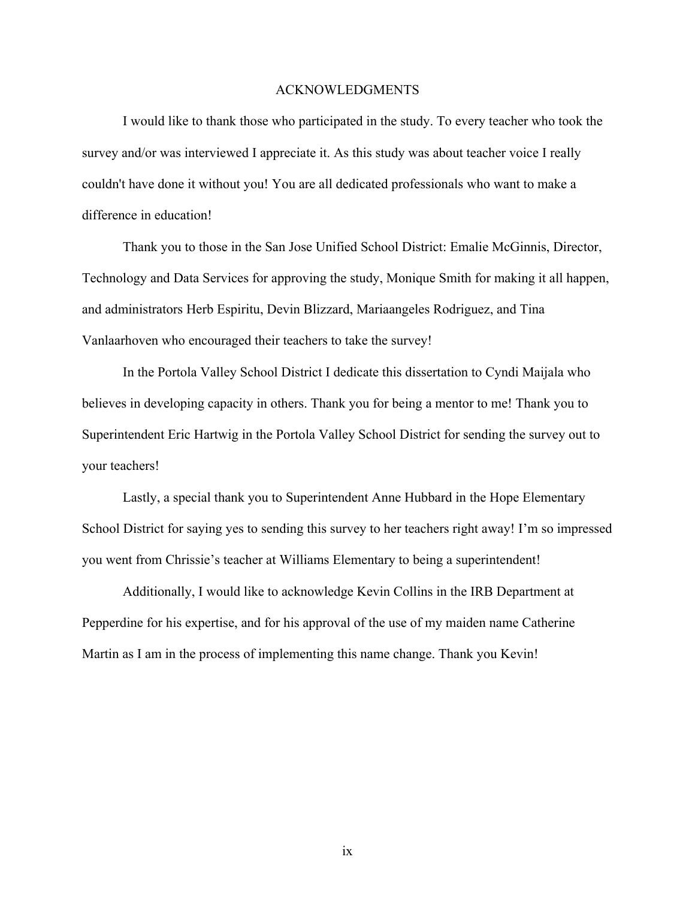# ACKNOWLEDGMENTS

I would like to thank those who participated in the study. To every teacher who took the survey and/or was interviewed I appreciate it. As this study was about teacher voice I really couldn't have done it without you! You are all dedicated professionals who want to make a difference in education!

Thank you to those in the San Jose Unified School District: Emalie McGinnis, Director, Technology and Data Services for approving the study, Monique Smith for making it all happen, and administrators Herb Espiritu, Devin Blizzard, Mariaangeles Rodriguez, and Tina Vanlaarhoven who encouraged their teachers to take the survey!

In the Portola Valley School District I dedicate this dissertation to Cyndi Maijala who believes in developing capacity in others. Thank you for being a mentor to me! Thank you to Superintendent Eric Hartwig in the Portola Valley School District for sending the survey out to your teachers!

Lastly, a special thank you to Superintendent Anne Hubbard in the Hope Elementary School District for saying yes to sending this survey to her teachers right away! I'm so impressed you went from Chrissie's teacher at Williams Elementary to being a superintendent!

Additionally, I would like to acknowledge Kevin Collins in the IRB Department at Pepperdine for his expertise, and for his approval of the use of my maiden name Catherine Martin as I am in the process of implementing this name change. Thank you Kevin!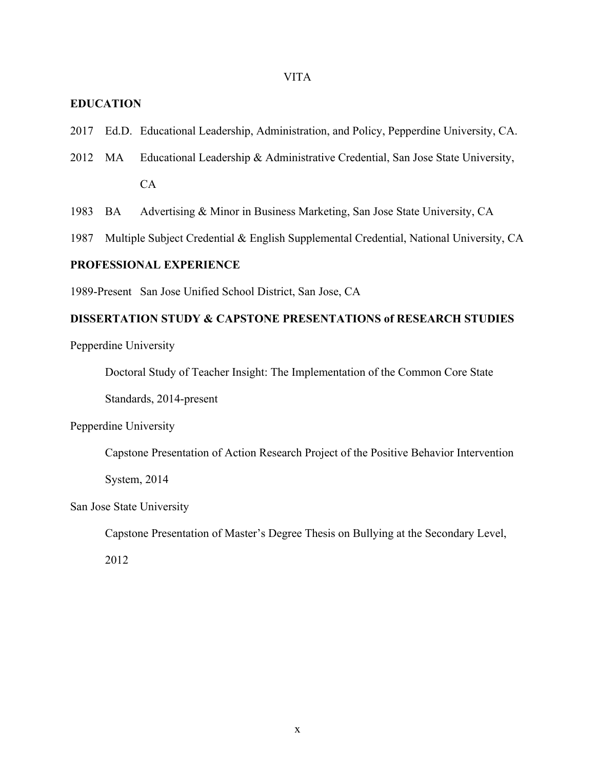# VITA

## EDUCATION

2017 Ed.D. Educational Leadership, Administration, and Policy, Pepperdine University, CA.

2012 MA Educational Leadership & Administrative Credential, San Jose State University, CA

1983 BA Advertising & Minor in Business Marketing, San Jose State University, CA

1987 Multiple Subject Credential & English Supplemental Credential, National University, CA

## PROFESSIONAL EXPERIENCE

1989-Present San Jose Unified School District, San Jose, CA

## DISSERTATION STUDY & CAPSTONE PRESENTATIONS of RESEARCH STUDIES

Pepperdine University

Doctoral Study of Teacher Insight: The Implementation of the Common Core State Standards, 2014-present

Pepperdine University

Capstone Presentation of Action Research Project of the Positive Behavior Intervention System, 2014

San Jose State University

Capstone Presentation of Master's Degree Thesis on Bullying at the Secondary Level, 2012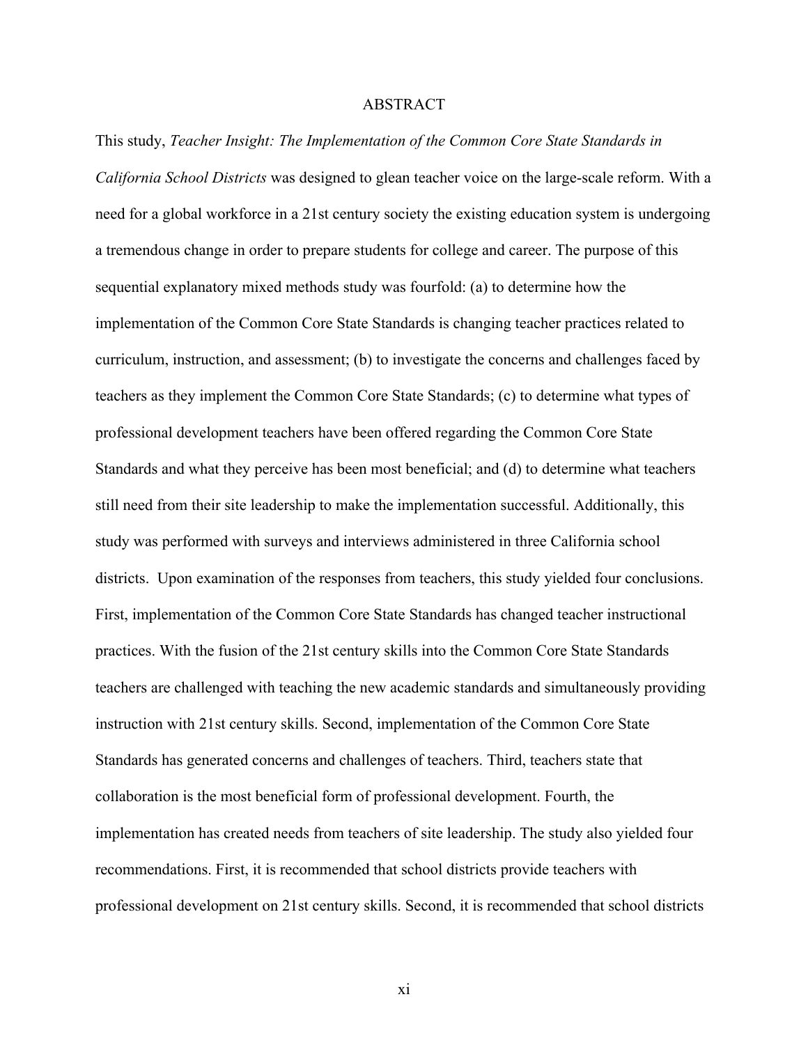# ABSTRACT

This study, *Teacher Insight: The Implementation of the Common Core State Standards in California School Districts* was designed to glean teacher voice on the large-scale reform. With a need for a global workforce in a 21st century society the existing education system is undergoing a tremendous change in order to prepare students for college and career. The purpose of this sequential explanatory mixed methods study was fourfold: (a) to determine how the implementation of the Common Core State Standards is changing teacher practices related to curriculum, instruction, and assessment; (b) to investigate the concerns and challenges faced by teachers as they implement the Common Core State Standards; (c) to determine what types of professional development teachers have been offered regarding the Common Core State Standards and what they perceive has been most beneficial; and (d) to determine what teachers still need from their site leadership to make the implementation successful. Additionally, this study was performed with surveys and interviews administered in three California school districts. Upon examination of the responses from teachers, this study yielded four conclusions. First, implementation of the Common Core State Standards has changed teacher instructional practices. With the fusion of the 21st century skills into the Common Core State Standards teachers are challenged with teaching the new academic standards and simultaneously providing instruction with 21st century skills. Second, implementation of the Common Core State Standards has generated concerns and challenges of teachers. Third, teachers state that collaboration is the most beneficial form of professional development. Fourth, the implementation has created needs from teachers of site leadership. The study also yielded four recommendations. First, it is recommended that school districts provide teachers with professional development on 21st century skills. Second, it is recommended that school districts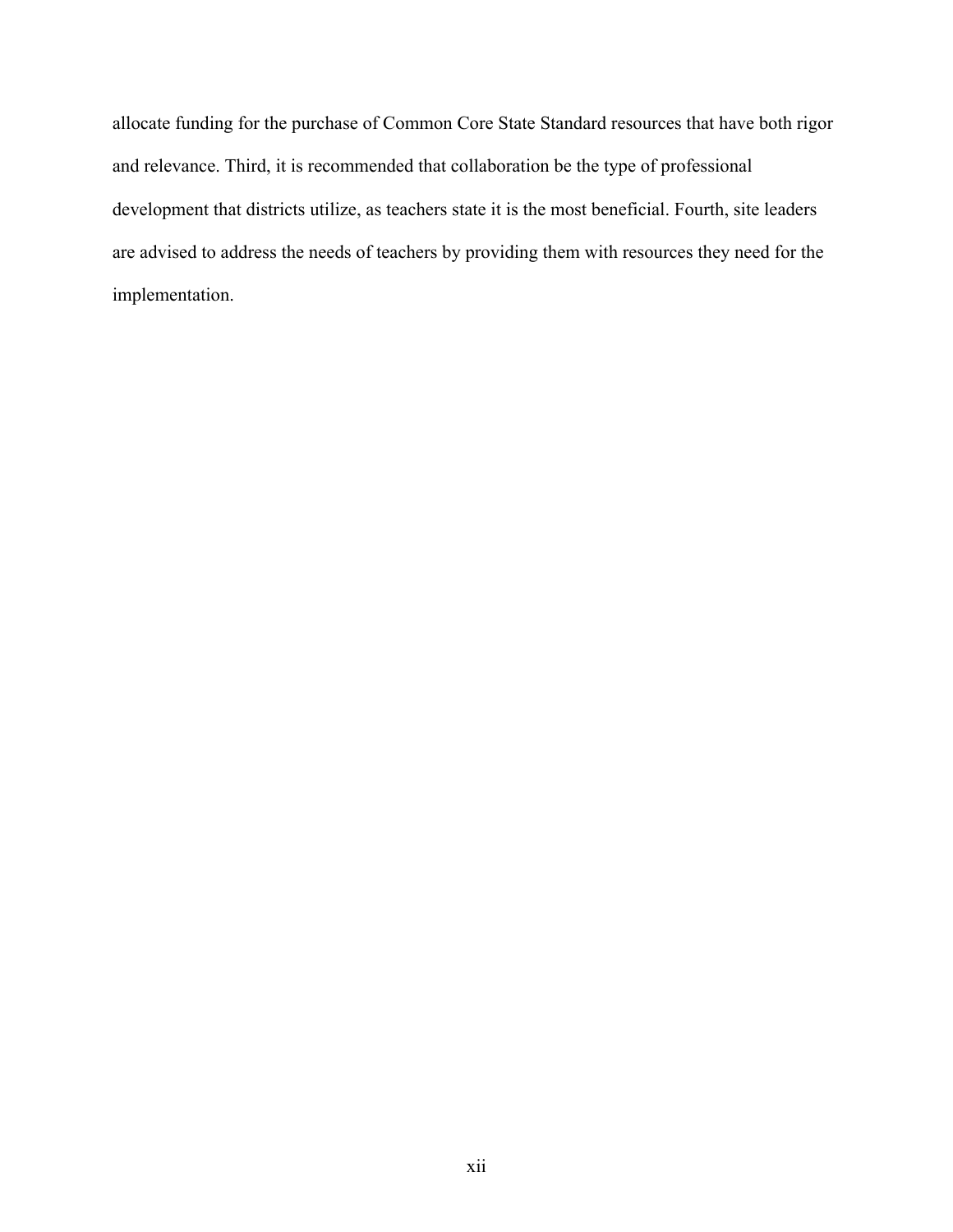allocate funding for the purchase of Common Core State Standard resources that have both rigor and relevance. Third, it is recommended that collaboration be the type of professional development that districts utilize, as teachers state it is the most beneficial. Fourth, site leaders are advised to address the needs of teachers by providing them with resources they need for the implementation.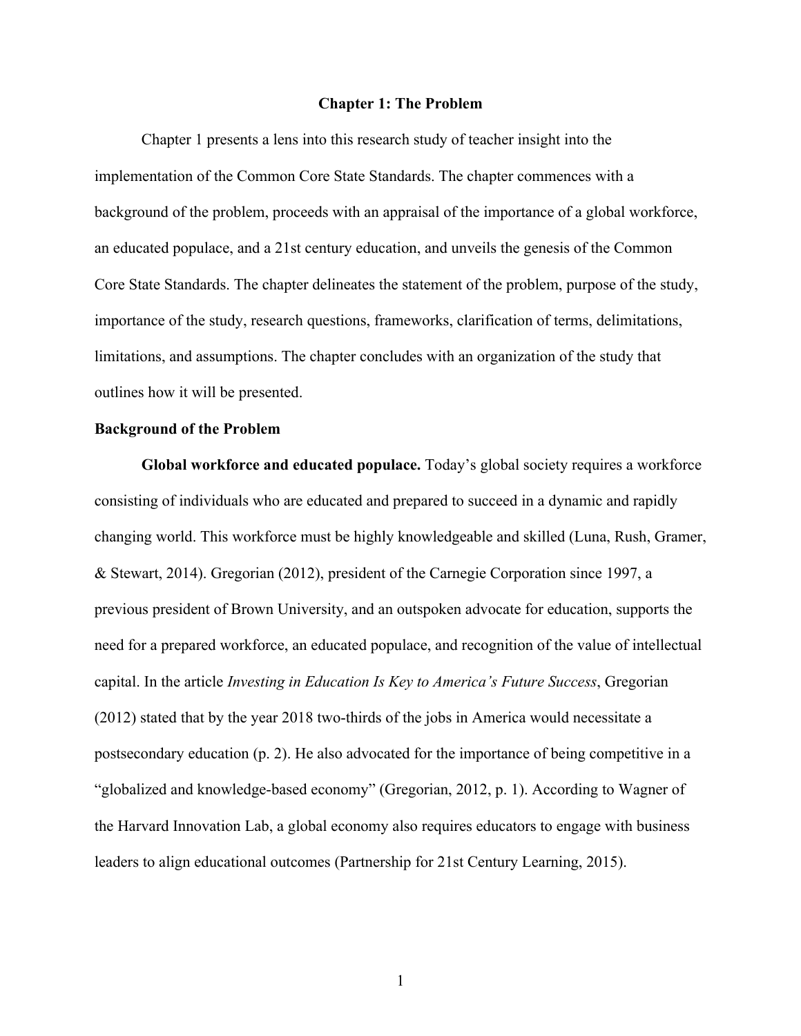# Chapter 1: The Problem

Chapter 1 presents a lens into this research study of teacher insight into the implementation of the Common Core State Standards. The chapter commences with a background of the problem, proceeds with an appraisal of the importance of a global workforce, an educated populace, and a 21st century education, and unveils the genesis of the Common Core State Standards. The chapter delineates the statement of the problem, purpose of the study, importance of the study, research questions, frameworks, clarification of terms, delimitations, limitations, and assumptions. The chapter concludes with an organization of the study that outlines how it will be presented.

## Background of the Problem

**Global workforce and educated populace.** Today's global society requires a workforce consisting of individuals who are educated and prepared to succeed in a dynamic and rapidly changing world. This workforce must be highly knowledgeable and skilled (Luna, Rush, Gramer, & Stewart, 2014). Gregorian (2012), president of the Carnegie Corporation since 1997, a previous president of Brown University, and an outspoken advocate for education, supports the need for a prepared workforce, an educated populace, and recognition of the value of intellectual capital. In the article *Investing in Education Is Key to America's Future Success*, Gregorian (2012) stated that by the year 2018 two-thirds of the jobs in America would necessitate a postsecondary education (p. 2). He also advocated for the importance of being competitive in a "globalized and knowledge-based economy" (Gregorian, 2012, p. 1). According to Wagner of the Harvard Innovation Lab, a global economy also requires educators to engage with business leaders to align educational outcomes (Partnership for 21st Century Learning, 2015).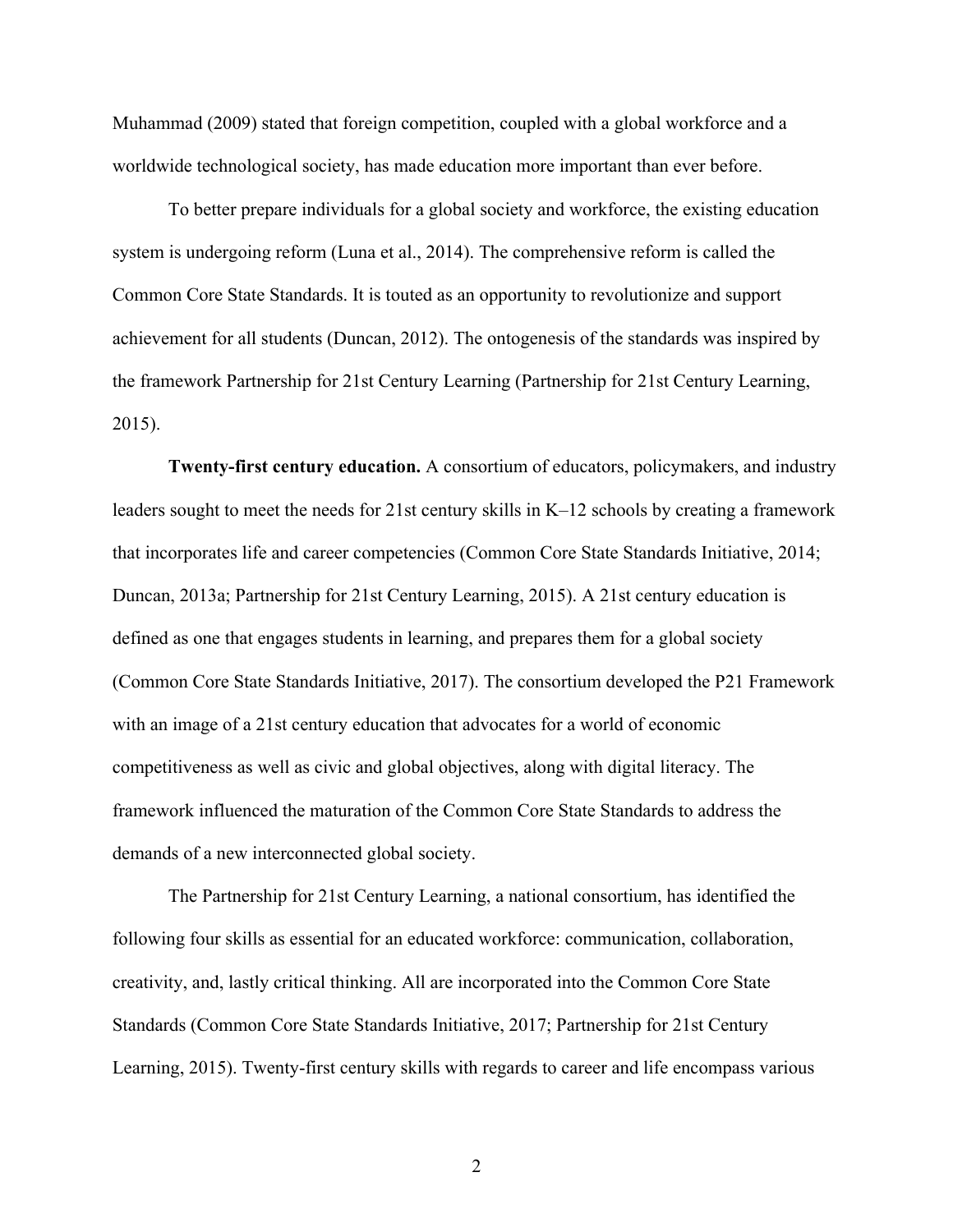Muhammad (2009) stated that foreign competition, coupled with a global workforce and a worldwide technological society, has made education more important than ever before.

To better prepare individuals for a global society and workforce, the existing education system is undergoing reform (Luna et al., 2014). The comprehensive reform is called the Common Core State Standards. It is touted as an opportunity to revolutionize and support achievement for all students (Duncan, 2012). The ontogenesis of the standards was inspired by the framework Partnership for 21st Century Learning (Partnership for 21st Century Learning, 2015).

**Twenty-first century education.** A consortium of educators, policymakers, and industry leaders sought to meet the needs for 21st century skills in K–12 schools by creating a framework that incorporates life and career competencies (Common Core State Standards Initiative, 2014; Duncan, 2013a; Partnership for 21st Century Learning, 2015). A 21st century education is defined as one that engages students in learning, and prepares them for a global society (Common Core State Standards Initiative, 2017). The consortium developed the P21 Framework with an image of a 21st century education that advocates for a world of economic competitiveness as well as civic and global objectives, along with digital literacy. The framework influenced the maturation of the Common Core State Standards to address the demands of a new interconnected global society.

The Partnership for 21st Century Learning, a national consortium, has identified the following four skills as essential for an educated workforce: communication, collaboration, creativity, and, lastly critical thinking. All are incorporated into the Common Core State Standards (Common Core State Standards Initiative, 2017; Partnership for 21st Century Learning, 2015). Twenty-first century skills with regards to career and life encompass various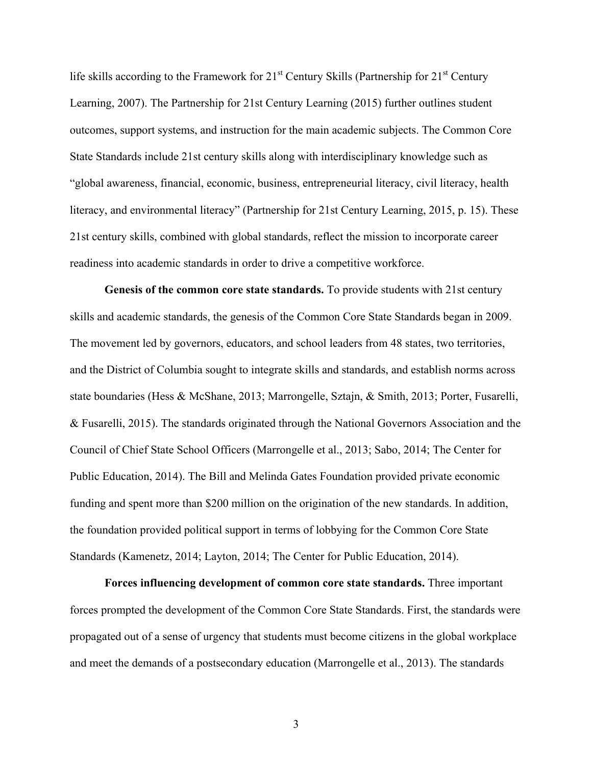life skills according to the Framework for 21st Century Skills (Partnership for 21st Century Learning, 2007). The Partnership for 21st Century Learning (2015) further outlines student outcomes, support systems, and instruction for the main academic subjects. The Common Core State Standards include 21st century skills along with interdisciplinary knowledge such as "global awareness, financial, economic, business, entrepreneurial literacy, civil literacy, health literacy, and environmental literacy" (Partnership for 21st Century Learning, 2015, p. 15). These 21st century skills, combined with global standards, reflect the mission to incorporate career readiness into academic standards in order to drive a competitive workforce.

**Genesis of the common core state standards.** To provide students with 21st century skills and academic standards, the genesis of the Common Core State Standards began in 2009. The movement led by governors, educators, and school leaders from 48 states, two territories, and the District of Columbia sought to integrate skills and standards, and establish norms across state boundaries (Hess & McShane, 2013; Marrongelle, Sztajn, & Smith, 2013; Porter, Fusarelli, & Fusarelli, 2015). The standards originated through the National Governors Association and the Council of Chief State School Officers (Marrongelle et al., 2013; Sabo, 2014; The Center for Public Education, 2014). The Bill and Melinda Gates Foundation provided private economic funding and spent more than $200 million on the origination of the new standards. In addition, the foundation provided political support in terms of lobbying for the Common Core State Standards (Kamenetz, 2014; Layton, 2014; The Center for Public Education, 2014).

**Forces influencing development of common core state standards.** Three important forces prompted the development of the Common Core State Standards. First, the standards were propagated out of a sense of urgency that students must become citizens in the global workplace and meet the demands of a postsecondary education (Marrongelle et al., 2013). The standards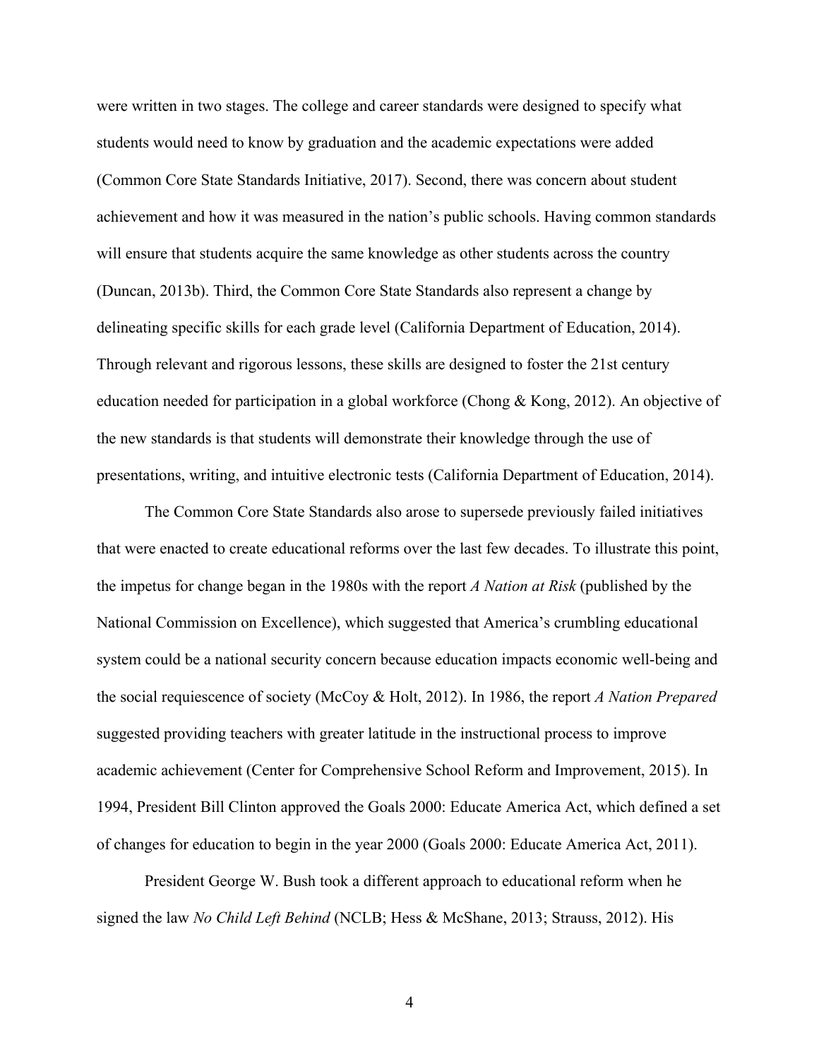were written in two stages. The college and career standards were designed to specify what students would need to know by graduation and the academic expectations were added (Common Core State Standards Initiative, 2017). Second, there was concern about student achievement and how it was measured in the nation's public schools. Having common standards will ensure that students acquire the same knowledge as other students across the country (Duncan, 2013b). Third, the Common Core State Standards also represent a change by delineating specific skills for each grade level (California Department of Education, 2014). Through relevant and rigorous lessons, these skills are designed to foster the 21st century education needed for participation in a global workforce (Chong & Kong, 2012). An objective of the new standards is that students will demonstrate their knowledge through the use of presentations, writing, and intuitive electronic tests (California Department of Education, 2014).

The Common Core State Standards also arose to supersede previously failed initiatives that were enacted to create educational reforms over the last few decades. To illustrate this point, the impetus for change began in the 1980s with the report *A Nation at Risk* (published by the National Commission on Excellence), which suggested that America's crumbling educational system could be a national security concern because education impacts economic well-being and the social requiescence of society (McCoy & Holt, 2012). In 1986, the report *A Nation Prepared* suggested providing teachers with greater latitude in the instructional process to improve academic achievement (Center for Comprehensive School Reform and Improvement, 2015). In 1994, President Bill Clinton approved the Goals 2000: Educate America Act, which defined a set of changes for education to begin in the year 2000 (Goals 2000: Educate America Act, 2011).

President George W. Bush took a different approach to educational reform when he signed the law *No Child Left Behind* (NCLB; Hess & McShane, 2013; Strauss, 2012). His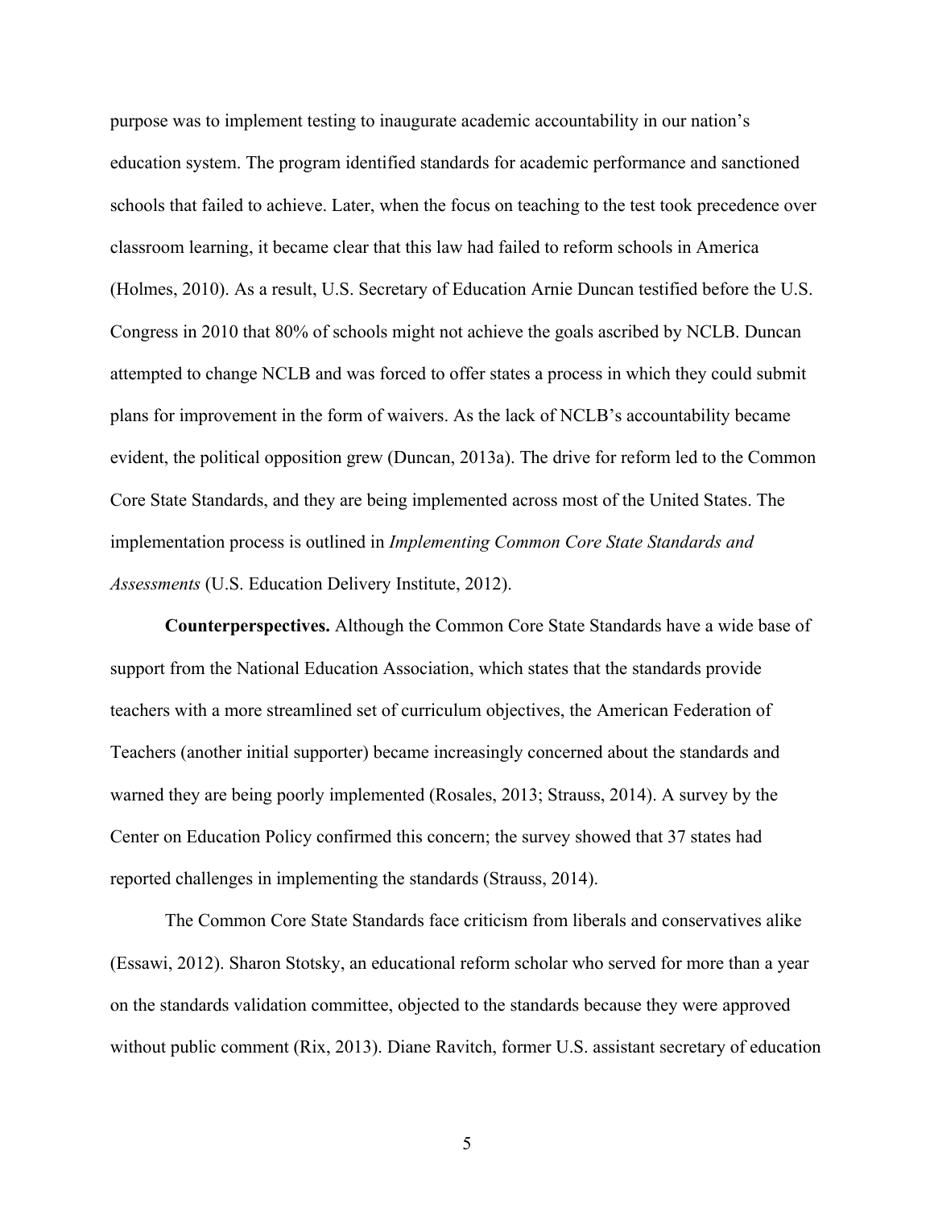purpose was to implement testing to inaugurate academic accountability in our nation's education system. The program identified standards for academic performance and sanctioned schools that failed to achieve. Later, when the focus on teaching to the test took precedence over classroom learning, it became clear that this law had failed to reform schools in America (Holmes, 2010). As a result, U.S. Secretary of Education Arnie Duncan testified before the U.S. Congress in 2010 that 80% of schools might not achieve the goals ascribed by NCLB. Duncan attempted to change NCLB and was forced to offer states a process in which they could submit plans for improvement in the form of waivers. As the lack of NCLB's accountability became evident, the political opposition grew (Duncan, 2013a). The drive for reform led to the Common Core State Standards, and they are being implemented across most of the United States. The implementation process is outlined in *Implementing Common Core State Standards and Assessments* (U.S. Education Delivery Institute, 2012).

**Counterperspectives.** Although the Common Core State Standards have a wide base of support from the National Education Association, which states that the standards provide teachers with a more streamlined set of curriculum objectives, the American Federation of Teachers (another initial supporter) became increasingly concerned about the standards and warned they are being poorly implemented (Rosales, 2013; Strauss, 2014). A survey by the Center on Education Policy confirmed this concern; the survey showed that 37 states had reported challenges in implementing the standards (Strauss, 2014).

The Common Core State Standards face criticism from liberals and conservatives alike (Essawi, 2012). Sharon Stotsky, an educational reform scholar who served for more than a year on the standards validation committee, objected to the standards because they were approved without public comment (Rix, 2013). Diane Ravitch, former U.S. assistant secretary of education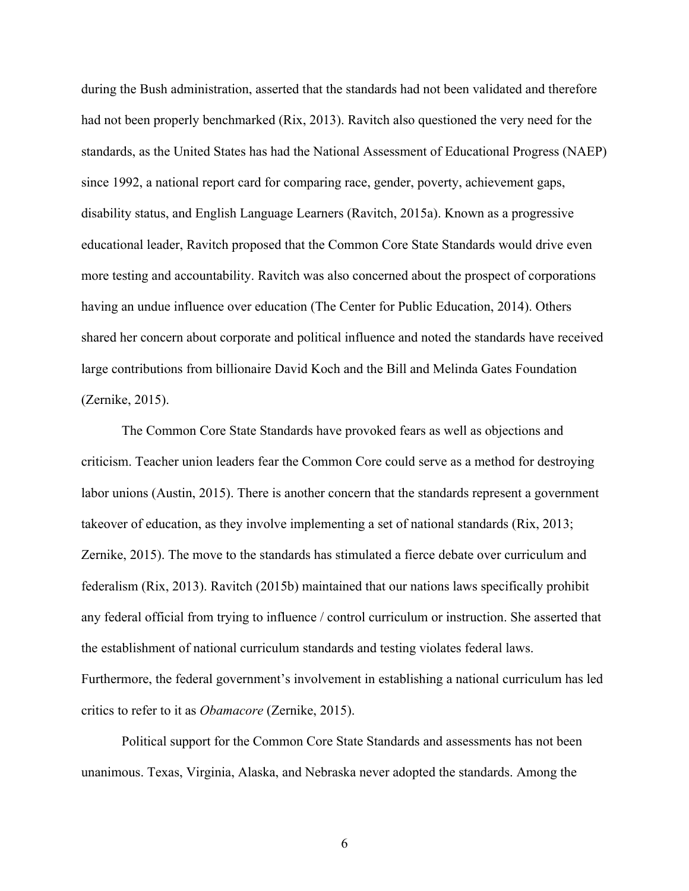during the Bush administration, asserted that the standards had not been validated and therefore had not been properly benchmarked (Rix, 2013). Ravitch also questioned the very need for the standards, as the United States has had the National Assessment of Educational Progress (NAEP) since 1992, a national report card for comparing race, gender, poverty, achievement gaps, disability status, and English Language Learners (Ravitch, 2015a). Known as a progressive educational leader, Ravitch proposed that the Common Core State Standards would drive even more testing and accountability. Ravitch was also concerned about the prospect of corporations having an undue influence over education (The Center for Public Education, 2014). Others shared her concern about corporate and political influence and noted the standards have received large contributions from billionaire David Koch and the Bill and Melinda Gates Foundation (Zernike, 2015).

The Common Core State Standards have provoked fears as well as objections and criticism. Teacher union leaders fear the Common Core could serve as a method for destroying labor unions (Austin, 2015). There is another concern that the standards represent a government takeover of education, as they involve implementing a set of national standards (Rix, 2013; Zernike, 2015). The move to the standards has stimulated a fierce debate over curriculum and federalism (Rix, 2013). Ravitch (2015b) maintained that our nations laws specifically prohibit any federal official from trying to influence / control curriculum or instruction. She asserted that the establishment of national curriculum standards and testing violates federal laws. Furthermore, the federal government's involvement in establishing a national curriculum has led critics to refer to it as *Obamacore* (Zernike, 2015).

Political support for the Common Core State Standards and assessments has not been unanimous. Texas, Virginia, Alaska, and Nebraska never adopted the standards. Among the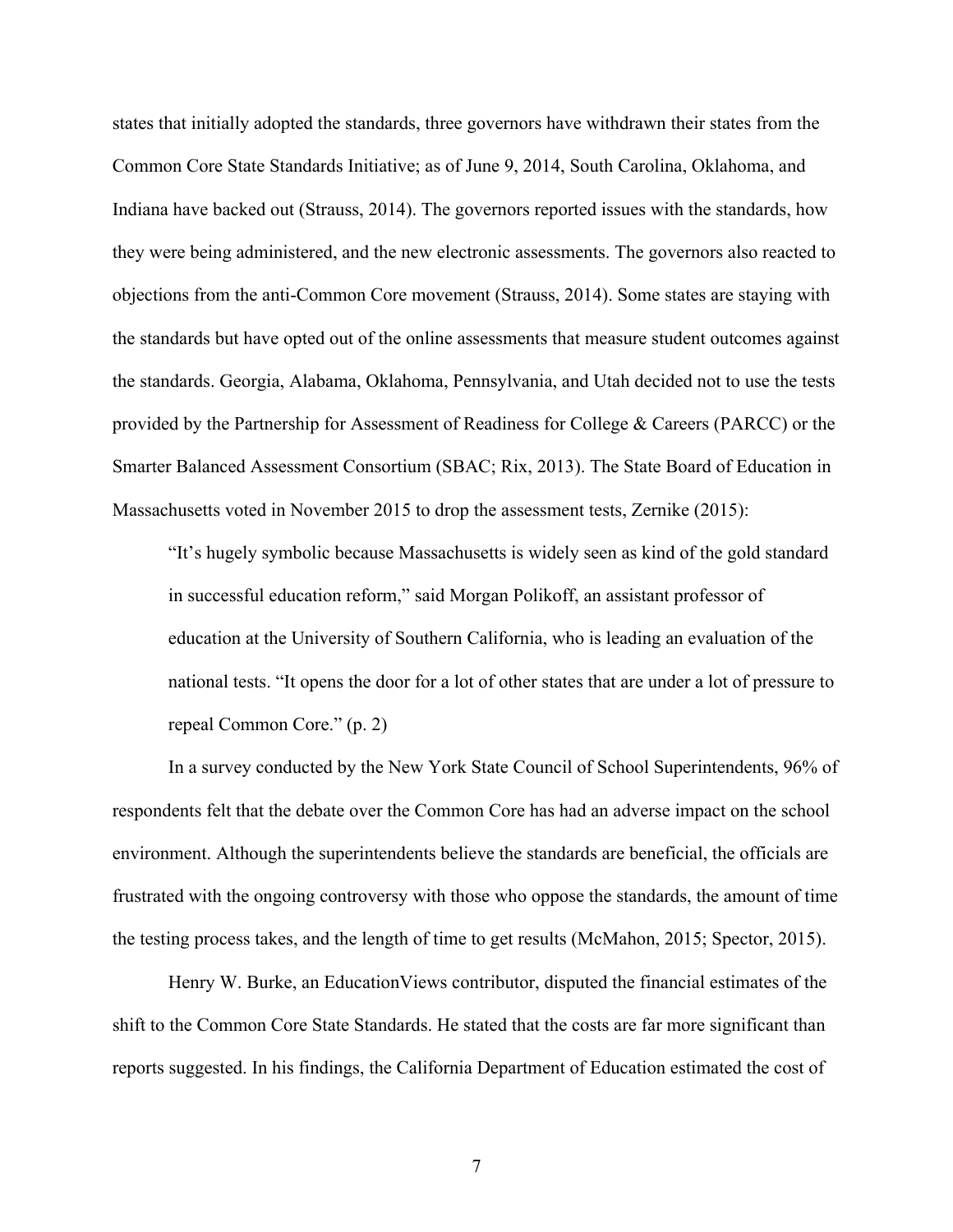states that initially adopted the standards, three governors have withdrawn their states from the Common Core State Standards Initiative; as of June 9, 2014, South Carolina, Oklahoma, and Indiana have backed out (Strauss, 2014). The governors reported issues with the standards, how they were being administered, and the new electronic assessments. The governors also reacted to objections from the anti-Common Core movement (Strauss, 2014). Some states are staying with the standards but have opted out of the online assessments that measure student outcomes against the standards. Georgia, Alabama, Oklahoma, Pennsylvania, and Utah decided not to use the tests provided by the Partnership for Assessment of Readiness for College & Careers (PARCC) or the Smarter Balanced Assessment Consortium (SBAC; Rix, 2013). The State Board of Education in Massachusetts voted in November 2015 to drop the assessment tests, Zernike (2015):

> "It's hugely symbolic because Massachusetts is widely seen as kind of the gold standard in successful education reform," said Morgan Polikoff, an assistant professor of education at the University of Southern California, who is leading an evaluation of the national tests. "It opens the door for a lot of other states that are under a lot of pressure to repeal Common Core." (p. 2)

In a survey conducted by the New York State Council of School Superintendents, 96% of respondents felt that the debate over the Common Core has had an adverse impact on the school environment. Although the superintendents believe the standards are beneficial, the officials are frustrated with the ongoing controversy with those who oppose the standards, the amount of time the testing process takes, and the length of time to get results (McMahon, 2015; Spector, 2015).

Henry W. Burke, an EducationViews contributor, disputed the financial estimates of the shift to the Common Core State Standards. He stated that the costs are far more significant than reports suggested. In his findings, the California Department of Education estimated the cost of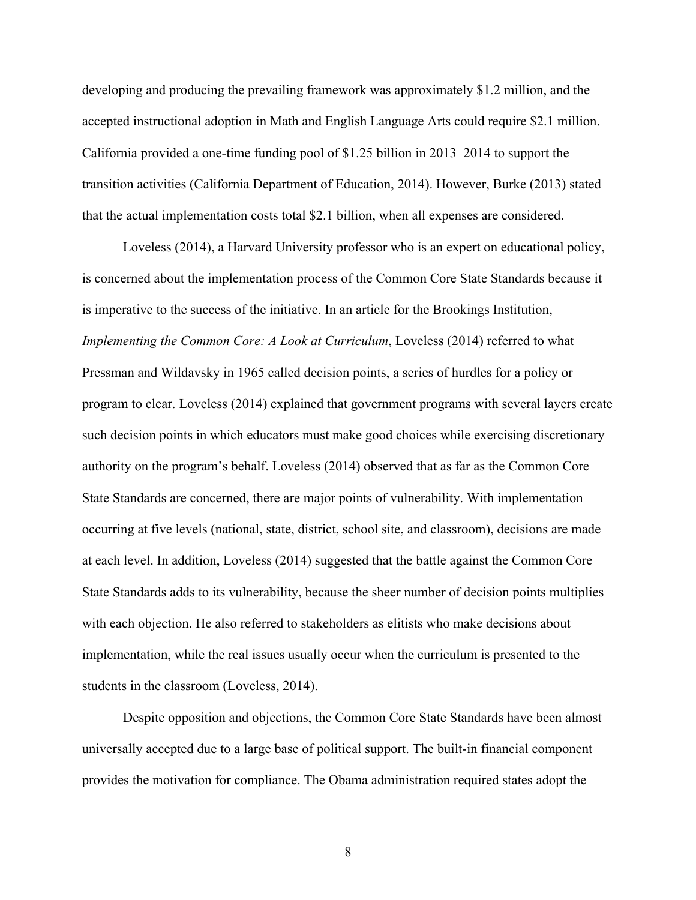developing and producing the prevailing framework was approximately $1.2 million, and the accepted instructional adoption in Math and English Language Arts could require $2.1 million. California provided a one-time funding pool of $1.25 billion in 2013–2014 to support the transition activities (California Department of Education, 2014). However, Burke (2013) stated that the actual implementation costs total $2.1 billion, when all expenses are considered.

Loveless (2014), a Harvard University professor who is an expert on educational policy, is concerned about the implementation process of the Common Core State Standards because it is imperative to the success of the initiative. In an article for the Brookings Institution, *Implementing the Common Core: A Look at Curriculum*, Loveless (2014) referred to what Pressman and Wildavsky in 1965 called decision points, a series of hurdles for a policy or program to clear. Loveless (2014) explained that government programs with several layers create such decision points in which educators must make good choices while exercising discretionary authority on the program's behalf. Loveless (2014) observed that as far as the Common Core State Standards are concerned, there are major points of vulnerability. With implementation occurring at five levels (national, state, district, school site, and classroom), decisions are made at each level. In addition, Loveless (2014) suggested that the battle against the Common Core State Standards adds to its vulnerability, because the sheer number of decision points multiplies with each objection. He also referred to stakeholders as elitists who make decisions about implementation, while the real issues usually occur when the curriculum is presented to the students in the classroom (Loveless, 2014).

Despite opposition and objections, the Common Core State Standards have been almost universally accepted due to a large base of political support. The built-in financial component provides the motivation for compliance. The Obama administration required states adopt the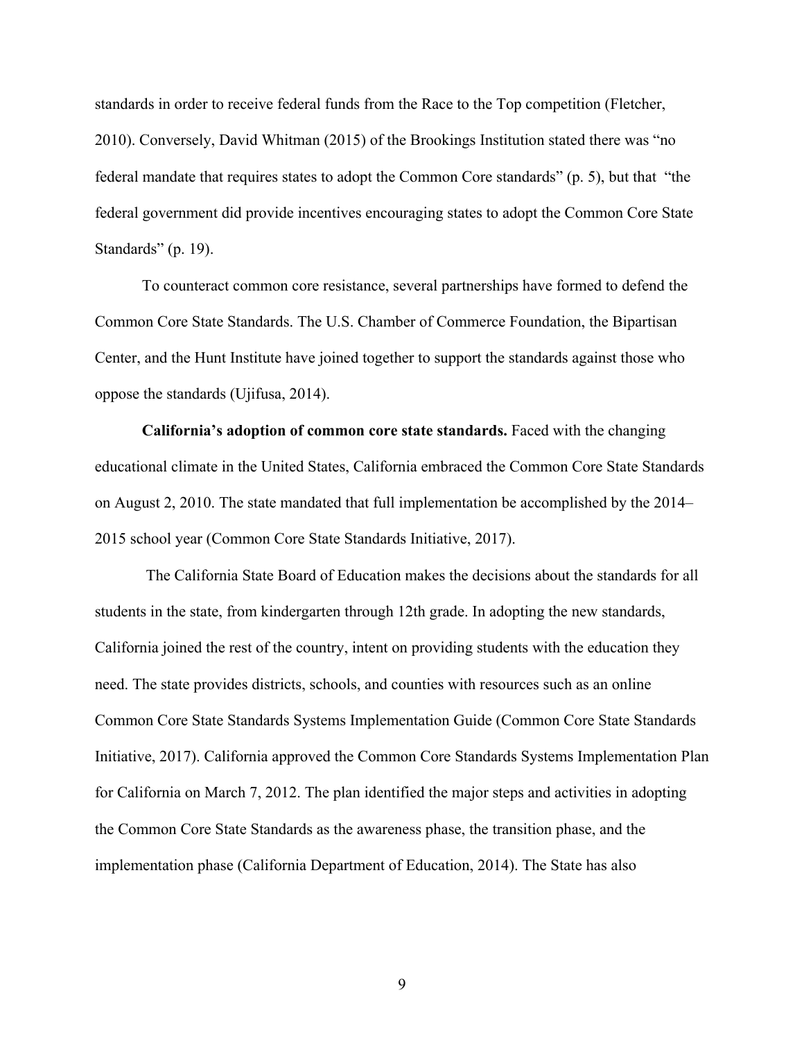standards in order to receive federal funds from the Race to the Top competition (Fletcher, 2010). Conversely, David Whitman (2015) of the Brookings Institution stated there was "no federal mandate that requires states to adopt the Common Core standards" (p. 5), but that "the federal government did provide incentives encouraging states to adopt the Common Core State Standards" (p. 19).

To counteract common core resistance, several partnerships have formed to defend the Common Core State Standards. The U.S. Chamber of Commerce Foundation, the Bipartisan Center, and the Hunt Institute have joined together to support the standards against those who oppose the standards (Ujifusa, 2014).

**California's adoption of common core state standards.** Faced with the changing educational climate in the United States, California embraced the Common Core State Standards on August 2, 2010. The state mandated that full implementation be accomplished by the 2014–2015 school year (Common Core State Standards Initiative, 2017).

The California State Board of Education makes the decisions about the standards for all students in the state, from kindergarten through 12th grade. In adopting the new standards, California joined the rest of the country, intent on providing students with the education they need. The state provides districts, schools, and counties with resources such as an online Common Core State Standards Systems Implementation Guide (Common Core State Standards Initiative, 2017). California approved the Common Core Standards Systems Implementation Plan for California on March 7, 2012. The plan identified the major steps and activities in adopting the Common Core State Standards as the awareness phase, the transition phase, and the implementation phase (California Department of Education, 2014). The State has also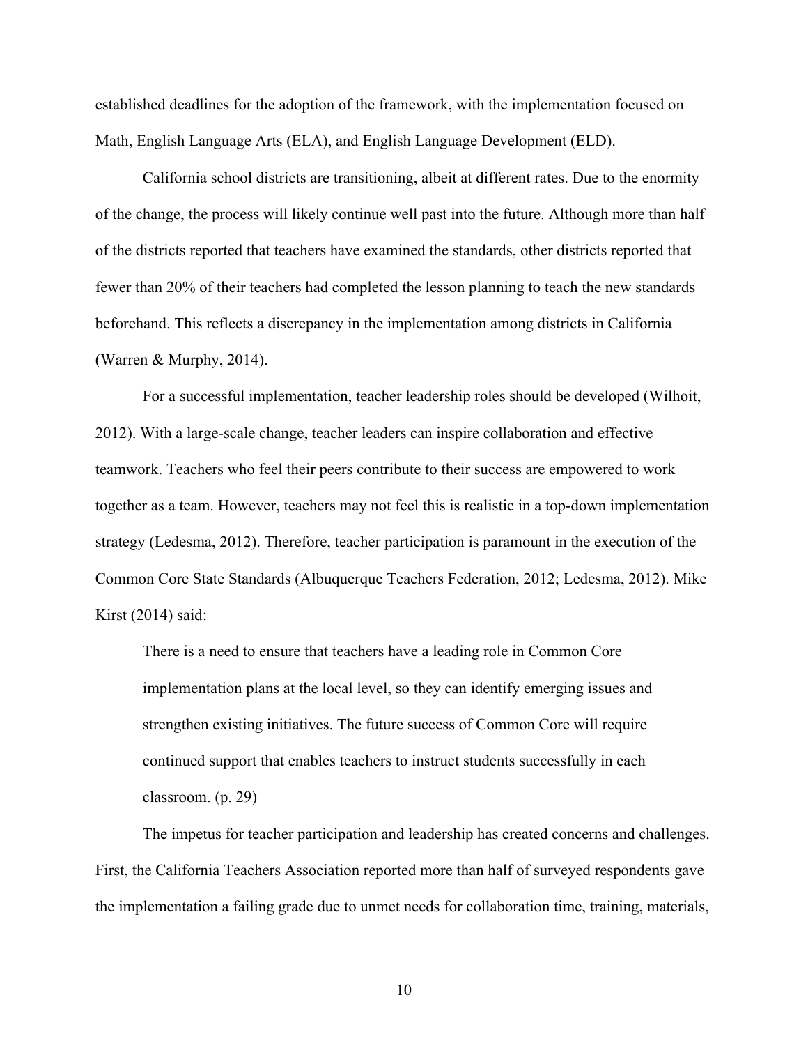established deadlines for the adoption of the framework, with the implementation focused on Math, English Language Arts (ELA), and English Language Development (ELD).

California school districts are transitioning, albeit at different rates. Due to the enormity of the change, the process will likely continue well past into the future. Although more than half of the districts reported that teachers have examined the standards, other districts reported that fewer than 20% of their teachers had completed the lesson planning to teach the new standards beforehand. This reflects a discrepancy in the implementation among districts in California (Warren & Murphy, 2014).

For a successful implementation, teacher leadership roles should be developed (Wilhoit, 2012). With a large-scale change, teacher leaders can inspire collaboration and effective teamwork. Teachers who feel their peers contribute to their success are empowered to work together as a team. However, teachers may not feel this is realistic in a top-down implementation strategy (Ledesma, 2012). Therefore, teacher participation is paramount in the execution of the Common Core State Standards (Albuquerque Teachers Federation, 2012; Ledesma, 2012). Mike Kirst (2014) said:

> There is a need to ensure that teachers have a leading role in Common Core implementation plans at the local level, so they can identify emerging issues and strengthen existing initiatives. The future success of Common Core will require continued support that enables teachers to instruct students successfully in each classroom. (p. 29)

The impetus for teacher participation and leadership has created concerns and challenges. First, the California Teachers Association reported more than half of surveyed respondents gave the implementation a failing grade due to unmet needs for collaboration time, training, materials,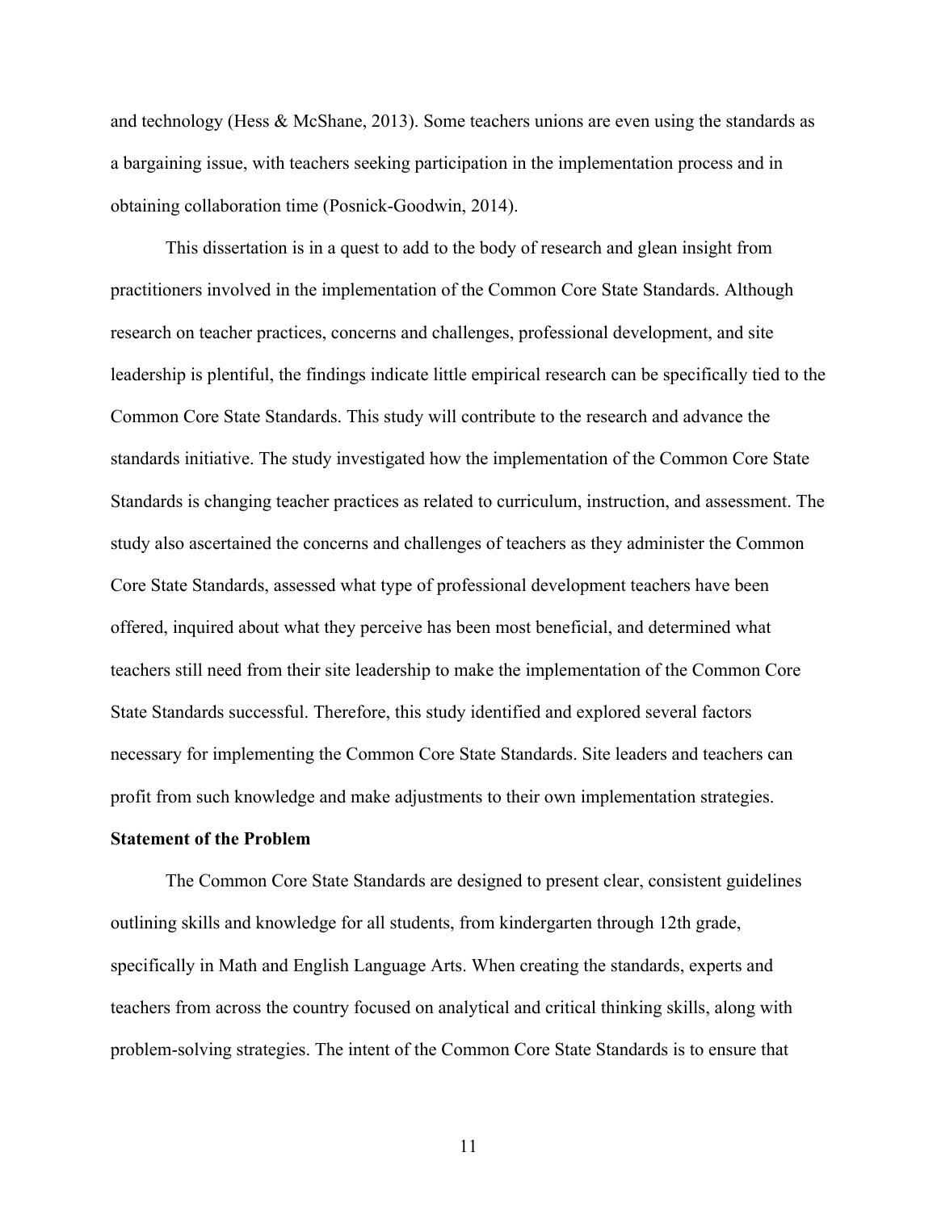and technology (Hess & McShane, 2013). Some teachers unions are even using the standards as a bargaining issue, with teachers seeking participation in the implementation process and in obtaining collaboration time (Posnick-Goodwin, 2014).

This dissertation is in a quest to add to the body of research and glean insight from practitioners involved in the implementation of the Common Core State Standards. Although research on teacher practices, concerns and challenges, professional development, and site leadership is plentiful, the findings indicate little empirical research can be specifically tied to the Common Core State Standards. This study will contribute to the research and advance the standards initiative. The study investigated how the implementation of the Common Core State Standards is changing teacher practices as related to curriculum, instruction, and assessment. The study also ascertained the concerns and challenges of teachers as they administer the Common Core State Standards, assessed what type of professional development teachers have been offered, inquired about what they perceive has been most beneficial, and determined what teachers still need from their site leadership to make the implementation of the Common Core State Standards successful. Therefore, this study identified and explored several factors necessary for implementing the Common Core State Standards. Site leaders and teachers can profit from such knowledge and make adjustments to their own implementation strategies.

**Statement of the Problem**

The Common Core State Standards are designed to present clear, consistent guidelines outlining skills and knowledge for all students, from kindergarten through 12th grade, specifically in Math and English Language Arts. When creating the standards, experts and teachers from across the country focused on analytical and critical thinking skills, along with problem-solving strategies. The intent of the Common Core State Standards is to ensure that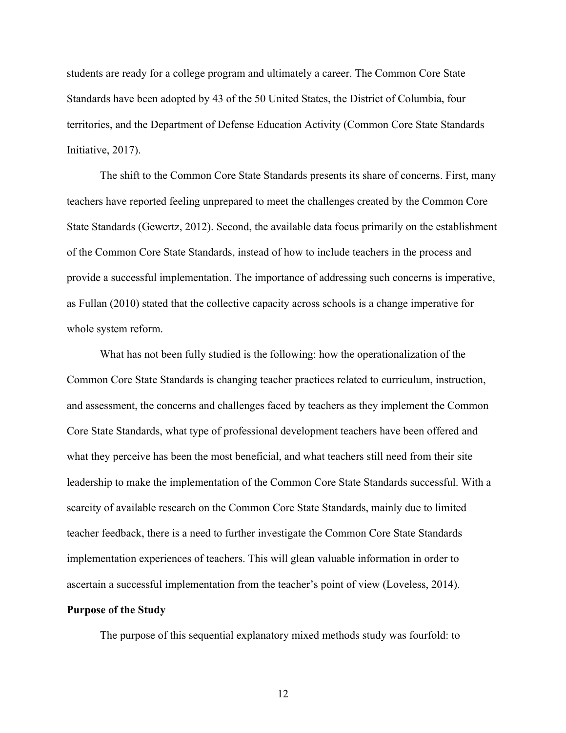students are ready for a college program and ultimately a career. The Common Core State Standards have been adopted by 43 of the 50 United States, the District of Columbia, four territories, and the Department of Defense Education Activity (Common Core State Standards Initiative, 2017).

The shift to the Common Core State Standards presents its share of concerns. First, many teachers have reported feeling unprepared to meet the challenges created by the Common Core State Standards (Gewertz, 2012). Second, the available data focus primarily on the establishment of the Common Core State Standards, instead of how to include teachers in the process and provide a successful implementation. The importance of addressing such concerns is imperative, as Fullan (2010) stated that the collective capacity across schools is a change imperative for whole system reform.

What has not been fully studied is the following: how the operationalization of the Common Core State Standards is changing teacher practices related to curriculum, instruction, and assessment, the concerns and challenges faced by teachers as they implement the Common Core State Standards, what type of professional development teachers have been offered and what they perceive has been the most beneficial, and what teachers still need from their site leadership to make the implementation of the Common Core State Standards successful. With a scarcity of available research on the Common Core State Standards, mainly due to limited teacher feedback, there is a need to further investigate the Common Core State Standards implementation experiences of teachers. This will glean valuable information in order to ascertain a successful implementation from the teacher's point of view (Loveless, 2014).

**Purpose of the Study**

The purpose of this sequential explanatory mixed methods study was fourfold: to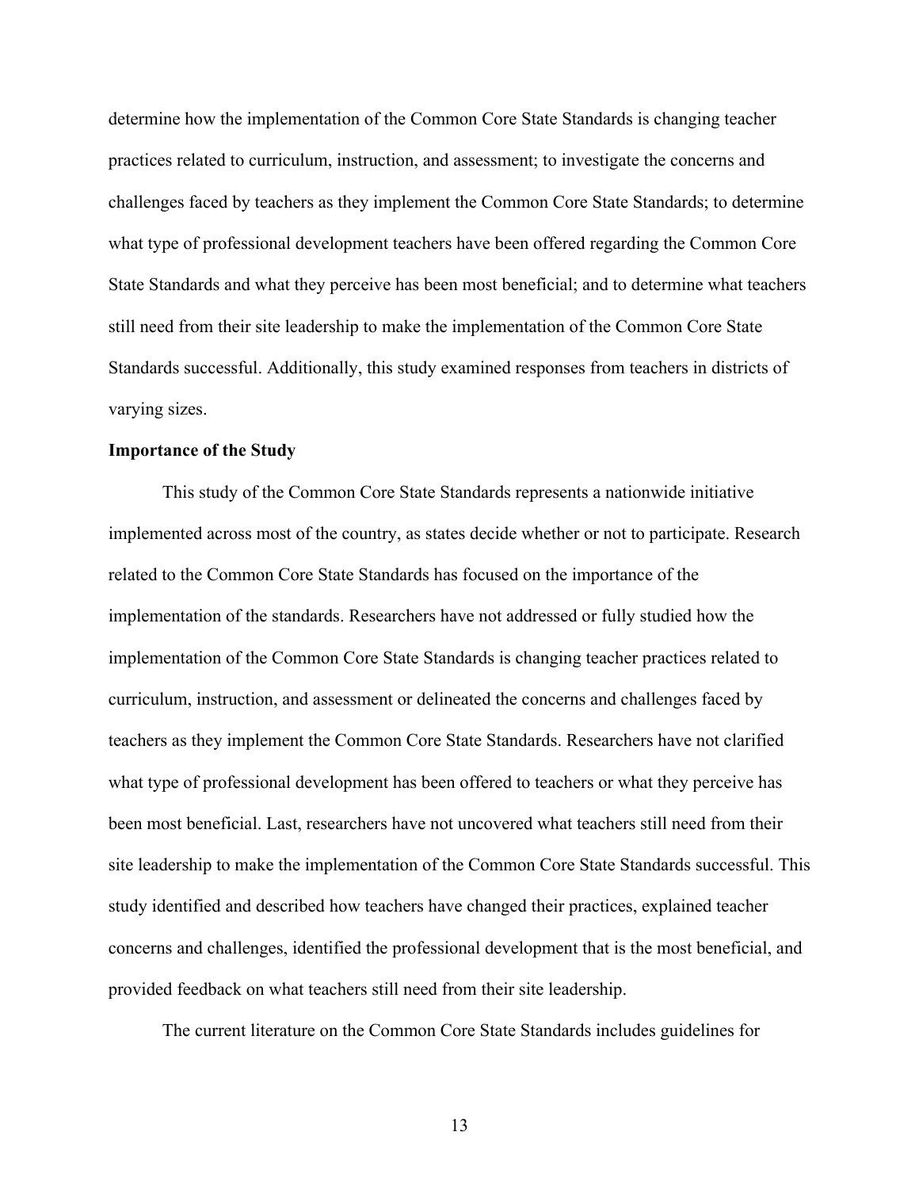determine how the implementation of the Common Core State Standards is changing teacher practices related to curriculum, instruction, and assessment; to investigate the concerns and challenges faced by teachers as they implement the Common Core State Standards; to determine what type of professional development teachers have been offered regarding the Common Core State Standards and what they perceive has been most beneficial; and to determine what teachers still need from their site leadership to make the implementation of the Common Core State Standards successful. Additionally, this study examined responses from teachers in districts of varying sizes.

**Importance of the Study**

This study of the Common Core State Standards represents a nationwide initiative implemented across most of the country, as states decide whether or not to participate. Research related to the Common Core State Standards has focused on the importance of the implementation of the standards. Researchers have not addressed or fully studied how the implementation of the Common Core State Standards is changing teacher practices related to curriculum, instruction, and assessment or delineated the concerns and challenges faced by teachers as they implement the Common Core State Standards. Researchers have not clarified what type of professional development has been offered to teachers or what they perceive has been most beneficial. Last, researchers have not uncovered what teachers still need from their site leadership to make the implementation of the Common Core State Standards successful. This study identified and described how teachers have changed their practices, explained teacher concerns and challenges, identified the professional development that is the most beneficial, and provided feedback on what teachers still need from their site leadership.

The current literature on the Common Core State Standards includes guidelines for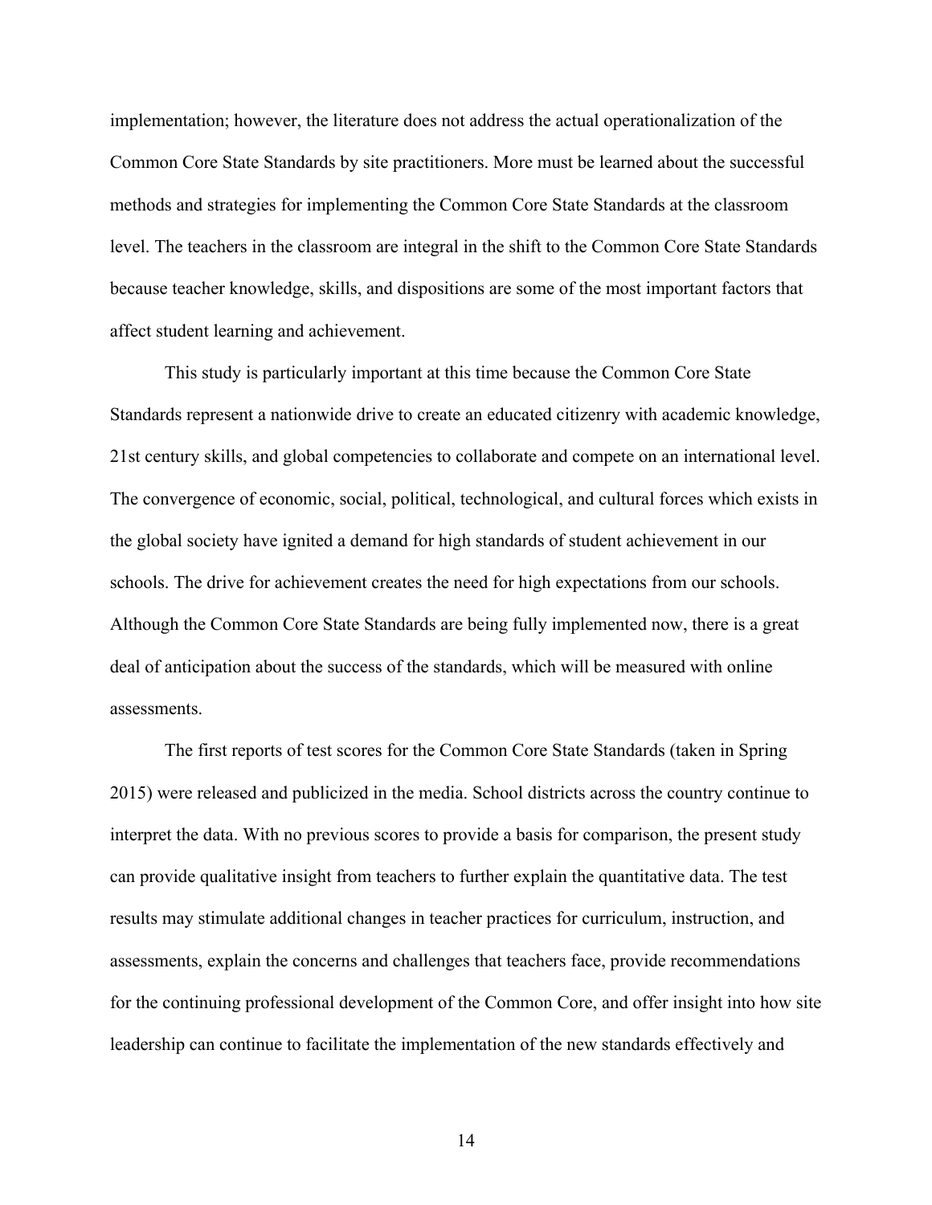implementation; however, the literature does not address the actual operationalization of the Common Core State Standards by site practitioners. More must be learned about the successful methods and strategies for implementing the Common Core State Standards at the classroom level. The teachers in the classroom are integral in the shift to the Common Core State Standards because teacher knowledge, skills, and dispositions are some of the most important factors that affect student learning and achievement.

This study is particularly important at this time because the Common Core State Standards represent a nationwide drive to create an educated citizenry with academic knowledge, 21st century skills, and global competencies to collaborate and compete on an international level. The convergence of economic, social, political, technological, and cultural forces which exists in the global society have ignited a demand for high standards of student achievement in our schools. The drive for achievement creates the need for high expectations from our schools. Although the Common Core State Standards are being fully implemented now, there is a great deal of anticipation about the success of the standards, which will be measured with online assessments.

The first reports of test scores for the Common Core State Standards (taken in Spring 2015) were released and publicized in the media. School districts across the country continue to interpret the data. With no previous scores to provide a basis for comparison, the present study can provide qualitative insight from teachers to further explain the quantitative data. The test results may stimulate additional changes in teacher practices for curriculum, instruction, and assessments, explain the concerns and challenges that teachers face, provide recommendations for the continuing professional development of the Common Core, and offer insight into how site leadership can continue to facilitate the implementation of the new standards effectively and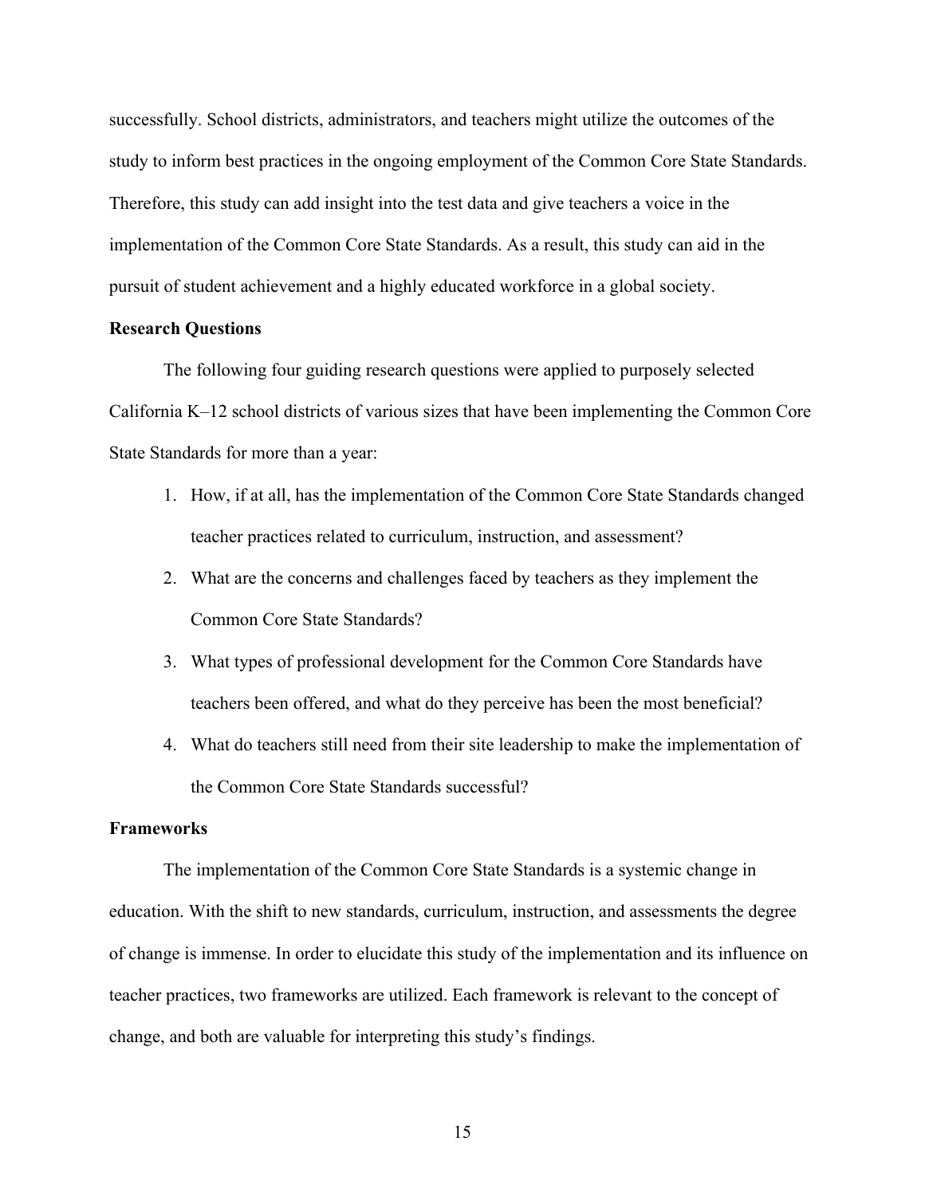successfully. School districts, administrators, and teachers might utilize the outcomes of the study to inform best practices in the ongoing employment of the Common Core State Standards. Therefore, this study can add insight into the test data and give teachers a voice in the implementation of the Common Core State Standards. As a result, this study can aid in the pursuit of student achievement and a highly educated workforce in a global society.

## Research Questions

The following four guiding research questions were applied to purposely selected California K–12 school districts of various sizes that have been implementing the Common Core State Standards for more than a year:

1. How, if at all, has the implementation of the Common Core State Standards changed teacher practices related to curriculum, instruction, and assessment?
2. What are the concerns and challenges faced by teachers as they implement the Common Core State Standards?
3. What types of professional development for the Common Core Standards have teachers been offered, and what do they perceive has been the most beneficial?
4. What do teachers still need from their site leadership to make the implementation of the Common Core State Standards successful?

## Frameworks

The implementation of the Common Core State Standards is a systemic change in education. With the shift to new standards, curriculum, instruction, and assessments the degree of change is immense. In order to elucidate this study of the implementation and its influence on teacher practices, two frameworks are utilized. Each framework is relevant to the concept of change, and both are valuable for interpreting this study's findings.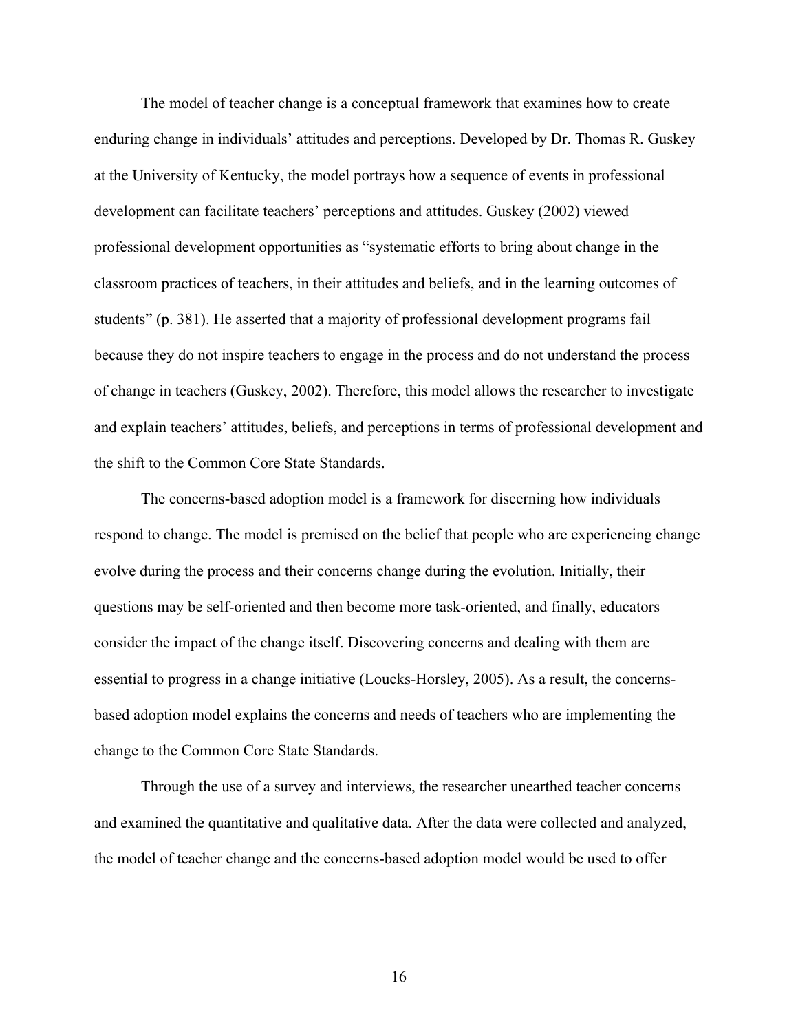The model of teacher change is a conceptual framework that examines how to create enduring change in individuals' attitudes and perceptions. Developed by Dr. Thomas R. Guskey at the University of Kentucky, the model portrays how a sequence of events in professional development can facilitate teachers' perceptions and attitudes. Guskey (2002) viewed professional development opportunities as "systematic efforts to bring about change in the classroom practices of teachers, in their attitudes and beliefs, and in the learning outcomes of students" (p. 381). He asserted that a majority of professional development programs fail because they do not inspire teachers to engage in the process and do not understand the process of change in teachers (Guskey, 2002). Therefore, this model allows the researcher to investigate and explain teachers' attitudes, beliefs, and perceptions in terms of professional development and the shift to the Common Core State Standards.

The concerns-based adoption model is a framework for discerning how individuals respond to change. The model is premised on the belief that people who are experiencing change evolve during the process and their concerns change during the evolution. Initially, their questions may be self-oriented and then become more task-oriented, and finally, educators consider the impact of the change itself. Discovering concerns and dealing with them are essential to progress in a change initiative (Loucks-Horsley, 2005). As a result, the concerns-based adoption model explains the concerns and needs of teachers who are implementing the change to the Common Core State Standards.

Through the use of a survey and interviews, the researcher unearthed teacher concerns and examined the quantitative and qualitative data. After the data were collected and analyzed, the model of teacher change and the concerns-based adoption model would be used to offer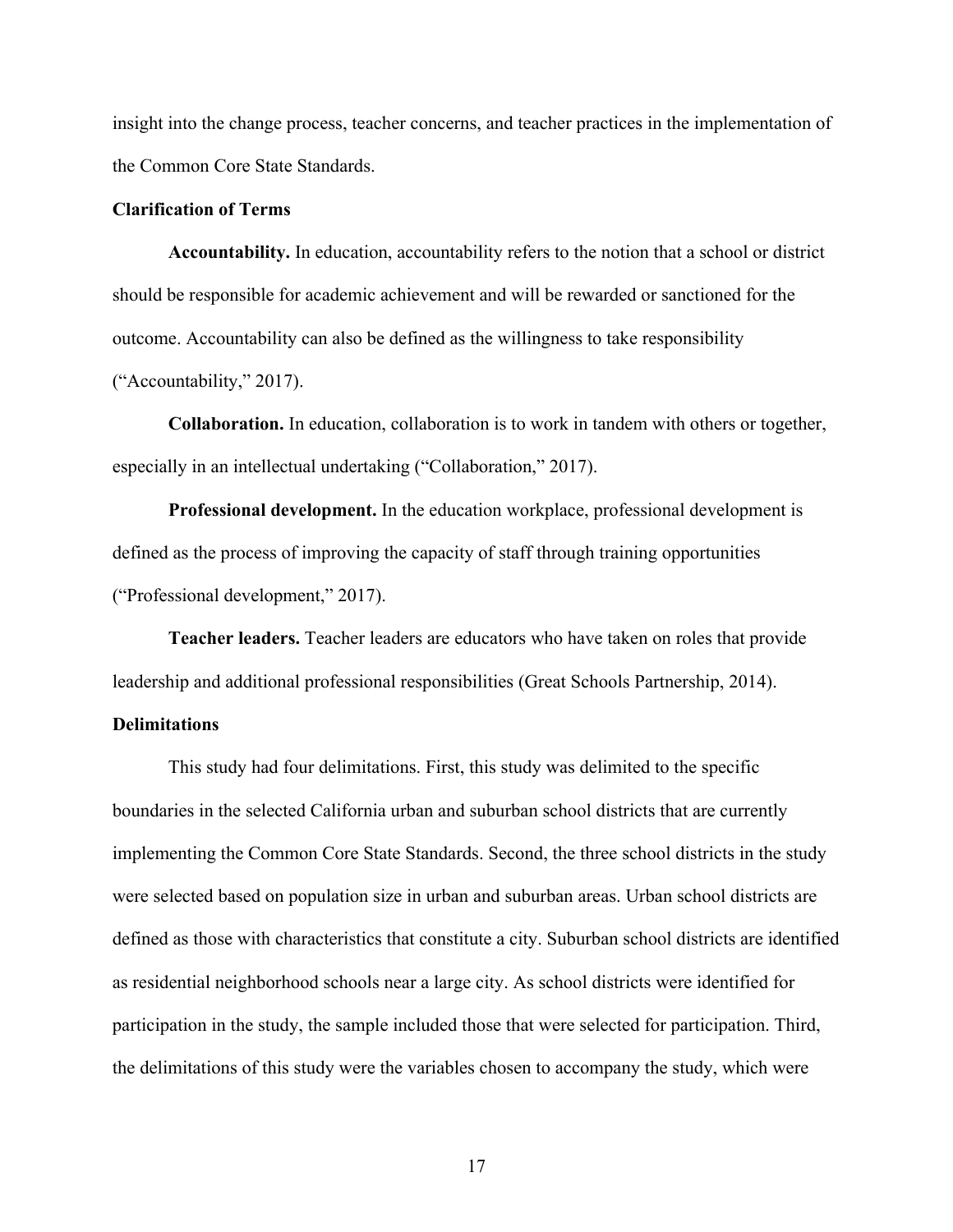insight into the change process, teacher concerns, and teacher practices in the implementation of the Common Core State Standards.

## Clarification of Terms

**Accountability.** In education, accountability refers to the notion that a school or district should be responsible for academic achievement and will be rewarded or sanctioned for the outcome. Accountability can also be defined as the willingness to take responsibility ("Accountability," 2017).

**Collaboration.** In education, collaboration is to work in tandem with others or together, especially in an intellectual undertaking ("Collaboration," 2017).

**Professional development.** In the education workplace, professional development is defined as the process of improving the capacity of staff through training opportunities ("Professional development," 2017).

**Teacher leaders.** Teacher leaders are educators who have taken on roles that provide leadership and additional professional responsibilities (Great Schools Partnership, 2014).

## Delimitations

This study had four delimitations. First, this study was delimited to the specific boundaries in the selected California urban and suburban school districts that are currently implementing the Common Core State Standards. Second, the three school districts in the study were selected based on population size in urban and suburban areas. Urban school districts are defined as those with characteristics that constitute a city. Suburban school districts are identified as residential neighborhood schools near a large city. As school districts were identified for participation in the study, the sample included those that were selected for participation. Third, the delimitations of this study were the variables chosen to accompany the study, which were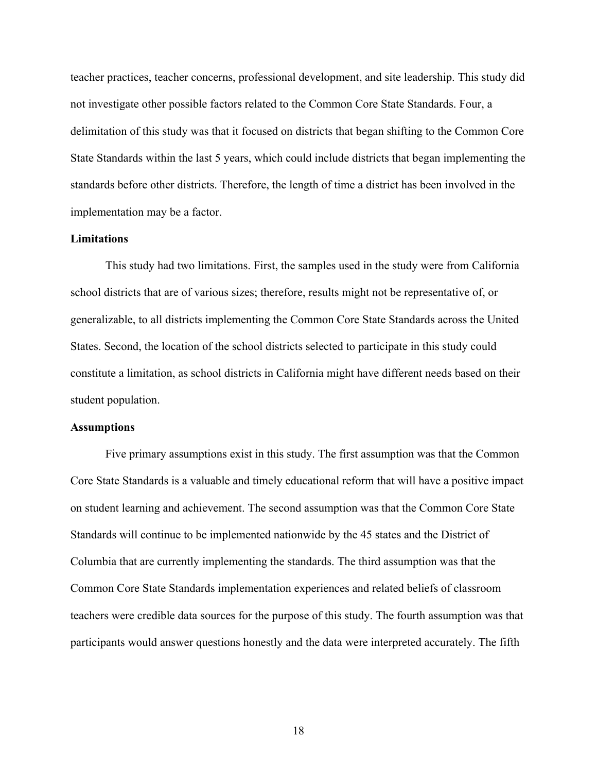teacher practices, teacher concerns, professional development, and site leadership. This study did not investigate other possible factors related to the Common Core State Standards. Four, a delimitation of this study was that it focused on districts that began shifting to the Common Core State Standards within the last 5 years, which could include districts that began implementing the standards before other districts. Therefore, the length of time a district has been involved in the implementation may be a factor.

### Limitations

This study had two limitations. First, the samples used in the study were from California school districts that are of various sizes; therefore, results might not be representative of, or generalizable, to all districts implementing the Common Core State Standards across the United States. Second, the location of the school districts selected to participate in this study could constitute a limitation, as school districts in California might have different needs based on their student population.

### Assumptions

Five primary assumptions exist in this study. The first assumption was that the Common Core State Standards is a valuable and timely educational reform that will have a positive impact on student learning and achievement. The second assumption was that the Common Core State Standards will continue to be implemented nationwide by the 45 states and the District of Columbia that are currently implementing the standards. The third assumption was that the Common Core State Standards implementation experiences and related beliefs of classroom teachers were credible data sources for the purpose of this study. The fourth assumption was that participants would answer questions honestly and the data were interpreted accurately. The fifth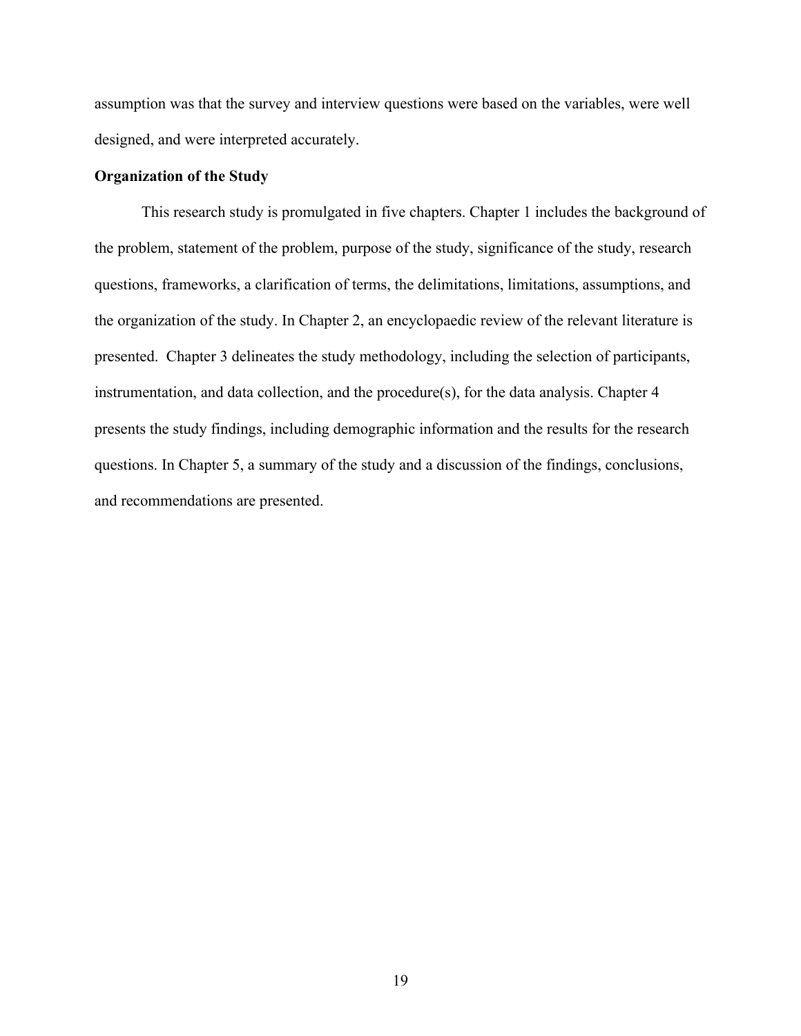assumption was that the survey and interview questions were based on the variables, were well designed, and were interpreted accurately.

### Organization of the Study

This research study is promulgated in five chapters. Chapter 1 includes the background of the problem, statement of the problem, purpose of the study, significance of the study, research questions, frameworks, a clarification of terms, the delimitations, limitations, assumptions, and the organization of the study. In Chapter 2, an encyclopaedic review of the relevant literature is presented. Chapter 3 delineates the study methodology, including the selection of participants, instrumentation, and data collection, and the procedure(s), for the data analysis. Chapter 4 presents the study findings, including demographic information and the results for the research questions. In Chapter 5, a summary of the study and a discussion of the findings, conclusions, and recommendations are presented.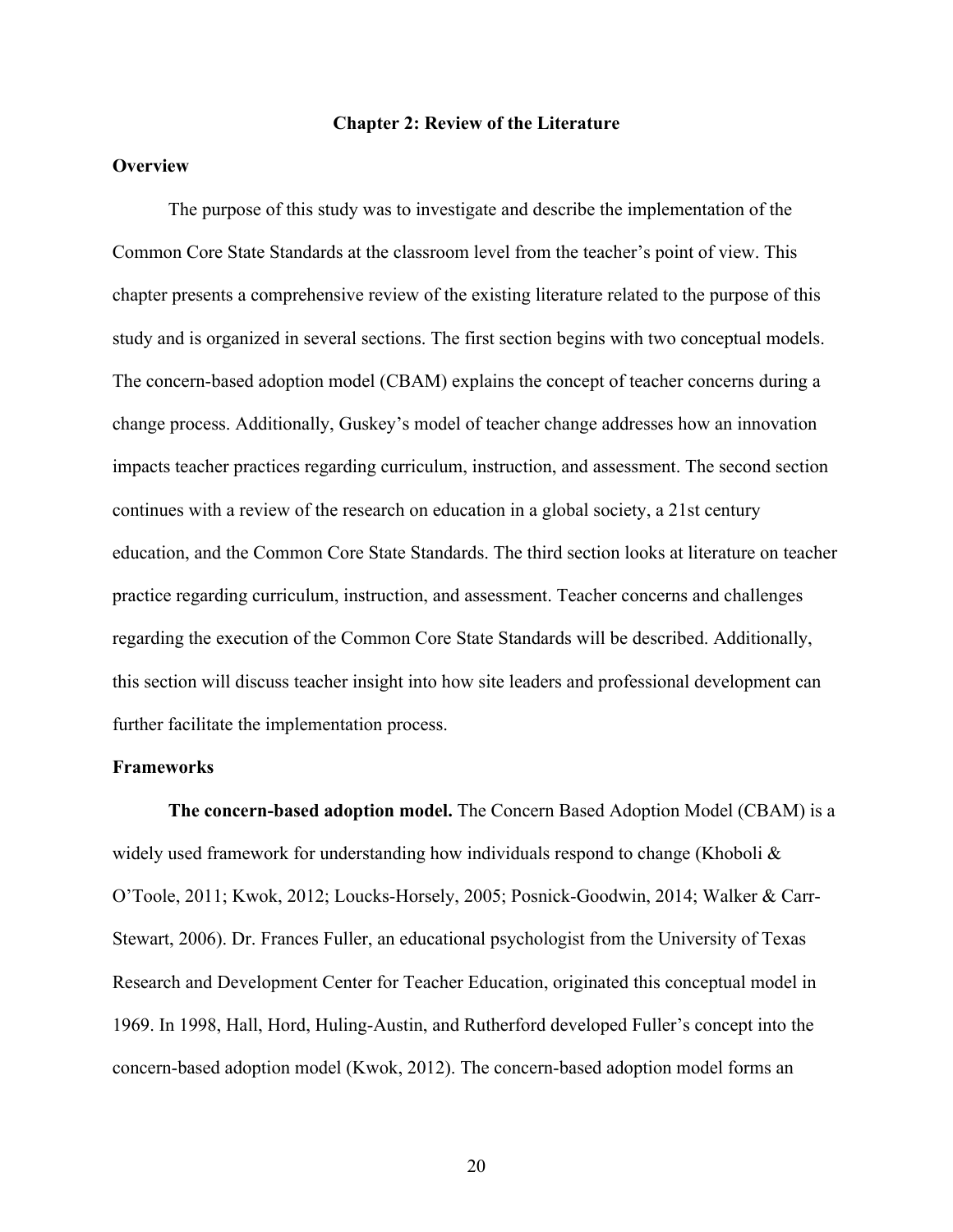# Chapter 2: Review of the Literature

## Overview

The purpose of this study was to investigate and describe the implementation of the Common Core State Standards at the classroom level from the teacher's point of view. This chapter presents a comprehensive review of the existing literature related to the purpose of this study and is organized in several sections. The first section begins with two conceptual models. The concern-based adoption model (CBAM) explains the concept of teacher concerns during a change process. Additionally, Guskey's model of teacher change addresses how an innovation impacts teacher practices regarding curriculum, instruction, and assessment. The second section continues with a review of the research on education in a global society, a 21st century education, and the Common Core State Standards. The third section looks at literature on teacher practice regarding curriculum, instruction, and assessment. Teacher concerns and challenges regarding the execution of the Common Core State Standards will be described. Additionally, this section will discuss teacher insight into how site leaders and professional development can further facilitate the implementation process.

## Frameworks

**The concern-based adoption model.** The Concern Based Adoption Model (CBAM) is a widely used framework for understanding how individuals respond to change (Khoboli & O'Toole, 2011; Kwok, 2012; Loucks-Horsely, 2005; Posnick-Goodwin, 2014; Walker & Carr-Stewart, 2006). Dr. Frances Fuller, an educational psychologist from the University of Texas Research and Development Center for Teacher Education, originated this conceptual model in 1969. In 1998, Hall, Hord, Huling-Austin, and Rutherford developed Fuller's concept into the concern-based adoption model (Kwok, 2012). The concern-based adoption model forms an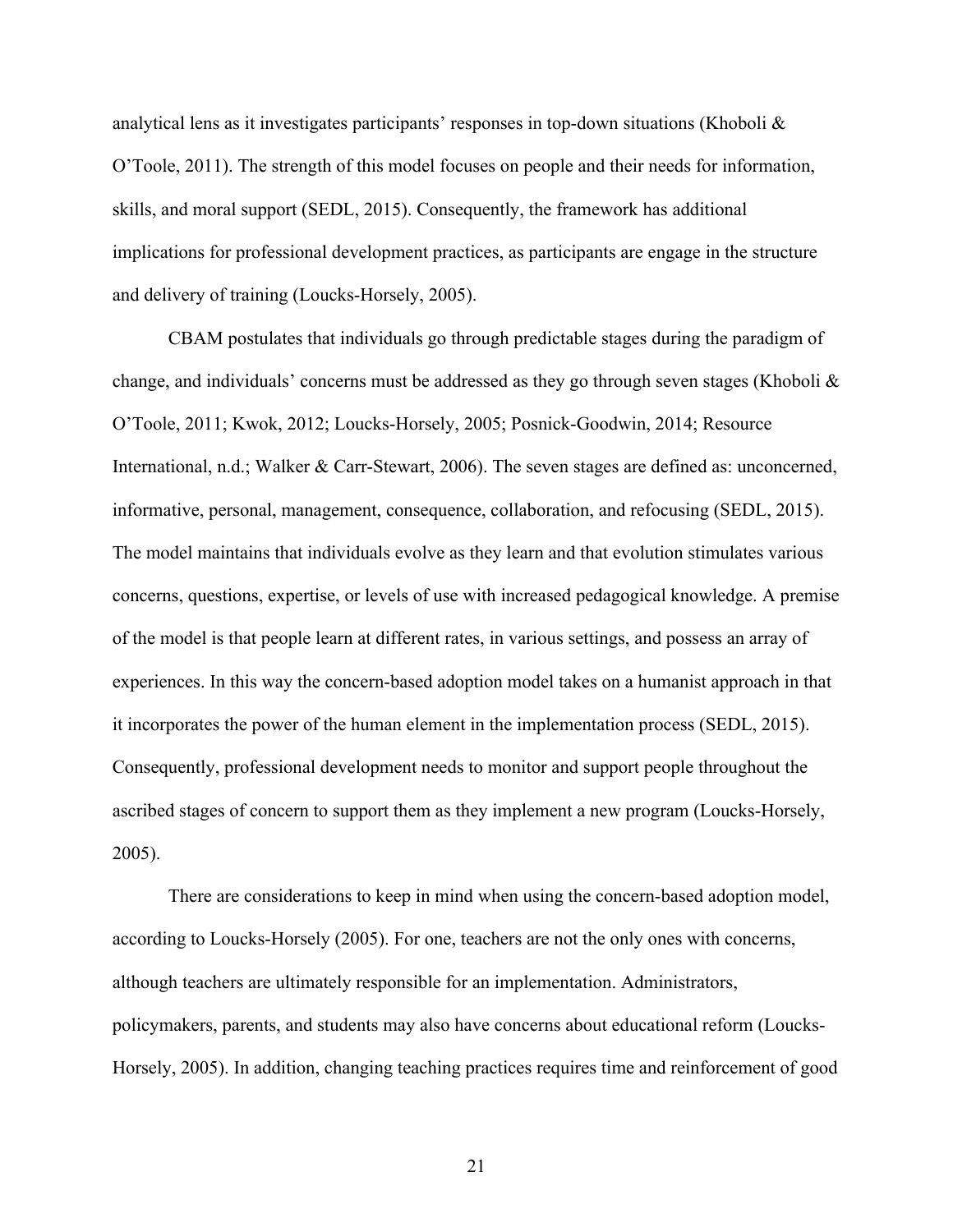analytical lens as it investigates participants' responses in top-down situations (Khoboli & O'Toole, 2011). The strength of this model focuses on people and their needs for information, skills, and moral support (SEDL, 2015). Consequently, the framework has additional implications for professional development practices, as participants are engage in the structure and delivery of training (Loucks-Horsely, 2005).

CBAM postulates that individuals go through predictable stages during the paradigm of change, and individuals' concerns must be addressed as they go through seven stages (Khoboli & O'Toole, 2011; Kwok, 2012; Loucks-Horsely, 2005; Posnick-Goodwin, 2014; Resource International, n.d.; Walker & Carr-Stewart, 2006). The seven stages are defined as: unconcerned, informative, personal, management, consequence, collaboration, and refocusing (SEDL, 2015). The model maintains that individuals evolve as they learn and that evolution stimulates various concerns, questions, expertise, or levels of use with increased pedagogical knowledge. A premise of the model is that people learn at different rates, in various settings, and possess an array of experiences. In this way the concern-based adoption model takes on a humanist approach in that it incorporates the power of the human element in the implementation process (SEDL, 2015). Consequently, professional development needs to monitor and support people throughout the ascribed stages of concern to support them as they implement a new program (Loucks-Horsely, 2005).

There are considerations to keep in mind when using the concern-based adoption model, according to Loucks-Horsely (2005). For one, teachers are not the only ones with concerns, although teachers are ultimately responsible for an implementation. Administrators, policymakers, parents, and students may also have concerns about educational reform (Loucks-Horsely, 2005). In addition, changing teaching practices requires time and reinforcement of good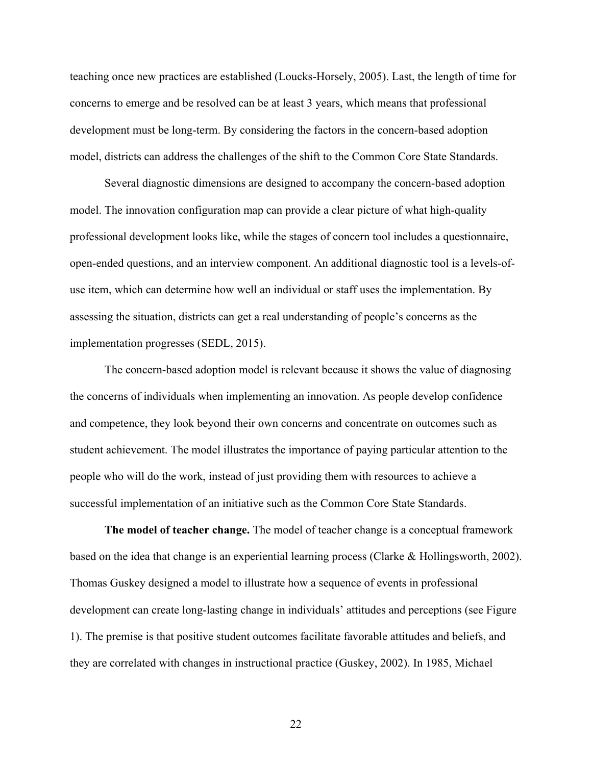teaching once new practices are established (Loucks-Horsely, 2005). Last, the length of time for concerns to emerge and be resolved can be at least 3 years, which means that professional development must be long-term. By considering the factors in the concern-based adoption model, districts can address the challenges of the shift to the Common Core State Standards.

Several diagnostic dimensions are designed to accompany the concern-based adoption model. The innovation configuration map can provide a clear picture of what high-quality professional development looks like, while the stages of concern tool includes a questionnaire, open-ended questions, and an interview component. An additional diagnostic tool is a levels-of-use item, which can determine how well an individual or staff uses the implementation. By assessing the situation, districts can get a real understanding of people's concerns as the implementation progresses (SEDL, 2015).

The concern-based adoption model is relevant because it shows the value of diagnosing the concerns of individuals when implementing an innovation. As people develop confidence and competence, they look beyond their own concerns and concentrate on outcomes such as student achievement. The model illustrates the importance of paying particular attention to the people who will do the work, instead of just providing them with resources to achieve a successful implementation of an initiative such as the Common Core State Standards.

**The model of teacher change.** The model of teacher change is a conceptual framework based on the idea that change is an experiential learning process (Clarke & Hollingsworth, 2002). Thomas Guskey designed a model to illustrate how a sequence of events in professional development can create long-lasting change in individuals' attitudes and perceptions (see Figure 1). The premise is that positive student outcomes facilitate favorable attitudes and beliefs, and they are correlated with changes in instructional practice (Guskey, 2002). In 1985, Michael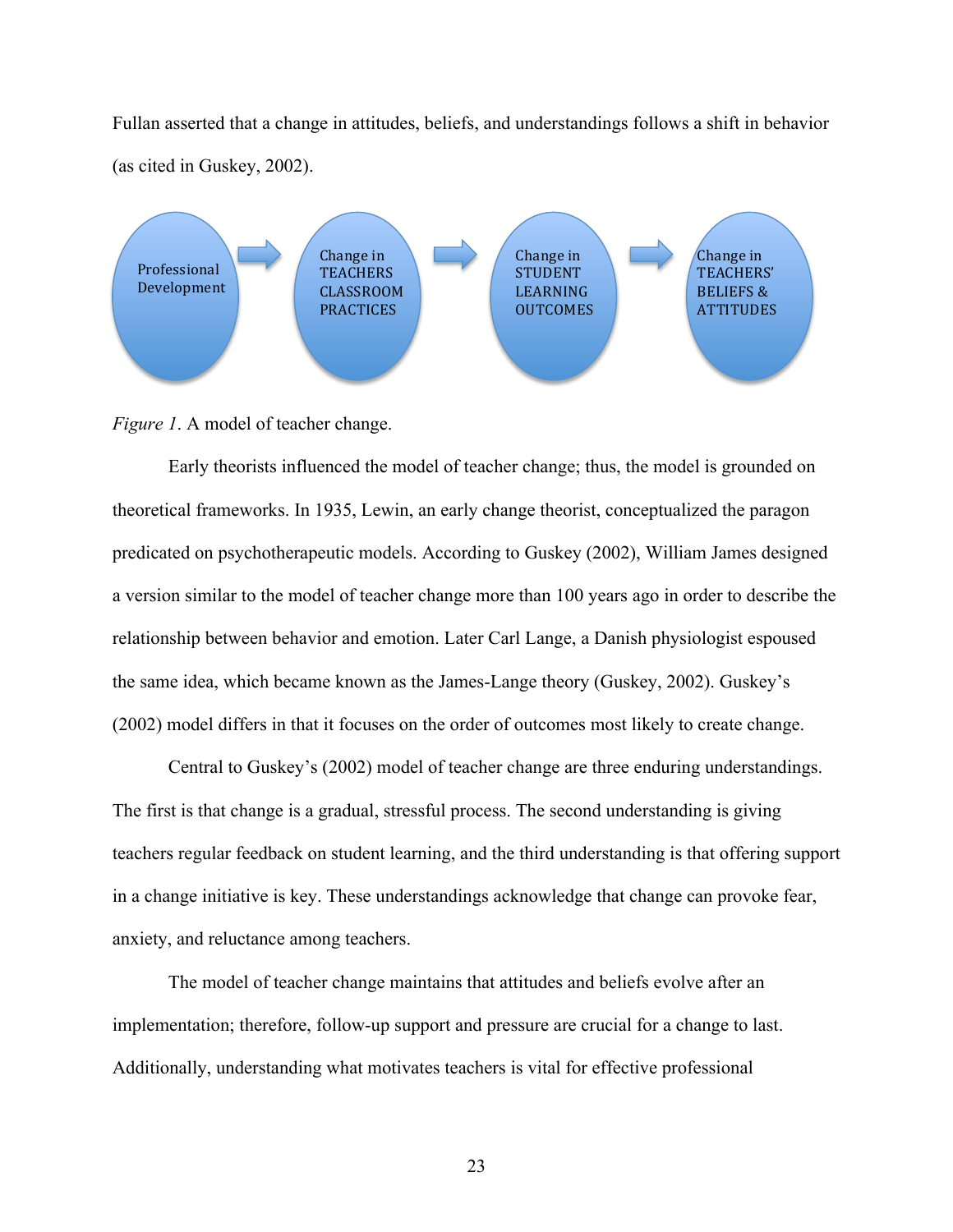Fullan asserted that a change in attitudes, beliefs, and understandings follows a shift in behavior (as cited in Guskey, 2002).

Professional Development → Change in TEACHERS CLASSROOM PRACTICES → Change in STUDENT LEARNING OUTCOMES → Change in TEACHERS' BELIEFS & ATTITUDES

*Figure 1*. A model of teacher change.

Early theorists influenced the model of teacher change; thus, the model is grounded on theoretical frameworks. In 1935, Lewin, an early change theorist, conceptualized the paragon predicated on psychotherapeutic models. According to Guskey (2002), William James designed a version similar to the model of teacher change more than 100 years ago in order to describe the relationship between behavior and emotion. Later Carl Lange, a Danish physiologist espoused the same idea, which became known as the James-Lange theory (Guskey, 2002). Guskey's (2002) model differs in that it focuses on the order of outcomes most likely to create change.

Central to Guskey's (2002) model of teacher change are three enduring understandings. The first is that change is a gradual, stressful process. The second understanding is giving teachers regular feedback on student learning, and the third understanding is that offering support in a change initiative is key. These understandings acknowledge that change can provoke fear, anxiety, and reluctance among teachers.

The model of teacher change maintains that attitudes and beliefs evolve after an implementation; therefore, follow-up support and pressure are crucial for a change to last. Additionally, understanding what motivates teachers is vital for effective professional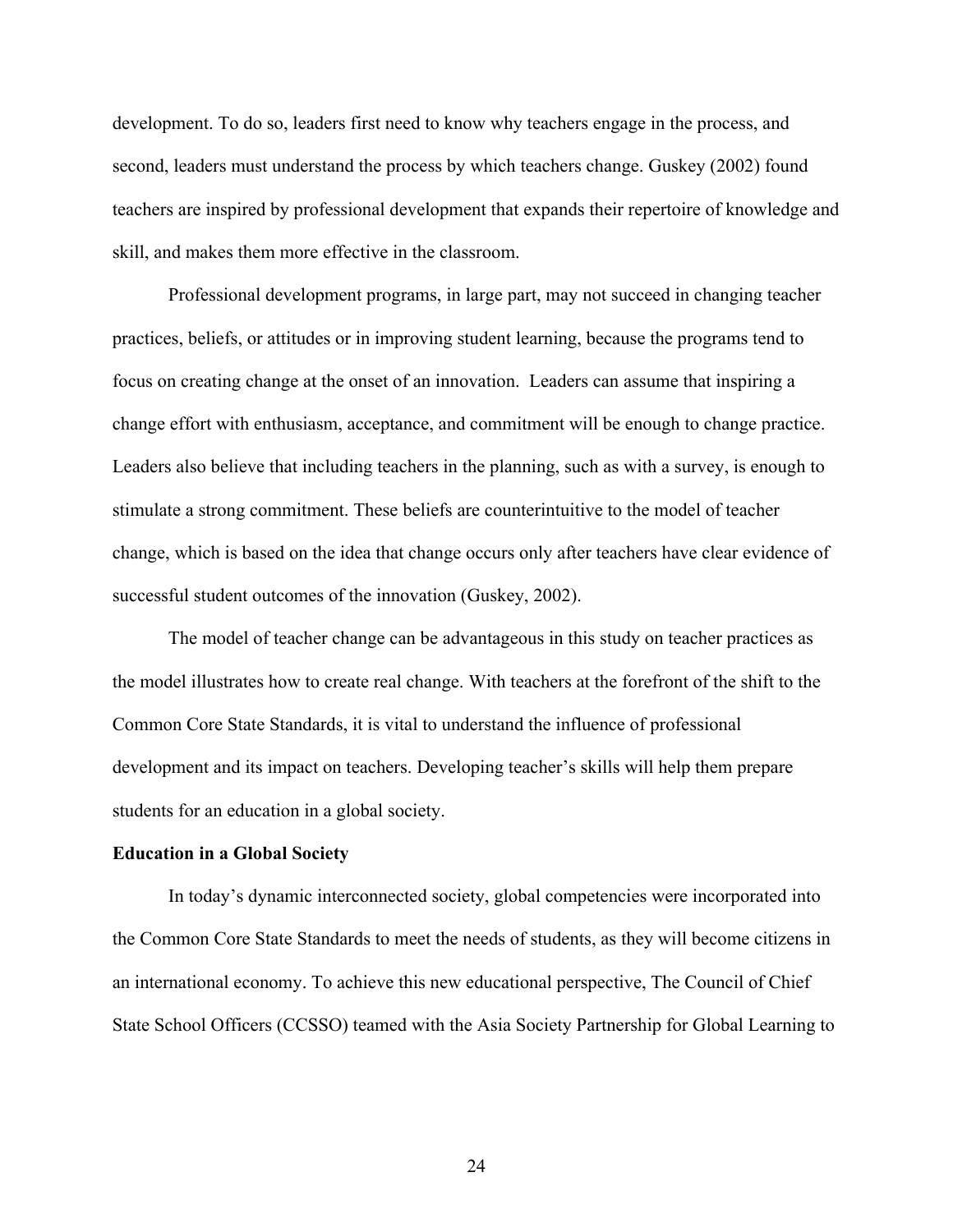development. To do so, leaders first need to know why teachers engage in the process, and second, leaders must understand the process by which teachers change. Guskey (2002) found teachers are inspired by professional development that expands their repertoire of knowledge and skill, and makes them more effective in the classroom.

Professional development programs, in large part, may not succeed in changing teacher practices, beliefs, or attitudes or in improving student learning, because the programs tend to focus on creating change at the onset of an innovation. Leaders can assume that inspiring a change effort with enthusiasm, acceptance, and commitment will be enough to change practice. Leaders also believe that including teachers in the planning, such as with a survey, is enough to stimulate a strong commitment. These beliefs are counterintuitive to the model of teacher change, which is based on the idea that change occurs only after teachers have clear evidence of successful student outcomes of the innovation (Guskey, 2002).

The model of teacher change can be advantageous in this study on teacher practices as the model illustrates how to create real change. With teachers at the forefront of the shift to the Common Core State Standards, it is vital to understand the influence of professional development and its impact on teachers. Developing teacher's skills will help them prepare students for an education in a global society.

**Education in a Global Society**

In today's dynamic interconnected society, global competencies were incorporated into the Common Core State Standards to meet the needs of students, as they will become citizens in an international economy. To achieve this new educational perspective, The Council of Chief State School Officers (CCSSO) teamed with the Asia Society Partnership for Global Learning to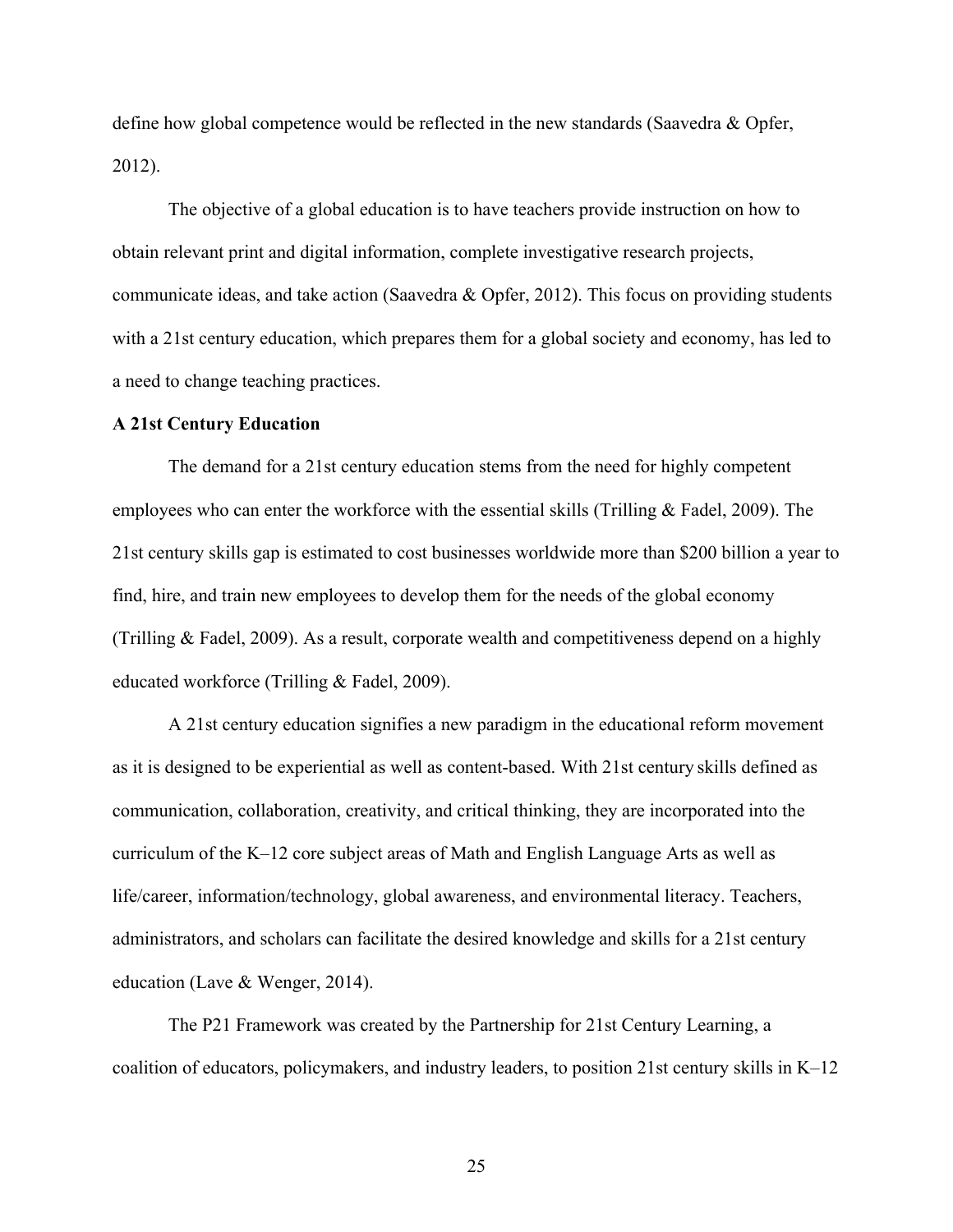define how global competence would be reflected in the new standards (Saavedra & Opfer, 2012).

The objective of a global education is to have teachers provide instruction on how to obtain relevant print and digital information, complete investigative research projects, communicate ideas, and take action (Saavedra & Opfer, 2012). This focus on providing students with a 21st century education, which prepares them for a global society and economy, has led to a need to change teaching practices.

**A 21st Century Education**

The demand for a 21st century education stems from the need for highly competent employees who can enter the workforce with the essential skills (Trilling & Fadel, 2009). The 21st century skills gap is estimated to cost businesses worldwide more than $200 billion a year to find, hire, and train new employees to develop them for the needs of the global economy (Trilling & Fadel, 2009). As a result, corporate wealth and competitiveness depend on a highly educated workforce (Trilling & Fadel, 2009).

A 21st century education signifies a new paradigm in the educational reform movement as it is designed to be experiential as well as content-based. With 21st century skills defined as communication, collaboration, creativity, and critical thinking, they are incorporated into the curriculum of the K–12 core subject areas of Math and English Language Arts as well as life/career, information/technology, global awareness, and environmental literacy. Teachers, administrators, and scholars can facilitate the desired knowledge and skills for a 21st century education (Lave & Wenger, 2014).

The P21 Framework was created by the Partnership for 21st Century Learning, a coalition of educators, policymakers, and industry leaders, to position 21st century skills in K–12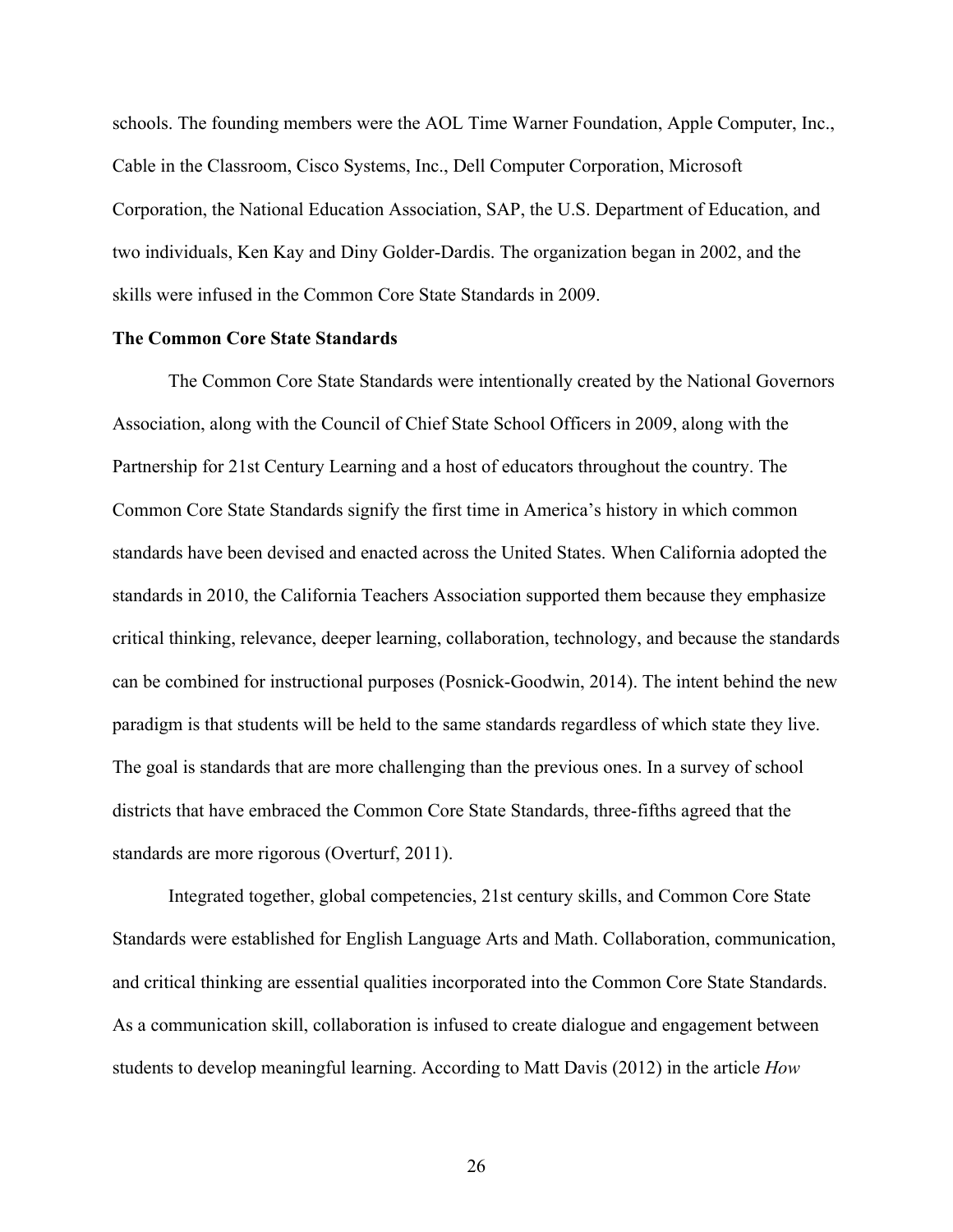schools. The founding members were the AOL Time Warner Foundation, Apple Computer, Inc., Cable in the Classroom, Cisco Systems, Inc., Dell Computer Corporation, Microsoft Corporation, the National Education Association, SAP, the U.S. Department of Education, and two individuals, Ken Kay and Diny Golder-Dardis. The organization began in 2002, and the skills were infused in the Common Core State Standards in 2009.

**The Common Core State Standards**

The Common Core State Standards were intentionally created by the National Governors Association, along with the Council of Chief State School Officers in 2009, along with the Partnership for 21st Century Learning and a host of educators throughout the country. The Common Core State Standards signify the first time in America's history in which common standards have been devised and enacted across the United States. When California adopted the standards in 2010, the California Teachers Association supported them because they emphasize critical thinking, relevance, deeper learning, collaboration, technology, and because the standards can be combined for instructional purposes (Posnick-Goodwin, 2014). The intent behind the new paradigm is that students will be held to the same standards regardless of which state they live. The goal is standards that are more challenging than the previous ones. In a survey of school districts that have embraced the Common Core State Standards, three-fifths agreed that the standards are more rigorous (Overturf, 2011).

Integrated together, global competencies, 21st century skills, and Common Core State Standards were established for English Language Arts and Math. Collaboration, communication, and critical thinking are essential qualities incorporated into the Common Core State Standards. As a communication skill, collaboration is infused to create dialogue and engagement between students to develop meaningful learning. According to Matt Davis (2012) in the article *How*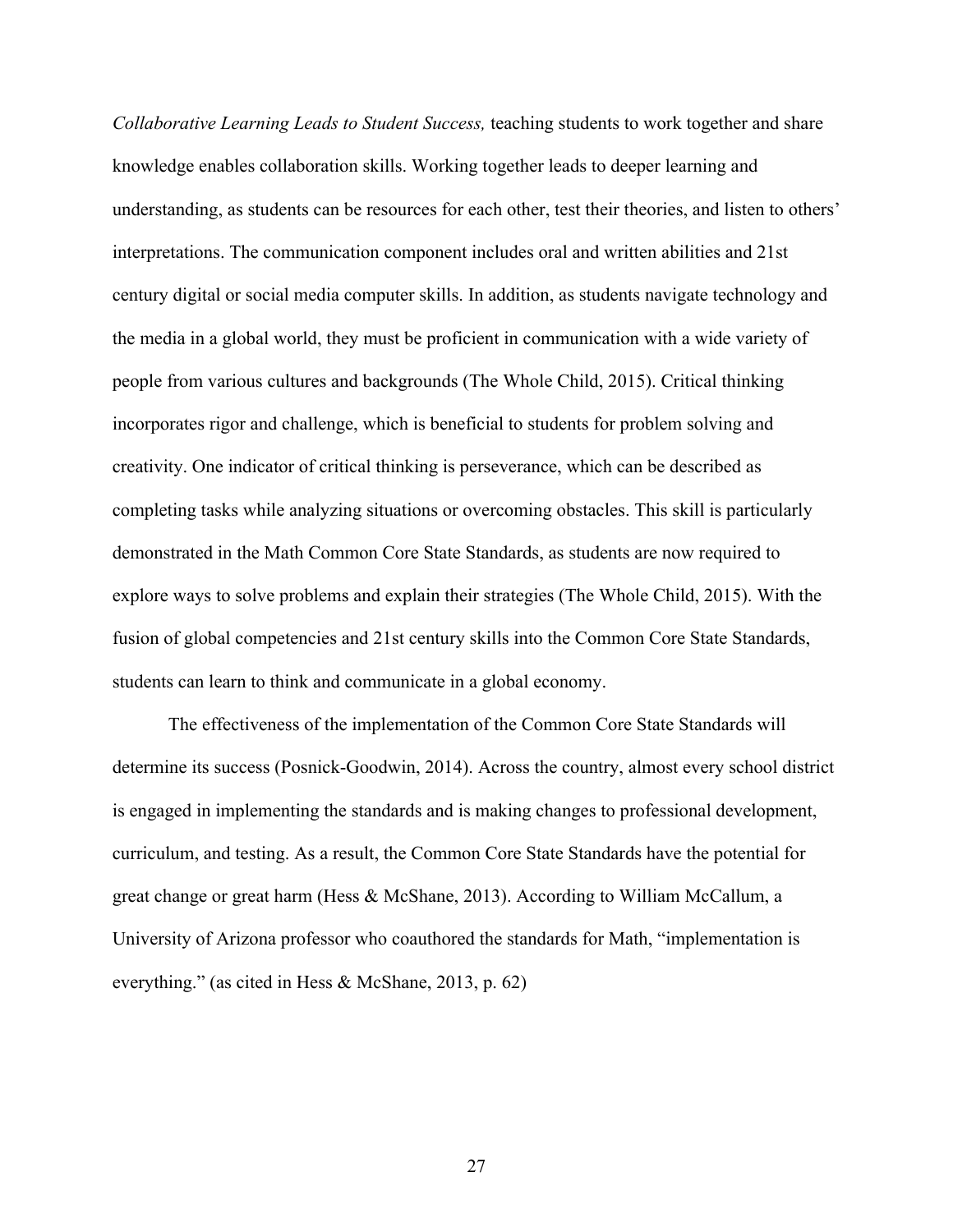*Collaborative Learning Leads to Student Success,* teaching students to work together and share knowledge enables collaboration skills. Working together leads to deeper learning and understanding, as students can be resources for each other, test their theories, and listen to others' interpretations. The communication component includes oral and written abilities and 21st century digital or social media computer skills. In addition, as students navigate technology and the media in a global world, they must be proficient in communication with a wide variety of people from various cultures and backgrounds (The Whole Child, 2015). Critical thinking incorporates rigor and challenge, which is beneficial to students for problem solving and creativity. One indicator of critical thinking is perseverance, which can be described as completing tasks while analyzing situations or overcoming obstacles. This skill is particularly demonstrated in the Math Common Core State Standards, as students are now required to explore ways to solve problems and explain their strategies (The Whole Child, 2015). With the fusion of global competencies and 21st century skills into the Common Core State Standards, students can learn to think and communicate in a global economy.

The effectiveness of the implementation of the Common Core State Standards will determine its success (Posnick-Goodwin, 2014). Across the country, almost every school district is engaged in implementing the standards and is making changes to professional development, curriculum, and testing. As a result, the Common Core State Standards have the potential for great change or great harm (Hess & McShane, 2013). According to William McCallum, a University of Arizona professor who coauthored the standards for Math, "implementation is everything." (as cited in Hess & McShane, 2013, p. 62)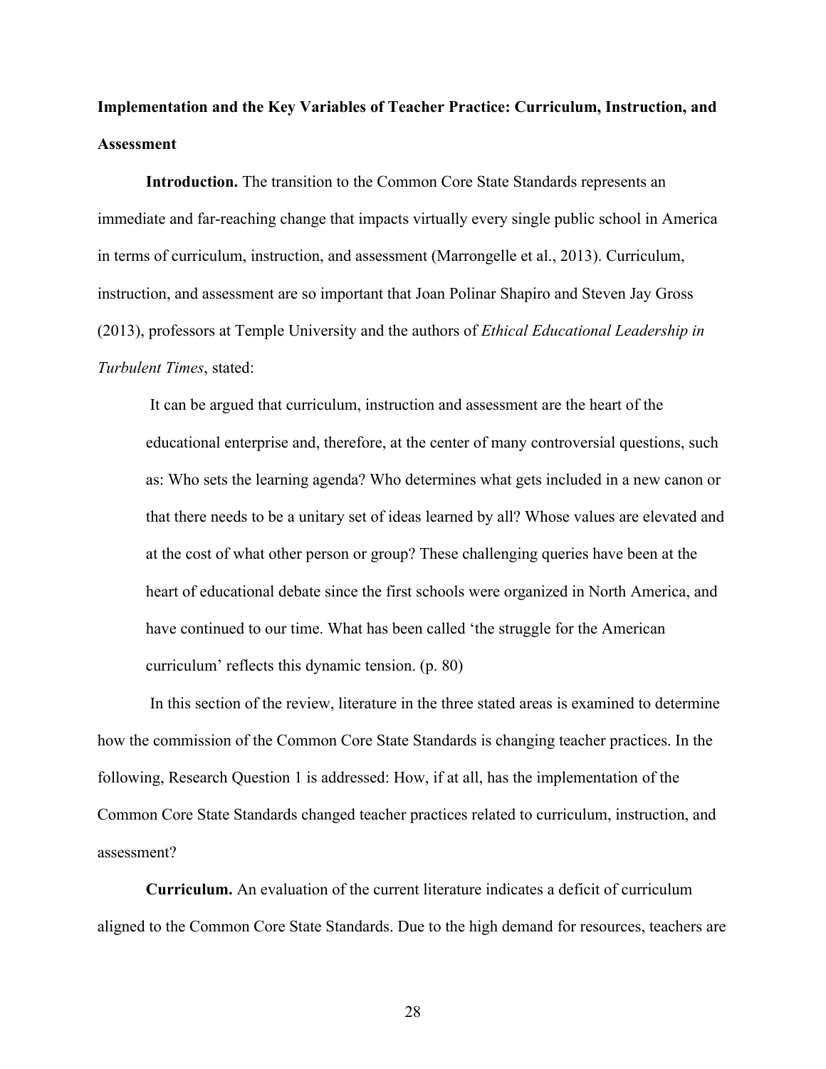**Implementation and the Key Variables of Teacher Practice: Curriculum, Instruction, and Assessment**

**Introduction.** The transition to the Common Core State Standards represents an immediate and far-reaching change that impacts virtually every single public school in America in terms of curriculum, instruction, and assessment (Marrongelle et al., 2013). Curriculum, instruction, and assessment are so important that Joan Polinar Shapiro and Steven Jay Gross (2013), professors at Temple University and the authors of *Ethical Educational Leadership in Turbulent Times*, stated:

> It can be argued that curriculum, instruction and assessment are the heart of the educational enterprise and, therefore, at the center of many controversial questions, such as: Who sets the learning agenda? Who determines what gets included in a new canon or that there needs to be a unitary set of ideas learned by all? Whose values are elevated and at the cost of what other person or group? These challenging queries have been at the heart of educational debate since the first schools were organized in North America, and have continued to our time. What has been called 'the struggle for the American curriculum' reflects this dynamic tension. (p. 80)

In this section of the review, literature in the three stated areas is examined to determine how the commission of the Common Core State Standards is changing teacher practices. In the following, Research Question 1 is addressed: How, if at all, has the implementation of the Common Core State Standards changed teacher practices related to curriculum, instruction, and assessment?

**Curriculum.** An evaluation of the current literature indicates a deficit of curriculum aligned to the Common Core State Standards. Due to the high demand for resources, teachers are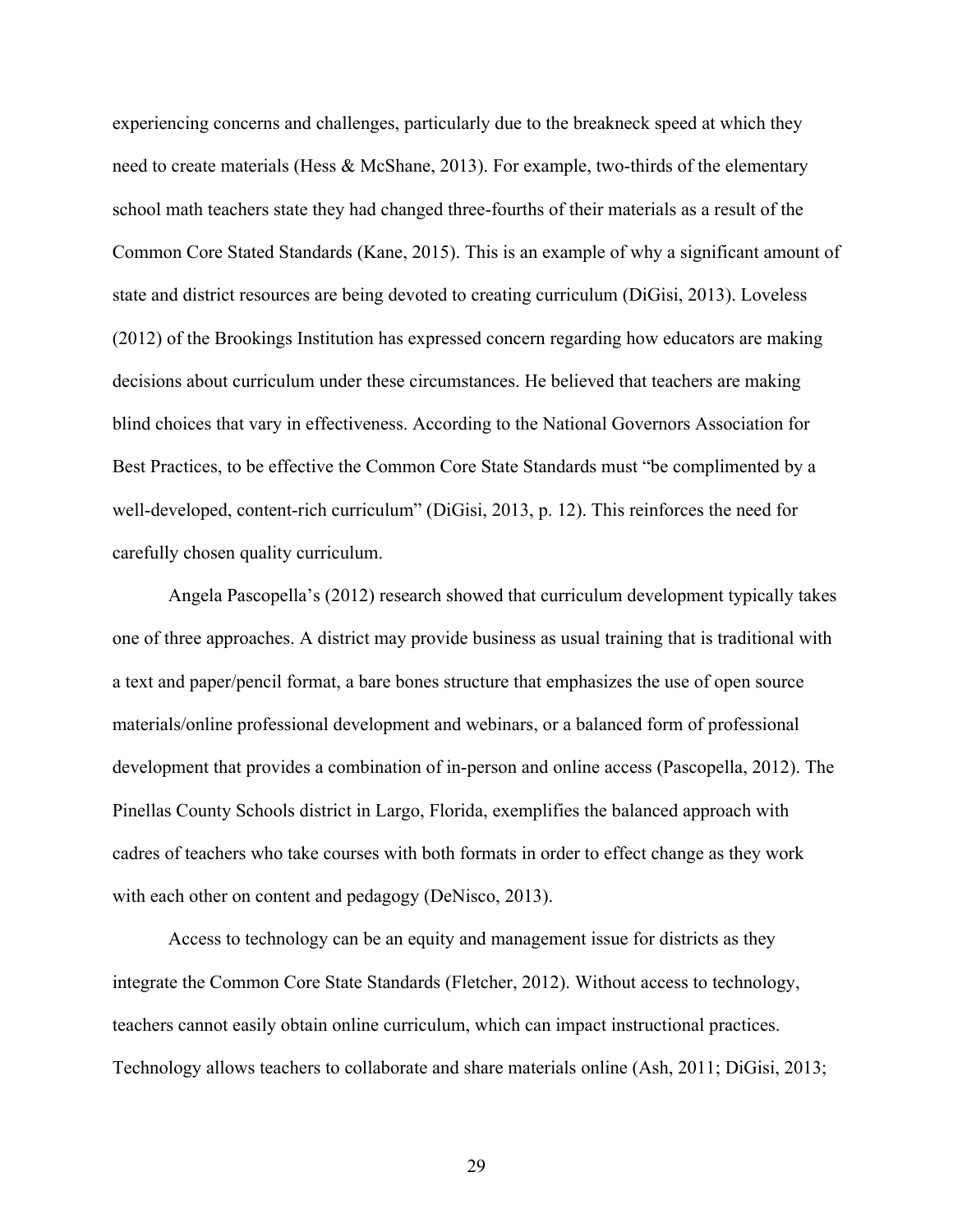experiencing concerns and challenges, particularly due to the breakneck speed at which they need to create materials (Hess & McShane, 2013). For example, two-thirds of the elementary school math teachers state they had changed three-fourths of their materials as a result of the Common Core Stated Standards (Kane, 2015). This is an example of why a significant amount of state and district resources are being devoted to creating curriculum (DiGisi, 2013). Loveless (2012) of the Brookings Institution has expressed concern regarding how educators are making decisions about curriculum under these circumstances. He believed that teachers are making blind choices that vary in effectiveness. According to the National Governors Association for Best Practices, to be effective the Common Core State Standards must "be complimented by a well-developed, content-rich curriculum" (DiGisi, 2013, p. 12). This reinforces the need for carefully chosen quality curriculum.

Angela Pascopella's (2012) research showed that curriculum development typically takes one of three approaches. A district may provide business as usual training that is traditional with a text and paper/pencil format, a bare bones structure that emphasizes the use of open source materials/online professional development and webinars, or a balanced form of professional development that provides a combination of in-person and online access (Pascopella, 2012). The Pinellas County Schools district in Largo, Florida, exemplifies the balanced approach with cadres of teachers who take courses with both formats in order to effect change as they work with each other on content and pedagogy (DeNisco, 2013).

Access to technology can be an equity and management issue for districts as they integrate the Common Core State Standards (Fletcher, 2012). Without access to technology, teachers cannot easily obtain online curriculum, which can impact instructional practices. Technology allows teachers to collaborate and share materials online (Ash, 2011; DiGisi, 2013;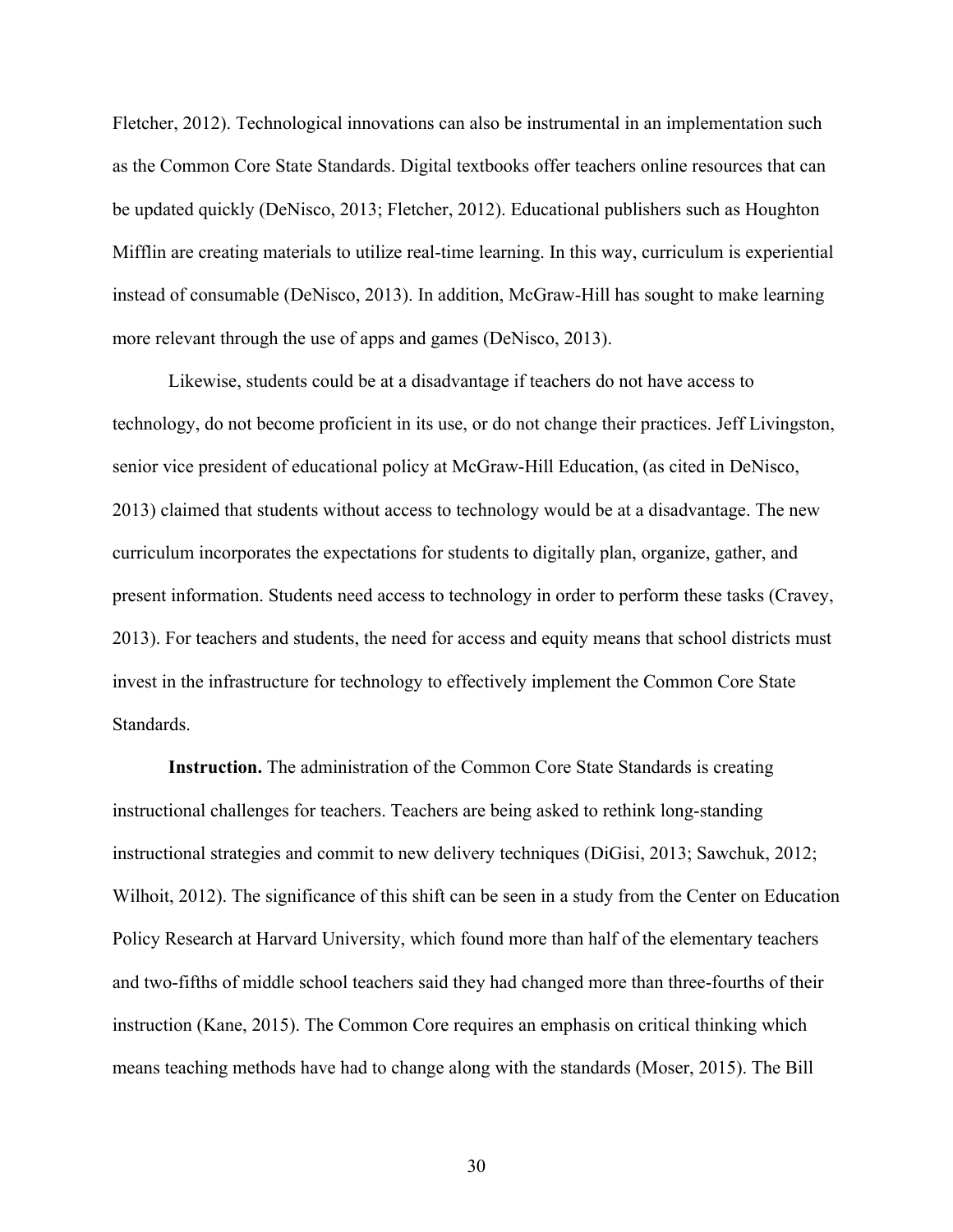Fletcher, 2012). Technological innovations can also be instrumental in an implementation such as the Common Core State Standards. Digital textbooks offer teachers online resources that can be updated quickly (DeNisco, 2013; Fletcher, 2012). Educational publishers such as Houghton Mifflin are creating materials to utilize real-time learning. In this way, curriculum is experiential instead of consumable (DeNisco, 2013). In addition, McGraw-Hill has sought to make learning more relevant through the use of apps and games (DeNisco, 2013).

Likewise, students could be at a disadvantage if teachers do not have access to technology, do not become proficient in its use, or do not change their practices. Jeff Livingston, senior vice president of educational policy at McGraw-Hill Education, (as cited in DeNisco, 2013) claimed that students without access to technology would be at a disadvantage. The new curriculum incorporates the expectations for students to digitally plan, organize, gather, and present information. Students need access to technology in order to perform these tasks (Cravey, 2013). For teachers and students, the need for access and equity means that school districts must invest in the infrastructure for technology to effectively implement the Common Core State Standards.

**Instruction.** The administration of the Common Core State Standards is creating instructional challenges for teachers. Teachers are being asked to rethink long-standing instructional strategies and commit to new delivery techniques (DiGisi, 2013; Sawchuk, 2012; Wilhoit, 2012). The significance of this shift can be seen in a study from the Center on Education Policy Research at Harvard University, which found more than half of the elementary teachers and two-fifths of middle school teachers said they had changed more than three-fourths of their instruction (Kane, 2015). The Common Core requires an emphasis on critical thinking which means teaching methods have had to change along with the standards (Moser, 2015). The Bill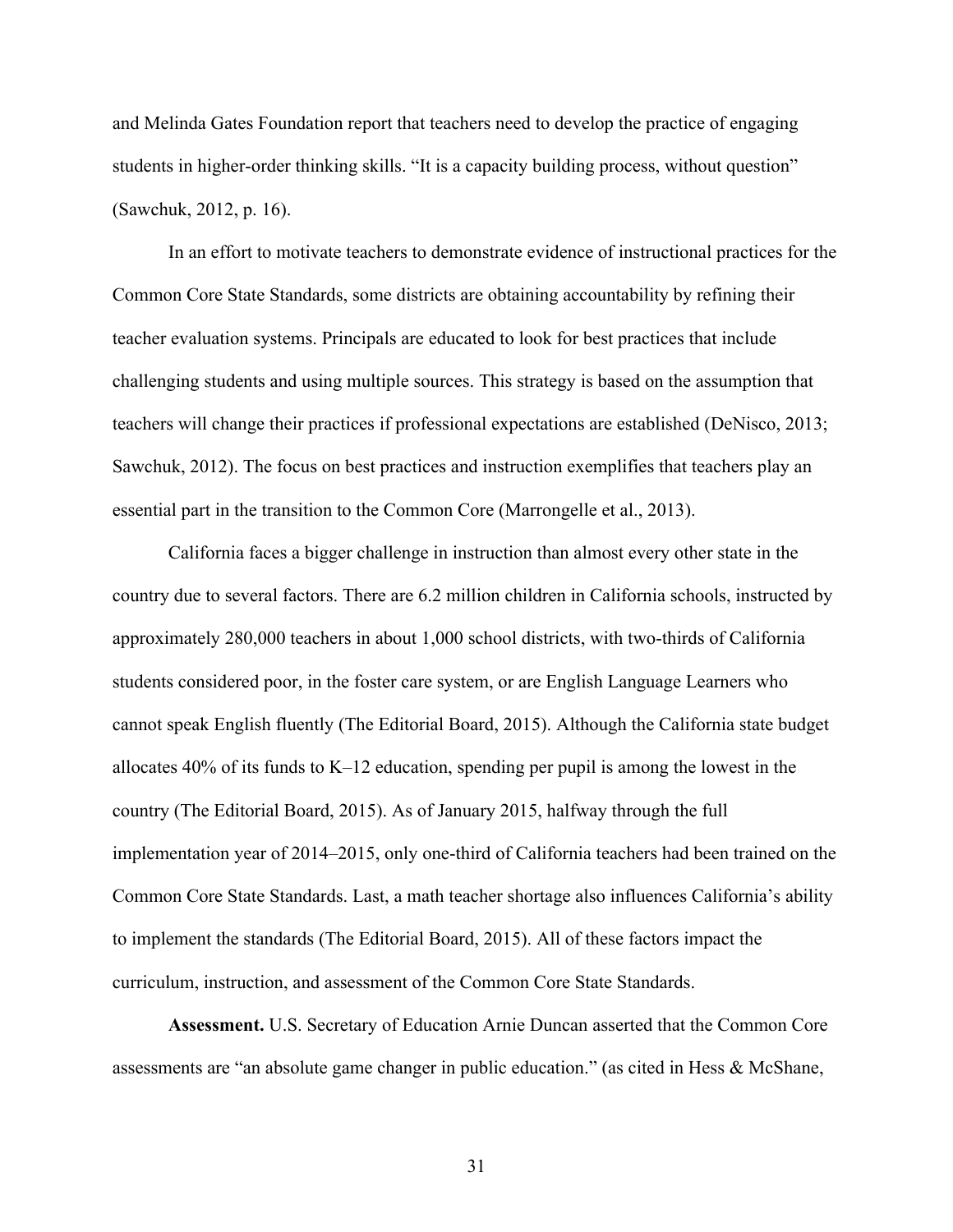and Melinda Gates Foundation report that teachers need to develop the practice of engaging students in higher-order thinking skills. “It is a capacity building process, without question” (Sawchuk, 2012, p. 16).

In an effort to motivate teachers to demonstrate evidence of instructional practices for the Common Core State Standards, some districts are obtaining accountability by refining their teacher evaluation systems. Principals are educated to look for best practices that include challenging students and using multiple sources. This strategy is based on the assumption that teachers will change their practices if professional expectations are established (DeNisco, 2013; Sawchuk, 2012). The focus on best practices and instruction exemplifies that teachers play an essential part in the transition to the Common Core (Marrongelle et al., 2013).

California faces a bigger challenge in instruction than almost every other state in the country due to several factors. There are 6.2 million children in California schools, instructed by approximately 280,000 teachers in about 1,000 school districts, with two-thirds of California students considered poor, in the foster care system, or are English Language Learners who cannot speak English fluently (The Editorial Board, 2015). Although the California state budget allocates 40% of its funds to K–12 education, spending per pupil is among the lowest in the country (The Editorial Board, 2015). As of January 2015, halfway through the full implementation year of 2014–2015, only one-third of California teachers had been trained on the Common Core State Standards. Last, a math teacher shortage also influences California’s ability to implement the standards (The Editorial Board, 2015). All of these factors impact the curriculum, instruction, and assessment of the Common Core State Standards.

**Assessment.** U.S. Secretary of Education Arnie Duncan asserted that the Common Core assessments are “an absolute game changer in public education.” (as cited in Hess & McShane,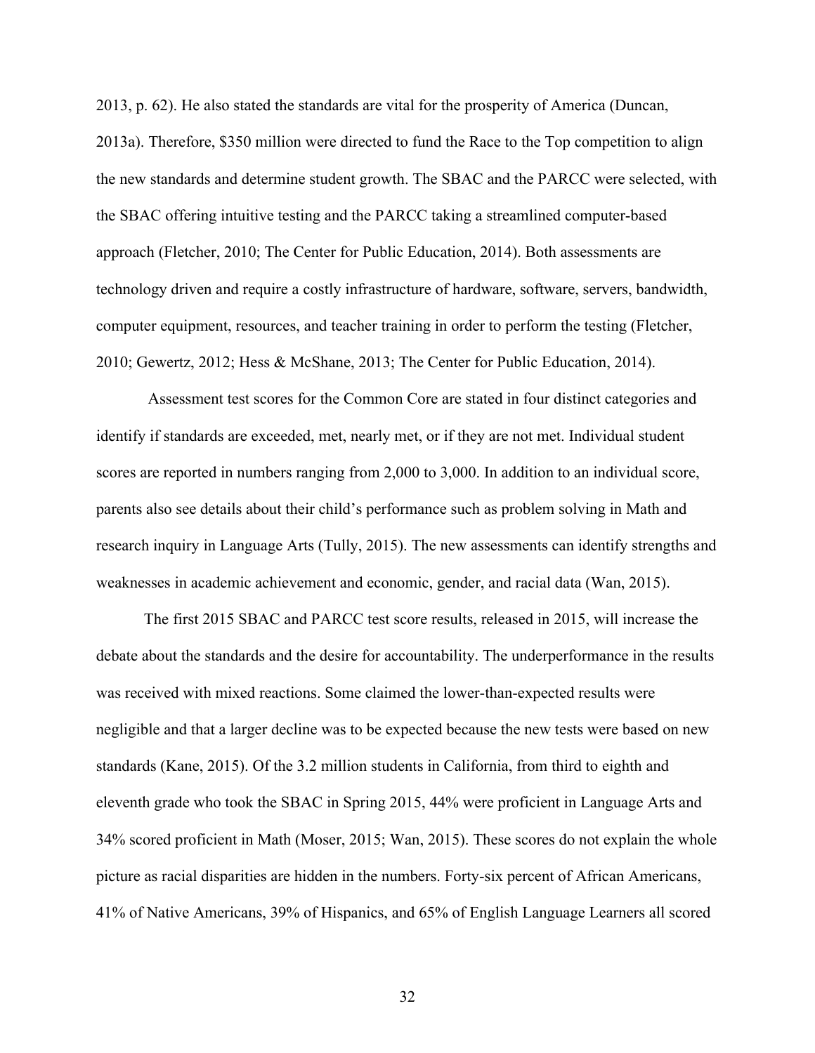2013, p. 62). He also stated the standards are vital for the prosperity of America (Duncan, 2013a). Therefore, $350 million were directed to fund the Race to the Top competition to align the new standards and determine student growth. The SBAC and the PARCC were selected, with the SBAC offering intuitive testing and the PARCC taking a streamlined computer-based approach (Fletcher, 2010; The Center for Public Education, 2014). Both assessments are technology driven and require a costly infrastructure of hardware, software, servers, bandwidth, computer equipment, resources, and teacher training in order to perform the testing (Fletcher, 2010; Gewertz, 2012; Hess & McShane, 2013; The Center for Public Education, 2014).

Assessment test scores for the Common Core are stated in four distinct categories and identify if standards are exceeded, met, nearly met, or if they are not met. Individual student scores are reported in numbers ranging from 2,000 to 3,000. In addition to an individual score, parents also see details about their child's performance such as problem solving in Math and research inquiry in Language Arts (Tully, 2015). The new assessments can identify strengths and weaknesses in academic achievement and economic, gender, and racial data (Wan, 2015).

The first 2015 SBAC and PARCC test score results, released in 2015, will increase the debate about the standards and the desire for accountability. The underperformance in the results was received with mixed reactions. Some claimed the lower-than-expected results were negligible and that a larger decline was to be expected because the new tests were based on new standards (Kane, 2015). Of the 3.2 million students in California, from third to eighth and eleventh grade who took the SBAC in Spring 2015, 44% were proficient in Language Arts and 34% scored proficient in Math (Moser, 2015; Wan, 2015). These scores do not explain the whole picture as racial disparities are hidden in the numbers. Forty-six percent of African Americans, 41% of Native Americans, 39% of Hispanics, and 65% of English Language Learners all scored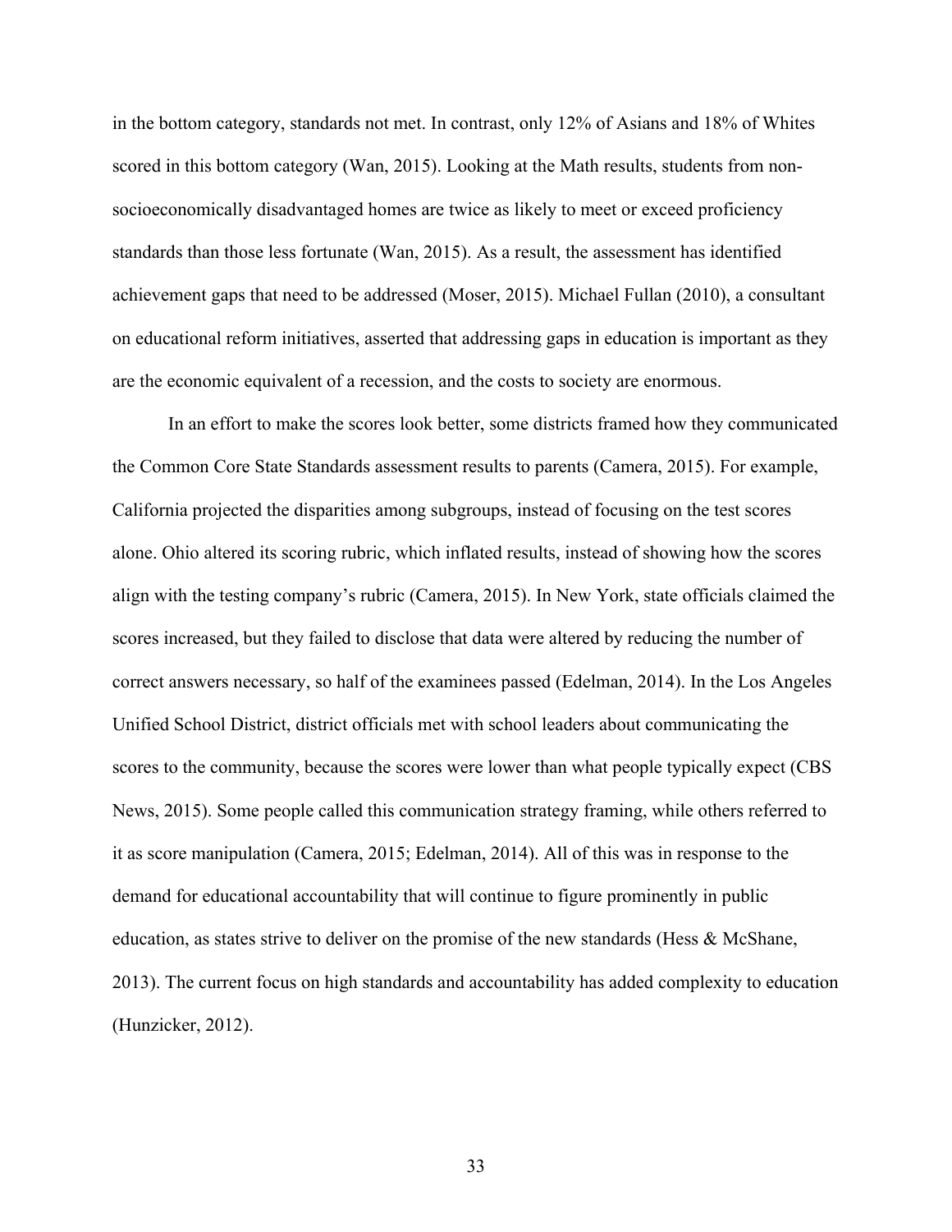in the bottom category, standards not met. In contrast, only 12% of Asians and 18% of Whites scored in this bottom category (Wan, 2015). Looking at the Math results, students from non-socioeconomically disadvantaged homes are twice as likely to meet or exceed proficiency standards than those less fortunate (Wan, 2015). As a result, the assessment has identified achievement gaps that need to be addressed (Moser, 2015). Michael Fullan (2010), a consultant on educational reform initiatives, asserted that addressing gaps in education is important as they are the economic equivalent of a recession, and the costs to society are enormous.

In an effort to make the scores look better, some districts framed how they communicated the Common Core State Standards assessment results to parents (Camera, 2015). For example, California projected the disparities among subgroups, instead of focusing on the test scores alone. Ohio altered its scoring rubric, which inflated results, instead of showing how the scores align with the testing company's rubric (Camera, 2015). In New York, state officials claimed the scores increased, but they failed to disclose that data were altered by reducing the number of correct answers necessary, so half of the examinees passed (Edelman, 2014). In the Los Angeles Unified School District, district officials met with school leaders about communicating the scores to the community, because the scores were lower than what people typically expect (CBS News, 2015). Some people called this communication strategy framing, while others referred to it as score manipulation (Camera, 2015; Edelman, 2014). All of this was in response to the demand for educational accountability that will continue to figure prominently in public education, as states strive to deliver on the promise of the new standards (Hess & McShane, 2013). The current focus on high standards and accountability has added complexity to education (Hunzicker, 2012).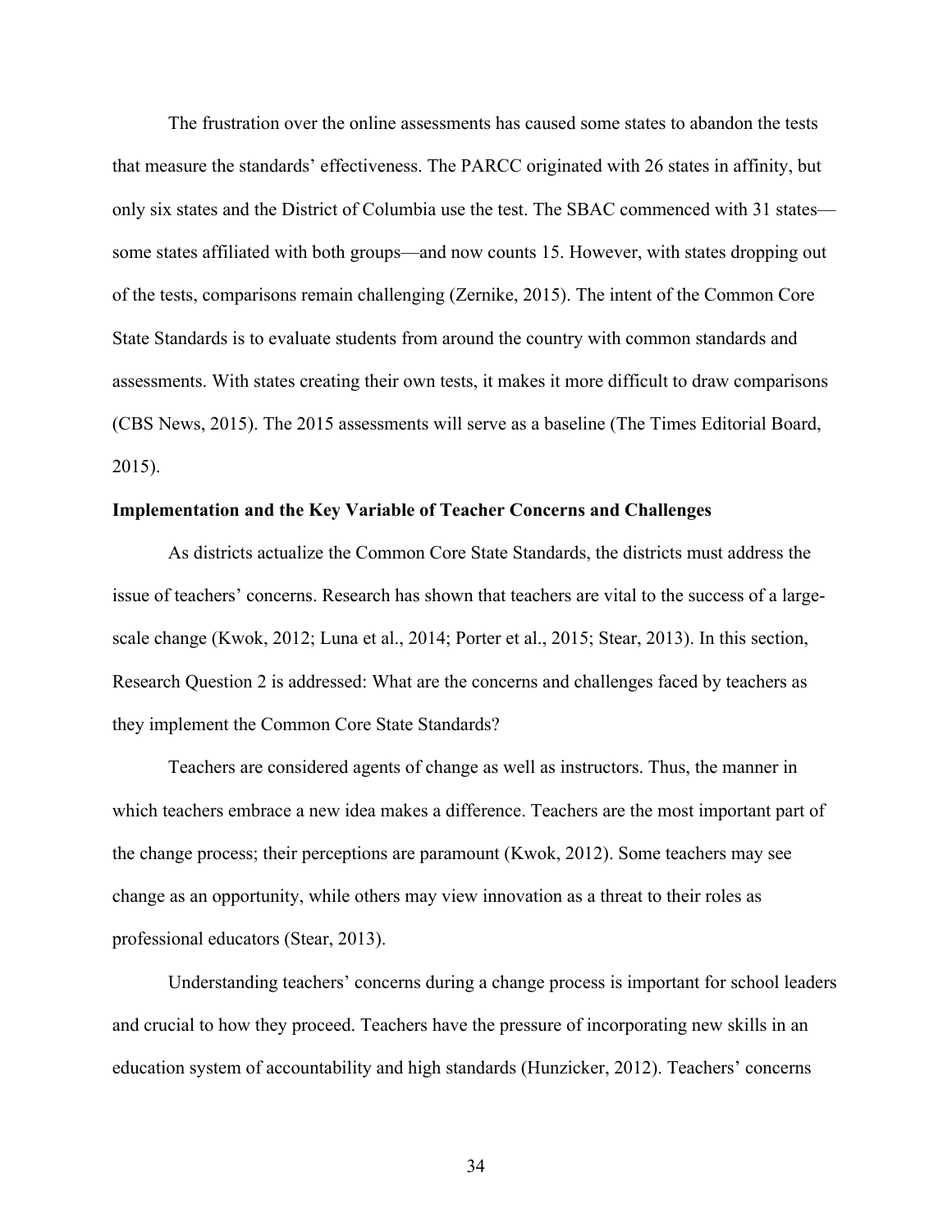The frustration over the online assessments has caused some states to abandon the tests that measure the standards' effectiveness. The PARCC originated with 26 states in affinity, but only six states and the District of Columbia use the test. The SBAC commenced with 31 states—some states affiliated with both groups—and now counts 15. However, with states dropping out of the tests, comparisons remain challenging (Zernike, 2015). The intent of the Common Core State Standards is to evaluate students from around the country with common standards and assessments. With states creating their own tests, it makes it more difficult to draw comparisons (CBS News, 2015). The 2015 assessments will serve as a baseline (The Times Editorial Board, 2015).

**Implementation and the Key Variable of Teacher Concerns and Challenges**

As districts actualize the Common Core State Standards, the districts must address the issue of teachers' concerns. Research has shown that teachers are vital to the success of a large-scale change (Kwok, 2012; Luna et al., 2014; Porter et al., 2015; Stear, 2013). In this section, Research Question 2 is addressed: What are the concerns and challenges faced by teachers as they implement the Common Core State Standards?

Teachers are considered agents of change as well as instructors. Thus, the manner in which teachers embrace a new idea makes a difference. Teachers are the most important part of the change process; their perceptions are paramount (Kwok, 2012). Some teachers may see change as an opportunity, while others may view innovation as a threat to their roles as professional educators (Stear, 2013).

Understanding teachers' concerns during a change process is important for school leaders and crucial to how they proceed. Teachers have the pressure of incorporating new skills in an education system of accountability and high standards (Hunzicker, 2012). Teachers' concerns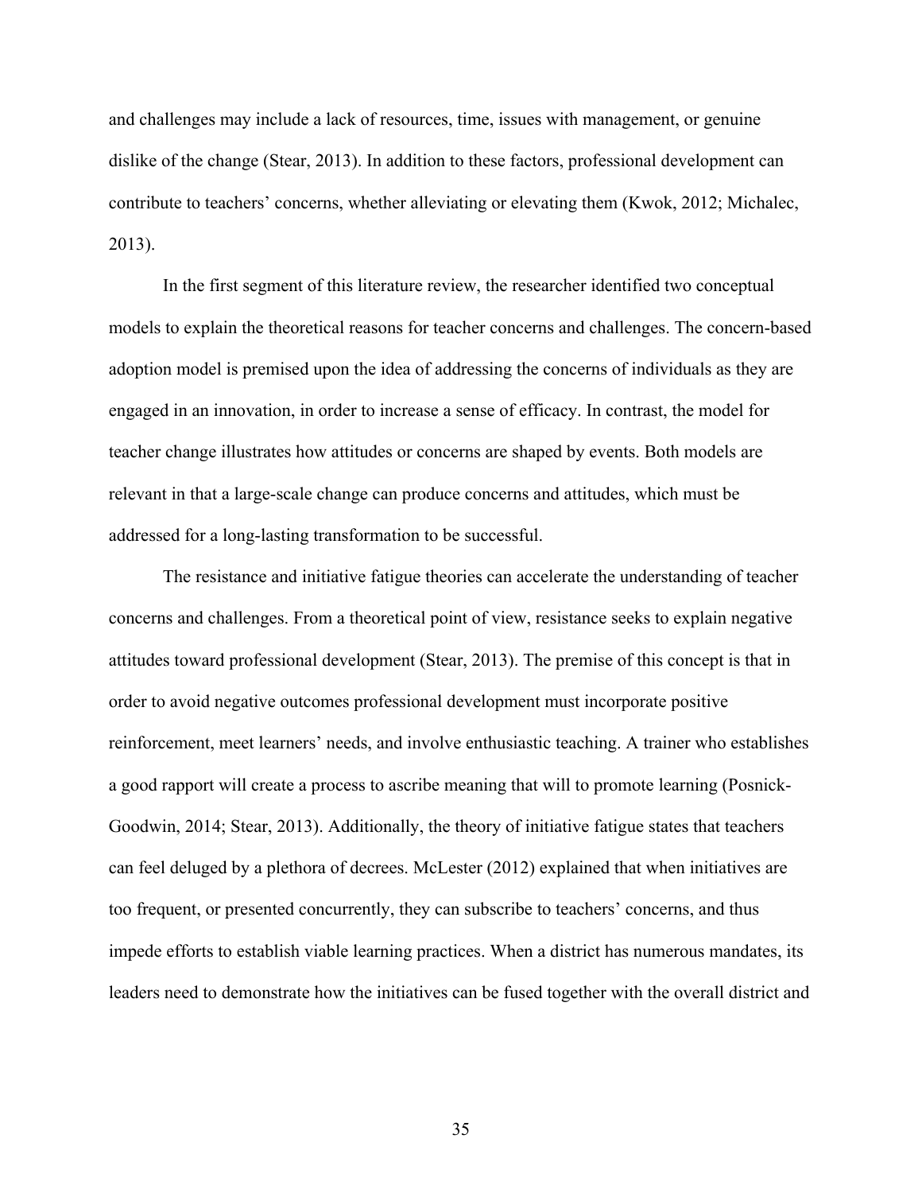and challenges may include a lack of resources, time, issues with management, or genuine dislike of the change (Stear, 2013). In addition to these factors, professional development can contribute to teachers' concerns, whether alleviating or elevating them (Kwok, 2012; Michalec, 2013).

In the first segment of this literature review, the researcher identified two conceptual models to explain the theoretical reasons for teacher concerns and challenges. The concern-based adoption model is premised upon the idea of addressing the concerns of individuals as they are engaged in an innovation, in order to increase a sense of efficacy. In contrast, the model for teacher change illustrates how attitudes or concerns are shaped by events. Both models are relevant in that a large-scale change can produce concerns and attitudes, which must be addressed for a long-lasting transformation to be successful.

The resistance and initiative fatigue theories can accelerate the understanding of teacher concerns and challenges. From a theoretical point of view, resistance seeks to explain negative attitudes toward professional development (Stear, 2013). The premise of this concept is that in order to avoid negative outcomes professional development must incorporate positive reinforcement, meet learners' needs, and involve enthusiastic teaching. A trainer who establishes a good rapport will create a process to ascribe meaning that will to promote learning (Posnick-Goodwin, 2014; Stear, 2013). Additionally, the theory of initiative fatigue states that teachers can feel deluged by a plethora of decrees. McLester (2012) explained that when initiatives are too frequent, or presented concurrently, they can subscribe to teachers' concerns, and thus impede efforts to establish viable learning practices. When a district has numerous mandates, its leaders need to demonstrate how the initiatives can be fused together with the overall district and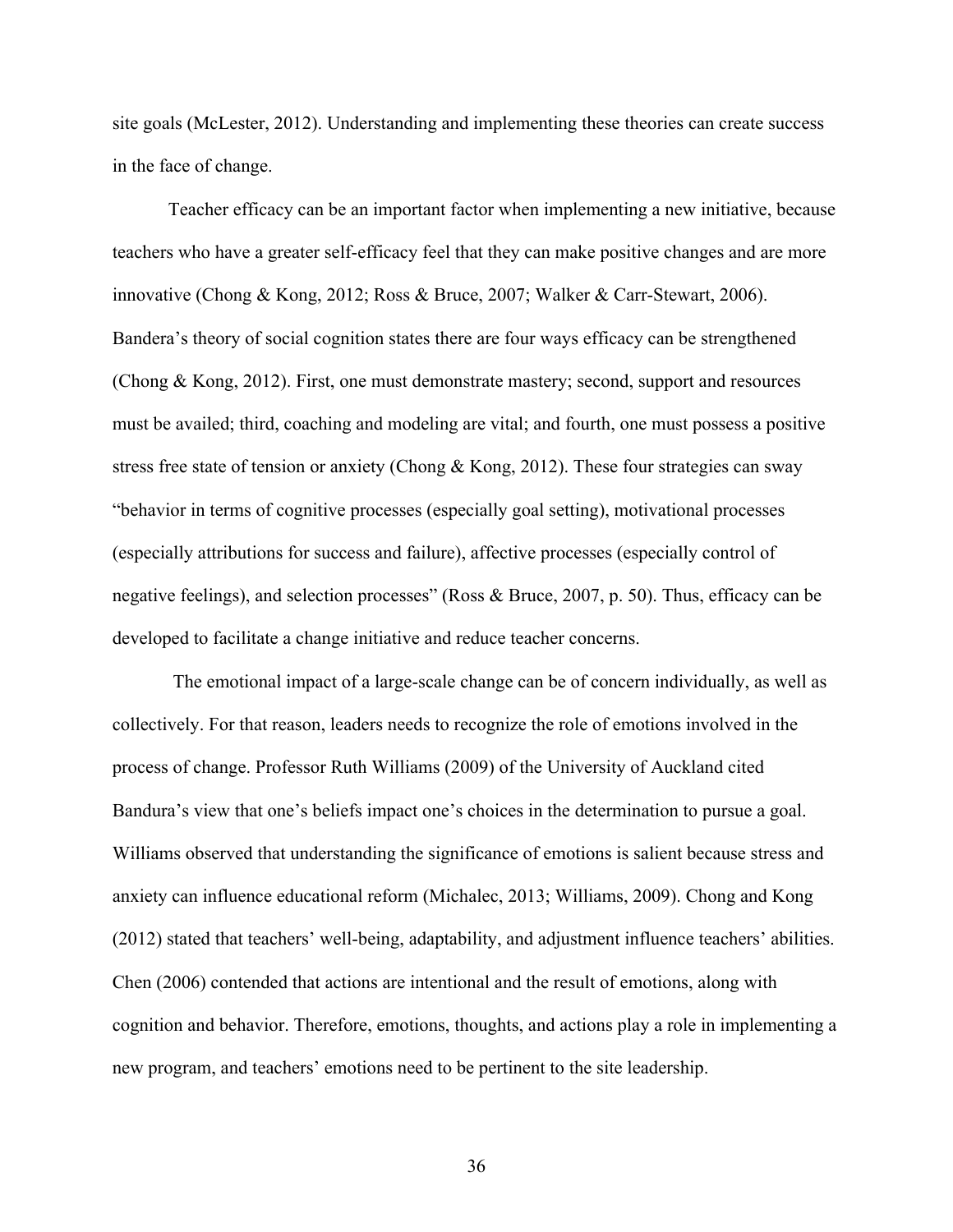site goals (McLester, 2012). Understanding and implementing these theories can create success in the face of change.

Teacher efficacy can be an important factor when implementing a new initiative, because teachers who have a greater self-efficacy feel that they can make positive changes and are more innovative (Chong & Kong, 2012; Ross & Bruce, 2007; Walker & Carr-Stewart, 2006). Bandera's theory of social cognition states there are four ways efficacy can be strengthened (Chong & Kong, 2012). First, one must demonstrate mastery; second, support and resources must be availed; third, coaching and modeling are vital; and fourth, one must possess a positive stress free state of tension or anxiety (Chong & Kong, 2012). These four strategies can sway "behavior in terms of cognitive processes (especially goal setting), motivational processes (especially attributions for success and failure), affective processes (especially control of negative feelings), and selection processes" (Ross & Bruce, 2007, p. 50). Thus, efficacy can be developed to facilitate a change initiative and reduce teacher concerns.

The emotional impact of a large-scale change can be of concern individually, as well as collectively. For that reason, leaders needs to recognize the role of emotions involved in the process of change. Professor Ruth Williams (2009) of the University of Auckland cited Bandura's view that one's beliefs impact one's choices in the determination to pursue a goal. Williams observed that understanding the significance of emotions is salient because stress and anxiety can influence educational reform (Michalec, 2013; Williams, 2009). Chong and Kong (2012) stated that teachers' well-being, adaptability, and adjustment influence teachers' abilities. Chen (2006) contended that actions are intentional and the result of emotions, along with cognition and behavior. Therefore, emotions, thoughts, and actions play a role in implementing a new program, and teachers' emotions need to be pertinent to the site leadership.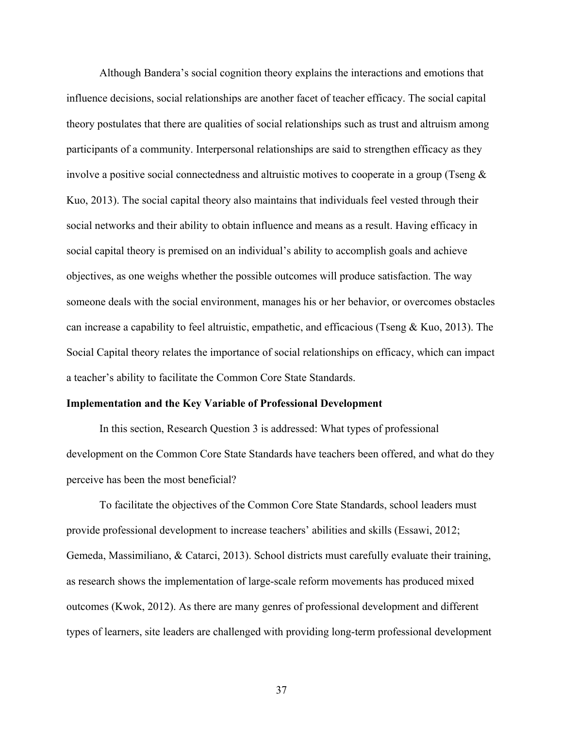Although Bandera's social cognition theory explains the interactions and emotions that influence decisions, social relationships are another facet of teacher efficacy. The social capital theory postulates that there are qualities of social relationships such as trust and altruism among participants of a community. Interpersonal relationships are said to strengthen efficacy as they involve a positive social connectedness and altruistic motives to cooperate in a group (Tseng & Kuo, 2013). The social capital theory also maintains that individuals feel vested through their social networks and their ability to obtain influence and means as a result. Having efficacy in social capital theory is premised on an individual's ability to accomplish goals and achieve objectives, as one weighs whether the possible outcomes will produce satisfaction. The way someone deals with the social environment, manages his or her behavior, or overcomes obstacles can increase a capability to feel altruistic, empathetic, and efficacious (Tseng & Kuo, 2013). The Social Capital theory relates the importance of social relationships on efficacy, which can impact a teacher's ability to facilitate the Common Core State Standards.

**Implementation and the Key Variable of Professional Development**

In this section, Research Question 3 is addressed: What types of professional development on the Common Core State Standards have teachers been offered, and what do they perceive has been the most beneficial?

To facilitate the objectives of the Common Core State Standards, school leaders must provide professional development to increase teachers' abilities and skills (Essawi, 2012; Gemeda, Massimiliano, & Catarci, 2013). School districts must carefully evaluate their training, as research shows the implementation of large-scale reform movements has produced mixed outcomes (Kwok, 2012). As there are many genres of professional development and different types of learners, site leaders are challenged with providing long-term professional development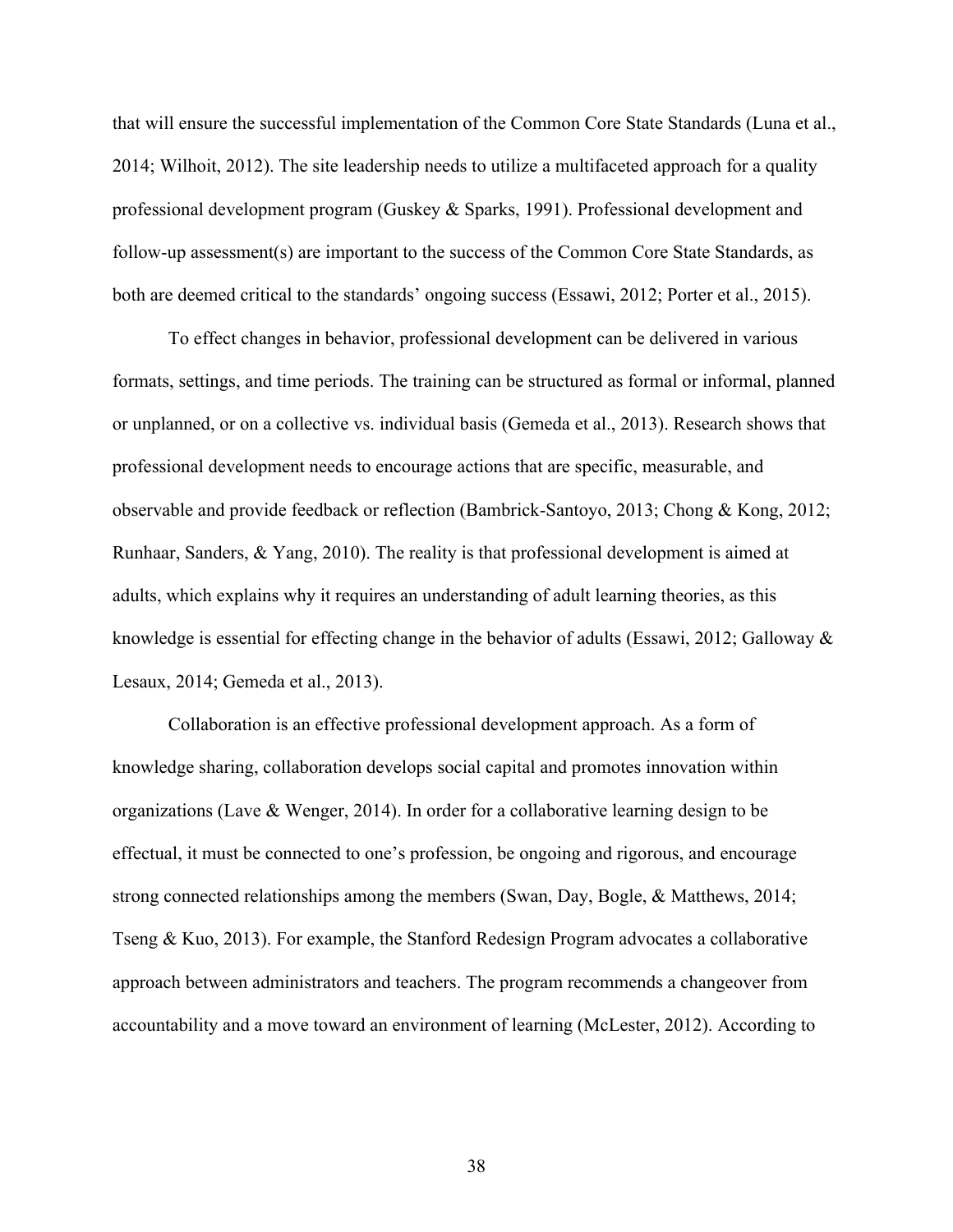that will ensure the successful implementation of the Common Core State Standards (Luna et al., 2014; Wilhoit, 2012). The site leadership needs to utilize a multifaceted approach for a quality professional development program (Guskey & Sparks, 1991). Professional development and follow-up assessment(s) are important to the success of the Common Core State Standards, as both are deemed critical to the standards' ongoing success (Essawi, 2012; Porter et al., 2015).

To effect changes in behavior, professional development can be delivered in various formats, settings, and time periods. The training can be structured as formal or informal, planned or unplanned, or on a collective vs. individual basis (Gemeda et al., 2013). Research shows that professional development needs to encourage actions that are specific, measurable, and observable and provide feedback or reflection (Bambrick-Santoyo, 2013; Chong & Kong, 2012; Runhaar, Sanders, & Yang, 2010). The reality is that professional development is aimed at adults, which explains why it requires an understanding of adult learning theories, as this knowledge is essential for effecting change in the behavior of adults (Essawi, 2012; Galloway & Lesaux, 2014; Gemeda et al., 2013).

Collaboration is an effective professional development approach. As a form of knowledge sharing, collaboration develops social capital and promotes innovation within organizations (Lave & Wenger, 2014). In order for a collaborative learning design to be effectual, it must be connected to one's profession, be ongoing and rigorous, and encourage strong connected relationships among the members (Swan, Day, Bogle, & Matthews, 2014; Tseng & Kuo, 2013). For example, the Stanford Redesign Program advocates a collaborative approach between administrators and teachers. The program recommends a changeover from accountability and a move toward an environment of learning (McLester, 2012). According to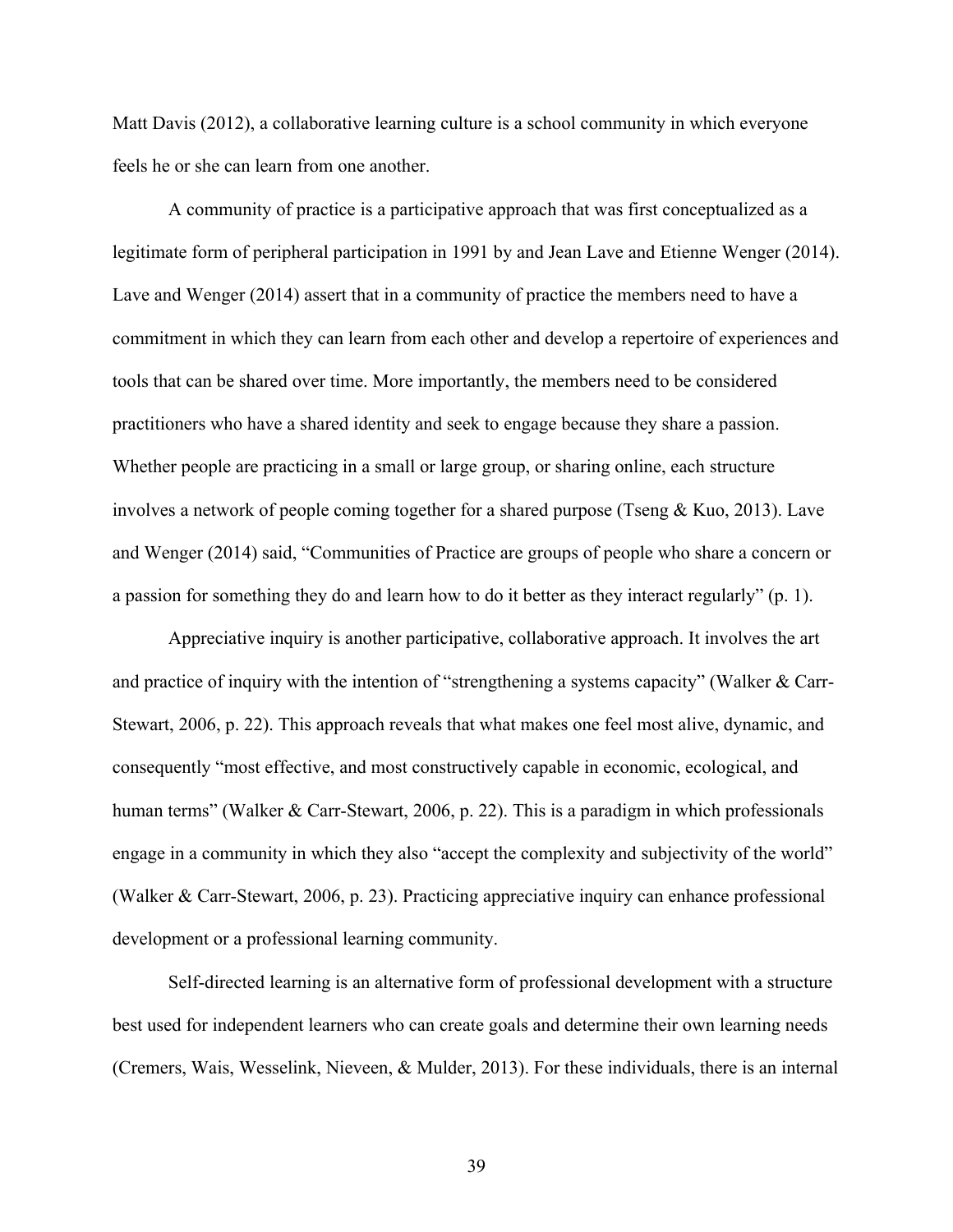Matt Davis (2012), a collaborative learning culture is a school community in which everyone feels he or she can learn from one another.

A community of practice is a participative approach that was first conceptualized as a legitimate form of peripheral participation in 1991 by and Jean Lave and Etienne Wenger (2014). Lave and Wenger (2014) assert that in a community of practice the members need to have a commitment in which they can learn from each other and develop a repertoire of experiences and tools that can be shared over time. More importantly, the members need to be considered practitioners who have a shared identity and seek to engage because they share a passion. Whether people are practicing in a small or large group, or sharing online, each structure involves a network of people coming together for a shared purpose (Tseng & Kuo, 2013). Lave and Wenger (2014) said, "Communities of Practice are groups of people who share a concern or a passion for something they do and learn how to do it better as they interact regularly" (p. 1).

Appreciative inquiry is another participative, collaborative approach. It involves the art and practice of inquiry with the intention of "strengthening a systems capacity" (Walker & Carr-Stewart, 2006, p. 22). This approach reveals that what makes one feel most alive, dynamic, and consequently "most effective, and most constructively capable in economic, ecological, and human terms" (Walker & Carr-Stewart, 2006, p. 22). This is a paradigm in which professionals engage in a community in which they also "accept the complexity and subjectivity of the world" (Walker & Carr-Stewart, 2006, p. 23). Practicing appreciative inquiry can enhance professional development or a professional learning community.

Self-directed learning is an alternative form of professional development with a structure best used for independent learners who can create goals and determine their own learning needs (Cremers, Wais, Wesselink, Nieveen, & Mulder, 2013). For these individuals, there is an internal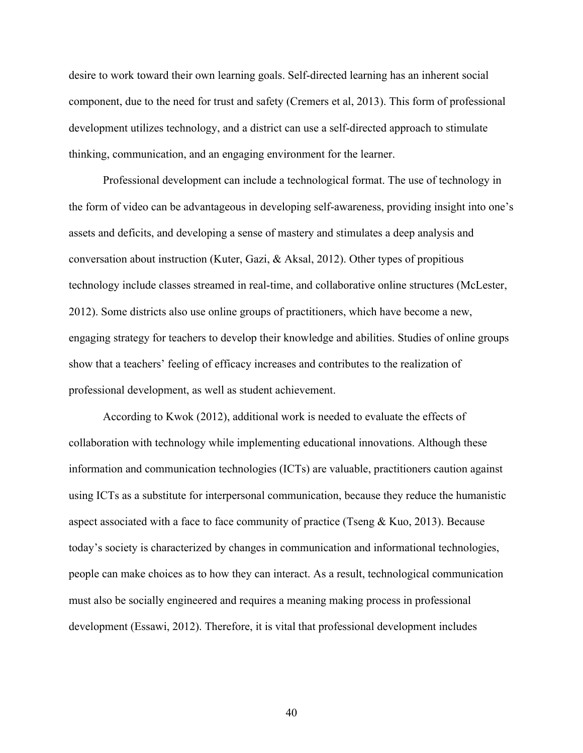desire to work toward their own learning goals. Self-directed learning has an inherent social component, due to the need for trust and safety (Cremers et al, 2013). This form of professional development utilizes technology, and a district can use a self-directed approach to stimulate thinking, communication, and an engaging environment for the learner.

Professional development can include a technological format. The use of technology in the form of video can be advantageous in developing self-awareness, providing insight into one's assets and deficits, and developing a sense of mastery and stimulates a deep analysis and conversation about instruction (Kuter, Gazi, & Aksal, 2012). Other types of propitious technology include classes streamed in real-time, and collaborative online structures (McLester, 2012). Some districts also use online groups of practitioners, which have become a new, engaging strategy for teachers to develop their knowledge and abilities. Studies of online groups show that a teachers' feeling of efficacy increases and contributes to the realization of professional development, as well as student achievement.

According to Kwok (2012), additional work is needed to evaluate the effects of collaboration with technology while implementing educational innovations. Although these information and communication technologies (ICTs) are valuable, practitioners caution against using ICTs as a substitute for interpersonal communication, because they reduce the humanistic aspect associated with a face to face community of practice (Tseng & Kuo, 2013). Because today's society is characterized by changes in communication and informational technologies, people can make choices as to how they can interact. As a result, technological communication must also be socially engineered and requires a meaning making process in professional development (Essawi, 2012). Therefore, it is vital that professional development includes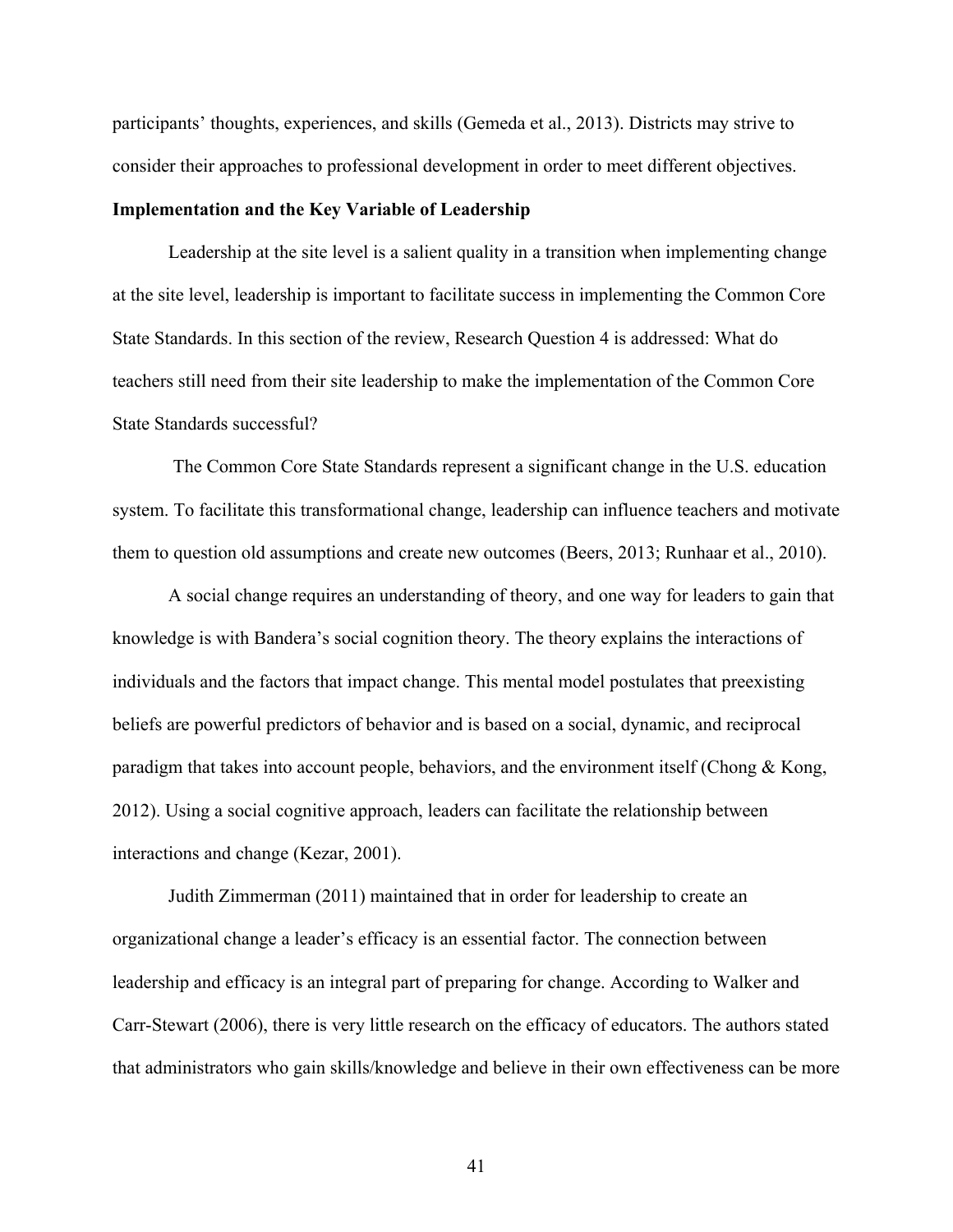participants' thoughts, experiences, and skills (Gemeda et al., 2013). Districts may strive to consider their approaches to professional development in order to meet different objectives.

**Implementation and the Key Variable of Leadership**

Leadership at the site level is a salient quality in a transition when implementing change at the site level, leadership is important to facilitate success in implementing the Common Core State Standards. In this section of the review, Research Question 4 is addressed: What do teachers still need from their site leadership to make the implementation of the Common Core State Standards successful?

The Common Core State Standards represent a significant change in the U.S. education system. To facilitate this transformational change, leadership can influence teachers and motivate them to question old assumptions and create new outcomes (Beers, 2013; Runhaar et al., 2010).

A social change requires an understanding of theory, and one way for leaders to gain that knowledge is with Bandera's social cognition theory. The theory explains the interactions of individuals and the factors that impact change. This mental model postulates that preexisting beliefs are powerful predictors of behavior and is based on a social, dynamic, and reciprocal paradigm that takes into account people, behaviors, and the environment itself (Chong & Kong, 2012). Using a social cognitive approach, leaders can facilitate the relationship between interactions and change (Kezar, 2001).

Judith Zimmerman (2011) maintained that in order for leadership to create an organizational change a leader's efficacy is an essential factor. The connection between leadership and efficacy is an integral part of preparing for change. According to Walker and Carr-Stewart (2006), there is very little research on the efficacy of educators. The authors stated that administrators who gain skills/knowledge and believe in their own effectiveness can be more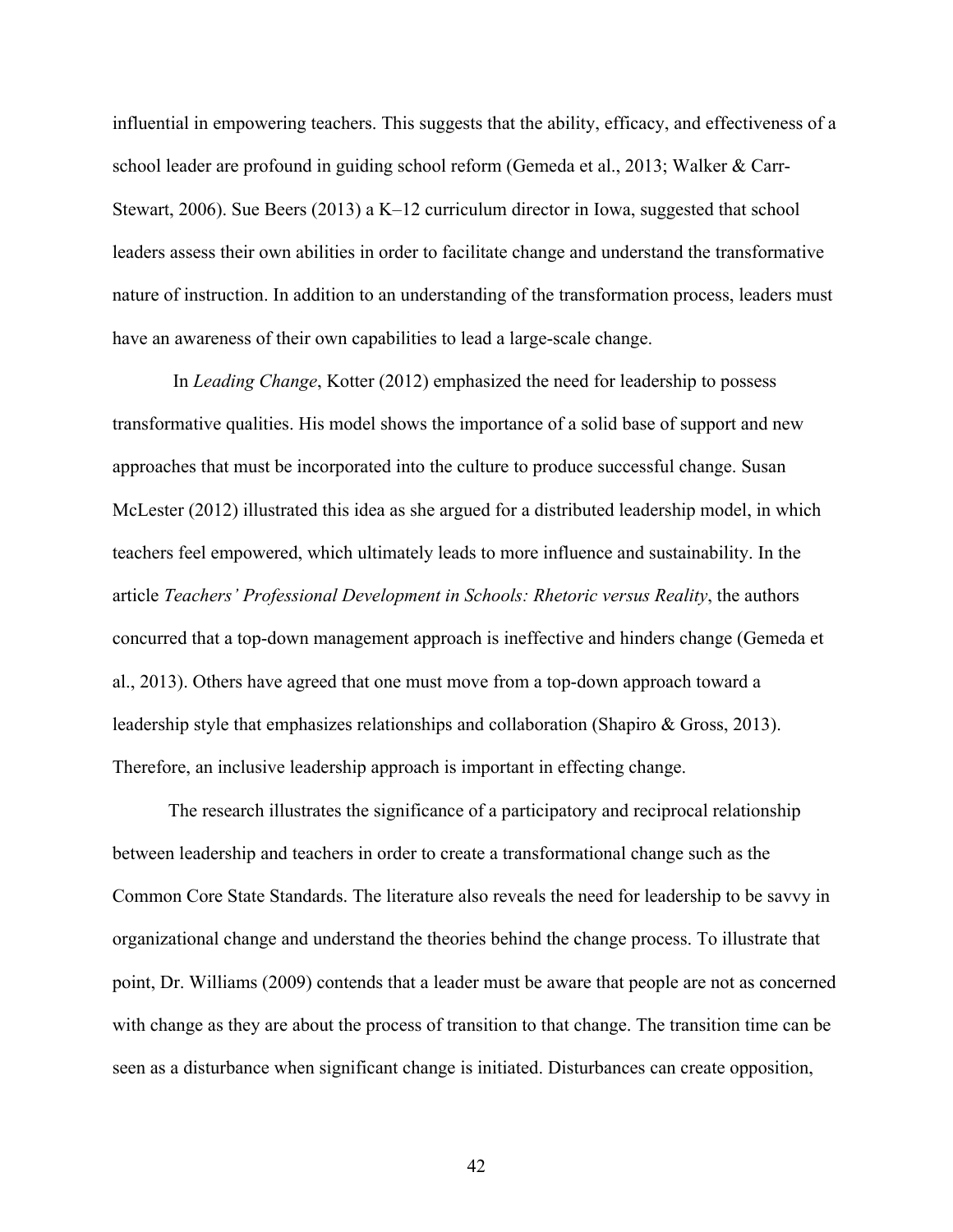influential in empowering teachers. This suggests that the ability, efficacy, and effectiveness of a school leader are profound in guiding school reform (Gemeda et al., 2013; Walker & Carr-Stewart, 2006). Sue Beers (2013) a K–12 curriculum director in Iowa, suggested that school leaders assess their own abilities in order to facilitate change and understand the transformative nature of instruction. In addition to an understanding of the transformation process, leaders must have an awareness of their own capabilities to lead a large-scale change.

In *Leading Change*, Kotter (2012) emphasized the need for leadership to possess transformative qualities. His model shows the importance of a solid base of support and new approaches that must be incorporated into the culture to produce successful change. Susan McLester (2012) illustrated this idea as she argued for a distributed leadership model, in which teachers feel empowered, which ultimately leads to more influence and sustainability. In the article *Teachers' Professional Development in Schools: Rhetoric versus Reality*, the authors concurred that a top-down management approach is ineffective and hinders change (Gemeda et al., 2013). Others have agreed that one must move from a top-down approach toward a leadership style that emphasizes relationships and collaboration (Shapiro & Gross, 2013). Therefore, an inclusive leadership approach is important in effecting change.

The research illustrates the significance of a participatory and reciprocal relationship between leadership and teachers in order to create a transformational change such as the Common Core State Standards. The literature also reveals the need for leadership to be savvy in organizational change and understand the theories behind the change process. To illustrate that point, Dr. Williams (2009) contends that a leader must be aware that people are not as concerned with change as they are about the process of transition to that change. The transition time can be seen as a disturbance when significant change is initiated. Disturbances can create opposition,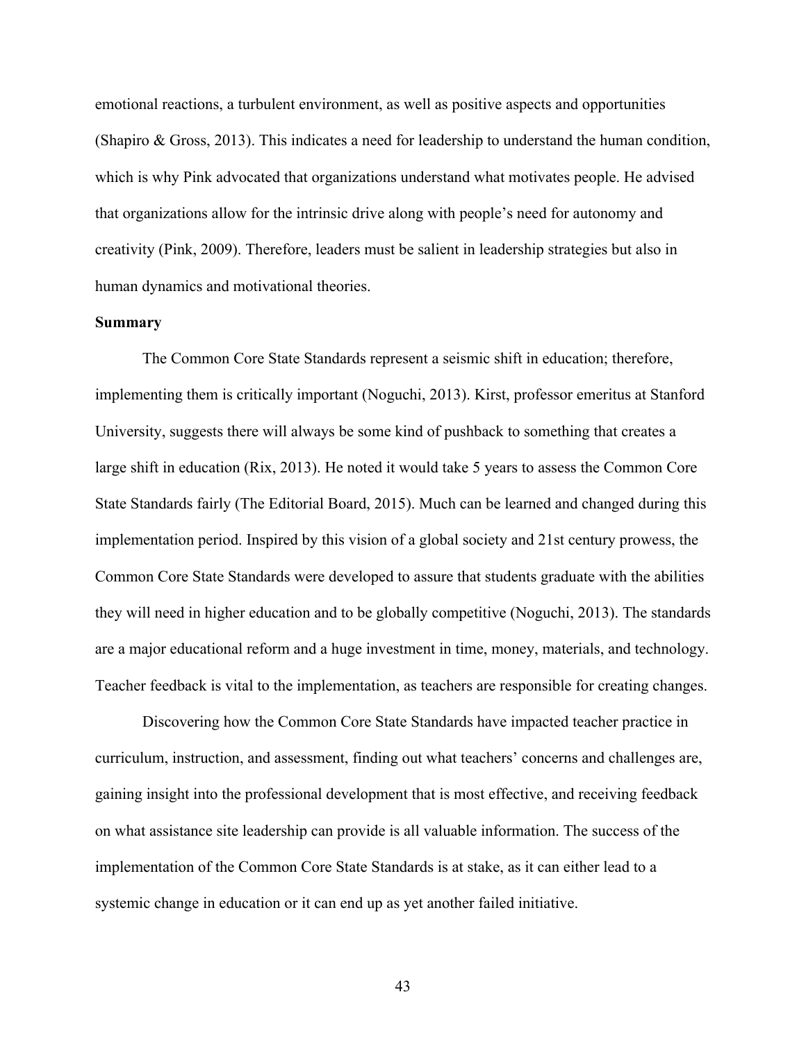emotional reactions, a turbulent environment, as well as positive aspects and opportunities (Shapiro & Gross, 2013). This indicates a need for leadership to understand the human condition, which is why Pink advocated that organizations understand what motivates people. He advised that organizations allow for the intrinsic drive along with people's need for autonomy and creativity (Pink, 2009). Therefore, leaders must be salient in leadership strategies but also in human dynamics and motivational theories.

**Summary**

The Common Core State Standards represent a seismic shift in education; therefore, implementing them is critically important (Noguchi, 2013). Kirst, professor emeritus at Stanford University, suggests there will always be some kind of pushback to something that creates a large shift in education (Rix, 2013). He noted it would take 5 years to assess the Common Core State Standards fairly (The Editorial Board, 2015). Much can be learned and changed during this implementation period. Inspired by this vision of a global society and 21st century prowess, the Common Core State Standards were developed to assure that students graduate with the abilities they will need in higher education and to be globally competitive (Noguchi, 2013). The standards are a major educational reform and a huge investment in time, money, materials, and technology. Teacher feedback is vital to the implementation, as teachers are responsible for creating changes.

Discovering how the Common Core State Standards have impacted teacher practice in curriculum, instruction, and assessment, finding out what teachers' concerns and challenges are, gaining insight into the professional development that is most effective, and receiving feedback on what assistance site leadership can provide is all valuable information. The success of the implementation of the Common Core State Standards is at stake, as it can either lead to a systemic change in education or it can end up as yet another failed initiative.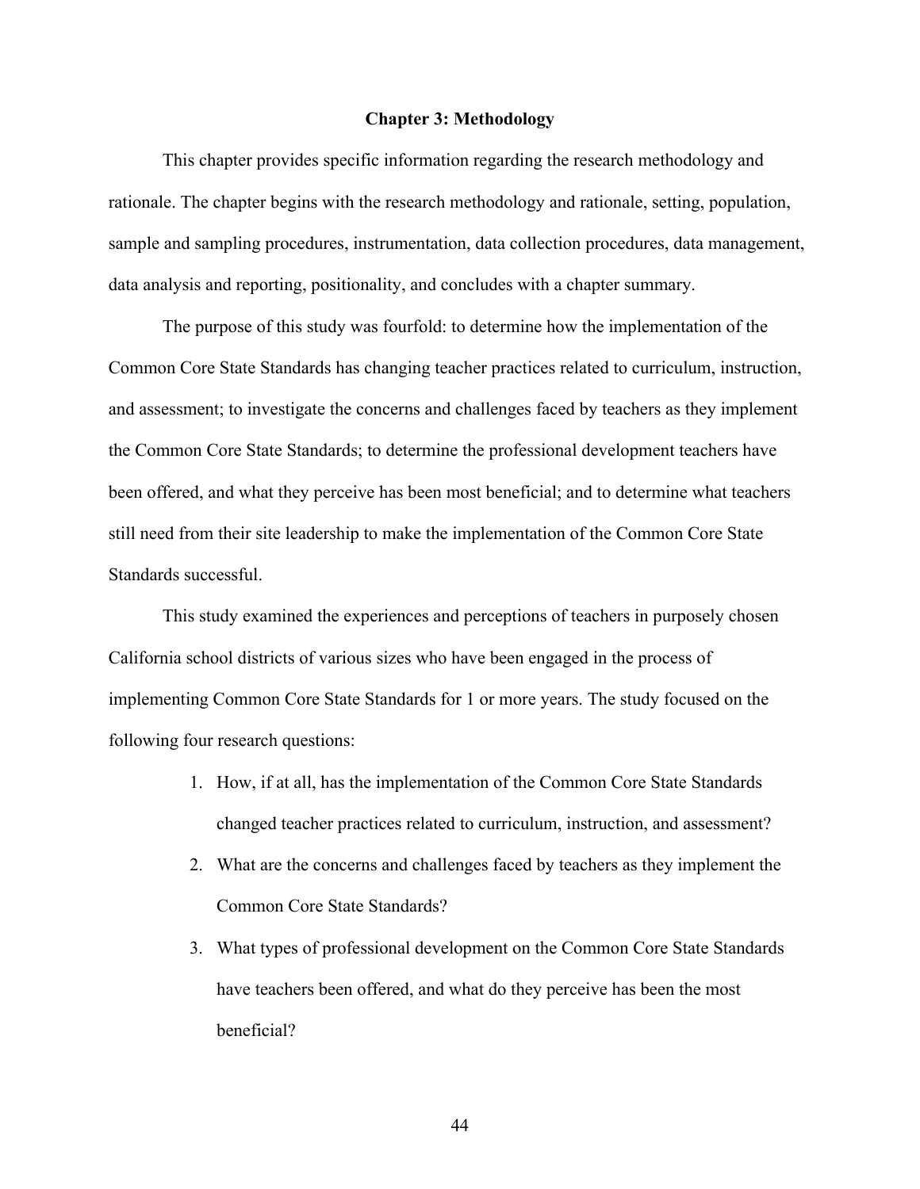## Chapter 3: Methodology

This chapter provides specific information regarding the research methodology and rationale. The chapter begins with the research methodology and rationale, setting, population, sample and sampling procedures, instrumentation, data collection procedures, data management, data analysis and reporting, positionality, and concludes with a chapter summary.

The purpose of this study was fourfold: to determine how the implementation of the Common Core State Standards has changing teacher practices related to curriculum, instruction, and assessment; to investigate the concerns and challenges faced by teachers as they implement the Common Core State Standards; to determine the professional development teachers have been offered, and what they perceive has been most beneficial; and to determine what teachers still need from their site leadership to make the implementation of the Common Core State Standards successful.

This study examined the experiences and perceptions of teachers in purposely chosen California school districts of various sizes who have been engaged in the process of implementing Common Core State Standards for 1 or more years. The study focused on the following four research questions:

1. How, if at all, has the implementation of the Common Core State Standards changed teacher practices related to curriculum, instruction, and assessment?
2. What are the concerns and challenges faced by teachers as they implement the Common Core State Standards?
3. What types of professional development on the Common Core State Standards have teachers been offered, and what do they perceive has been the most beneficial?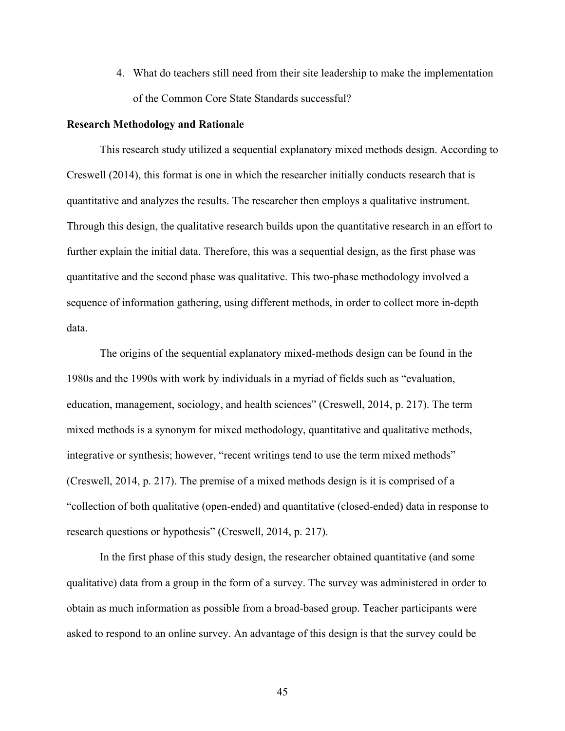4. What do teachers still need from their site leadership to make the implementation of the Common Core State Standards successful?

**Research Methodology and Rationale**

This research study utilized a sequential explanatory mixed methods design. According to Creswell (2014), this format is one in which the researcher initially conducts research that is quantitative and analyzes the results. The researcher then employs a qualitative instrument. Through this design, the qualitative research builds upon the quantitative research in an effort to further explain the initial data. Therefore, this was a sequential design, as the first phase was quantitative and the second phase was qualitative. This two-phase methodology involved a sequence of information gathering, using different methods, in order to collect more in-depth data.

The origins of the sequential explanatory mixed-methods design can be found in the 1980s and the 1990s with work by individuals in a myriad of fields such as "evaluation, education, management, sociology, and health sciences" (Creswell, 2014, p. 217). The term mixed methods is a synonym for mixed methodology, quantitative and qualitative methods, integrative or synthesis; however, "recent writings tend to use the term mixed methods" (Creswell, 2014, p. 217). The premise of a mixed methods design is it is comprised of a "collection of both qualitative (open-ended) and quantitative (closed-ended) data in response to research questions or hypothesis" (Creswell, 2014, p. 217).

In the first phase of this study design, the researcher obtained quantitative (and some qualitative) data from a group in the form of a survey. The survey was administered in order to obtain as much information as possible from a broad-based group. Teacher participants were asked to respond to an online survey. An advantage of this design is that the survey could be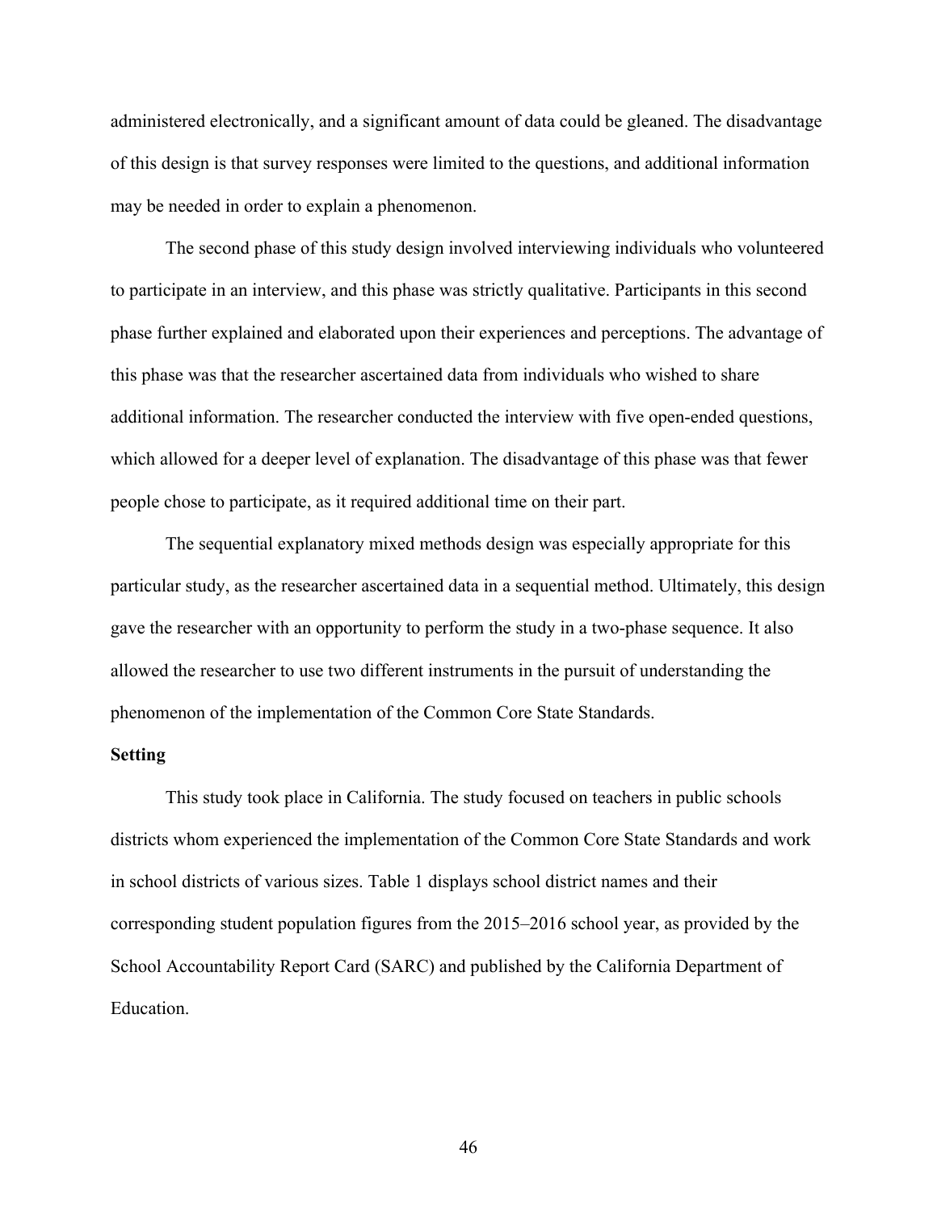administered electronically, and a significant amount of data could be gleaned. The disadvantage of this design is that survey responses were limited to the questions, and additional information may be needed in order to explain a phenomenon.

The second phase of this study design involved interviewing individuals who volunteered to participate in an interview, and this phase was strictly qualitative. Participants in this second phase further explained and elaborated upon their experiences and perceptions. The advantage of this phase was that the researcher ascertained data from individuals who wished to share additional information. The researcher conducted the interview with five open-ended questions, which allowed for a deeper level of explanation. The disadvantage of this phase was that fewer people chose to participate, as it required additional time on their part.

The sequential explanatory mixed methods design was especially appropriate for this particular study, as the researcher ascertained data in a sequential method. Ultimately, this design gave the researcher with an opportunity to perform the study in a two-phase sequence. It also allowed the researcher to use two different instruments in the pursuit of understanding the phenomenon of the implementation of the Common Core State Standards.

**Setting**

This study took place in California. The study focused on teachers in public schools districts whom experienced the implementation of the Common Core State Standards and work in school districts of various sizes. Table 1 displays school district names and their corresponding student population figures from the 2015–2016 school year, as provided by the School Accountability Report Card (SARC) and published by the California Department of Education.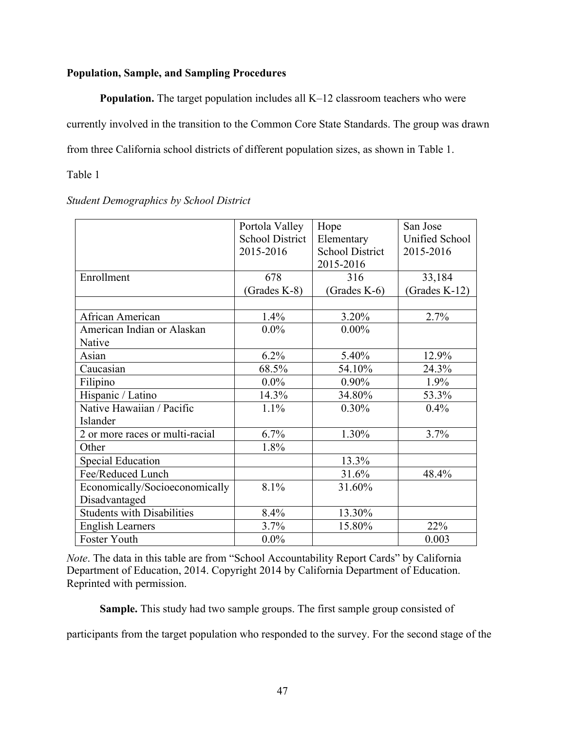**Population, Sample, and Sampling Procedures**

**Population.** The target population includes all K–12 classroom teachers who were currently involved in the transition to the Common Core State Standards. The group was drawn from three California school districts of different population sizes, as shown in Table 1.

Table 1

*Student Demographics by School District*

| | Portola Valley School District 2015-2016 | Hope Elementary School District 2015-2016 | San Jose Unified School 2015-2016 |
|---|---|---|---|
| Enrollment | 678 (Grades K-8) | 316 (Grades K-6) | 33,184 (Grades K-12) |
| | | | |
| African American | 1.4% | 3.20% | 2.7% |
| American Indian or Alaskan Native | 0.0% | 0.00% | |
| Asian | 6.2% | 5.40% | 12.9% |
| Caucasian | 68.5% | 54.10% | 24.3% |
| Filipino | 0.0% | 0.90% | 1.9% |
| Hispanic / Latino | 14.3% | 34.80% | 53.3% |
| Native Hawaiian / Pacific Islander | 1.1% | 0.30% | 0.4% |
| 2 or more races or multi-racial | 6.7% | 1.30% | 3.7% |
| Other | 1.8% | | |
| Special Education | | 13.3% | |
| Fee/Reduced Lunch | | 31.6% | 48.4% |
| Economically/Socioeconomically Disadvantaged | 8.1% | 31.60% | |
| Students with Disabilities | 8.4% | 13.30% | |
| English Learners | 3.7% | 15.80% | 22% |
| Foster Youth | 0.0% | | 0.003 |

*Note*. The data in this table are from "School Accountability Report Cards" by California Department of Education, 2014. Copyright 2014 by California Department of Education. Reprinted with permission.

**Sample.** This study had two sample groups. The first sample group consisted of participants from the target population who responded to the survey. For the second stage of the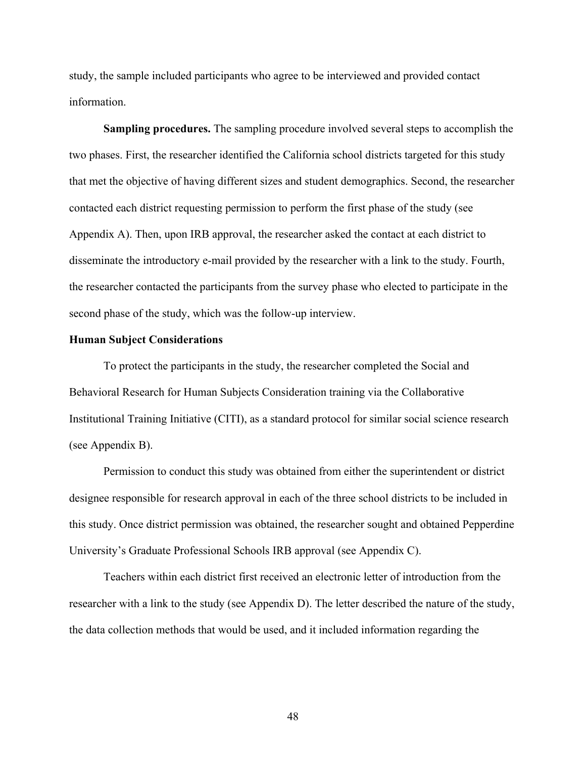study, the sample included participants who agree to be interviewed and provided contact information.

**Sampling procedures.** The sampling procedure involved several steps to accomplish the two phases. First, the researcher identified the California school districts targeted for this study that met the objective of having different sizes and student demographics. Second, the researcher contacted each district requesting permission to perform the first phase of the study (see Appendix A). Then, upon IRB approval, the researcher asked the contact at each district to disseminate the introductory e-mail provided by the researcher with a link to the study. Fourth, the researcher contacted the participants from the survey phase who elected to participate in the second phase of the study, which was the follow-up interview.

## Human Subject Considerations

To protect the participants in the study, the researcher completed the Social and Behavioral Research for Human Subjects Consideration training via the Collaborative Institutional Training Initiative (CITI), as a standard protocol for similar social science research (see Appendix B).

Permission to conduct this study was obtained from either the superintendent or district designee responsible for research approval in each of the three school districts to be included in this study. Once district permission was obtained, the researcher sought and obtained Pepperdine University's Graduate Professional Schools IRB approval (see Appendix C).

Teachers within each district first received an electronic letter of introduction from the researcher with a link to the study (see Appendix D). The letter described the nature of the study, the data collection methods that would be used, and it included information regarding the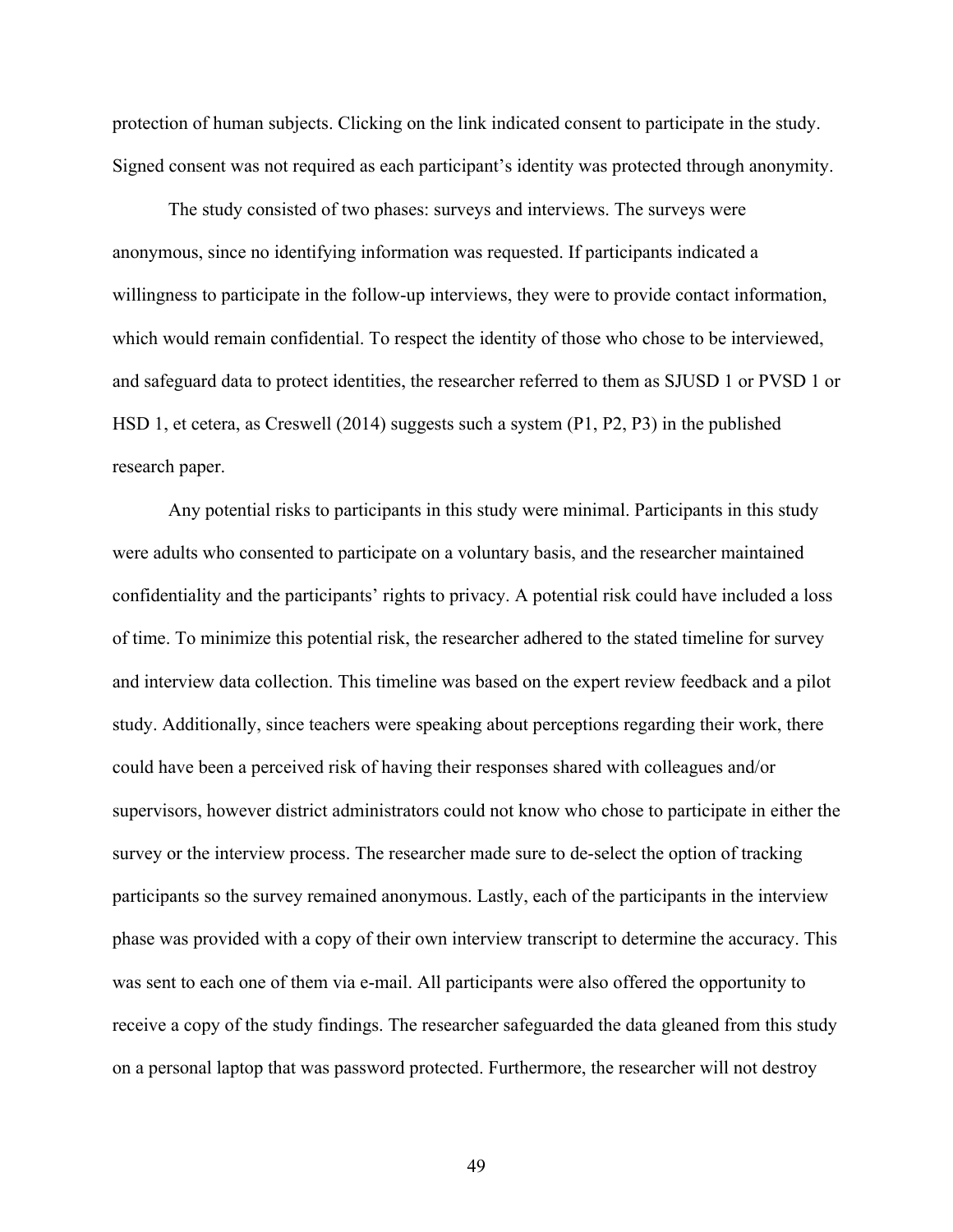protection of human subjects. Clicking on the link indicated consent to participate in the study. Signed consent was not required as each participant's identity was protected through anonymity.

The study consisted of two phases: surveys and interviews. The surveys were anonymous, since no identifying information was requested. If participants indicated a willingness to participate in the follow-up interviews, they were to provide contact information, which would remain confidential. To respect the identity of those who chose to be interviewed, and safeguard data to protect identities, the researcher referred to them as SJUSD 1 or PVSD 1 or HSD 1, et cetera, as Creswell (2014) suggests such a system (P1, P2, P3) in the published research paper.

Any potential risks to participants in this study were minimal. Participants in this study were adults who consented to participate on a voluntary basis, and the researcher maintained confidentiality and the participants' rights to privacy. A potential risk could have included a loss of time. To minimize this potential risk, the researcher adhered to the stated timeline for survey and interview data collection. This timeline was based on the expert review feedback and a pilot study. Additionally, since teachers were speaking about perceptions regarding their work, there could have been a perceived risk of having their responses shared with colleagues and/or supervisors, however district administrators could not know who chose to participate in either the survey or the interview process. The researcher made sure to de-select the option of tracking participants so the survey remained anonymous. Lastly, each of the participants in the interview phase was provided with a copy of their own interview transcript to determine the accuracy. This was sent to each one of them via e-mail. All participants were also offered the opportunity to receive a copy of the study findings. The researcher safeguarded the data gleaned from this study on a personal laptop that was password protected. Furthermore, the researcher will not destroy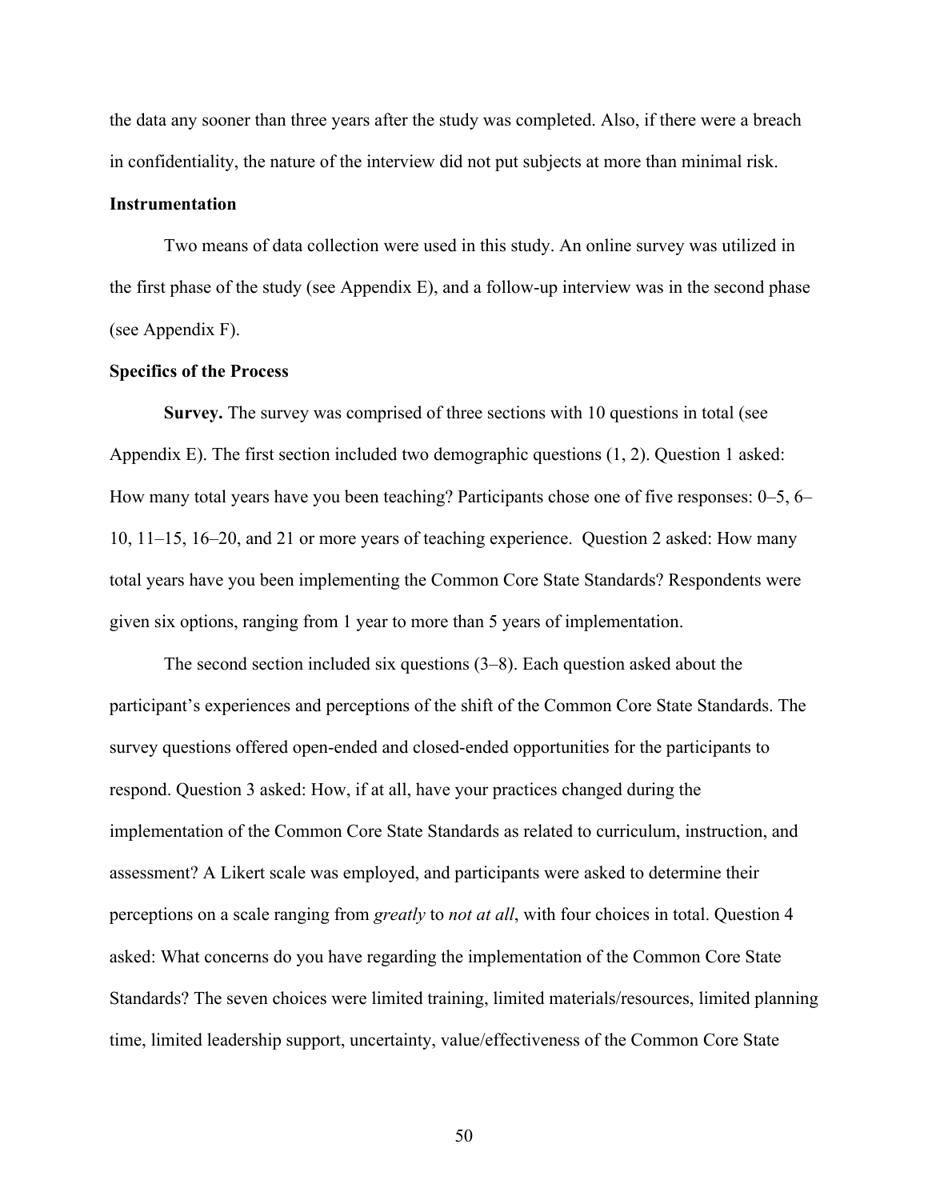the data any sooner than three years after the study was completed. Also, if there were a breach in confidentiality, the nature of the interview did not put subjects at more than minimal risk.

### Instrumentation

Two means of data collection were used in this study. An online survey was utilized in the first phase of the study (see Appendix E), and a follow-up interview was in the second phase (see Appendix F).

### Specifics of the Process

**Survey.** The survey was comprised of three sections with 10 questions in total (see Appendix E). The first section included two demographic questions (1, 2). Question 1 asked: How many total years have you been teaching? Participants chose one of five responses: 0–5, 6–10, 11–15, 16–20, and 21 or more years of teaching experience. Question 2 asked: How many total years have you been implementing the Common Core State Standards? Respondents were given six options, ranging from 1 year to more than 5 years of implementation.

The second section included six questions (3–8). Each question asked about the participant's experiences and perceptions of the shift of the Common Core State Standards. The survey questions offered open-ended and closed-ended opportunities for the participants to respond. Question 3 asked: How, if at all, have your practices changed during the implementation of the Common Core State Standards as related to curriculum, instruction, and assessment? A Likert scale was employed, and participants were asked to determine their perceptions on a scale ranging from *greatly* to *not at all*, with four choices in total. Question 4 asked: What concerns do you have regarding the implementation of the Common Core State Standards? The seven choices were limited training, limited materials/resources, limited planning time, limited leadership support, uncertainty, value/effectiveness of the Common Core State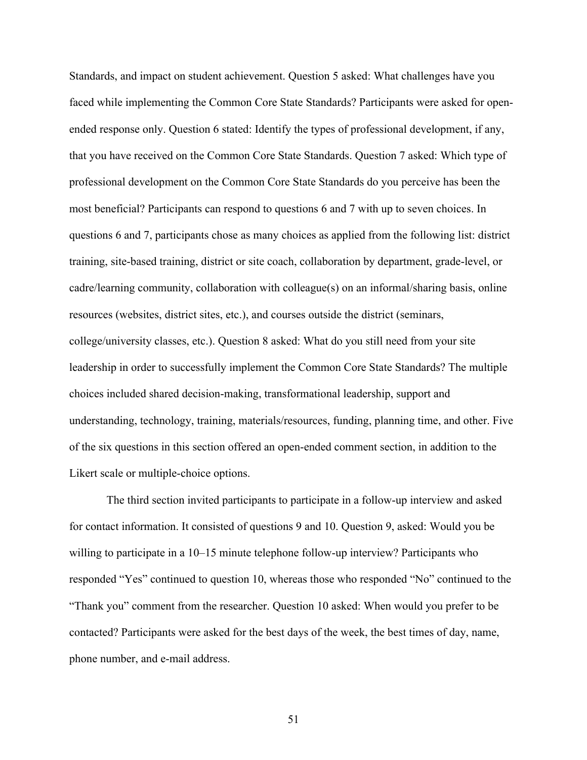Standards, and impact on student achievement. Question 5 asked: What challenges have you faced while implementing the Common Core State Standards? Participants were asked for open-ended response only. Question 6 stated: Identify the types of professional development, if any, that you have received on the Common Core State Standards. Question 7 asked: Which type of professional development on the Common Core State Standards do you perceive has been the most beneficial? Participants can respond to questions 6 and 7 with up to seven choices. In questions 6 and 7, participants chose as many choices as applied from the following list: district training, site-based training, district or site coach, collaboration by department, grade-level, or cadre/learning community, collaboration with colleague(s) on an informal/sharing basis, online resources (websites, district sites, etc.), and courses outside the district (seminars, college/university classes, etc.). Question 8 asked: What do you still need from your site leadership in order to successfully implement the Common Core State Standards? The multiple choices included shared decision-making, transformational leadership, support and understanding, technology, training, materials/resources, funding, planning time, and other. Five of the six questions in this section offered an open-ended comment section, in addition to the Likert scale or multiple-choice options.

The third section invited participants to participate in a follow-up interview and asked for contact information. It consisted of questions 9 and 10. Question 9, asked: Would you be willing to participate in a 10–15 minute telephone follow-up interview? Participants who responded "Yes" continued to question 10, whereas those who responded "No" continued to the "Thank you" comment from the researcher. Question 10 asked: When would you prefer to be contacted? Participants were asked for the best days of the week, the best times of day, name, phone number, and e-mail address.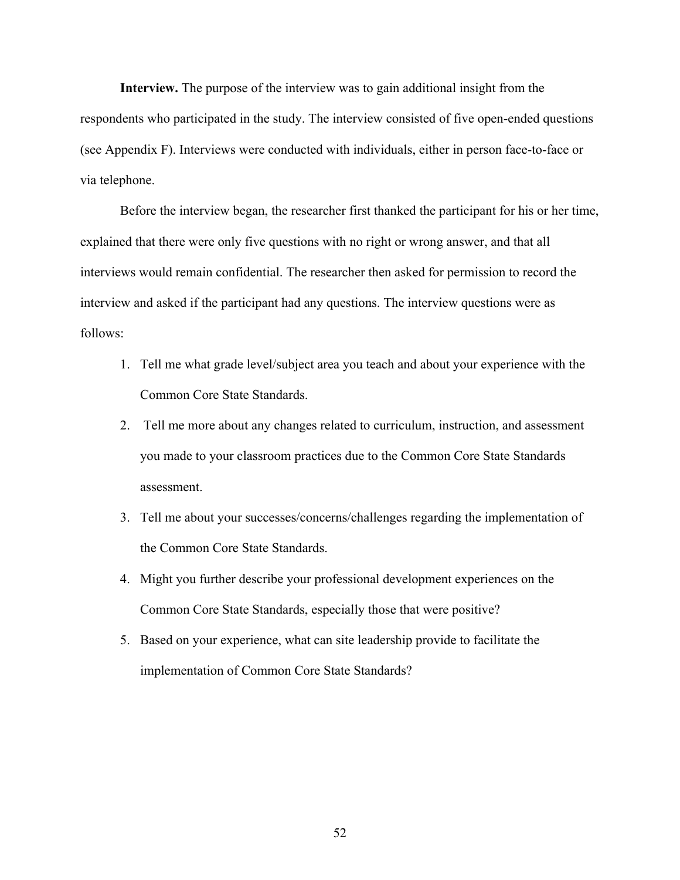**Interview.** The purpose of the interview was to gain additional insight from the respondents who participated in the study. The interview consisted of five open-ended questions (see Appendix F). Interviews were conducted with individuals, either in person face-to-face or via telephone.

Before the interview began, the researcher first thanked the participant for his or her time, explained that there were only five questions with no right or wrong answer, and that all interviews would remain confidential. The researcher then asked for permission to record the interview and asked if the participant had any questions. The interview questions were as follows:

1. Tell me what grade level/subject area you teach and about your experience with the Common Core State Standards.
2. Tell me more about any changes related to curriculum, instruction, and assessment you made to your classroom practices due to the Common Core State Standards assessment.
3. Tell me about your successes/concerns/challenges regarding the implementation of the Common Core State Standards.
4. Might you further describe your professional development experiences on the Common Core State Standards, especially those that were positive?
5. Based on your experience, what can site leadership provide to facilitate the implementation of Common Core State Standards?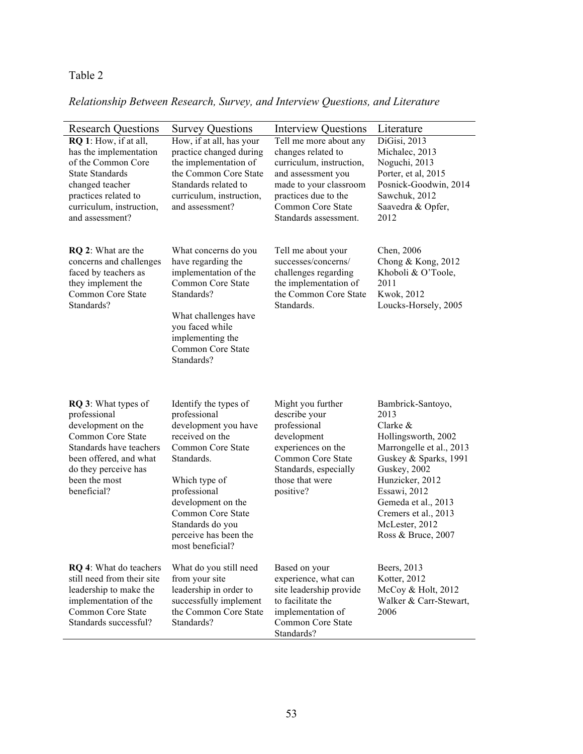Table 2

*Relationship Between Research, Survey, and Interview Questions, and Literature*

| Research Questions | Survey Questions | Interview Questions | Literature |
|---|---|---|---|
| **RQ 1**: How, if at all, has the implementation of the Common Core State Standards changed teacher practices related to curriculum, instruction, and assessment? | How, if at all, has your practice changed during the implementation of the Common Core State Standards related to curriculum, instruction, and assessment? | Tell me more about any changes related to curriculum, instruction, and assessment you made to your classroom practices due to the Common Core State Standards assessment. | DiGisi, 2013<br>Michalec, 2013<br>Noguchi, 2013<br>Porter, et al, 2015<br>Posnick-Goodwin, 2014<br>Sawchuk, 2012<br>Saavedra & Opfer, 2012 |
| **RQ 2**: What are the concerns and challenges faced by teachers as they implement the Common Core State Standards? | What concerns do you have regarding the implementation of the Common Core State Standards?<br><br>What challenges have you faced while implementing the Common Core State Standards? | Tell me about your successes/concerns/ challenges regarding the implementation of the Common Core State Standards. | Chen, 2006<br>Chong & Kong, 2012<br>Khoboli & O'Toole, 2011<br>Kwok, 2012<br>Loucks-Horsely, 2005 |
| **RQ 3**: What types of professional development on the Common Core State Standards have teachers been offered, and what do they perceive has been the most beneficial? | Identify the types of professional development you have received on the Common Core State Standards.<br><br>Which type of professional development on the Common Core State Standards do you perceive has been the most beneficial? | Might you further describe your professional development experiences on the Common Core State Standards, especially those that were positive? | Bambrick-Santoyo, 2013<br>Clarke & Hollingsworth, 2002<br>Marrongelle et al., 2013<br>Guskey & Sparks, 1991<br>Guskey, 2002<br>Hunzicker, 2012<br>Essawi, 2012<br>Gemeda et al., 2013<br>Cremers et al., 2013<br>McLester, 2012<br>Ross & Bruce, 2007 |
| **RQ 4**: What do teachers still need from their site leadership to make the implementation of the Common Core State Standards successful? | What do you still need from your site leadership in order to successfully implement the Common Core State Standards? | Based on your experience, what can site leadership provide to facilitate the implementation of Common Core State Standards? | Beers, 2013<br>Kotter, 2012<br>McCoy & Holt, 2012<br>Walker & Carr-Stewart, 2006 |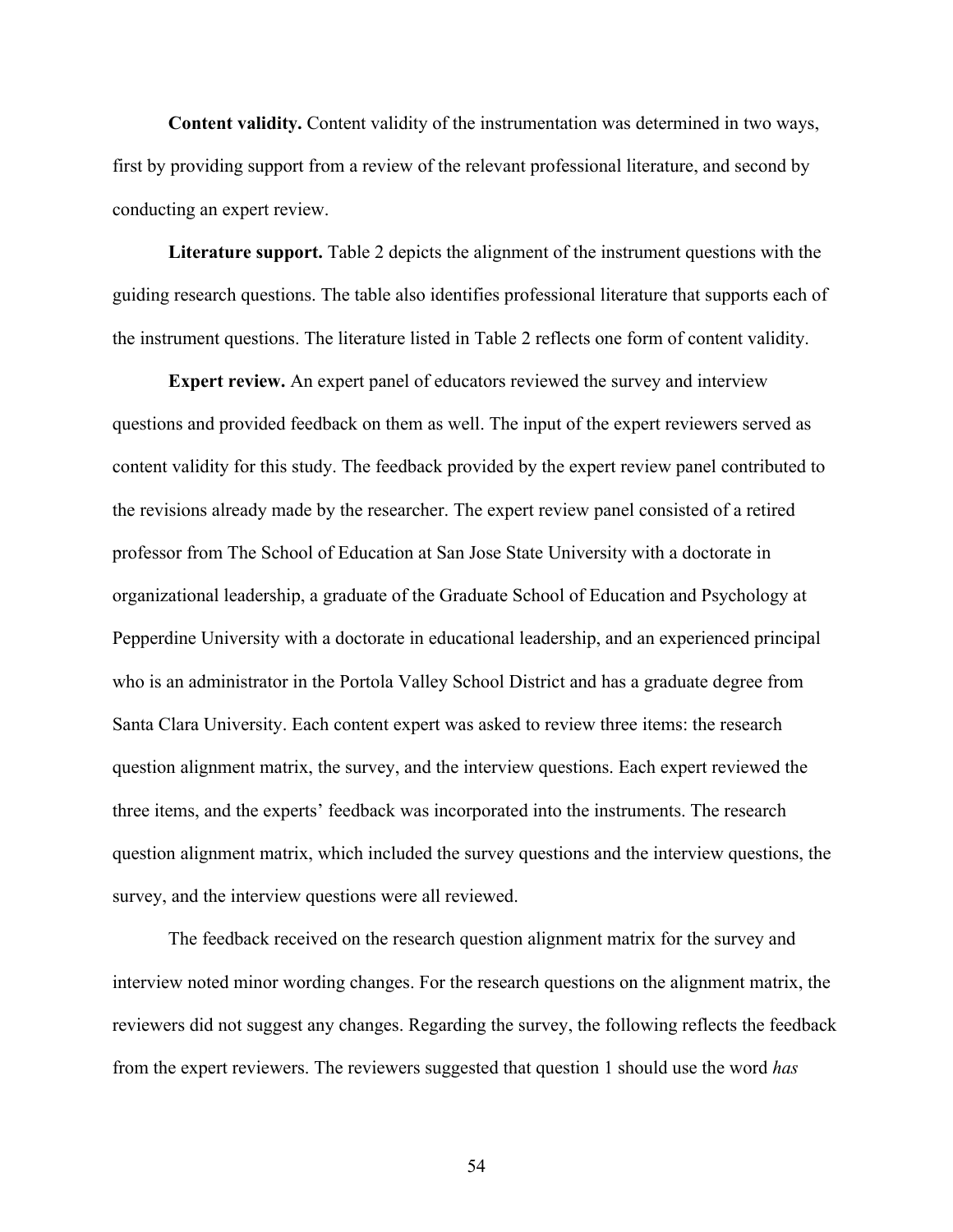**Content validity.** Content validity of the instrumentation was determined in two ways, first by providing support from a review of the relevant professional literature, and second by conducting an expert review.

**Literature support.** Table 2 depicts the alignment of the instrument questions with the guiding research questions. The table also identifies professional literature that supports each of the instrument questions. The literature listed in Table 2 reflects one form of content validity.

**Expert review.** An expert panel of educators reviewed the survey and interview questions and provided feedback on them as well. The input of the expert reviewers served as content validity for this study. The feedback provided by the expert review panel contributed to the revisions already made by the researcher. The expert review panel consisted of a retired professor from The School of Education at San Jose State University with a doctorate in organizational leadership, a graduate of the Graduate School of Education and Psychology at Pepperdine University with a doctorate in educational leadership, and an experienced principal who is an administrator in the Portola Valley School District and has a graduate degree from Santa Clara University. Each content expert was asked to review three items: the research question alignment matrix, the survey, and the interview questions. Each expert reviewed the three items, and the experts' feedback was incorporated into the instruments. The research question alignment matrix, which included the survey questions and the interview questions, the survey, and the interview questions were all reviewed.

The feedback received on the research question alignment matrix for the survey and interview noted minor wording changes. For the research questions on the alignment matrix, the reviewers did not suggest any changes. Regarding the survey, the following reflects the feedback from the expert reviewers. The reviewers suggested that question 1 should use the word *has*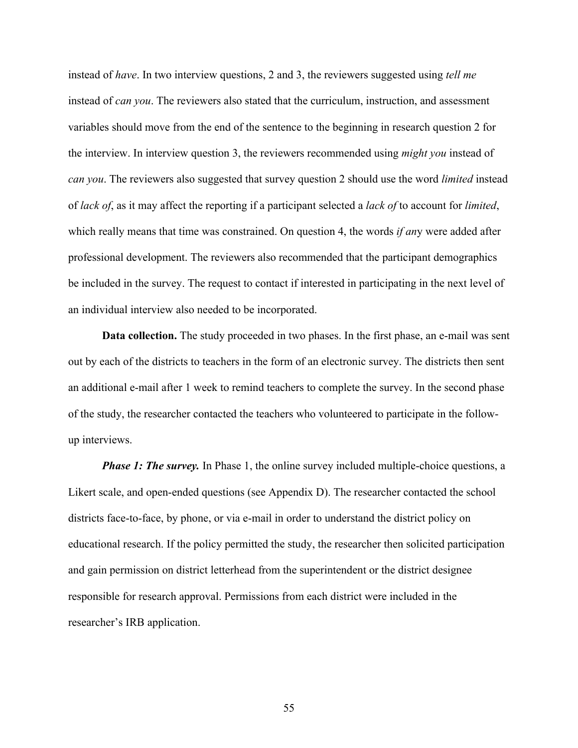instead of *have*. In two interview questions, 2 and 3, the reviewers suggested using *tell me* instead of *can you*. The reviewers also stated that the curriculum, instruction, and assessment variables should move from the end of the sentence to the beginning in research question 2 for the interview. In interview question 3, the reviewers recommended using *might you* instead of *can you*. The reviewers also suggested that survey question 2 should use the word *limited* instead of *lack of*, as it may affect the reporting if a participant selected a *lack of* to account for *limited*, which really means that time was constrained. On question 4, the words *if an*y were added after professional development. The reviewers also recommended that the participant demographics be included in the survey. The request to contact if interested in participating in the next level of an individual interview also needed to be incorporated.

**Data collection.** The study proceeded in two phases. In the first phase, an e-mail was sent out by each of the districts to teachers in the form of an electronic survey. The districts then sent an additional e-mail after 1 week to remind teachers to complete the survey. In the second phase of the study, the researcher contacted the teachers who volunteered to participate in the follow-up interviews.

***Phase 1: The survey.*** In Phase 1, the online survey included multiple-choice questions, a Likert scale, and open-ended questions (see Appendix D). The researcher contacted the school districts face-to-face, by phone, or via e-mail in order to understand the district policy on educational research. If the policy permitted the study, the researcher then solicited participation and gain permission on district letterhead from the superintendent or the district designee responsible for research approval. Permissions from each district were included in the researcher's IRB application.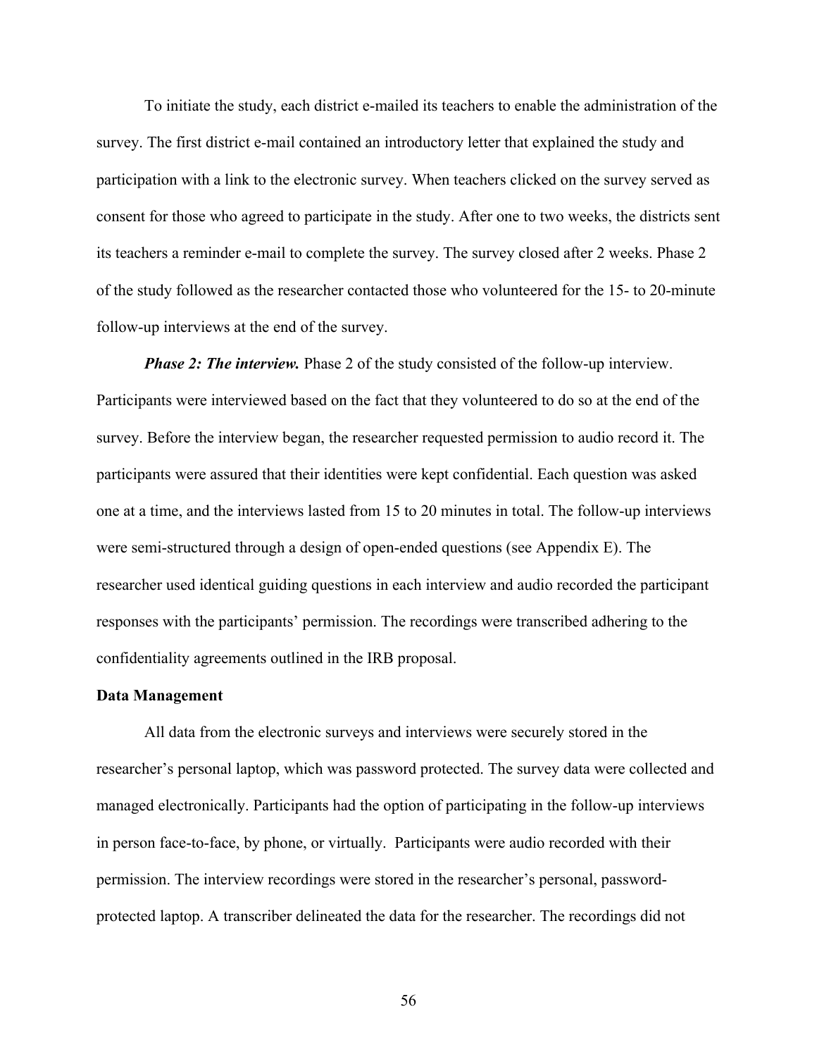To initiate the study, each district e-mailed its teachers to enable the administration of the survey. The first district e-mail contained an introductory letter that explained the study and participation with a link to the electronic survey. When teachers clicked on the survey served as consent for those who agreed to participate in the study. After one to two weeks, the districts sent its teachers a reminder e-mail to complete the survey. The survey closed after 2 weeks. Phase 2 of the study followed as the researcher contacted those who volunteered for the 15- to 20-minute follow-up interviews at the end of the survey.

***Phase 2: The interview.*** Phase 2 of the study consisted of the follow-up interview. Participants were interviewed based on the fact that they volunteered to do so at the end of the survey. Before the interview began, the researcher requested permission to audio record it. The participants were assured that their identities were kept confidential. Each question was asked one at a time, and the interviews lasted from 15 to 20 minutes in total. The follow-up interviews were semi-structured through a design of open-ended questions (see Appendix E). The researcher used identical guiding questions in each interview and audio recorded the participant responses with the participants' permission. The recordings were transcribed adhering to the confidentiality agreements outlined in the IRB proposal.

**Data Management**

All data from the electronic surveys and interviews were securely stored in the researcher's personal laptop, which was password protected. The survey data were collected and managed electronically. Participants had the option of participating in the follow-up interviews in person face-to-face, by phone, or virtually. Participants were audio recorded with their permission. The interview recordings were stored in the researcher's personal, password-protected laptop. A transcriber delineated the data for the researcher. The recordings did not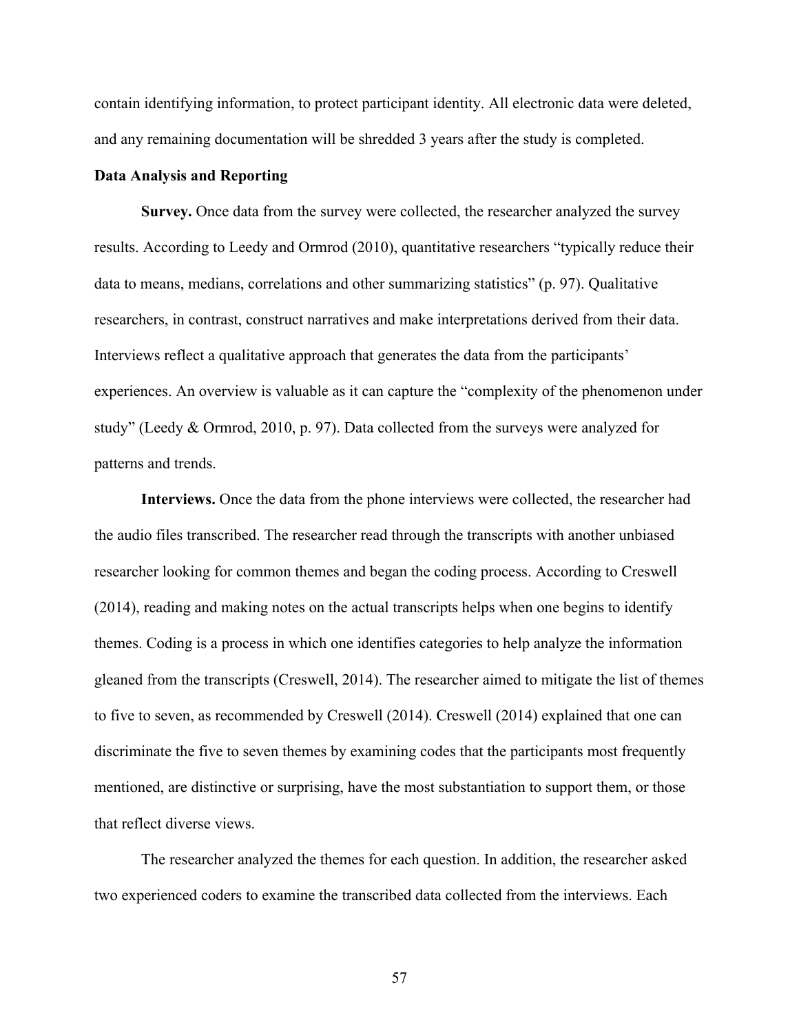contain identifying information, to protect participant identity. All electronic data were deleted, and any remaining documentation will be shredded 3 years after the study is completed.

### Data Analysis and Reporting

**Survey.** Once data from the survey were collected, the researcher analyzed the survey results. According to Leedy and Ormrod (2010), quantitative researchers "typically reduce their data to means, medians, correlations and other summarizing statistics" (p. 97). Qualitative researchers, in contrast, construct narratives and make interpretations derived from their data. Interviews reflect a qualitative approach that generates the data from the participants' experiences. An overview is valuable as it can capture the "complexity of the phenomenon under study" (Leedy & Ormrod, 2010, p. 97). Data collected from the surveys were analyzed for patterns and trends.

**Interviews.** Once the data from the phone interviews were collected, the researcher had the audio files transcribed. The researcher read through the transcripts with another unbiased researcher looking for common themes and began the coding process. According to Creswell (2014), reading and making notes on the actual transcripts helps when one begins to identify themes. Coding is a process in which one identifies categories to help analyze the information gleaned from the transcripts (Creswell, 2014). The researcher aimed to mitigate the list of themes to five to seven, as recommended by Creswell (2014). Creswell (2014) explained that one can discriminate the five to seven themes by examining codes that the participants most frequently mentioned, are distinctive or surprising, have the most substantiation to support them, or those that reflect diverse views.

The researcher analyzed the themes for each question. In addition, the researcher asked two experienced coders to examine the transcribed data collected from the interviews. Each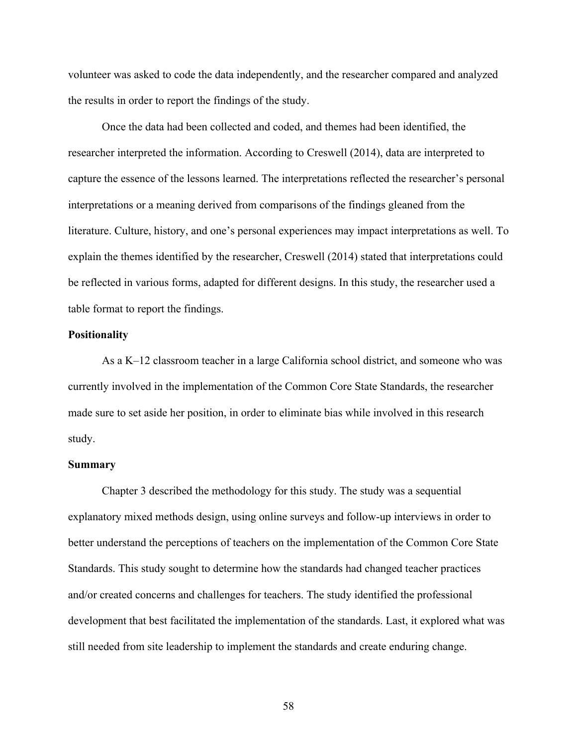volunteer was asked to code the data independently, and the researcher compared and analyzed the results in order to report the findings of the study.

Once the data had been collected and coded, and themes had been identified, the researcher interpreted the information. According to Creswell (2014), data are interpreted to capture the essence of the lessons learned. The interpretations reflected the researcher's personal interpretations or a meaning derived from comparisons of the findings gleaned from the literature. Culture, history, and one's personal experiences may impact interpretations as well. To explain the themes identified by the researcher, Creswell (2014) stated that interpretations could be reflected in various forms, adapted for different designs. In this study, the researcher used a table format to report the findings.

### Positionality

As a K–12 classroom teacher in a large California school district, and someone who was currently involved in the implementation of the Common Core State Standards, the researcher made sure to set aside her position, in order to eliminate bias while involved in this research study.

### Summary

Chapter 3 described the methodology for this study. The study was a sequential explanatory mixed methods design, using online surveys and follow-up interviews in order to better understand the perceptions of teachers on the implementation of the Common Core State Standards. This study sought to determine how the standards had changed teacher practices and/or created concerns and challenges for teachers. The study identified the professional development that best facilitated the implementation of the standards. Last, it explored what was still needed from site leadership to implement the standards and create enduring change.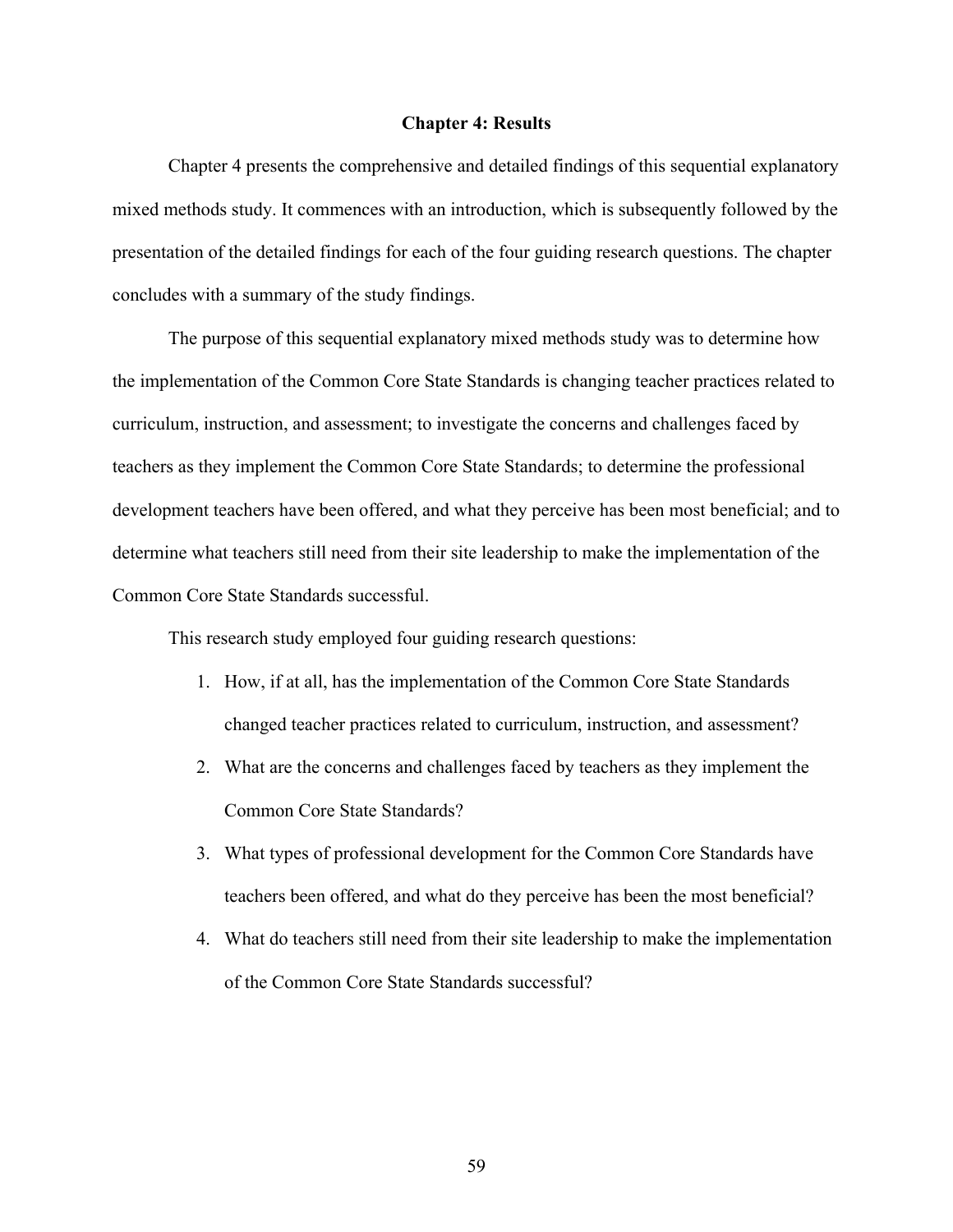# Chapter 4: Results

Chapter 4 presents the comprehensive and detailed findings of this sequential explanatory mixed methods study. It commences with an introduction, which is subsequently followed by the presentation of the detailed findings for each of the four guiding research questions. The chapter concludes with a summary of the study findings.

The purpose of this sequential explanatory mixed methods study was to determine how the implementation of the Common Core State Standards is changing teacher practices related to curriculum, instruction, and assessment; to investigate the concerns and challenges faced by teachers as they implement the Common Core State Standards; to determine the professional development teachers have been offered, and what they perceive has been most beneficial; and to determine what teachers still need from their site leadership to make the implementation of the Common Core State Standards successful.

This research study employed four guiding research questions:

1. How, if at all, has the implementation of the Common Core State Standards changed teacher practices related to curriculum, instruction, and assessment?
2. What are the concerns and challenges faced by teachers as they implement the Common Core State Standards?
3. What types of professional development for the Common Core Standards have teachers been offered, and what do they perceive has been the most beneficial?
4. What do teachers still need from their site leadership to make the implementation of the Common Core State Standards successful?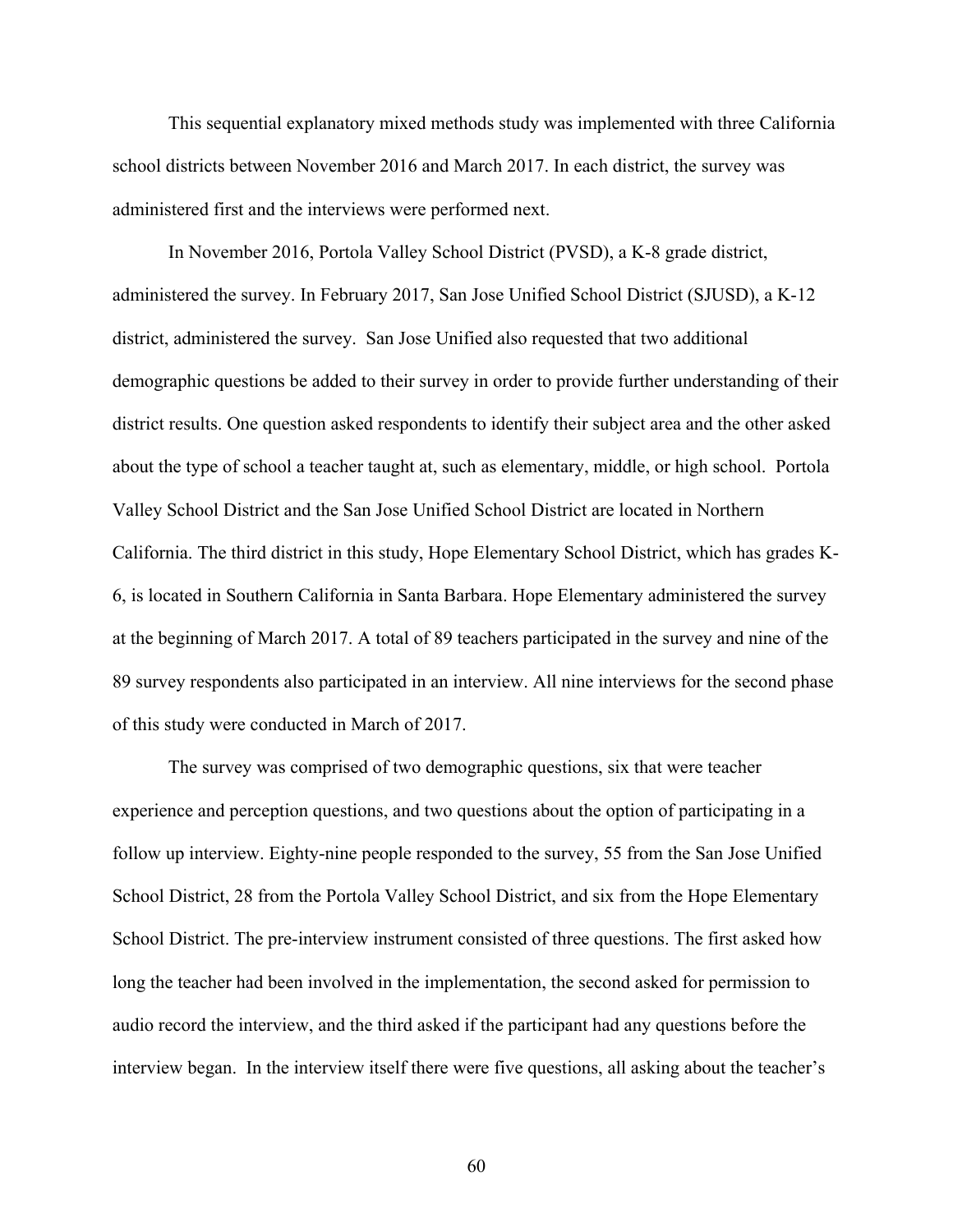This sequential explanatory mixed methods study was implemented with three California school districts between November 2016 and March 2017. In each district, the survey was administered first and the interviews were performed next.

In November 2016, Portola Valley School District (PVSD), a K-8 grade district, administered the survey. In February 2017, San Jose Unified School District (SJUSD), a K-12 district, administered the survey. San Jose Unified also requested that two additional demographic questions be added to their survey in order to provide further understanding of their district results. One question asked respondents to identify their subject area and the other asked about the type of school a teacher taught at, such as elementary, middle, or high school. Portola Valley School District and the San Jose Unified School District are located in Northern California. The third district in this study, Hope Elementary School District, which has grades K-6, is located in Southern California in Santa Barbara. Hope Elementary administered the survey at the beginning of March 2017. A total of 89 teachers participated in the survey and nine of the 89 survey respondents also participated in an interview. All nine interviews for the second phase of this study were conducted in March of 2017.

The survey was comprised of two demographic questions, six that were teacher experience and perception questions, and two questions about the option of participating in a follow up interview. Eighty-nine people responded to the survey, 55 from the San Jose Unified School District, 28 from the Portola Valley School District, and six from the Hope Elementary School District. The pre-interview instrument consisted of three questions. The first asked how long the teacher had been involved in the implementation, the second asked for permission to audio record the interview, and the third asked if the participant had any questions before the interview began. In the interview itself there were five questions, all asking about the teacher's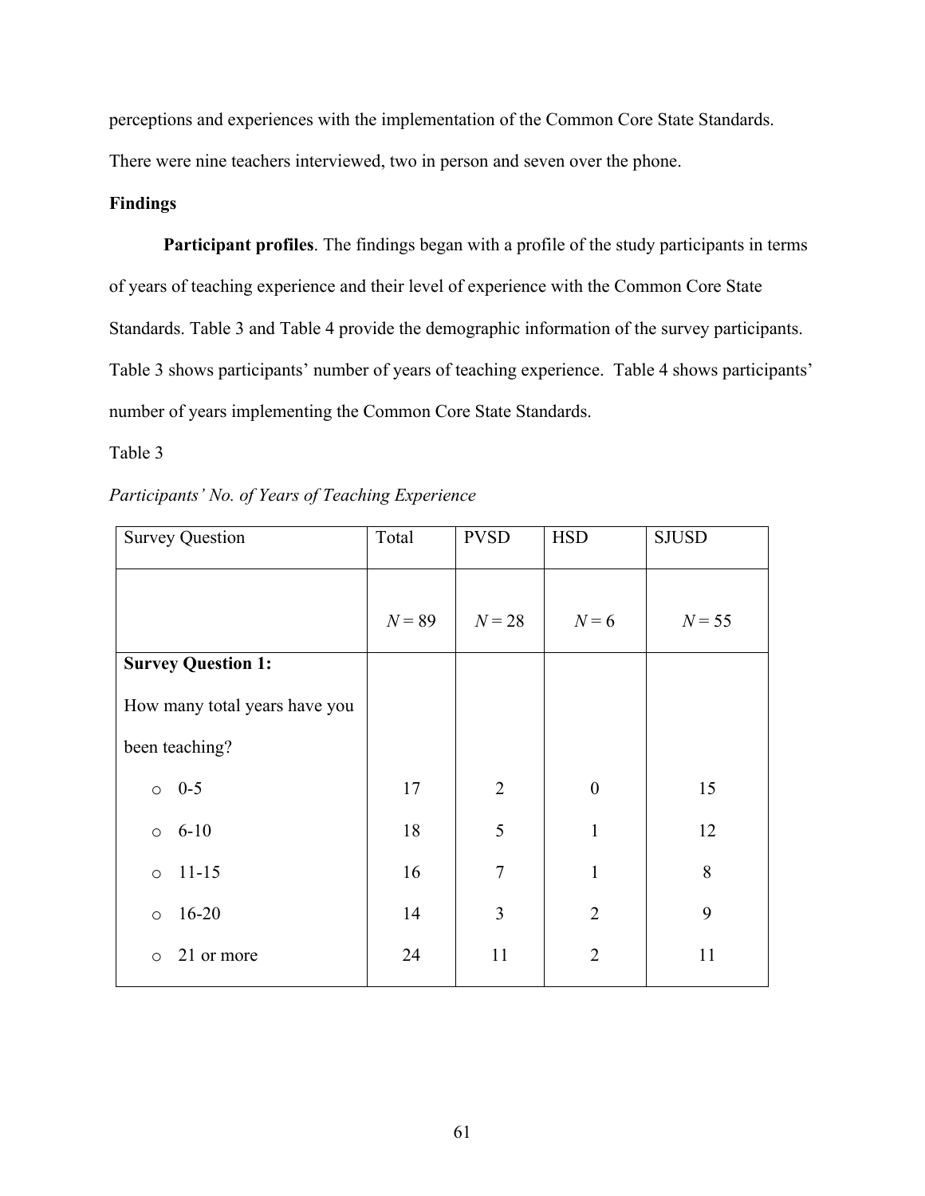perceptions and experiences with the implementation of the Common Core State Standards. There were nine teachers interviewed, two in person and seven over the phone.

**Findings**

**Participant profiles**. The findings began with a profile of the study participants in terms of years of teaching experience and their level of experience with the Common Core State Standards. Table 3 and Table 4 provide the demographic information of the survey participants. Table 3 shows participants' number of years of teaching experience. Table 4 shows participants' number of years implementing the Common Core State Standards.

Table 3

*Participants' No. of Years of Teaching Experience*

| Survey Question | Total | PVSD | HSD | SJUSD |
|---|---|---|---|---|
| | *N* = 89 | *N* = 28 | *N* = 6 | *N* = 55 |
| **Survey Question 1:** How many total years have you been teaching? | | | | |
| ○ 0-5 | 17 | 2 | 0 | 15 |
| ○ 6-10 | 18 | 5 | 1 | 12 |
| ○ 11-15 | 16 | 7 | 1 | 8 |
| ○ 16-20 | 14 | 3 | 2 | 9 |
| ○ 21 or more | 24 | 11 | 2 | 11 |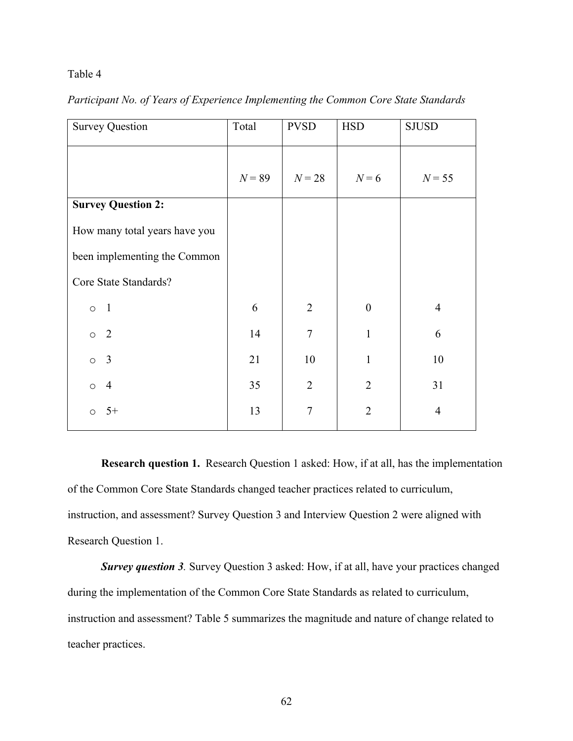Table 4

*Participant No. of Years of Experience Implementing the Common Core State Standards*

| Survey Question | Total | PVSD | HSD | SJUSD |
|---|---|---|---|---|
| | *N* = 89 | *N* = 28 | *N* = 6 | *N* = 55 |
| **Survey Question 2:** How many total years have you been implementing the Common Core State Standards? | | | | |
| ○ 1 | 6 | 2 | 0 | 4 |
| ○ 2 | 14 | 7 | 1 | 6 |
| ○ 3 | 21 | 10 | 1 | 10 |
| ○ 4 | 35 | 2 | 2 | 31 |
| ○ 5+ | 13 | 7 | 2 | 4 |

**Research question 1.** Research Question 1 asked: How, if at all, has the implementation of the Common Core State Standards changed teacher practices related to curriculum, instruction, and assessment? Survey Question 3 and Interview Question 2 were aligned with Research Question 1.

***Survey question 3****.* Survey Question 3 asked: How, if at all, have your practices changed during the implementation of the Common Core State Standards as related to curriculum, instruction and assessment? Table 5 summarizes the magnitude and nature of change related to teacher practices.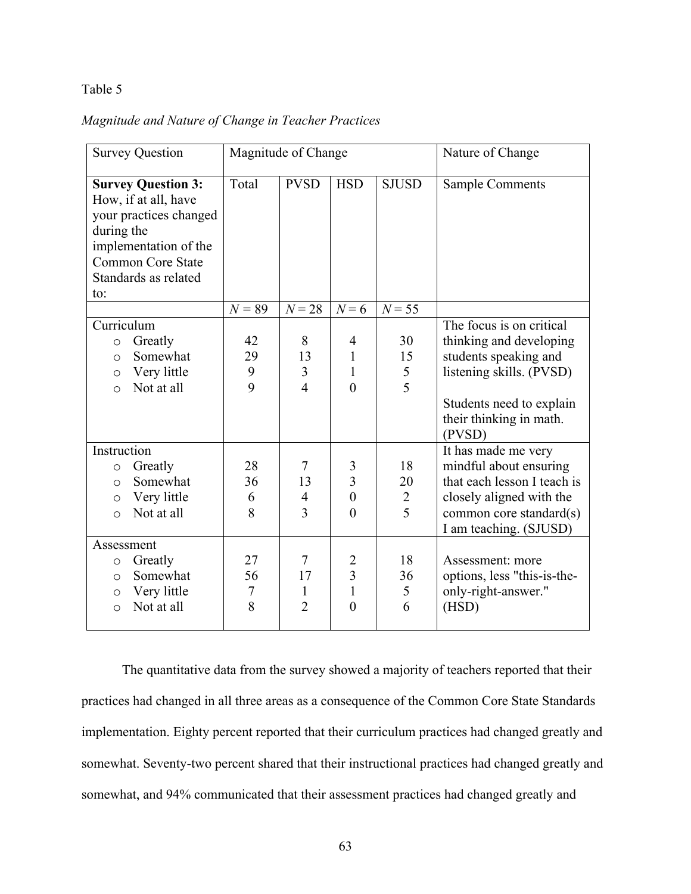Table 5

*Magnitude and Nature of Change in Teacher Practices*

| Survey Question | Magnitude of Change | | | | Nature of Change |
|---|---|---|---|---|---|
| **Survey Question 3:** How, if at all, have your practices changed during the implementation of the Common Core State Standards as related to: | Total | PVSD | HSD | SJUSD | Sample Comments |
| | $N$ = 89 | $N$ = 28 | $N$ = 6 | $N$ = 55 | |
| Curriculum | | | | | The focus is on critical thinking and developing students speaking and listening skills. (PVSD) Students need to explain their thinking in math. (PVSD) |
| ○ Greatly | 42 | 8 | 4 | 30 | |
| ○ Somewhat | 29 | 13 | 1 | 15 | |
| ○ Very little | 9 | 3 | 1 | 5 | |
| ○ Not at all | 9 | 4 | 0 | 5 | |
| Instruction | | | | | It has made me very mindful about ensuring that each lesson I teach is closely aligned with the common core standard(s) I am teaching. (SJUSD) |
| ○ Greatly | 28 | 7 | 3 | 18 | |
| ○ Somewhat | 36 | 13 | 3 | 20 | |
| ○ Very little | 6 | 4 | 0 | 2 | |
| ○ Not at all | 8 | 3 | 0 | 5 | |
| Assessment | | | | | Assessment: more options, less "this-is-the-only-right-answer." (HSD) |
| ○ Greatly | 27 | 7 | 2 | 18 | |
| ○ Somewhat | 56 | 17 | 3 | 36 | |
| ○ Very little | 7 | 1 | 1 | 5 | |
| ○ Not at all | 8 | 2 | 0 | 6 | |

The quantitative data from the survey showed a majority of teachers reported that their practices had changed in all three areas as a consequence of the Common Core State Standards implementation. Eighty percent reported that their curriculum practices had changed greatly and somewhat. Seventy-two percent shared that their instructional practices had changed greatly and somewhat, and 94% communicated that their assessment practices had changed greatly and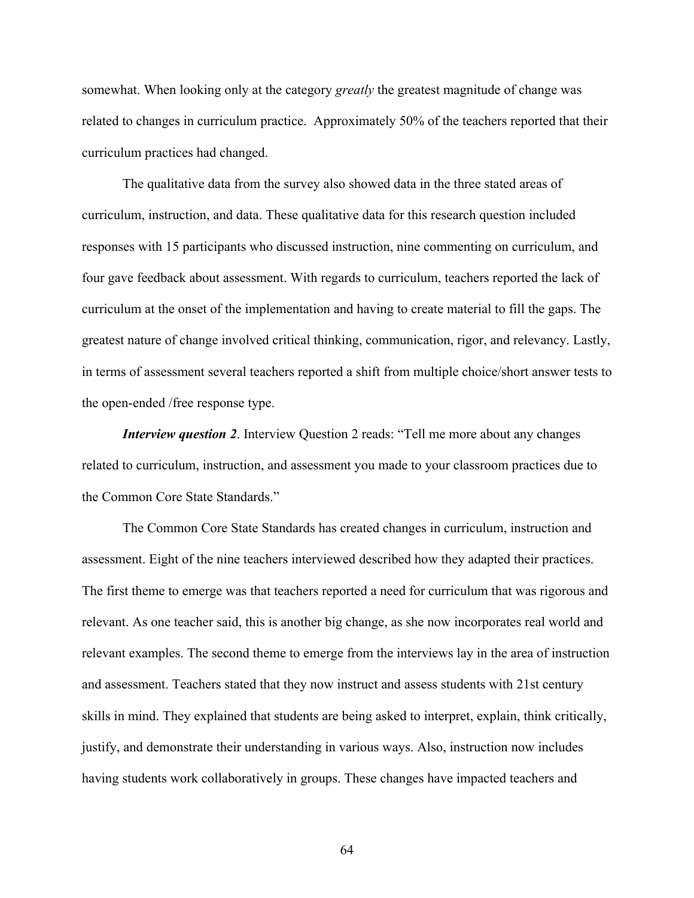somewhat. When looking only at the category *greatly* the greatest magnitude of change was related to changes in curriculum practice. Approximately 50% of the teachers reported that their curriculum practices had changed.

The qualitative data from the survey also showed data in the three stated areas of curriculum, instruction, and data. These qualitative data for this research question included responses with 15 participants who discussed instruction, nine commenting on curriculum, and four gave feedback about assessment. With regards to curriculum, teachers reported the lack of curriculum at the onset of the implementation and having to create material to fill the gaps. The greatest nature of change involved critical thinking, communication, rigor, and relevancy. Lastly, in terms of assessment several teachers reported a shift from multiple choice/short answer tests to the open-ended /free response type.

***Interview question 2***. Interview Question 2 reads: "Tell me more about any changes related to curriculum, instruction, and assessment you made to your classroom practices due to the Common Core State Standards."

The Common Core State Standards has created changes in curriculum, instruction and assessment. Eight of the nine teachers interviewed described how they adapted their practices. The first theme to emerge was that teachers reported a need for curriculum that was rigorous and relevant. As one teacher said, this is another big change, as she now incorporates real world and relevant examples. The second theme to emerge from the interviews lay in the area of instruction and assessment. Teachers stated that they now instruct and assess students with 21st century skills in mind. They explained that students are being asked to interpret, explain, think critically, justify, and demonstrate their understanding in various ways. Also, instruction now includes having students work collaboratively in groups. These changes have impacted teachers and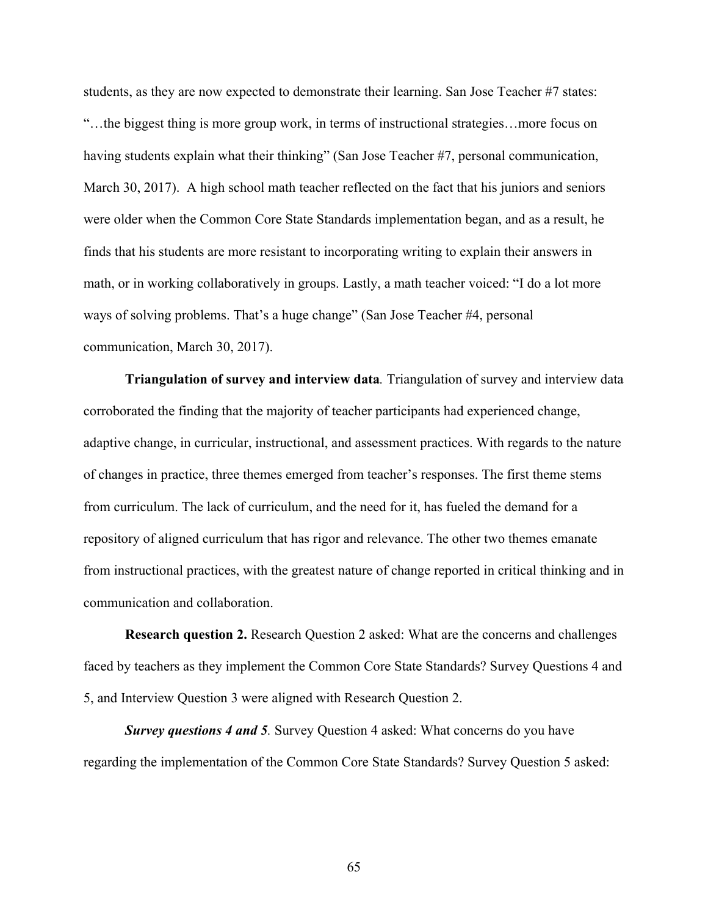students, as they are now expected to demonstrate their learning. San Jose Teacher #7 states: "…the biggest thing is more group work, in terms of instructional strategies…more focus on having students explain what their thinking" (San Jose Teacher #7, personal communication, March 30, 2017). A high school math teacher reflected on the fact that his juniors and seniors were older when the Common Core State Standards implementation began, and as a result, he finds that his students are more resistant to incorporating writing to explain their answers in math, or in working collaboratively in groups. Lastly, a math teacher voiced: "I do a lot more ways of solving problems. That's a huge change" (San Jose Teacher #4, personal communication, March 30, 2017).

**Triangulation of survey and interview data***.* Triangulation of survey and interview data corroborated the finding that the majority of teacher participants had experienced change, adaptive change, in curricular, instructional, and assessment practices. With regards to the nature of changes in practice, three themes emerged from teacher's responses. The first theme stems from curriculum. The lack of curriculum, and the need for it, has fueled the demand for a repository of aligned curriculum that has rigor and relevance. The other two themes emanate from instructional practices, with the greatest nature of change reported in critical thinking and in communication and collaboration.

**Research question 2.** Research Question 2 asked: What are the concerns and challenges faced by teachers as they implement the Common Core State Standards? Survey Questions 4 and 5, and Interview Question 3 were aligned with Research Question 2.

***Survey questions 4 and 5****.* Survey Question 4 asked: What concerns do you have regarding the implementation of the Common Core State Standards? Survey Question 5 asked: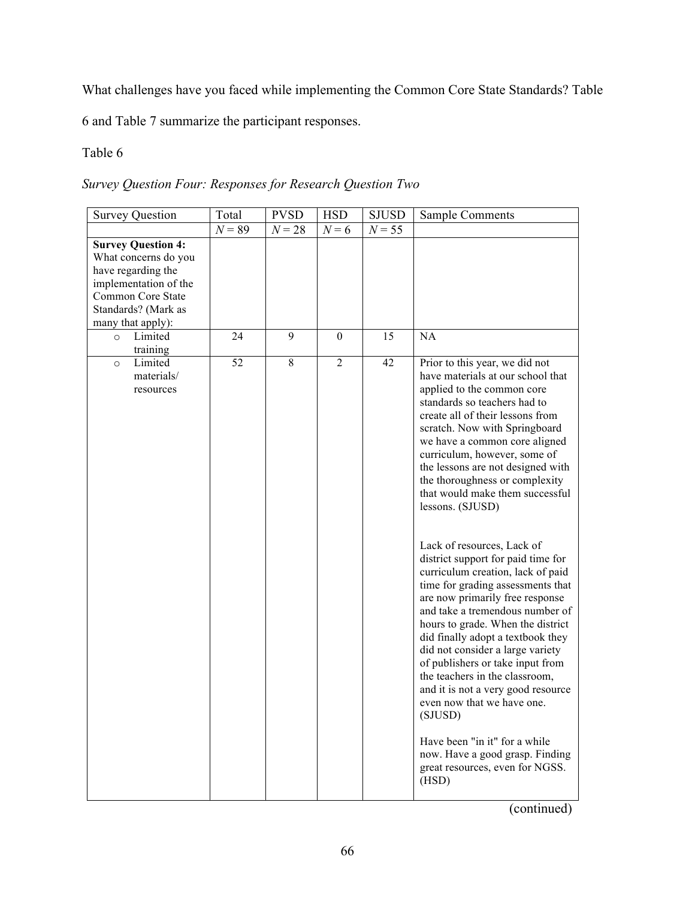What challenges have you faced while implementing the Common Core State Standards? Table 6 and Table 7 summarize the participant responses.

Table 6

*Survey Question Four: Responses for Research Question Two*

| Survey Question | Total | PVSD | HSD | SJUSD | Sample Comments |
|---|---|---|---|---|---|
| | *N* = 89 | *N* = 28 | *N* = 6 | *N* = 55 | |
| **Survey Question 4:** What concerns do you have regarding the implementation of the Common Core State Standards? (Mark as many that apply): | | | | | |
| ○ Limited training | 24 | 9 | 0 | 15 | NA |
| ○ Limited materials/ resources | 52 | 8 | 2 | 42 | Prior to this year, we did not have materials at our school that applied to the common core standards so teachers had to create all of their lessons from scratch. Now with Springboard we have a common core aligned curriculum, however, some of the lessons are not designed with the thoroughness or complexity that would make them successful lessons. (SJUSD)<br><br>Lack of resources, Lack of district support for paid time for curriculum creation, lack of paid time for grading assessments that are now primarily free response and take a tremendous number of hours to grade. When the district did finally adopt a textbook they did not consider a large variety of publishers or take input from the teachers in the classroom, and it is not a very good resource even now that we have one. (SJUSD)<br><br>Have been "in it" for a while now. Have a good grasp. Finding great resources, even for NGSS. (HSD) |

(continued)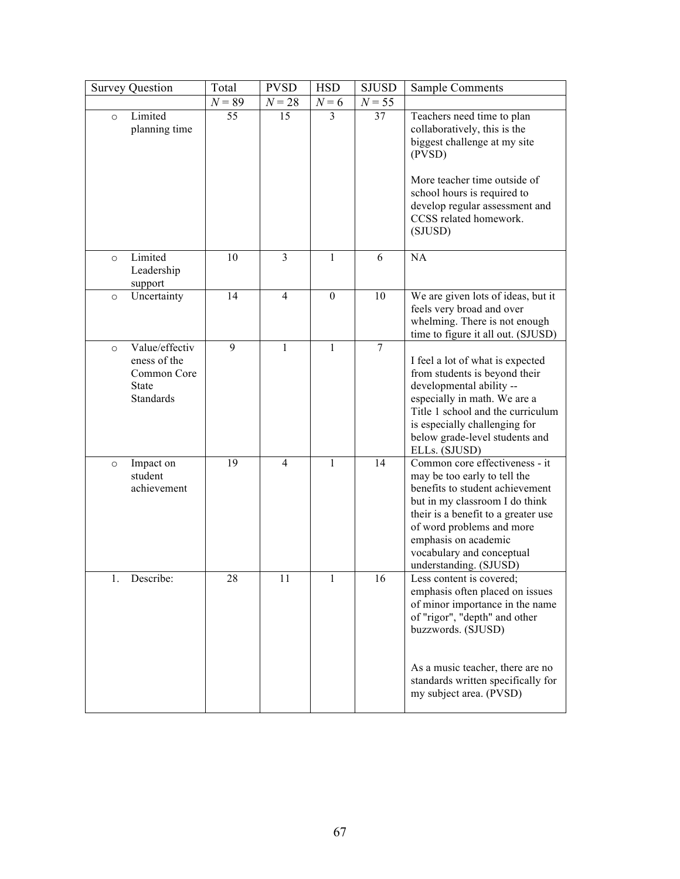| Survey Question | Total | PVSD | HSD | SJUSD | Sample Comments |
|---|---|---|---|---|---|
| | $N = 89$ | $N = 28$ | $N = 6$ | $N = 55$ | |
| ○ Limited planning time | 55 | 15 | 3 | 37 | Teachers need time to plan collaboratively, this is the biggest challenge at my site (PVSD)<br><br>More teacher time outside of school hours is required to develop regular assessment and CCSS related homework. (SJUSD) |
| ○ Limited Leadership support | 10 | 3 | 1 | 6 | NA |
| ○ Uncertainty | 14 | 4 | 0 | 10 | We are given lots of ideas, but it feels very broad and over whelming. There is not enough time to figure it all out. (SJUSD) |
| ○ Value/effectiveness of the Common Core State Standards | 9 | 1 | 1 | 7 | I feel a lot of what is expected from students is beyond their developmental ability -- especially in math. We are a Title 1 school and the curriculum is especially challenging for below grade-level students and ELLs. (SJUSD) |
| ○ Impact on student achievement | 19 | 4 | 1 | 14 | Common core effectiveness - it may be too early to tell the benefits to student achievement but in my classroom I do think their is a benefit to a greater use of word problems and more emphasis on academic vocabulary and conceptual understanding. (SJUSD) |
| 1. Describe: | 28 | 11 | 1 | 16 | Less content is covered; emphasis often placed on issues of minor importance in the name of "rigor", "depth" and other buzzwords. (SJUSD)<br><br>As a music teacher, there are no standards written specifically for my subject area. (PVSD) |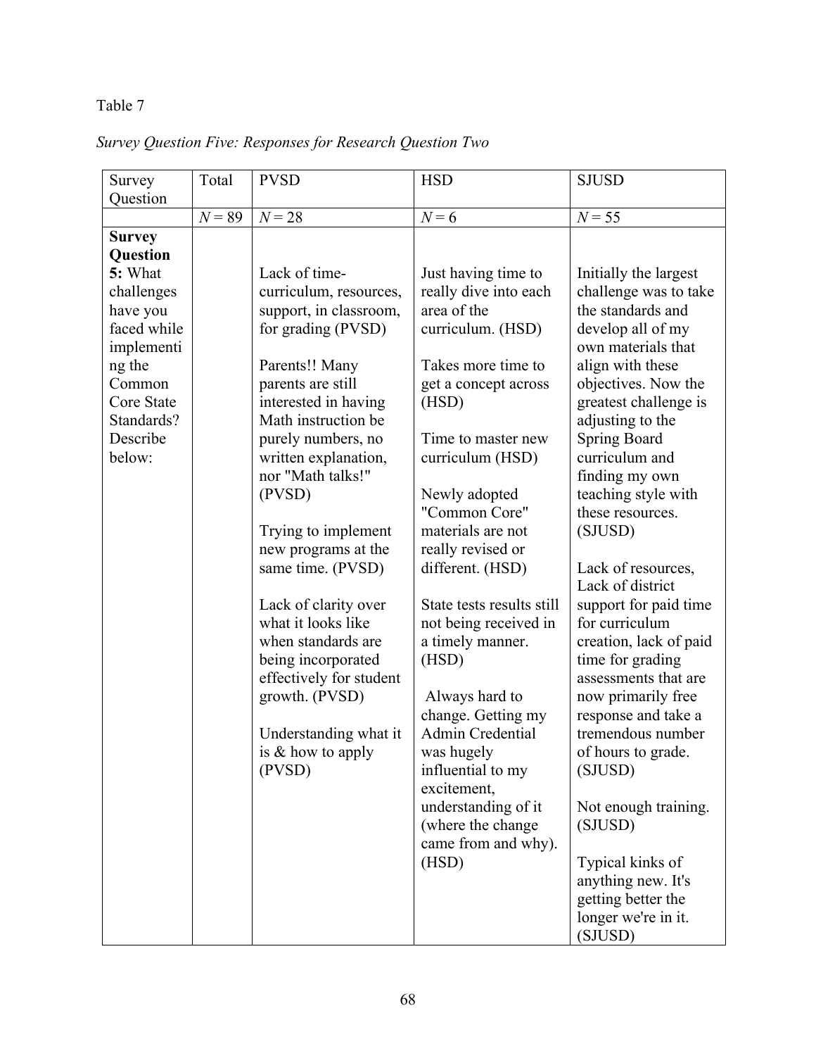Table 7

*Survey Question Five: Responses for Research Question Two*

| Survey Question | Total | PVSD | HSD | SJUSD |
|---|---|---|---|---|
| | $N = 89$ | $N = 28$ | $N = 6$ | $N = 55$ |
| **Survey Question 5:** What challenges have you faced while implementing the Common Core State Standards? Describe below: | | Lack of time- curriculum, resources, support, in classroom, for grading (PVSD)<br><br>Parents!! Many parents are still interested in having Math instruction be purely numbers, no written explanation, nor "Math talks!" (PVSD)<br><br>Trying to implement new programs at the same time. (PVSD)<br><br>Lack of clarity over what it looks like when standards are being incorporated effectively for student growth. (PVSD)<br><br>Understanding what it is & how to apply (PVSD) | Just having time to really dive into each area of the curriculum. (HSD)<br><br>Takes more time to get a concept across (HSD)<br><br>Time to master new curriculum (HSD)<br><br>Newly adopted "Common Core" materials are not really revised or different. (HSD)<br><br>State tests results still not being received in a timely manner. (HSD)<br><br>Always hard to change. Getting my Admin Credential was hugely influential to my excitement, understanding of it (where the change came from and why). (HSD) | Initially the largest challenge was to take the standards and develop all of my own materials that align with these objectives. Now the greatest challenge is adjusting to the Spring Board curriculum and finding my own teaching style with these resources. (SJUSD)<br><br>Lack of resources, Lack of district support for paid time for curriculum creation, lack of paid time for grading assessments that are now primarily free response and take a tremendous number of hours to grade. (SJUSD)<br><br>Not enough training. (SJUSD)<br><br>Typical kinks of anything new. It's getting better the longer we're in it. (SJUSD) |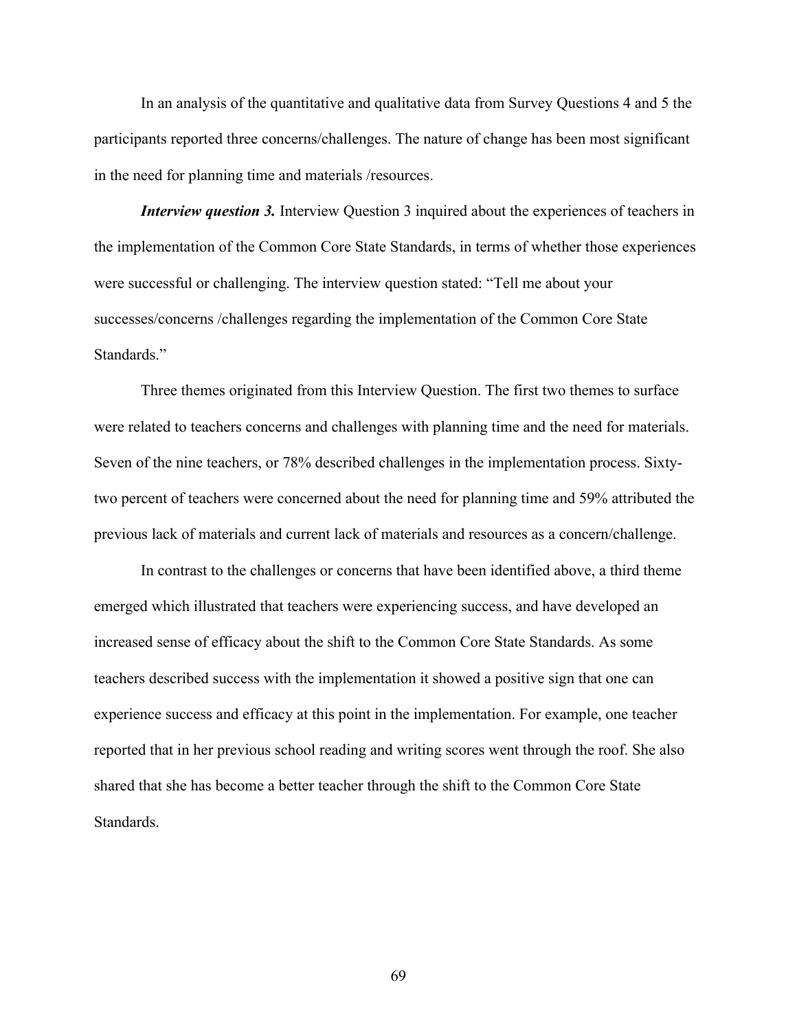In an analysis of the quantitative and qualitative data from Survey Questions 4 and 5 the participants reported three concerns/challenges. The nature of change has been most significant in the need for planning time and materials /resources.

***Interview question 3.*** Interview Question 3 inquired about the experiences of teachers in the implementation of the Common Core State Standards, in terms of whether those experiences were successful or challenging. The interview question stated: "Tell me about your successes/concerns /challenges regarding the implementation of the Common Core State Standards."

Three themes originated from this Interview Question. The first two themes to surface were related to teachers concerns and challenges with planning time and the need for materials. Seven of the nine teachers, or 78% described challenges in the implementation process. Sixty-two percent of teachers were concerned about the need for planning time and 59% attributed the previous lack of materials and current lack of materials and resources as a concern/challenge.

In contrast to the challenges or concerns that have been identified above, a third theme emerged which illustrated that teachers were experiencing success, and have developed an increased sense of efficacy about the shift to the Common Core State Standards. As some teachers described success with the implementation it showed a positive sign that one can experience success and efficacy at this point in the implementation. For example, one teacher reported that in her previous school reading and writing scores went through the roof. She also shared that she has become a better teacher through the shift to the Common Core State Standards.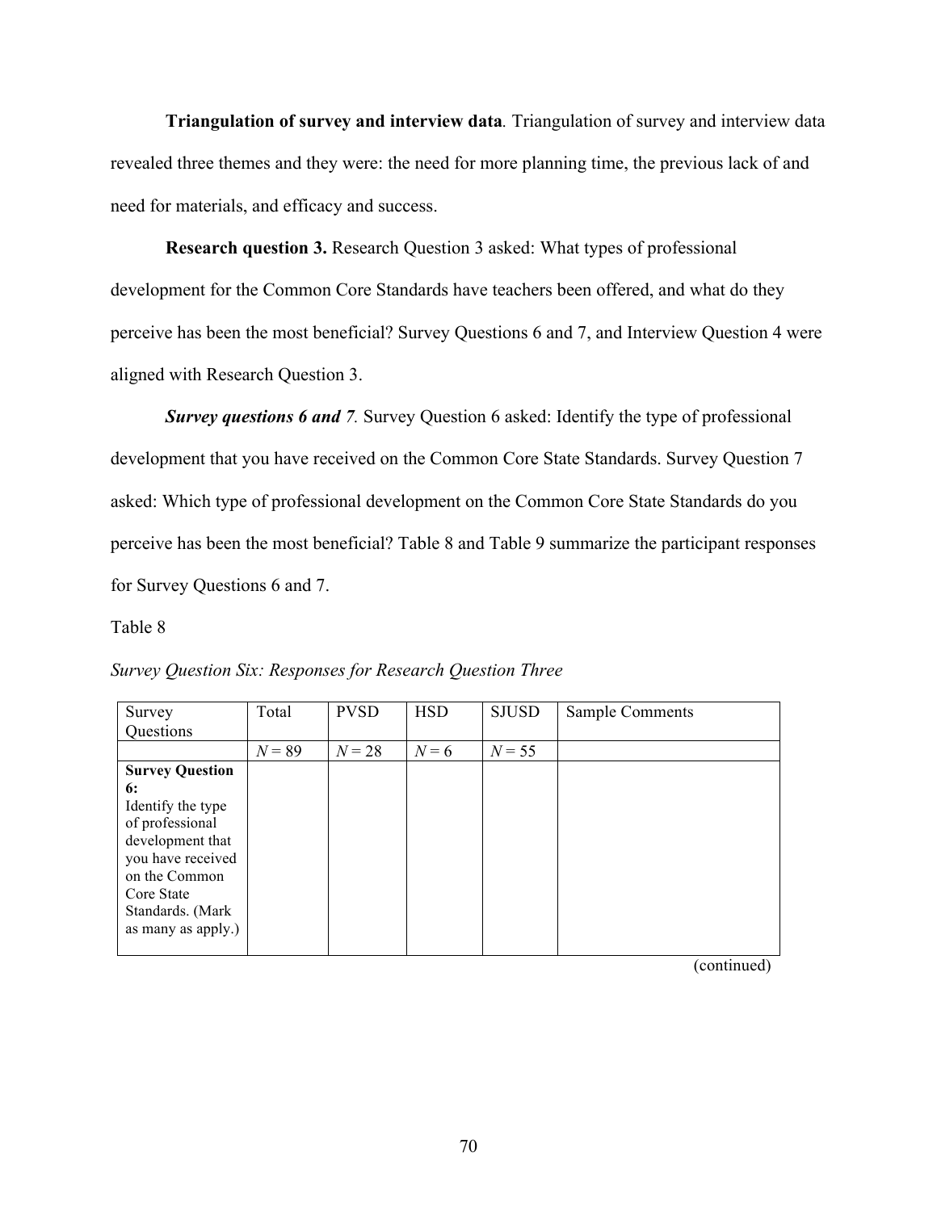**Triangulation of survey and interview data**. Triangulation of survey and interview data revealed three themes and they were: the need for more planning time, the previous lack of and need for materials, and efficacy and success.

**Research question 3.** Research Question 3 asked: What types of professional development for the Common Core Standards have teachers been offered, and what do they perceive has been the most beneficial? Survey Questions 6 and 7, and Interview Question 4 were aligned with Research Question 3.

***Survey questions 6 and 7.*** Survey Question 6 asked: Identify the type of professional development that you have received on the Common Core State Standards. Survey Question 7 asked: Which type of professional development on the Common Core State Standards do you perceive has been the most beneficial? Table 8 and Table 9 summarize the participant responses for Survey Questions 6 and 7.

Table 8

*Survey Question Six: Responses for Research Question Three*

| Survey Questions | Total | PVSD | HSD | SJUSD | Sample Comments |
|---|---|---|---|---|---|
| | $N = 89$ | $N = 28$ | $N = 6$ | $N = 55$ | |
| **Survey Question 6:** Identify the type of professional development that you have received on the Common Core State Standards. (Mark as many as apply.) | | | | | |

(continued)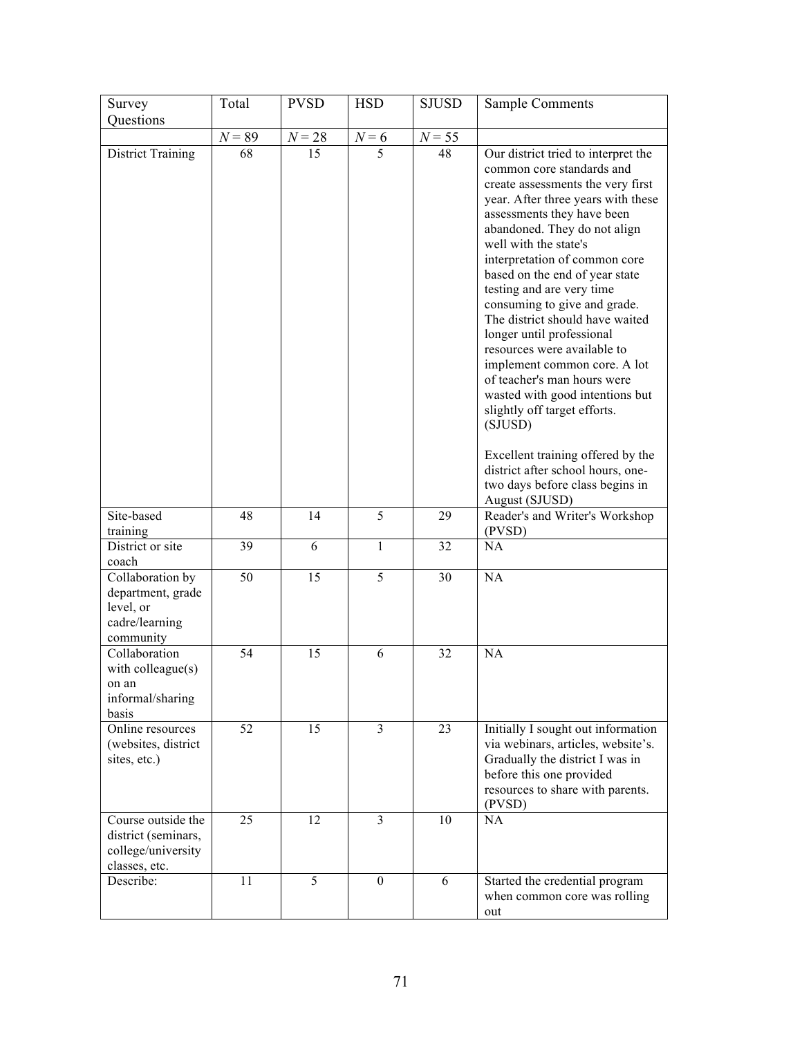| Survey Questions | Total | PVSD | HSD | SJUSD | Sample Comments |
|---|---|---|---|---|---|
| | $N = 89$ | $N = 28$ | $N = 6$ | $N = 55$ | |
| District Training | 68 | 15 | 5 | 48 | Our district tried to interpret the common core standards and create assessments the very first year. After three years with these assessments they have been abandoned. They do not align well with the state's interpretation of common core based on the end of year state testing and are very time consuming to give and grade. The district should have waited longer until professional resources were available to implement common core. A lot of teacher's man hours were wasted with good intentions but slightly off target efforts. (SJUSD)<br><br>Excellent training offered by the district after school hours, one-two days before class begins in August (SJUSD) |
| Site-based training | 48 | 14 | 5 | 29 | Reader's and Writer's Workshop (PVSD) |
| District or site coach | 39 | 6 | 1 | 32 | NA |
| Collaboration by department, grade level, or cadre/learning community | 50 | 15 | 5 | 30 | NA |
| Collaboration with colleague(s) on an informal/sharing basis | 54 | 15 | 6 | 32 | NA |
| Online resources (websites, district sites, etc.) | 52 | 15 | 3 | 23 | Initially I sought out information via webinars, articles, website's. Gradually the district I was in before this one provided resources to share with parents. (PVSD) |
| Course outside the district (seminars, college/university classes, etc. | 25 | 12 | 3 | 10 | NA |
| Describe: | 11 | 5 | 0 | 6 | Started the credential program when common core was rolling out |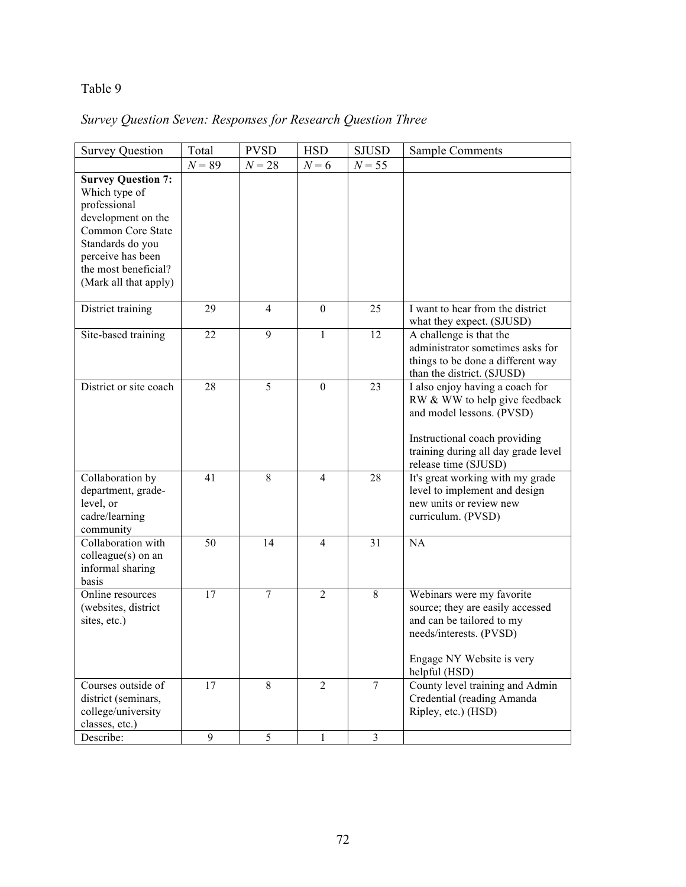Table 9

*Survey Question Seven: Responses for Research Question Three*

| Survey Question | Total | PVSD | HSD | SJUSD | Sample Comments |
|---|---|---|---|---|---|
| | $N$ = 89 | $N$ = 28 | $N$ = 6 | $N$ = 55 | |
| **Survey Question 7:** Which type of professional development on the Common Core State Standards do you perceive has been the most beneficial? (Mark all that apply) | | | | | |
| District training | 29 | 4 | 0 | 25 | I want to hear from the district what they expect. (SJUSD) |
| Site-based training | 22 | 9 | 1 | 12 | A challenge is that the administrator sometimes asks for things to be done a different way than the district. (SJUSD) |
| District or site coach | 28 | 5 | 0 | 23 | I also enjoy having a coach for RW & WW to help give feedback and model lessons. (PVSD)<br><br>Instructional coach providing training during all day grade level release time (SJUSD) |
| Collaboration by department, grade-level, or cadre/learning community | 41 | 8 | 4 | 28 | It's great working with my grade level to implement and design new units or review new curriculum. (PVSD) |
| Collaboration with colleague(s) on an informal sharing basis | 50 | 14 | 4 | 31 | NA |
| Online resources (websites, district sites, etc.) | 17 | 7 | 2 | 8 | Webinars were my favorite source; they are easily accessed and can be tailored to my needs/interests. (PVSD)<br><br>Engage NY Website is very helpful (HSD) |
| Courses outside of district (seminars, college/university classes, etc.) | 17 | 8 | 2 | 7 | County level training and Admin Credential (reading Amanda Ripley, etc.) (HSD) |
| Describe: | 9 | 5 | 1 | 3 | |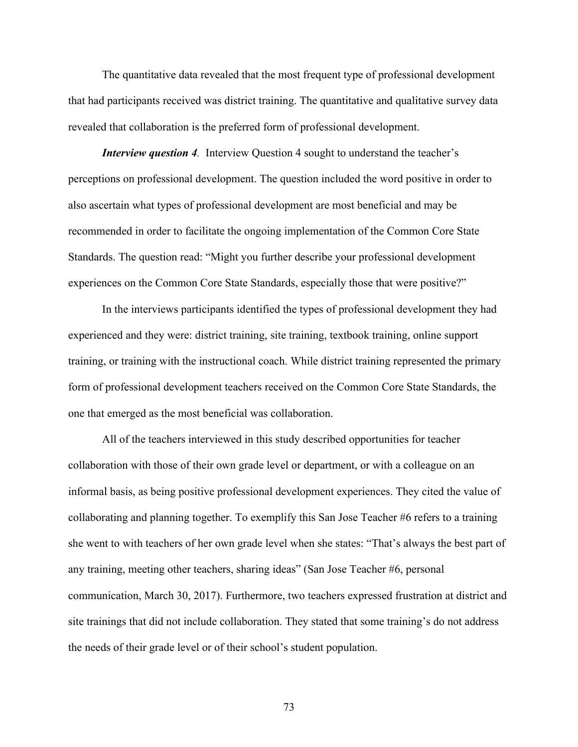The quantitative data revealed that the most frequent type of professional development that had participants received was district training. The quantitative and qualitative survey data revealed that collaboration is the preferred form of professional development.

***Interview question 4**.* Interview Question 4 sought to understand the teacher's perceptions on professional development. The question included the word positive in order to also ascertain what types of professional development are most beneficial and may be recommended in order to facilitate the ongoing implementation of the Common Core State Standards. The question read: "Might you further describe your professional development experiences on the Common Core State Standards, especially those that were positive?"

In the interviews participants identified the types of professional development they had experienced and they were: district training, site training, textbook training, online support training, or training with the instructional coach. While district training represented the primary form of professional development teachers received on the Common Core State Standards, the one that emerged as the most beneficial was collaboration.

All of the teachers interviewed in this study described opportunities for teacher collaboration with those of their own grade level or department, or with a colleague on an informal basis, as being positive professional development experiences. They cited the value of collaborating and planning together. To exemplify this San Jose Teacher #6 refers to a training she went to with teachers of her own grade level when she states: "That's always the best part of any training, meeting other teachers, sharing ideas" (San Jose Teacher #6, personal communication, March 30, 2017). Furthermore, two teachers expressed frustration at district and site trainings that did not include collaboration. They stated that some training's do not address the needs of their grade level or of their school's student population.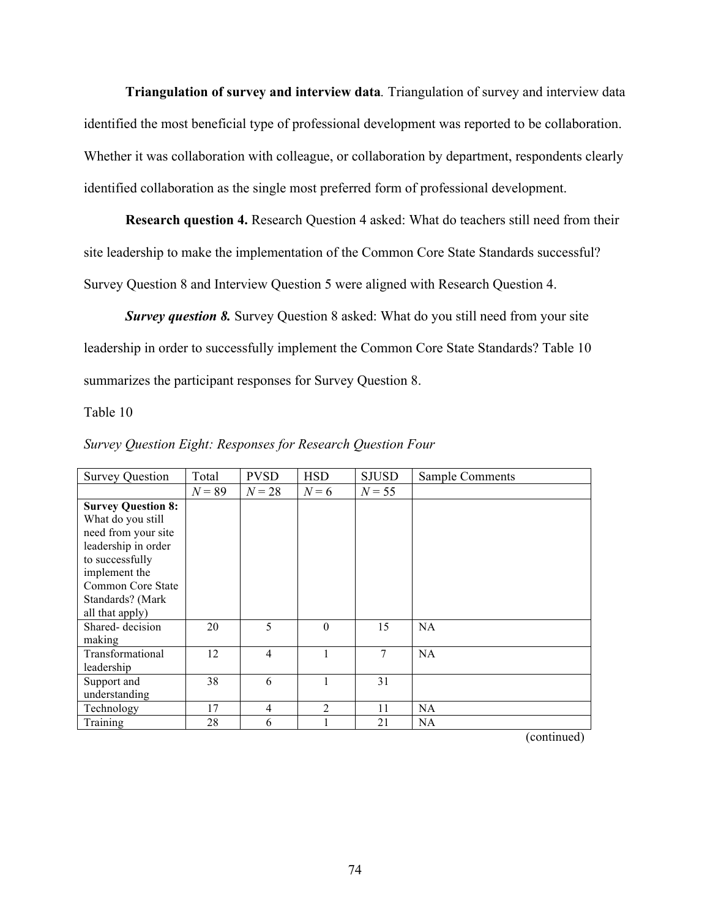**Triangulation of survey and interview data**. Triangulation of survey and interview data identified the most beneficial type of professional development was reported to be collaboration. Whether it was collaboration with colleague, or collaboration by department, respondents clearly identified collaboration as the single most preferred form of professional development.

**Research question 4.** Research Question 4 asked: What do teachers still need from their site leadership to make the implementation of the Common Core State Standards successful? Survey Question 8 and Interview Question 5 were aligned with Research Question 4.

***Survey question 8.*** Survey Question 8 asked: What do you still need from your site leadership in order to successfully implement the Common Core State Standards? Table 10 summarizes the participant responses for Survey Question 8.

Table 10

*Survey Question Eight: Responses for Research Question Four*

| Survey Question | Total | PVSD | HSD | SJUSD | Sample Comments |
|---|---|---|---|---|---|
| | *N* = 89 | *N* = 28 | *N* = 6 | *N* = 55 | |
| **Survey Question 8:** What do you still need from your site leadership in order to successfully implement the Common Core State Standards? (Mark all that apply) | | | | | |
| Shared- decision making | 20 | 5 | 0 | 15 | NA |
| Transformational leadership | 12 | 4 | 1 | 7 | NA |
| Support and understanding | 38 | 6 | 1 | 31 | |
| Technology | 17 | 4 | 2 | 11 | NA |
| Training | 28 | 6 | 1 | 21 | NA |

(continued)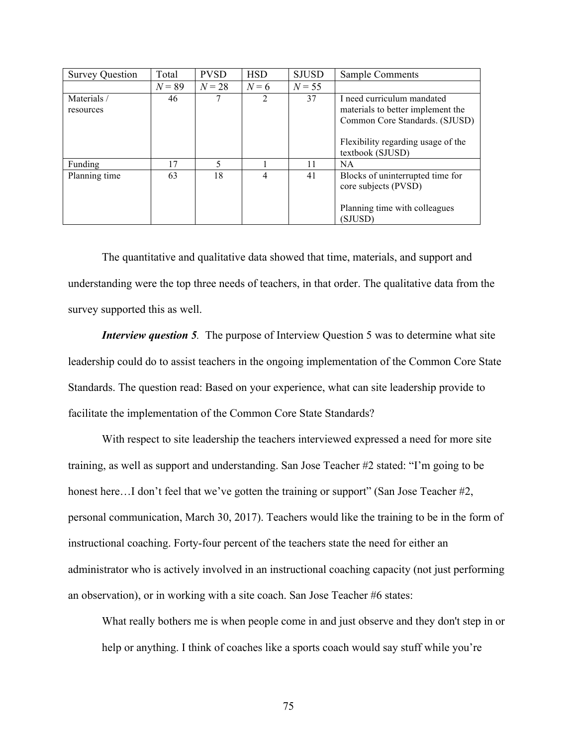| Survey Question | Total | PVSD | HSD | SJUSD | Sample Comments |
|---|---|---|---|---|---|
| | *N* = 89 | *N* = 28 | *N* = 6 | *N* = 55 | |
| Materials / resources | 46 | 7 | 2 | 37 | I need curriculum mandated materials to better implement the Common Core Standards. (SJUSD)<br><br>Flexibility regarding usage of the textbook (SJUSD) |
| Funding | 17 | 5 | 1 | 11 | NA |
| Planning time | 63 | 18 | 4 | 41 | Blocks of uninterrupted time for core subjects (PVSD)<br><br>Planning time with colleagues (SJUSD) |

The quantitative and qualitative data showed that time, materials, and support and understanding were the top three needs of teachers, in that order. The qualitative data from the survey supported this as well.

***Interview question 5***. The purpose of Interview Question 5 was to determine what site leadership could do to assist teachers in the ongoing implementation of the Common Core State Standards. The question read: Based on your experience, what can site leadership provide to facilitate the implementation of the Common Core State Standards?

With respect to site leadership the teachers interviewed expressed a need for more site training, as well as support and understanding. San Jose Teacher #2 stated: "I'm going to be honest here…I don't feel that we've gotten the training or support" (San Jose Teacher #2, personal communication, March 30, 2017). Teachers would like the training to be in the form of instructional coaching. Forty-four percent of the teachers state the need for either an administrator who is actively involved in an instructional coaching capacity (not just performing an observation), or in working with a site coach. San Jose Teacher #6 states:

> What really bothers me is when people come in and just observe and they don't step in or help or anything. I think of coaches like a sports coach would say stuff while you're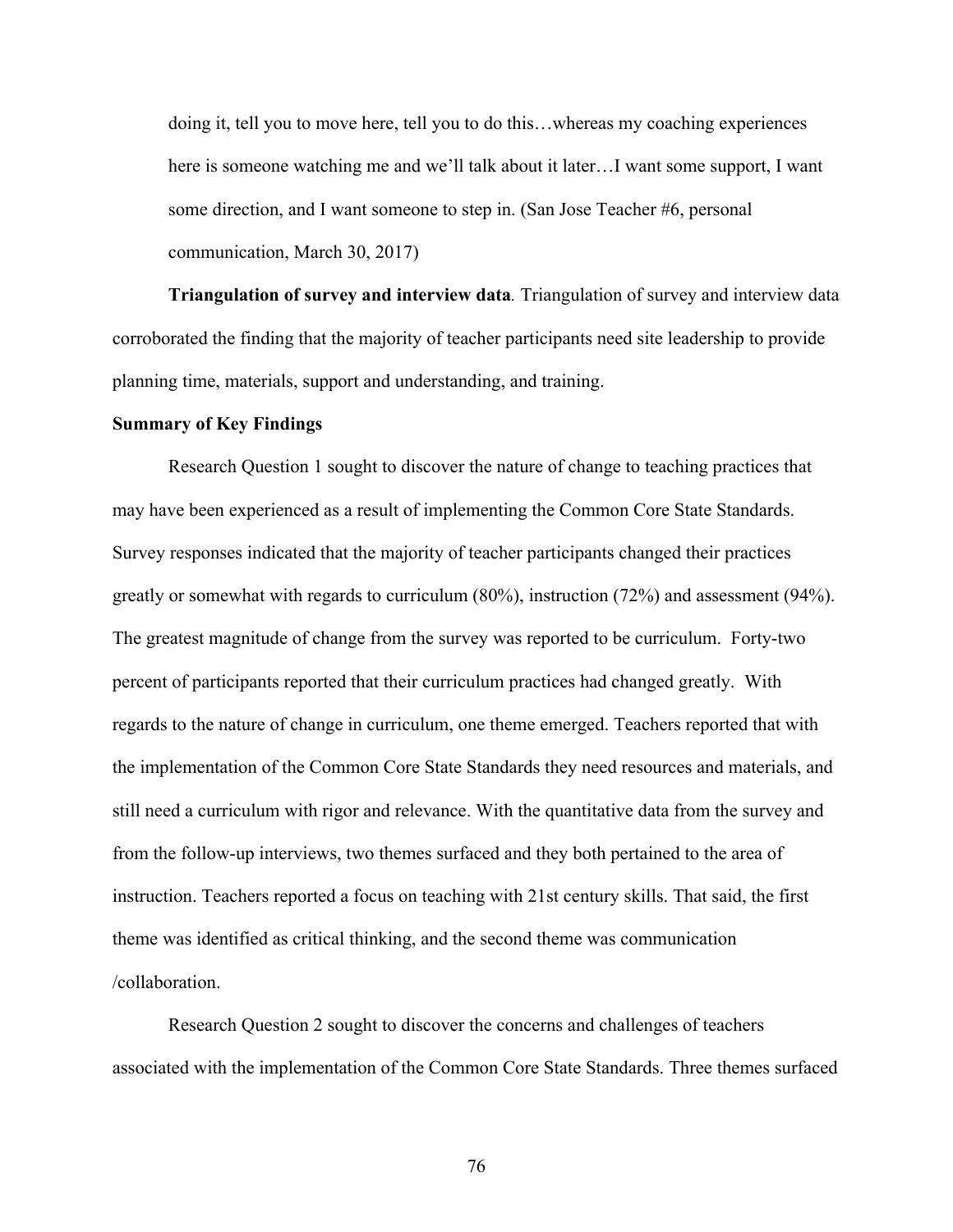> doing it, tell you to move here, tell you to do this…whereas my coaching experiences here is someone watching me and we'll talk about it later…I want some support, I want some direction, and I want someone to step in. (San Jose Teacher #6, personal communication, March 30, 2017)

**Triangulation of survey and interview data**. Triangulation of survey and interview data corroborated the finding that the majority of teacher participants need site leadership to provide planning time, materials, support and understanding, and training.

### Summary of Key Findings

Research Question 1 sought to discover the nature of change to teaching practices that may have been experienced as a result of implementing the Common Core State Standards. Survey responses indicated that the majority of teacher participants changed their practices greatly or somewhat with regards to curriculum (80%), instruction (72%) and assessment (94%). The greatest magnitude of change from the survey was reported to be curriculum. Forty-two percent of participants reported that their curriculum practices had changed greatly. With regards to the nature of change in curriculum, one theme emerged. Teachers reported that with the implementation of the Common Core State Standards they need resources and materials, and still need a curriculum with rigor and relevance. With the quantitative data from the survey and from the follow-up interviews, two themes surfaced and they both pertained to the area of instruction. Teachers reported a focus on teaching with 21st century skills. That said, the first theme was identified as critical thinking, and the second theme was communication /collaboration.

Research Question 2 sought to discover the concerns and challenges of teachers associated with the implementation of the Common Core State Standards. Three themes surfaced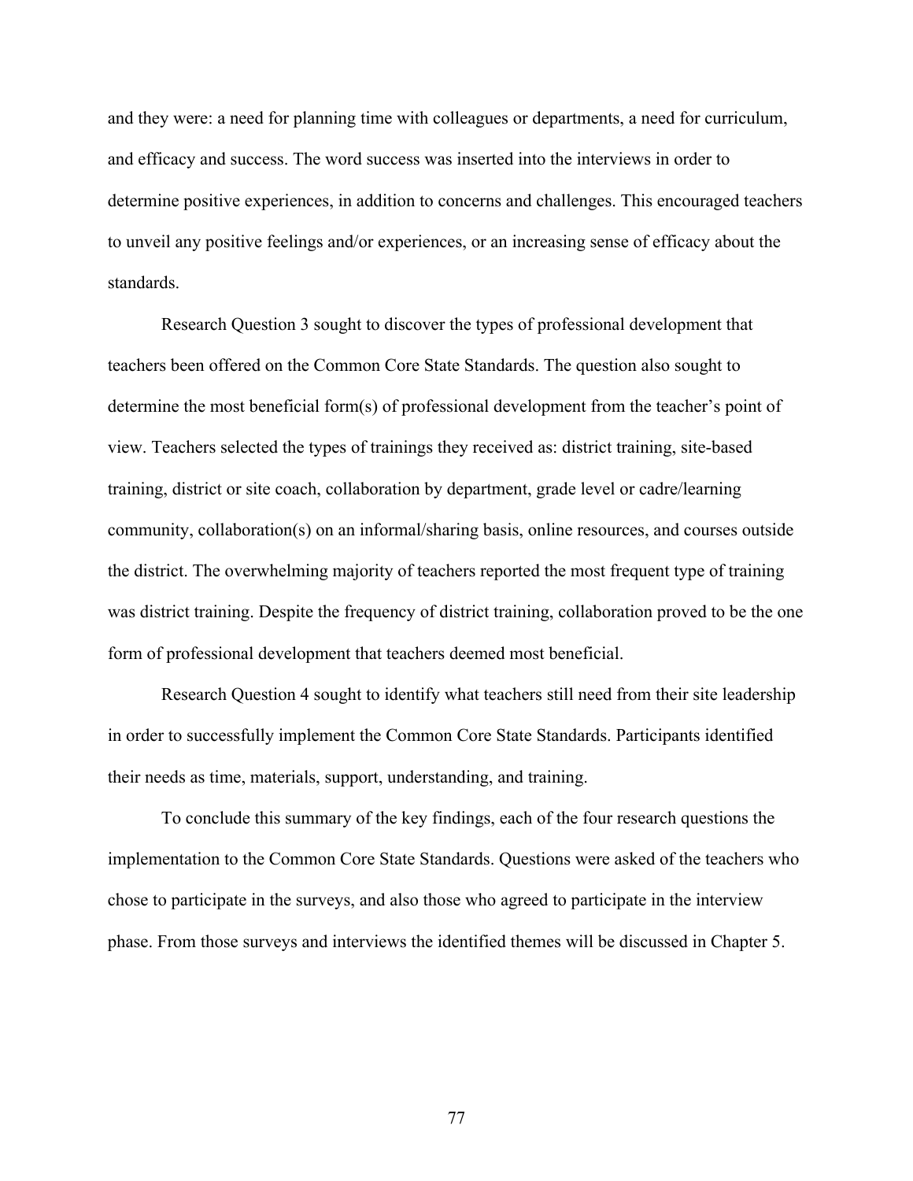and they were: a need for planning time with colleagues or departments, a need for curriculum, and efficacy and success. The word success was inserted into the interviews in order to determine positive experiences, in addition to concerns and challenges. This encouraged teachers to unveil any positive feelings and/or experiences, or an increasing sense of efficacy about the standards.

Research Question 3 sought to discover the types of professional development that teachers been offered on the Common Core State Standards. The question also sought to determine the most beneficial form(s) of professional development from the teacher's point of view. Teachers selected the types of trainings they received as: district training, site-based training, district or site coach, collaboration by department, grade level or cadre/learning community, collaboration(s) on an informal/sharing basis, online resources, and courses outside the district. The overwhelming majority of teachers reported the most frequent type of training was district training. Despite the frequency of district training, collaboration proved to be the one form of professional development that teachers deemed most beneficial.

Research Question 4 sought to identify what teachers still need from their site leadership in order to successfully implement the Common Core State Standards. Participants identified their needs as time, materials, support, understanding, and training.

To conclude this summary of the key findings, each of the four research questions the implementation to the Common Core State Standards. Questions were asked of the teachers who chose to participate in the surveys, and also those who agreed to participate in the interview phase. From those surveys and interviews the identified themes will be discussed in Chapter 5.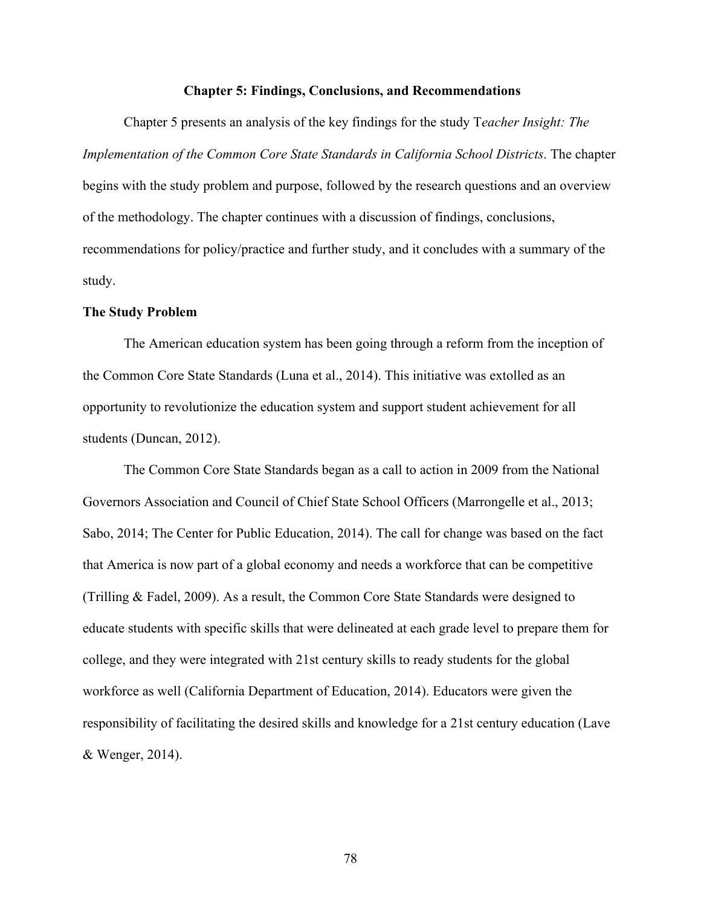# Chapter 5: Findings, Conclusions, and Recommendations

Chapter 5 presents an analysis of the key findings for the study T*eacher Insight: The Implementation of the Common Core State Standards in California School Districts*. The chapter begins with the study problem and purpose, followed by the research questions and an overview of the methodology. The chapter continues with a discussion of findings, conclusions, recommendations for policy/practice and further study, and it concludes with a summary of the study.

## The Study Problem

The American education system has been going through a reform from the inception of the Common Core State Standards (Luna et al., 2014). This initiative was extolled as an opportunity to revolutionize the education system and support student achievement for all students (Duncan, 2012).

The Common Core State Standards began as a call to action in 2009 from the National Governors Association and Council of Chief State School Officers (Marrongelle et al., 2013; Sabo, 2014; The Center for Public Education, 2014). The call for change was based on the fact that America is now part of a global economy and needs a workforce that can be competitive (Trilling & Fadel, 2009). As a result, the Common Core State Standards were designed to educate students with specific skills that were delineated at each grade level to prepare them for college, and they were integrated with 21st century skills to ready students for the global workforce as well (California Department of Education, 2014). Educators were given the responsibility of facilitating the desired skills and knowledge for a 21st century education (Lave & Wenger, 2014).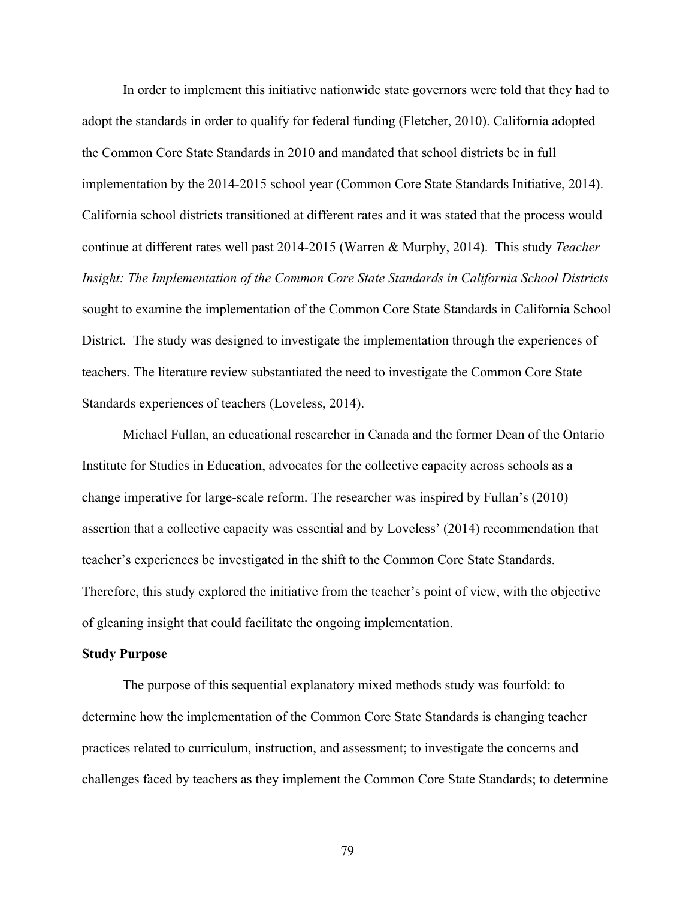In order to implement this initiative nationwide state governors were told that they had to adopt the standards in order to qualify for federal funding (Fletcher, 2010). California adopted the Common Core State Standards in 2010 and mandated that school districts be in full implementation by the 2014-2015 school year (Common Core State Standards Initiative, 2014). California school districts transitioned at different rates and it was stated that the process would continue at different rates well past 2014-2015 (Warren & Murphy, 2014). This study *Teacher Insight: The Implementation of the Common Core State Standards in California School Districts* sought to examine the implementation of the Common Core State Standards in California School District. The study was designed to investigate the implementation through the experiences of teachers. The literature review substantiated the need to investigate the Common Core State Standards experiences of teachers (Loveless, 2014).

Michael Fullan, an educational researcher in Canada and the former Dean of the Ontario Institute for Studies in Education, advocates for the collective capacity across schools as a change imperative for large-scale reform. The researcher was inspired by Fullan's (2010) assertion that a collective capacity was essential and by Loveless' (2014) recommendation that teacher's experiences be investigated in the shift to the Common Core State Standards. Therefore, this study explored the initiative from the teacher's point of view, with the objective of gleaning insight that could facilitate the ongoing implementation.

**Study Purpose**

The purpose of this sequential explanatory mixed methods study was fourfold: to determine how the implementation of the Common Core State Standards is changing teacher practices related to curriculum, instruction, and assessment; to investigate the concerns and challenges faced by teachers as they implement the Common Core State Standards; to determine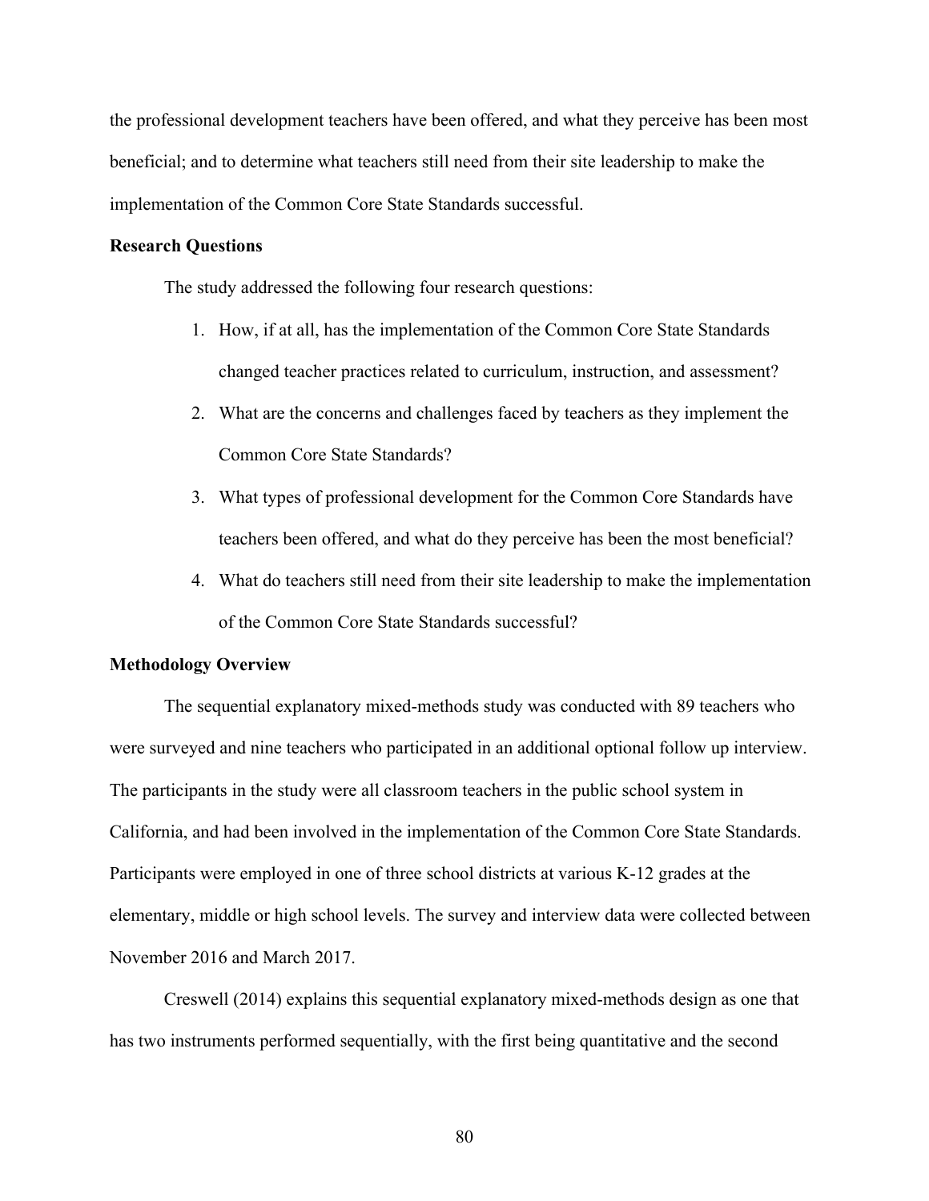the professional development teachers have been offered, and what they perceive has been most beneficial; and to determine what teachers still need from their site leadership to make the implementation of the Common Core State Standards successful.

**Research Questions**

The study addressed the following four research questions:

1. How, if at all, has the implementation of the Common Core State Standards changed teacher practices related to curriculum, instruction, and assessment?
2. What are the concerns and challenges faced by teachers as they implement the Common Core State Standards?
3. What types of professional development for the Common Core Standards have teachers been offered, and what do they perceive has been the most beneficial?
4. What do teachers still need from their site leadership to make the implementation of the Common Core State Standards successful?

**Methodology Overview**

The sequential explanatory mixed-methods study was conducted with 89 teachers who were surveyed and nine teachers who participated in an additional optional follow up interview. The participants in the study were all classroom teachers in the public school system in California, and had been involved in the implementation of the Common Core State Standards. Participants were employed in one of three school districts at various K-12 grades at the elementary, middle or high school levels. The survey and interview data were collected between November 2016 and March 2017.

Creswell (2014) explains this sequential explanatory mixed-methods design as one that has two instruments performed sequentially, with the first being quantitative and the second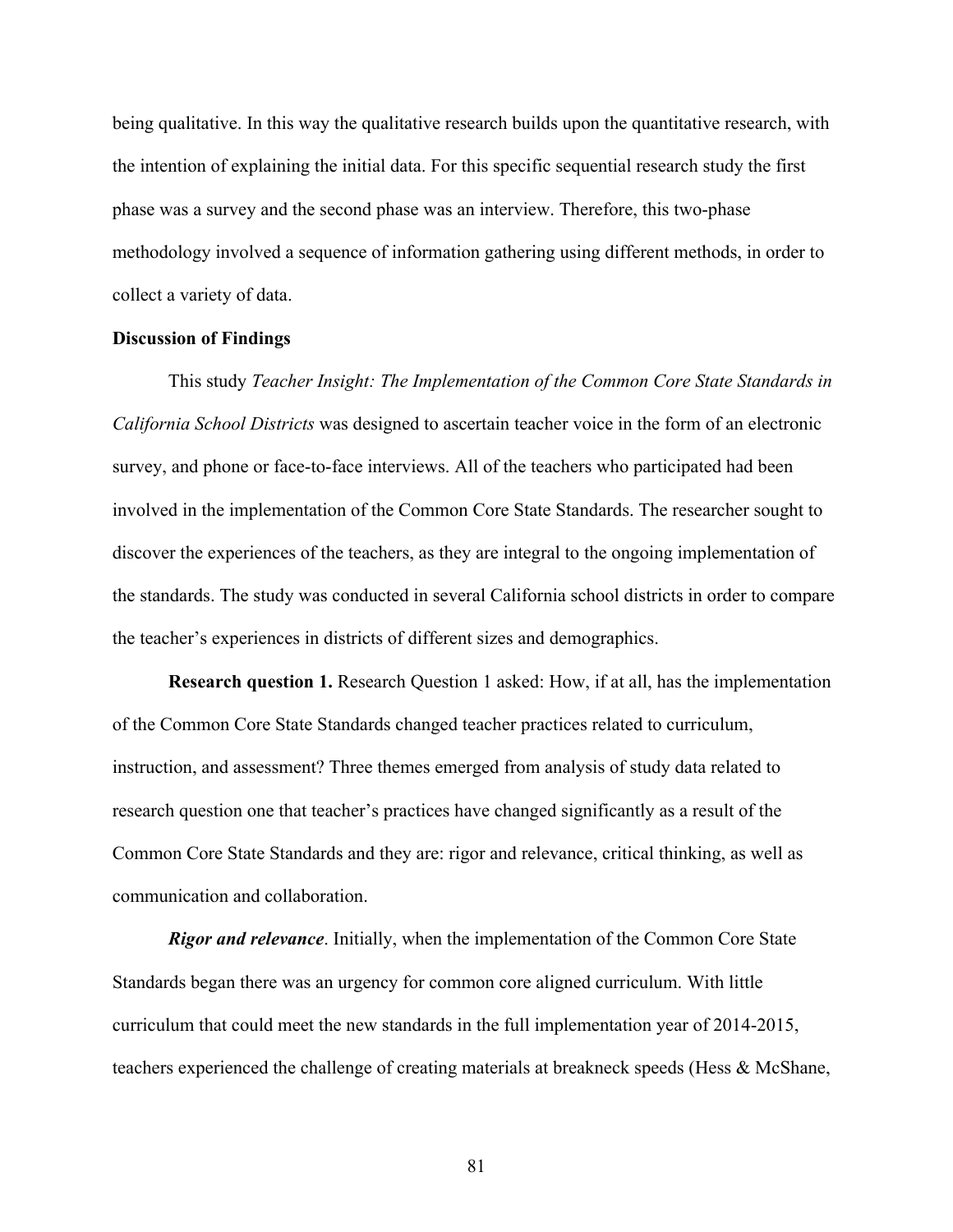being qualitative. In this way the qualitative research builds upon the quantitative research, with the intention of explaining the initial data. For this specific sequential research study the first phase was a survey and the second phase was an interview. Therefore, this two-phase methodology involved a sequence of information gathering using different methods, in order to collect a variety of data.

## Discussion of Findings

This study *Teacher Insight: The Implementation of the Common Core State Standards in California School Districts* was designed to ascertain teacher voice in the form of an electronic survey, and phone or face-to-face interviews. All of the teachers who participated had been involved in the implementation of the Common Core State Standards. The researcher sought to discover the experiences of the teachers, as they are integral to the ongoing implementation of the standards. The study was conducted in several California school districts in order to compare the teacher's experiences in districts of different sizes and demographics.

**Research question 1.** Research Question 1 asked: How, if at all, has the implementation of the Common Core State Standards changed teacher practices related to curriculum, instruction, and assessment? Three themes emerged from analysis of study data related to research question one that teacher's practices have changed significantly as a result of the Common Core State Standards and they are: rigor and relevance, critical thinking, as well as communication and collaboration.

***Rigor and relevance***. Initially, when the implementation of the Common Core State Standards began there was an urgency for common core aligned curriculum. With little curriculum that could meet the new standards in the full implementation year of 2014-2015, teachers experienced the challenge of creating materials at breakneck speeds (Hess & McShane,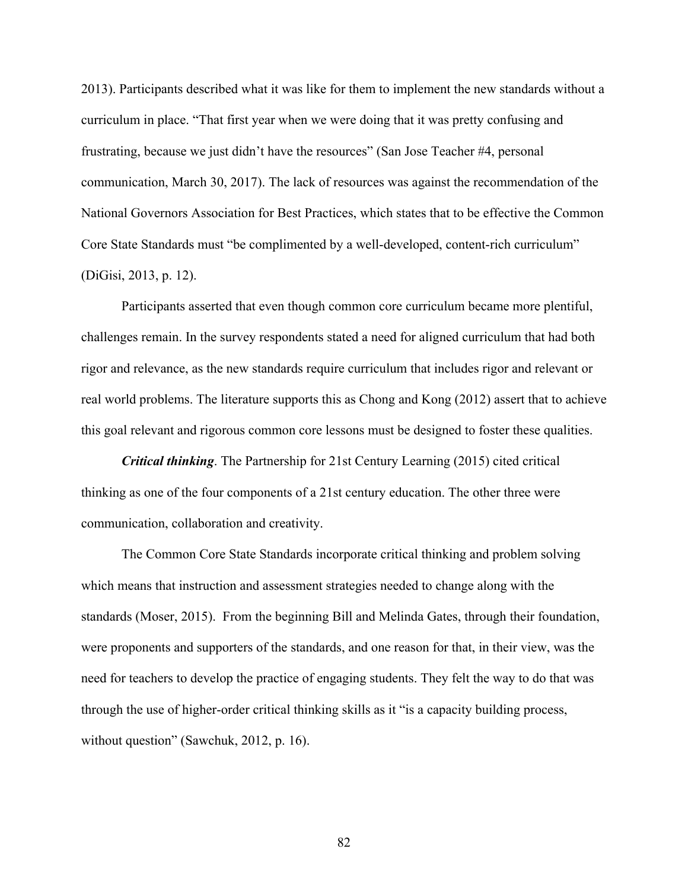2013). Participants described what it was like for them to implement the new standards without a curriculum in place. "That first year when we were doing that it was pretty confusing and frustrating, because we just didn't have the resources" (San Jose Teacher #4, personal communication, March 30, 2017). The lack of resources was against the recommendation of the National Governors Association for Best Practices, which states that to be effective the Common Core State Standards must "be complimented by a well-developed, content-rich curriculum" (DiGisi, 2013, p. 12).

Participants asserted that even though common core curriculum became more plentiful, challenges remain. In the survey respondents stated a need for aligned curriculum that had both rigor and relevance, as the new standards require curriculum that includes rigor and relevant or real world problems. The literature supports this as Chong and Kong (2012) assert that to achieve this goal relevant and rigorous common core lessons must be designed to foster these qualities.

***Critical thinking***. The Partnership for 21st Century Learning (2015) cited critical thinking as one of the four components of a 21st century education. The other three were communication, collaboration and creativity.

The Common Core State Standards incorporate critical thinking and problem solving which means that instruction and assessment strategies needed to change along with the standards (Moser, 2015). From the beginning Bill and Melinda Gates, through their foundation, were proponents and supporters of the standards, and one reason for that, in their view, was the need for teachers to develop the practice of engaging students. They felt the way to do that was through the use of higher-order critical thinking skills as it "is a capacity building process, without question" (Sawchuk, 2012, p. 16).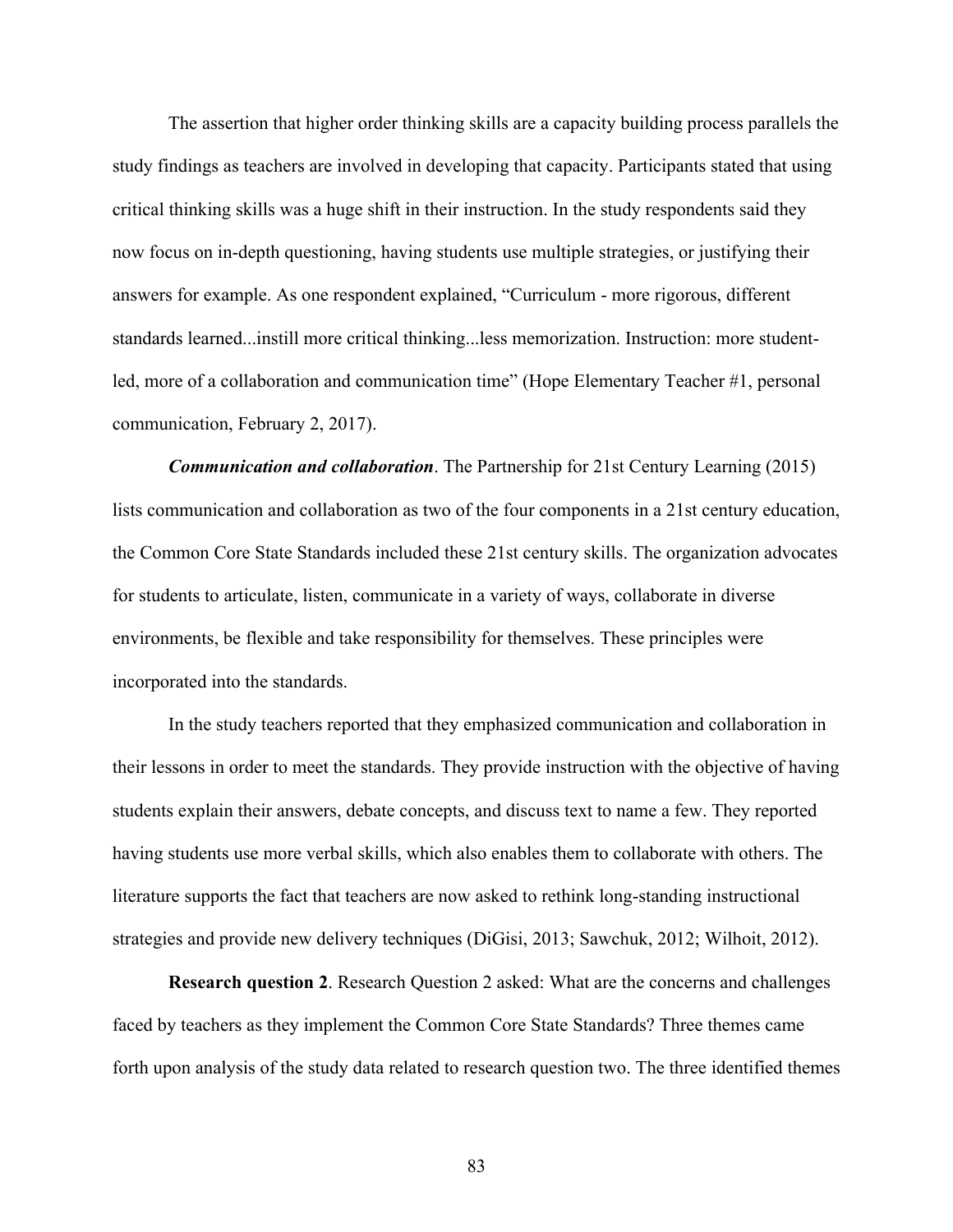The assertion that higher order thinking skills are a capacity building process parallels the study findings as teachers are involved in developing that capacity. Participants stated that using critical thinking skills was a huge shift in their instruction. In the study respondents said they now focus on in-depth questioning, having students use multiple strategies, or justifying their answers for example. As one respondent explained, “Curriculum - more rigorous, different standards learned...instill more critical thinking...less memorization. Instruction: more student-led, more of a collaboration and communication time” (Hope Elementary Teacher #1, personal communication, February 2, 2017).

***Communication and collaboration***. The Partnership for 21st Century Learning (2015) lists communication and collaboration as two of the four components in a 21st century education, the Common Core State Standards included these 21st century skills. The organization advocates for students to articulate, listen, communicate in a variety of ways, collaborate in diverse environments, be flexible and take responsibility for themselves. These principles were incorporated into the standards.

In the study teachers reported that they emphasized communication and collaboration in their lessons in order to meet the standards. They provide instruction with the objective of having students explain their answers, debate concepts, and discuss text to name a few. They reported having students use more verbal skills, which also enables them to collaborate with others. The literature supports the fact that teachers are now asked to rethink long-standing instructional strategies and provide new delivery techniques (DiGisi, 2013; Sawchuk, 2012; Wilhoit, 2012).

**Research question 2**. Research Question 2 asked: What are the concerns and challenges faced by teachers as they implement the Common Core State Standards? Three themes came forth upon analysis of the study data related to research question two. The three identified themes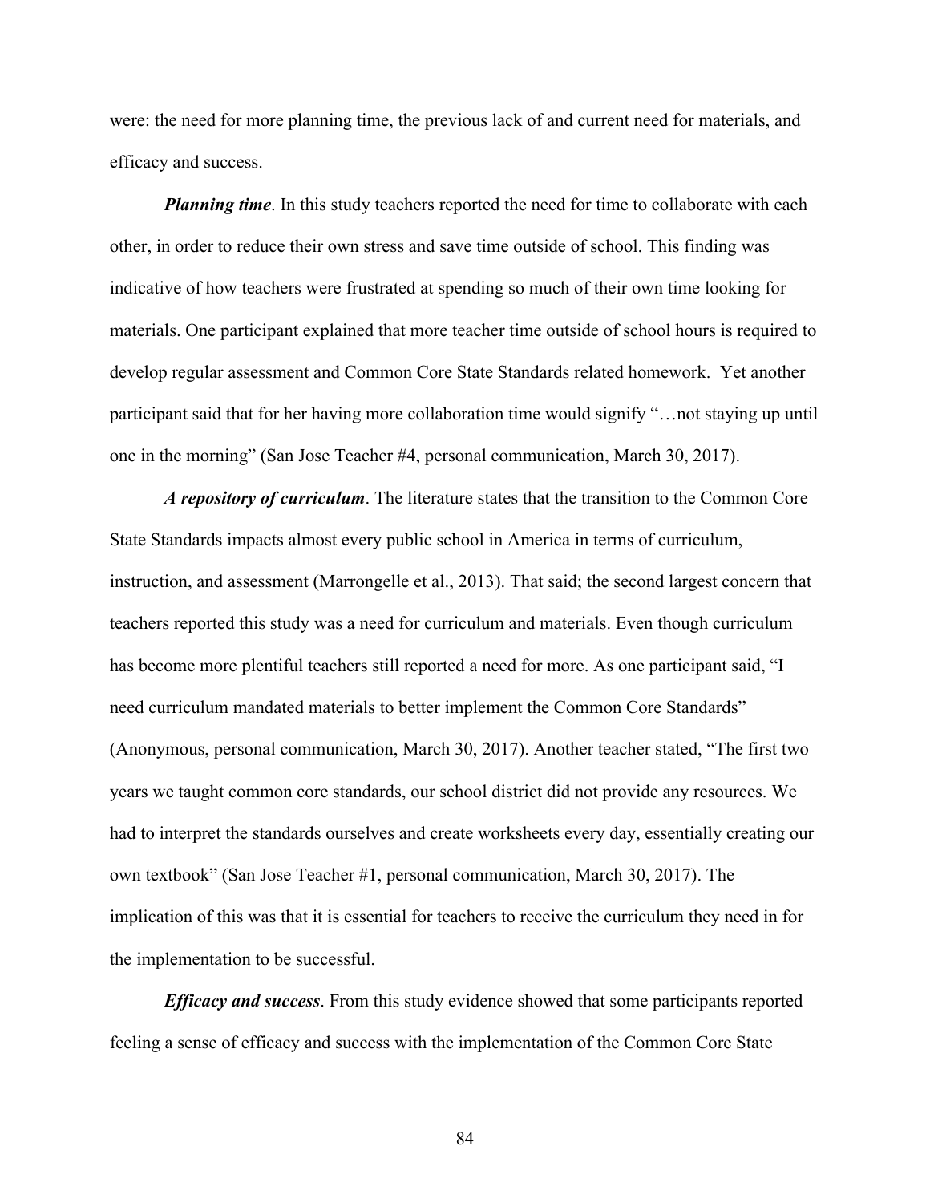were: the need for more planning time, the previous lack of and current need for materials, and efficacy and success.

***Planning time***. In this study teachers reported the need for time to collaborate with each other, in order to reduce their own stress and save time outside of school. This finding was indicative of how teachers were frustrated at spending so much of their own time looking for materials. One participant explained that more teacher time outside of school hours is required to develop regular assessment and Common Core State Standards related homework. Yet another participant said that for her having more collaboration time would signify "…not staying up until one in the morning" (San Jose Teacher #4, personal communication, March 30, 2017).

***A repository of curriculum***. The literature states that the transition to the Common Core State Standards impacts almost every public school in America in terms of curriculum, instruction, and assessment (Marrongelle et al., 2013). That said; the second largest concern that teachers reported this study was a need for curriculum and materials. Even though curriculum has become more plentiful teachers still reported a need for more. As one participant said, "I need curriculum mandated materials to better implement the Common Core Standards" (Anonymous, personal communication, March 30, 2017). Another teacher stated, "The first two years we taught common core standards, our school district did not provide any resources. We had to interpret the standards ourselves and create worksheets every day, essentially creating our own textbook" (San Jose Teacher #1, personal communication, March 30, 2017). The implication of this was that it is essential for teachers to receive the curriculum they need in for the implementation to be successful.

***Efficacy and success***. From this study evidence showed that some participants reported feeling a sense of efficacy and success with the implementation of the Common Core State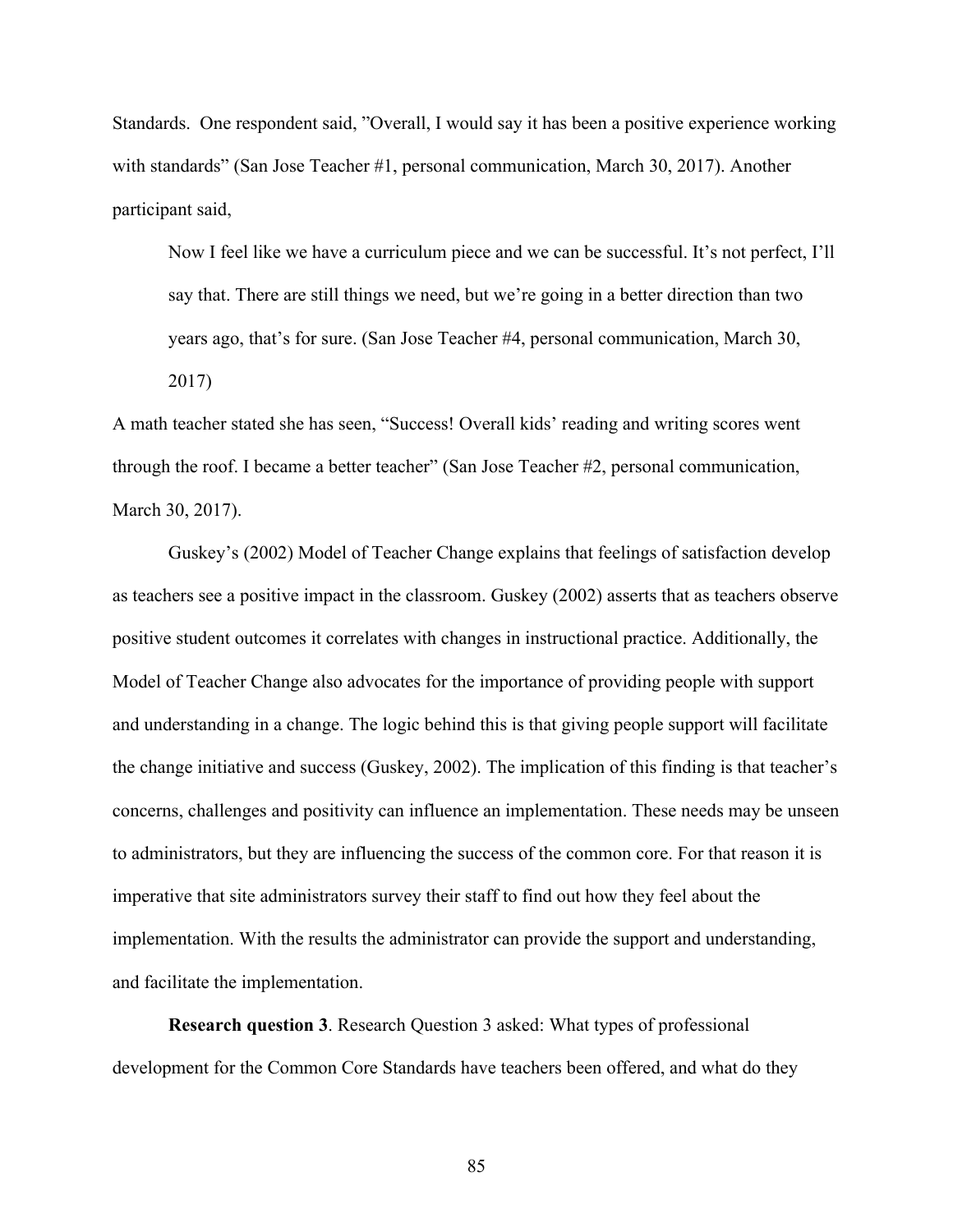Standards. One respondent said, "Overall, I would say it has been a positive experience working with standards" (San Jose Teacher #1, personal communication, March 30, 2017). Another participant said,

> Now I feel like we have a curriculum piece and we can be successful. It's not perfect, I'll say that. There are still things we need, but we're going in a better direction than two years ago, that's for sure. (San Jose Teacher #4, personal communication, March 30, 2017)

A math teacher stated she has seen, "Success! Overall kids' reading and writing scores went through the roof. I became a better teacher" (San Jose Teacher #2, personal communication, March 30, 2017).

Guskey's (2002) Model of Teacher Change explains that feelings of satisfaction develop as teachers see a positive impact in the classroom. Guskey (2002) asserts that as teachers observe positive student outcomes it correlates with changes in instructional practice. Additionally, the Model of Teacher Change also advocates for the importance of providing people with support and understanding in a change. The logic behind this is that giving people support will facilitate the change initiative and success (Guskey, 2002). The implication of this finding is that teacher's concerns, challenges and positivity can influence an implementation. These needs may be unseen to administrators, but they are influencing the success of the common core. For that reason it is imperative that site administrators survey their staff to find out how they feel about the implementation. With the results the administrator can provide the support and understanding, and facilitate the implementation.

**Research question 3**. Research Question 3 asked: What types of professional development for the Common Core Standards have teachers been offered, and what do they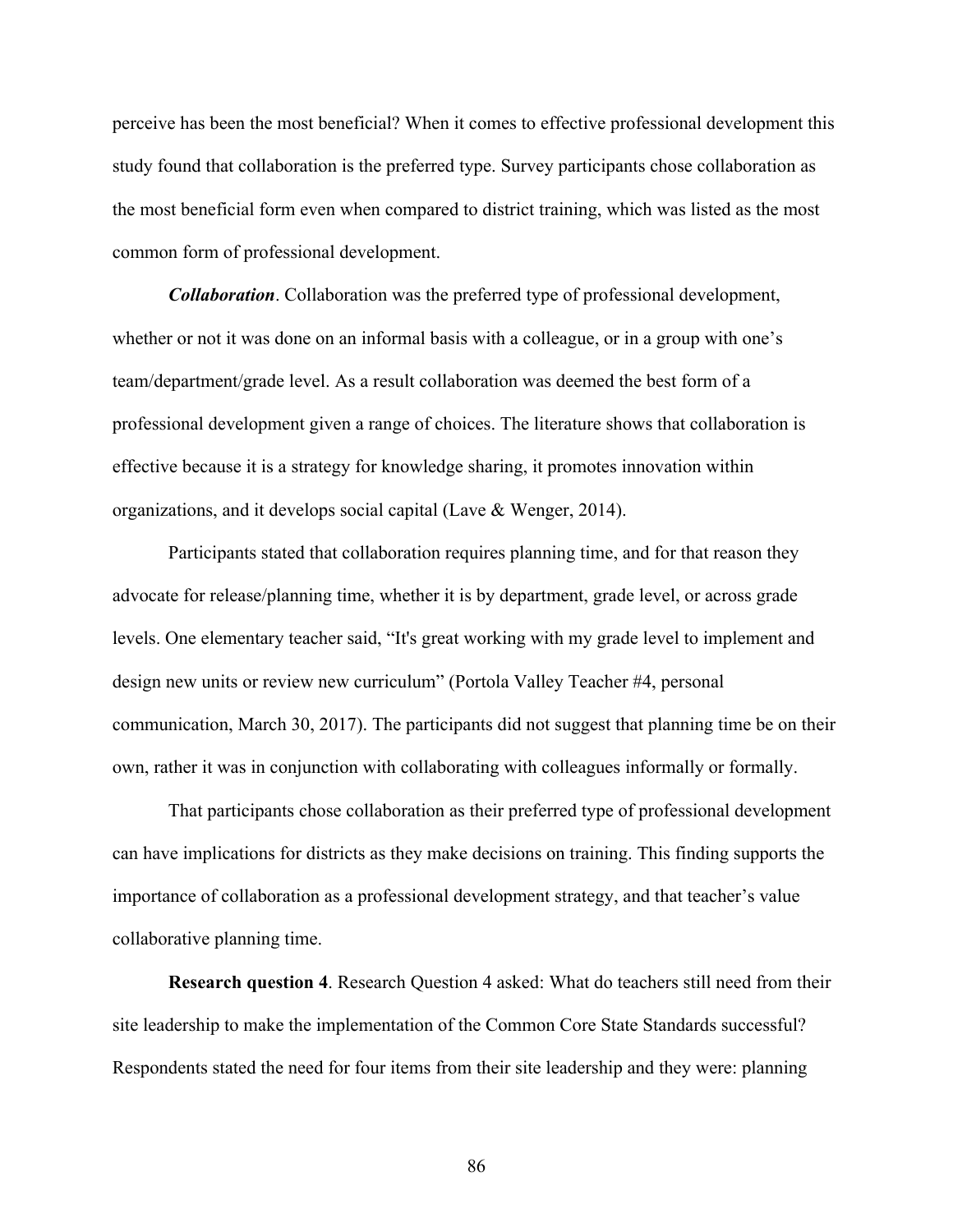perceive has been the most beneficial? When it comes to effective professional development this study found that collaboration is the preferred type. Survey participants chose collaboration as the most beneficial form even when compared to district training, which was listed as the most common form of professional development.

***Collaboration***. Collaboration was the preferred type of professional development, whether or not it was done on an informal basis with a colleague, or in a group with one's team/department/grade level. As a result collaboration was deemed the best form of a professional development given a range of choices. The literature shows that collaboration is effective because it is a strategy for knowledge sharing, it promotes innovation within organizations, and it develops social capital (Lave & Wenger, 2014).

Participants stated that collaboration requires planning time, and for that reason they advocate for release/planning time, whether it is by department, grade level, or across grade levels. One elementary teacher said, "It's great working with my grade level to implement and design new units or review new curriculum" (Portola Valley Teacher #4, personal communication, March 30, 2017). The participants did not suggest that planning time be on their own, rather it was in conjunction with collaborating with colleagues informally or formally.

That participants chose collaboration as their preferred type of professional development can have implications for districts as they make decisions on training. This finding supports the importance of collaboration as a professional development strategy, and that teacher's value collaborative planning time.

**Research question 4**. Research Question 4 asked: What do teachers still need from their site leadership to make the implementation of the Common Core State Standards successful? Respondents stated the need for four items from their site leadership and they were: planning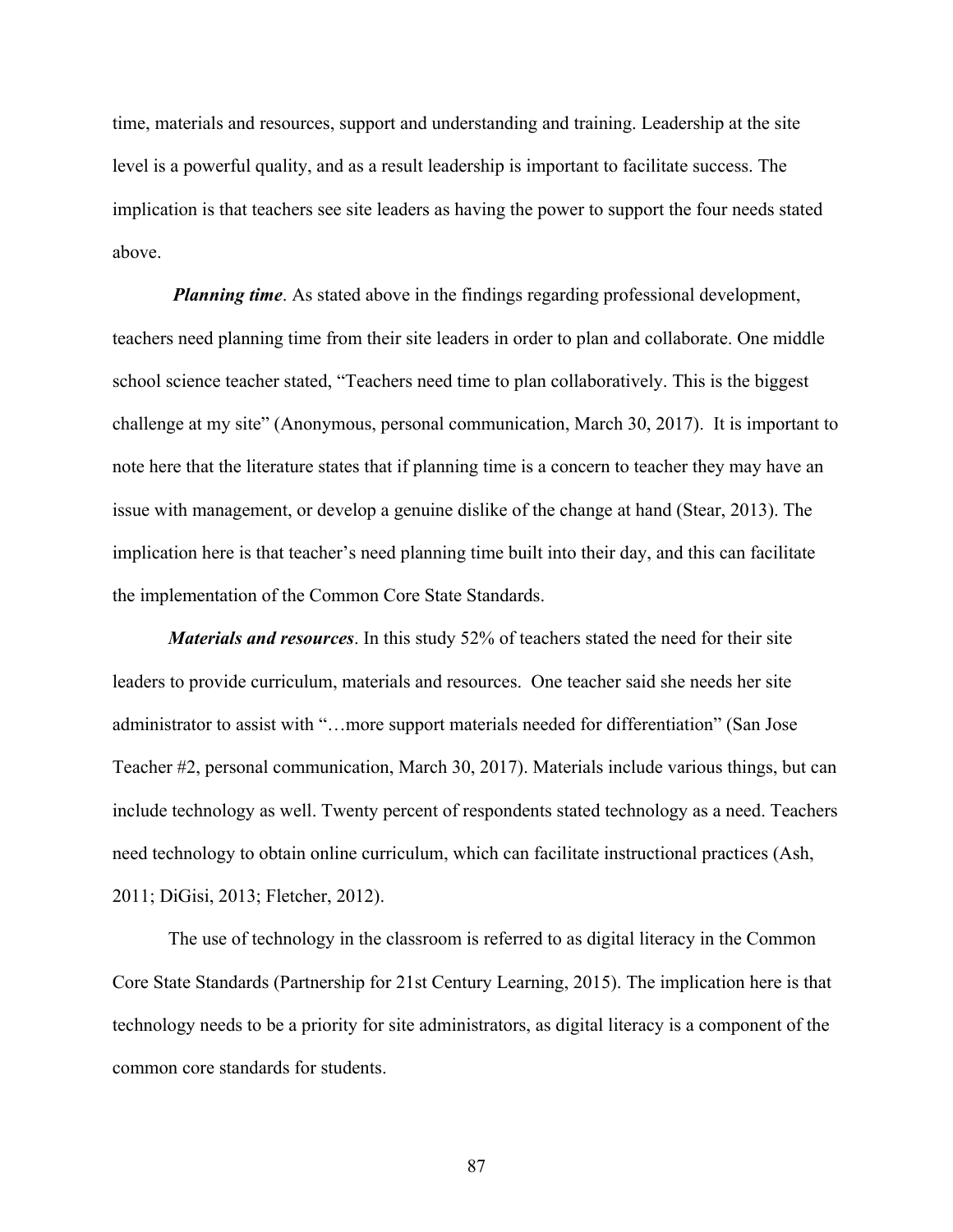time, materials and resources, support and understanding and training. Leadership at the site level is a powerful quality, and as a result leadership is important to facilitate success. The implication is that teachers see site leaders as having the power to support the four needs stated above.

***Planning time***. As stated above in the findings regarding professional development, teachers need planning time from their site leaders in order to plan and collaborate. One middle school science teacher stated, "Teachers need time to plan collaboratively. This is the biggest challenge at my site" (Anonymous, personal communication, March 30, 2017). It is important to note here that the literature states that if planning time is a concern to teacher they may have an issue with management, or develop a genuine dislike of the change at hand (Stear, 2013). The implication here is that teacher's need planning time built into their day, and this can facilitate the implementation of the Common Core State Standards.

***Materials and resources***. In this study 52% of teachers stated the need for their site leaders to provide curriculum, materials and resources. One teacher said she needs her site administrator to assist with "…more support materials needed for differentiation" (San Jose Teacher #2, personal communication, March 30, 2017). Materials include various things, but can include technology as well. Twenty percent of respondents stated technology as a need. Teachers need technology to obtain online curriculum, which can facilitate instructional practices (Ash, 2011; DiGisi, 2013; Fletcher, 2012).

The use of technology in the classroom is referred to as digital literacy in the Common Core State Standards (Partnership for 21st Century Learning, 2015). The implication here is that technology needs to be a priority for site administrators, as digital literacy is a component of the common core standards for students.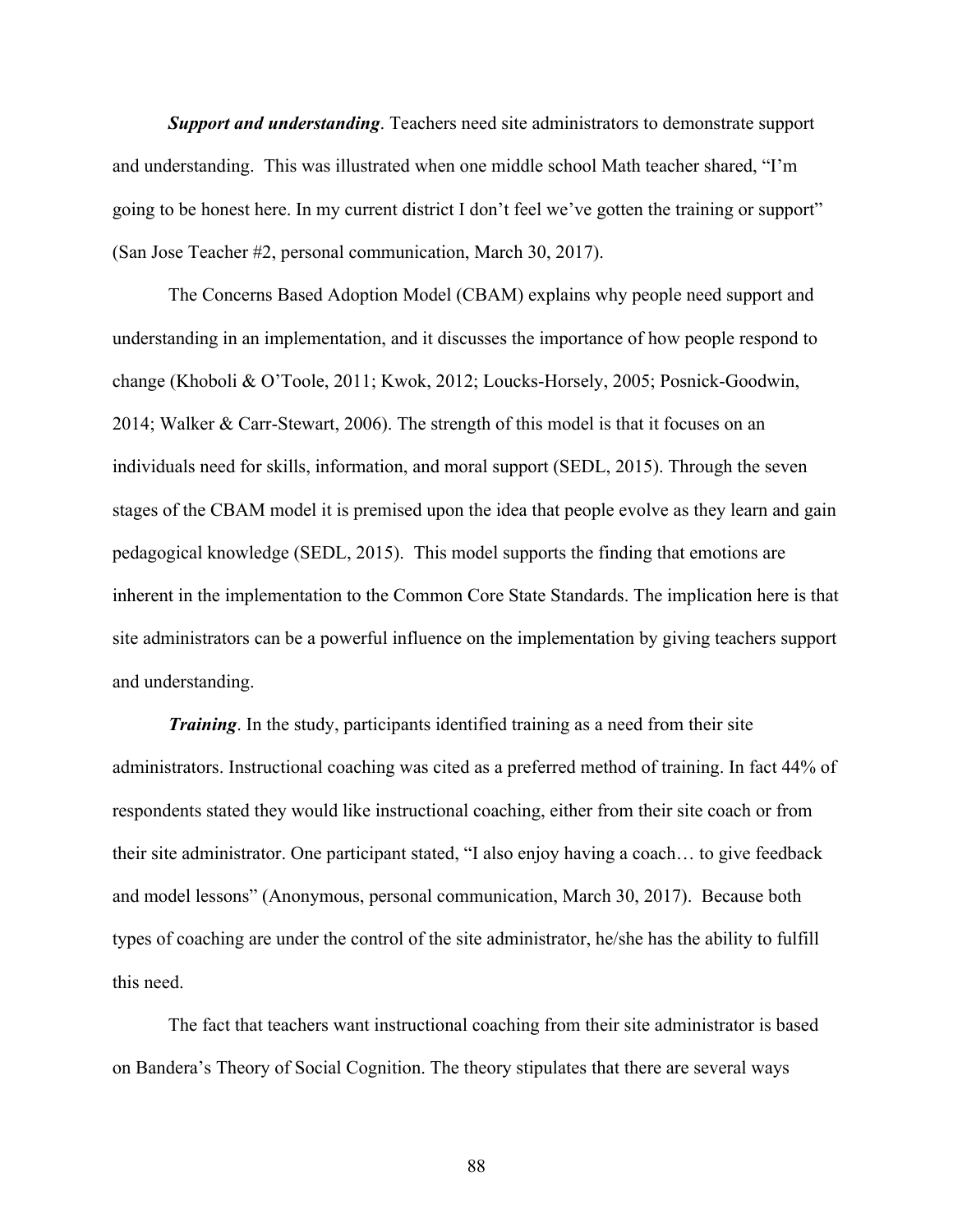***Support and understanding***. Teachers need site administrators to demonstrate support and understanding. This was illustrated when one middle school Math teacher shared, "I'm going to be honest here. In my current district I don't feel we've gotten the training or support" (San Jose Teacher #2, personal communication, March 30, 2017).

The Concerns Based Adoption Model (CBAM) explains why people need support and understanding in an implementation, and it discusses the importance of how people respond to change (Khoboli & O'Toole, 2011; Kwok, 2012; Loucks-Horsely, 2005; Posnick-Goodwin, 2014; Walker & Carr-Stewart, 2006). The strength of this model is that it focuses on an individuals need for skills, information, and moral support (SEDL, 2015). Through the seven stages of the CBAM model it is premised upon the idea that people evolve as they learn and gain pedagogical knowledge (SEDL, 2015). This model supports the finding that emotions are inherent in the implementation to the Common Core State Standards. The implication here is that site administrators can be a powerful influence on the implementation by giving teachers support and understanding.

***Training***. In the study, participants identified training as a need from their site administrators. Instructional coaching was cited as a preferred method of training. In fact 44% of respondents stated they would like instructional coaching, either from their site coach or from their site administrator. One participant stated, "I also enjoy having a coach… to give feedback and model lessons" (Anonymous, personal communication, March 30, 2017). Because both types of coaching are under the control of the site administrator, he/she has the ability to fulfill this need.

The fact that teachers want instructional coaching from their site administrator is based on Bandera's Theory of Social Cognition. The theory stipulates that there are several ways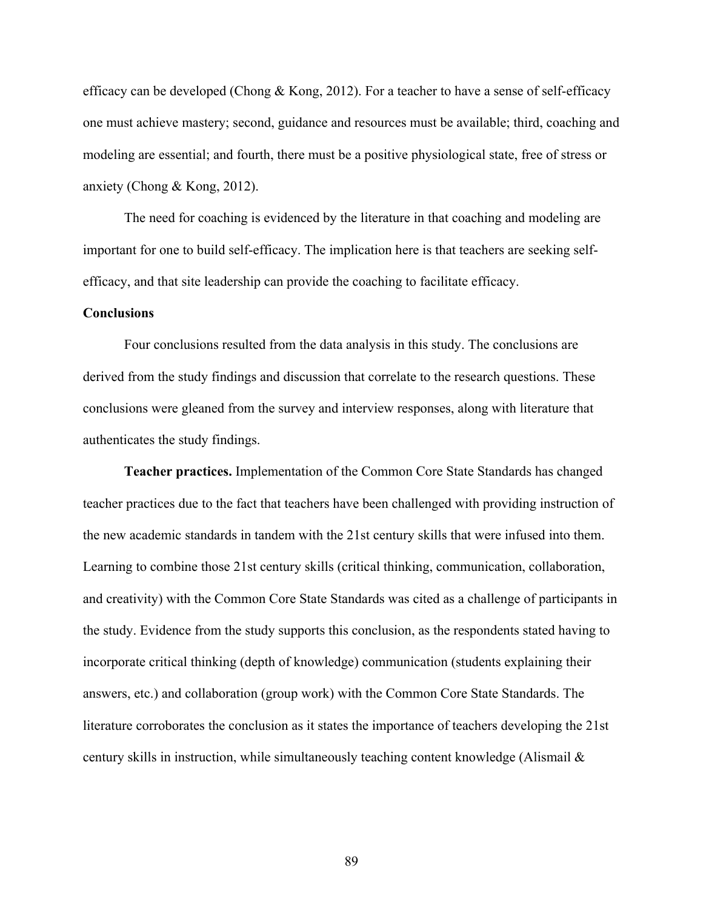efficacy can be developed (Chong & Kong, 2012). For a teacher to have a sense of self-efficacy one must achieve mastery; second, guidance and resources must be available; third, coaching and modeling are essential; and fourth, there must be a positive physiological state, free of stress or anxiety (Chong & Kong, 2012).

The need for coaching is evidenced by the literature in that coaching and modeling are important for one to build self-efficacy. The implication here is that teachers are seeking self-efficacy, and that site leadership can provide the coaching to facilitate efficacy.

## Conclusions

Four conclusions resulted from the data analysis in this study. The conclusions are derived from the study findings and discussion that correlate to the research questions. These conclusions were gleaned from the survey and interview responses, along with literature that authenticates the study findings.

**Teacher practices.** Implementation of the Common Core State Standards has changed teacher practices due to the fact that teachers have been challenged with providing instruction of the new academic standards in tandem with the 21st century skills that were infused into them. Learning to combine those 21st century skills (critical thinking, communication, collaboration, and creativity) with the Common Core State Standards was cited as a challenge of participants in the study. Evidence from the study supports this conclusion, as the respondents stated having to incorporate critical thinking (depth of knowledge) communication (students explaining their answers, etc.) and collaboration (group work) with the Common Core State Standards. The literature corroborates the conclusion as it states the importance of teachers developing the 21st century skills in instruction, while simultaneously teaching content knowledge (Alismail &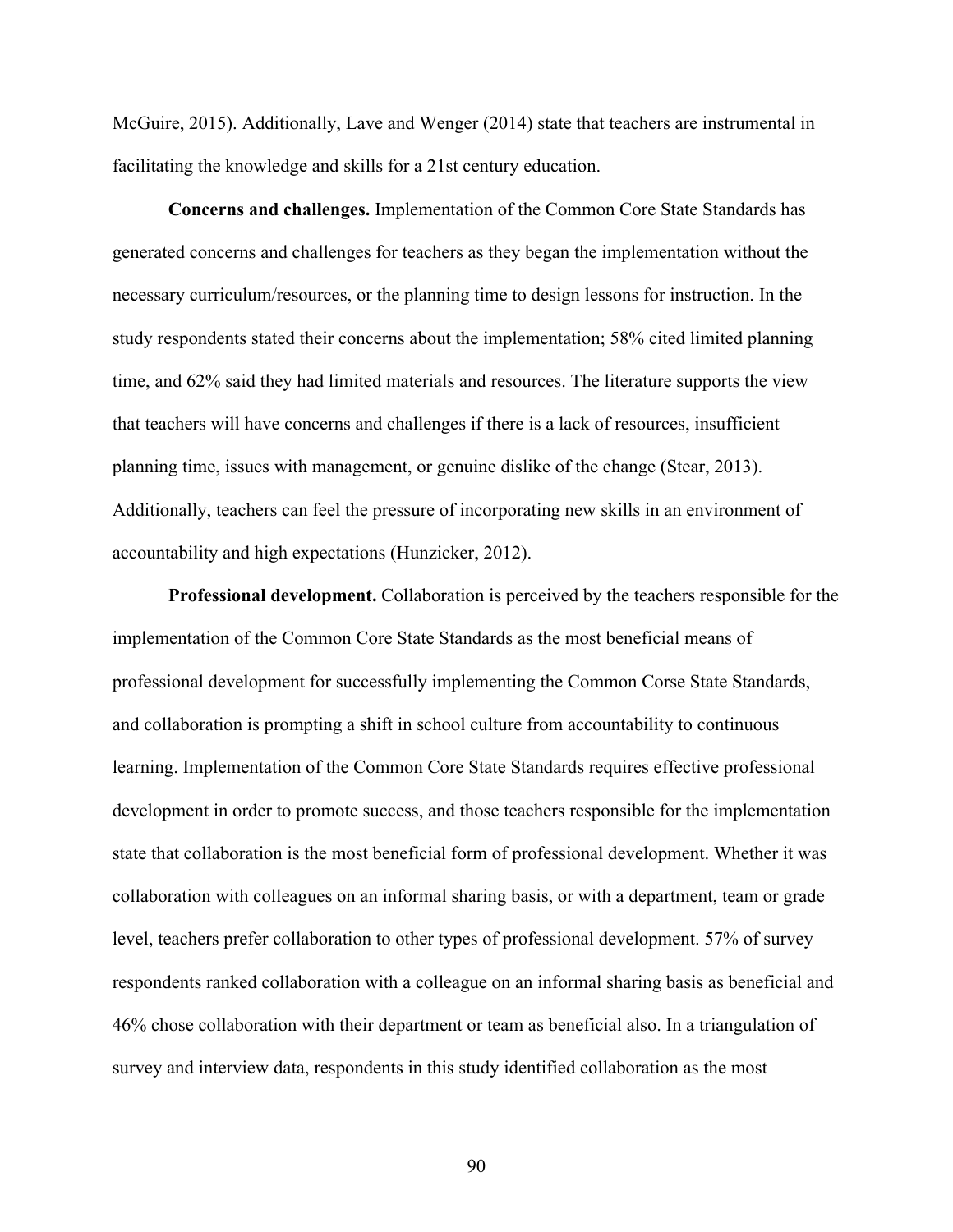McGuire, 2015). Additionally, Lave and Wenger (2014) state that teachers are instrumental in facilitating the knowledge and skills for a 21st century education.

**Concerns and challenges.** Implementation of the Common Core State Standards has generated concerns and challenges for teachers as they began the implementation without the necessary curriculum/resources, or the planning time to design lessons for instruction. In the study respondents stated their concerns about the implementation; 58% cited limited planning time, and 62% said they had limited materials and resources. The literature supports the view that teachers will have concerns and challenges if there is a lack of resources, insufficient planning time, issues with management, or genuine dislike of the change (Stear, 2013). Additionally, teachers can feel the pressure of incorporating new skills in an environment of accountability and high expectations (Hunzicker, 2012).

**Professional development.** Collaboration is perceived by the teachers responsible for the implementation of the Common Core State Standards as the most beneficial means of professional development for successfully implementing the Common Corse State Standards, and collaboration is prompting a shift in school culture from accountability to continuous learning. Implementation of the Common Core State Standards requires effective professional development in order to promote success, and those teachers responsible for the implementation state that collaboration is the most beneficial form of professional development. Whether it was collaboration with colleagues on an informal sharing basis, or with a department, team or grade level, teachers prefer collaboration to other types of professional development. 57% of survey respondents ranked collaboration with a colleague on an informal sharing basis as beneficial and 46% chose collaboration with their department or team as beneficial also. In a triangulation of survey and interview data, respondents in this study identified collaboration as the most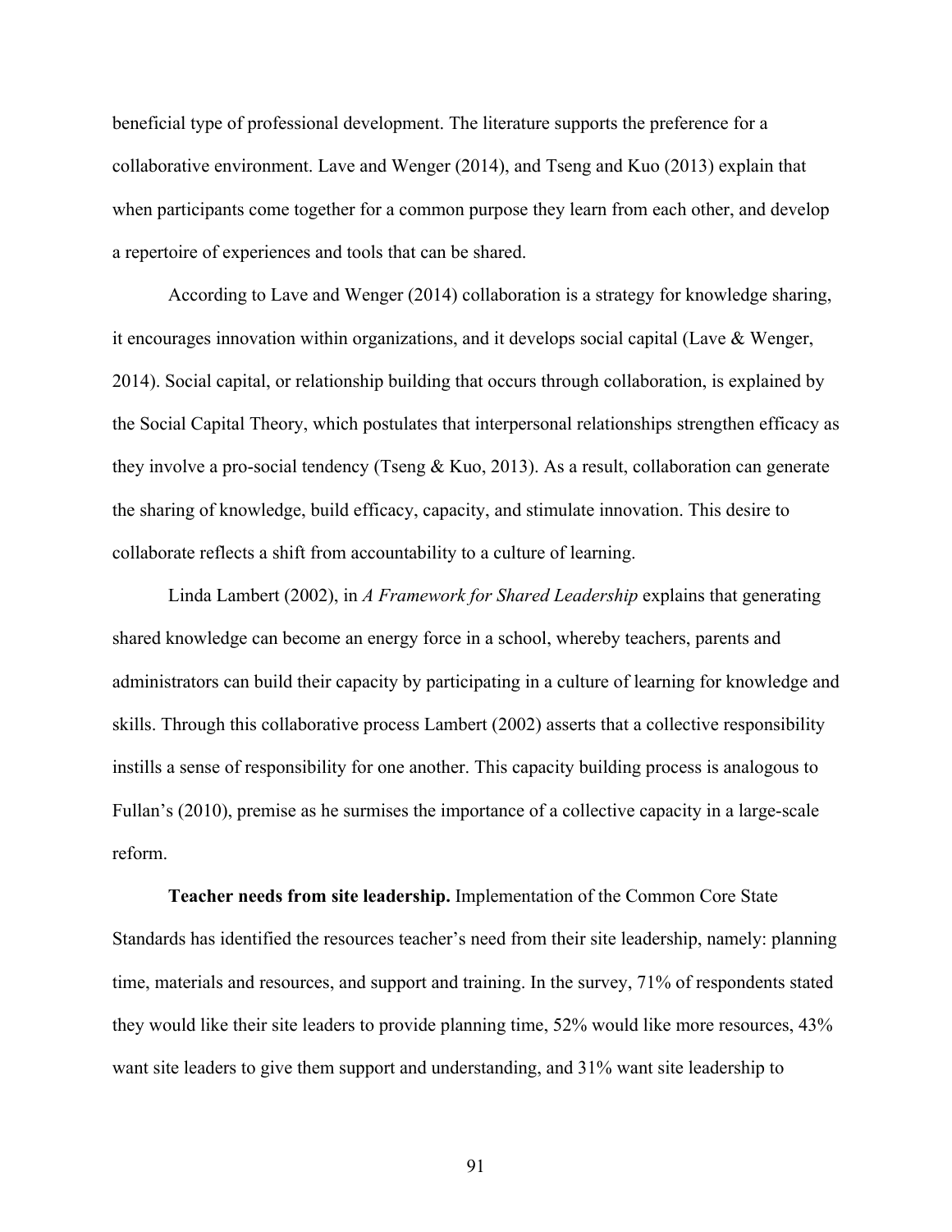beneficial type of professional development. The literature supports the preference for a collaborative environment. Lave and Wenger (2014), and Tseng and Kuo (2013) explain that when participants come together for a common purpose they learn from each other, and develop a repertoire of experiences and tools that can be shared.

According to Lave and Wenger (2014) collaboration is a strategy for knowledge sharing, it encourages innovation within organizations, and it develops social capital (Lave & Wenger, 2014). Social capital, or relationship building that occurs through collaboration, is explained by the Social Capital Theory, which postulates that interpersonal relationships strengthen efficacy as they involve a pro-social tendency (Tseng & Kuo, 2013). As a result, collaboration can generate the sharing of knowledge, build efficacy, capacity, and stimulate innovation. This desire to collaborate reflects a shift from accountability to a culture of learning.

Linda Lambert (2002), in *A Framework for Shared Leadership* explains that generating shared knowledge can become an energy force in a school, whereby teachers, parents and administrators can build their capacity by participating in a culture of learning for knowledge and skills. Through this collaborative process Lambert (2002) asserts that a collective responsibility instills a sense of responsibility for one another. This capacity building process is analogous to Fullan's (2010), premise as he surmises the importance of a collective capacity in a large-scale reform.

**Teacher needs from site leadership.** Implementation of the Common Core State Standards has identified the resources teacher's need from their site leadership, namely: planning time, materials and resources, and support and training. In the survey, 71% of respondents stated they would like their site leaders to provide planning time, 52% would like more resources, 43% want site leaders to give them support and understanding, and 31% want site leadership to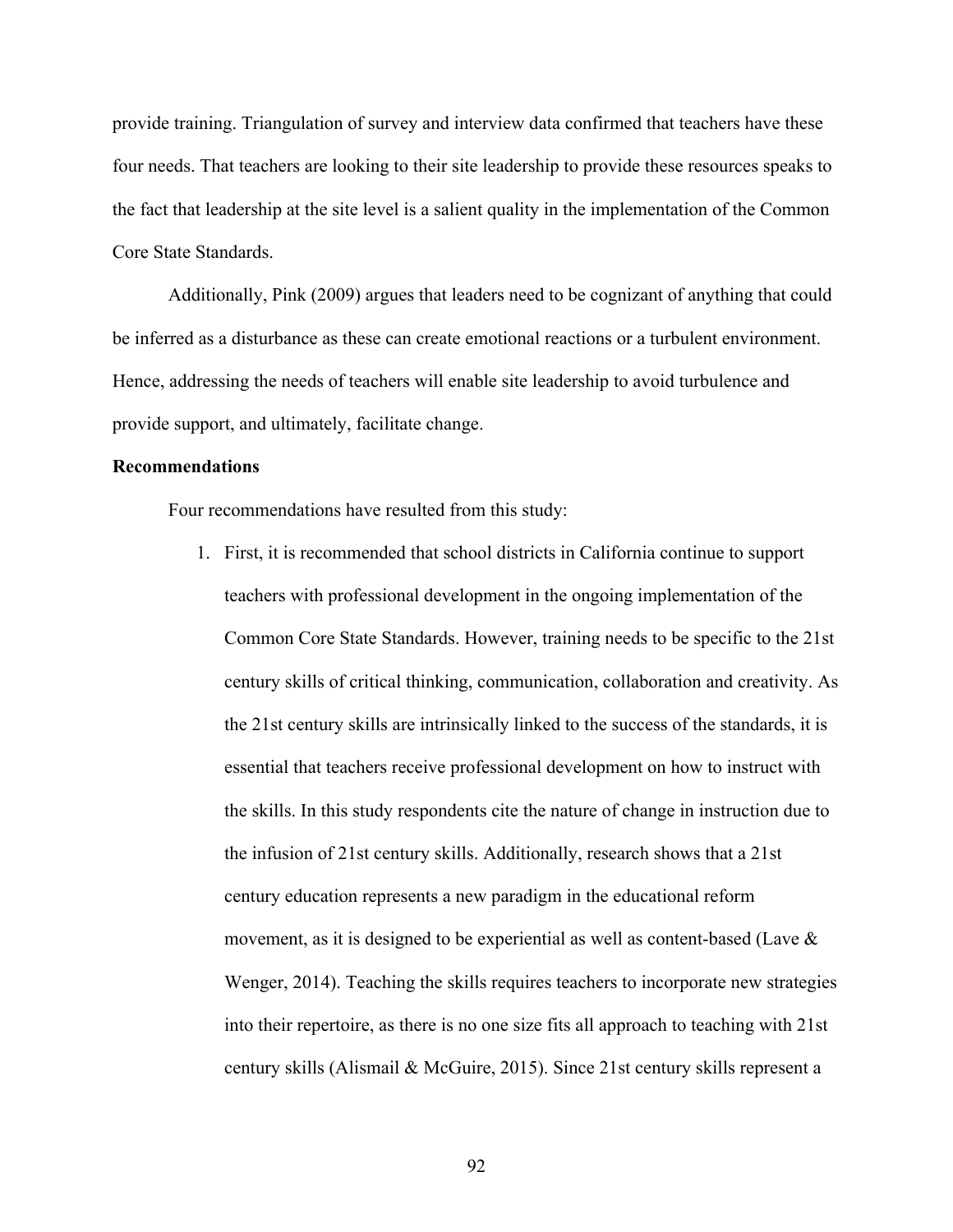provide training. Triangulation of survey and interview data confirmed that teachers have these four needs. That teachers are looking to their site leadership to provide these resources speaks to the fact that leadership at the site level is a salient quality in the implementation of the Common Core State Standards.

Additionally, Pink (2009) argues that leaders need to be cognizant of anything that could be inferred as a disturbance as these can create emotional reactions or a turbulent environment. Hence, addressing the needs of teachers will enable site leadership to avoid turbulence and provide support, and ultimately, facilitate change.

**Recommendations**

Four recommendations have resulted from this study:

1. First, it is recommended that school districts in California continue to support teachers with professional development in the ongoing implementation of the Common Core State Standards. However, training needs to be specific to the 21st century skills of critical thinking, communication, collaboration and creativity. As the 21st century skills are intrinsically linked to the success of the standards, it is essential that teachers receive professional development on how to instruct with the skills. In this study respondents cite the nature of change in instruction due to the infusion of 21st century skills. Additionally, research shows that a 21st century education represents a new paradigm in the educational reform movement, as it is designed to be experiential as well as content-based (Lave & Wenger, 2014). Teaching the skills requires teachers to incorporate new strategies into their repertoire, as there is no one size fits all approach to teaching with 21st century skills (Alismail & McGuire, 2015). Since 21st century skills represent a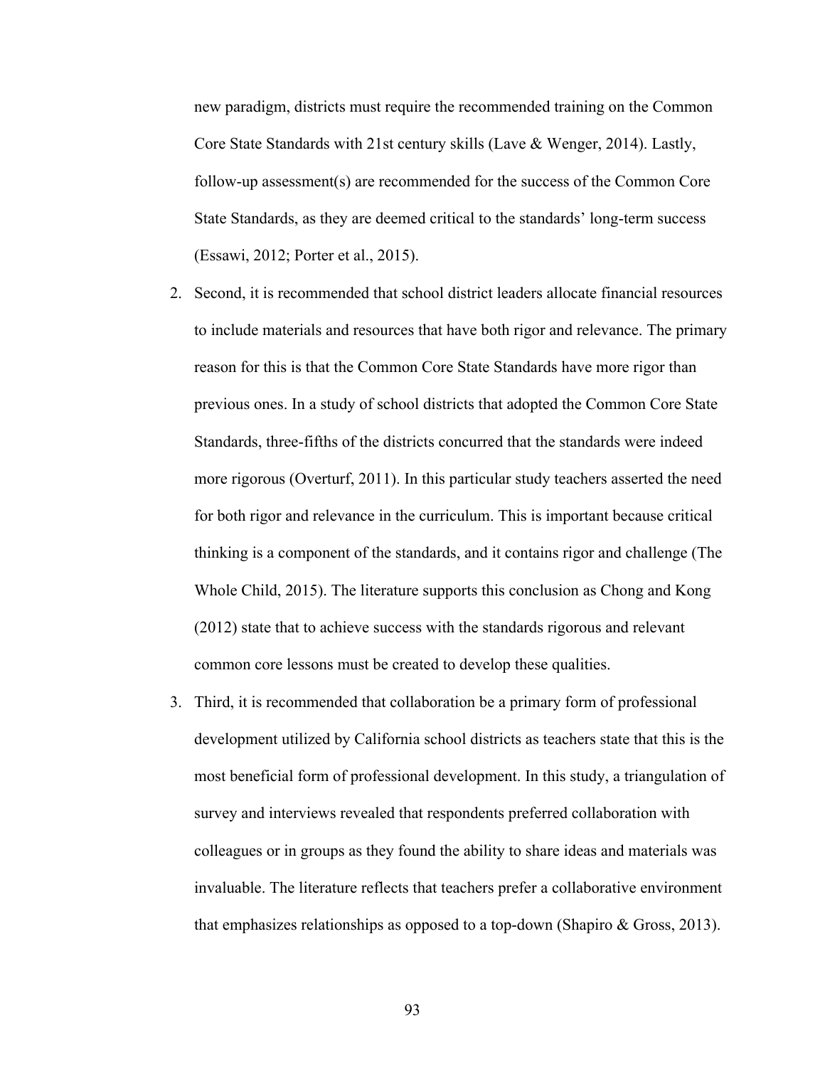new paradigm, districts must require the recommended training on the Common Core State Standards with 21st century skills (Lave & Wenger, 2014). Lastly, follow-up assessment(s) are recommended for the success of the Common Core State Standards, as they are deemed critical to the standards' long-term success (Essawi, 2012; Porter et al., 2015).

2. Second, it is recommended that school district leaders allocate financial resources to include materials and resources that have both rigor and relevance. The primary reason for this is that the Common Core State Standards have more rigor than previous ones. In a study of school districts that adopted the Common Core State Standards, three-fifths of the districts concurred that the standards were indeed more rigorous (Overturf, 2011). In this particular study teachers asserted the need for both rigor and relevance in the curriculum. This is important because critical thinking is a component of the standards, and it contains rigor and challenge (The Whole Child, 2015). The literature supports this conclusion as Chong and Kong (2012) state that to achieve success with the standards rigorous and relevant common core lessons must be created to develop these qualities.

3. Third, it is recommended that collaboration be a primary form of professional development utilized by California school districts as teachers state that this is the most beneficial form of professional development. In this study, a triangulation of survey and interviews revealed that respondents preferred collaboration with colleagues or in groups as they found the ability to share ideas and materials was invaluable. The literature reflects that teachers prefer a collaborative environment that emphasizes relationships as opposed to a top-down (Shapiro & Gross, 2013).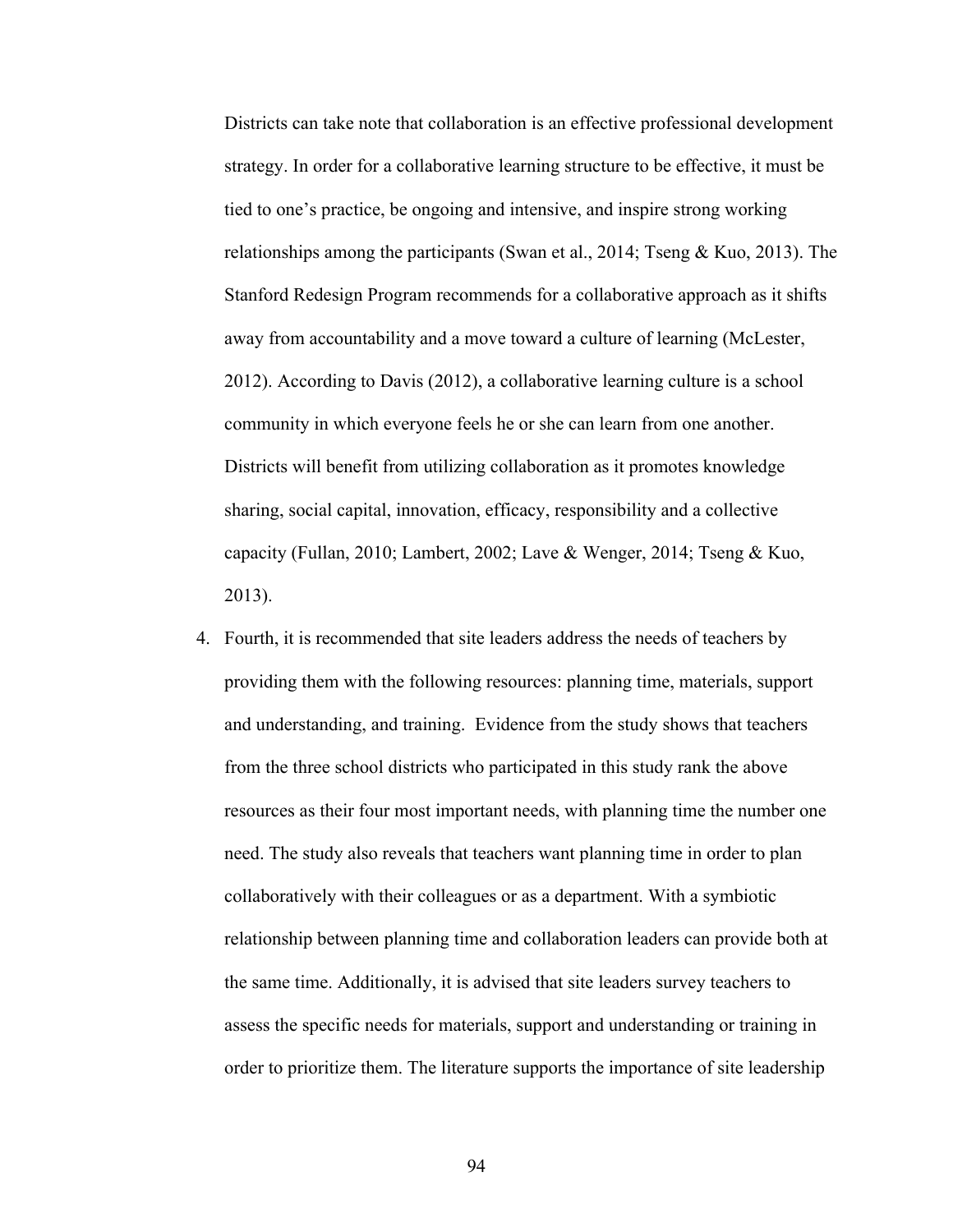Districts can take note that collaboration is an effective professional development strategy. In order for a collaborative learning structure to be effective, it must be tied to one's practice, be ongoing and intensive, and inspire strong working relationships among the participants (Swan et al., 2014; Tseng & Kuo, 2013). The Stanford Redesign Program recommends for a collaborative approach as it shifts away from accountability and a move toward a culture of learning (McLester, 2012). According to Davis (2012), a collaborative learning culture is a school community in which everyone feels he or she can learn from one another. Districts will benefit from utilizing collaboration as it promotes knowledge sharing, social capital, innovation, efficacy, responsibility and a collective capacity (Fullan, 2010; Lambert, 2002; Lave & Wenger, 2014; Tseng & Kuo, 2013).

4. Fourth, it is recommended that site leaders address the needs of teachers by providing them with the following resources: planning time, materials, support and understanding, and training. Evidence from the study shows that teachers from the three school districts who participated in this study rank the above resources as their four most important needs, with planning time the number one need. The study also reveals that teachers want planning time in order to plan collaboratively with their colleagues or as a department. With a symbiotic relationship between planning time and collaboration leaders can provide both at the same time. Additionally, it is advised that site leaders survey teachers to assess the specific needs for materials, support and understanding or training in order to prioritize them. The literature supports the importance of site leadership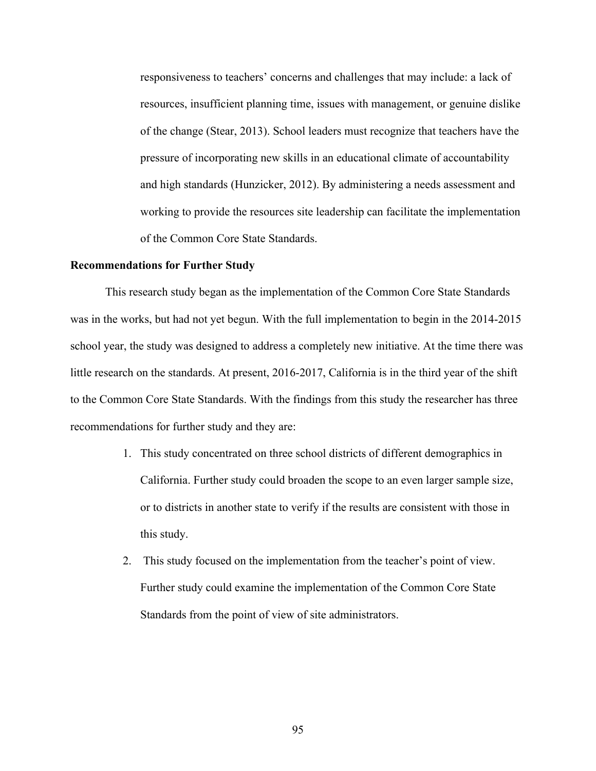responsiveness to teachers' concerns and challenges that may include: a lack of resources, insufficient planning time, issues with management, or genuine dislike of the change (Stear, 2013). School leaders must recognize that teachers have the pressure of incorporating new skills in an educational climate of accountability and high standards (Hunzicker, 2012). By administering a needs assessment and working to provide the resources site leadership can facilitate the implementation of the Common Core State Standards.

**Recommendations for Further Study**

This research study began as the implementation of the Common Core State Standards was in the works, but had not yet begun. With the full implementation to begin in the 2014-2015 school year, the study was designed to address a completely new initiative. At the time there was little research on the standards. At present, 2016-2017, California is in the third year of the shift to the Common Core State Standards. With the findings from this study the researcher has three recommendations for further study and they are:

1. This study concentrated on three school districts of different demographics in California. Further study could broaden the scope to an even larger sample size, or to districts in another state to verify if the results are consistent with those in this study.
2. This study focused on the implementation from the teacher's point of view. Further study could examine the implementation of the Common Core State Standards from the point of view of site administrators.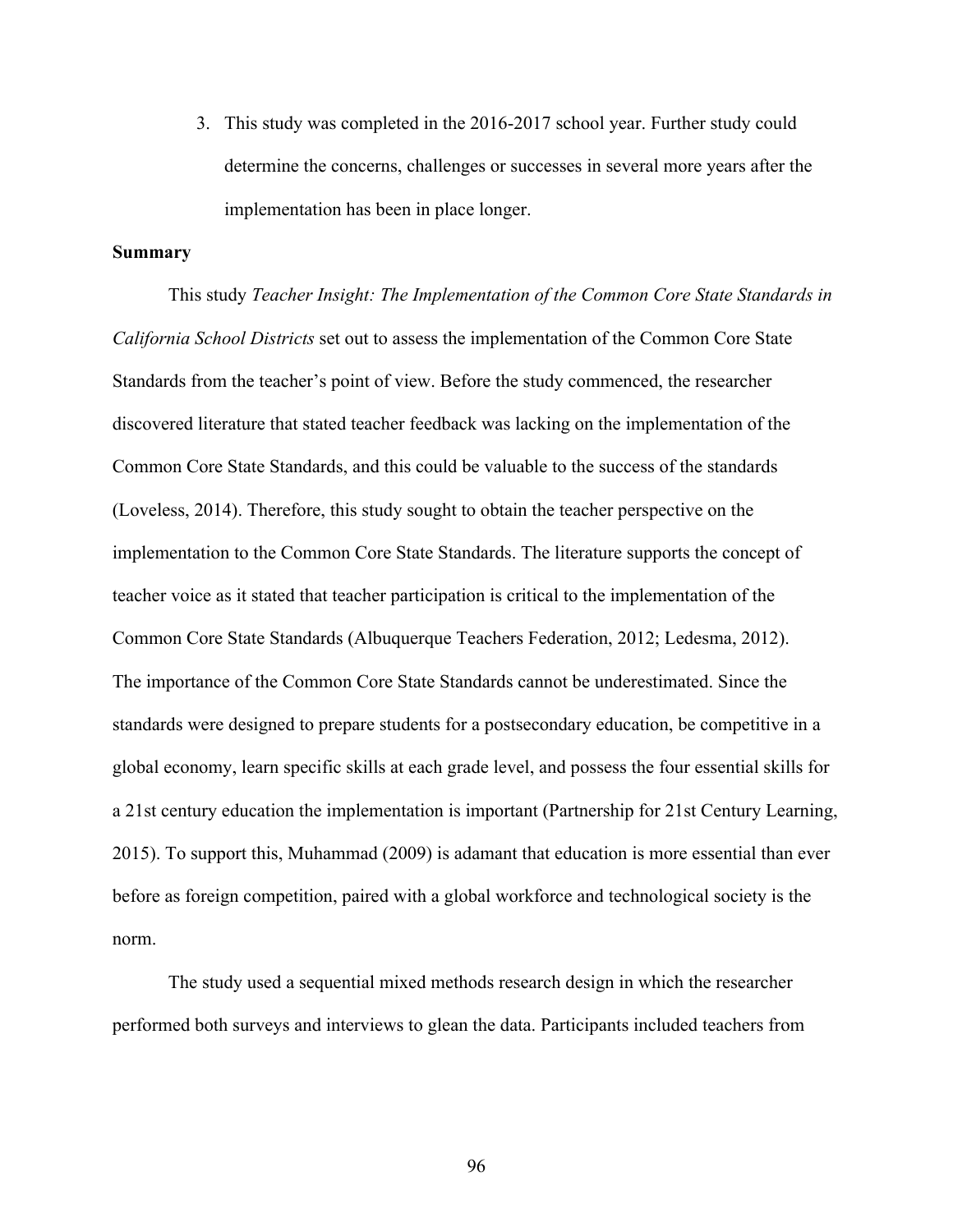3. This study was completed in the 2016-2017 school year. Further study could determine the concerns, challenges or successes in several more years after the implementation has been in place longer.

**Summary**

This study *Teacher Insight: The Implementation of the Common Core State Standards in California School Districts* set out to assess the implementation of the Common Core State Standards from the teacher's point of view. Before the study commenced, the researcher discovered literature that stated teacher feedback was lacking on the implementation of the Common Core State Standards, and this could be valuable to the success of the standards (Loveless, 2014). Therefore, this study sought to obtain the teacher perspective on the implementation to the Common Core State Standards. The literature supports the concept of teacher voice as it stated that teacher participation is critical to the implementation of the Common Core State Standards (Albuquerque Teachers Federation, 2012; Ledesma, 2012). The importance of the Common Core State Standards cannot be underestimated. Since the standards were designed to prepare students for a postsecondary education, be competitive in a global economy, learn specific skills at each grade level, and possess the four essential skills for a 21st century education the implementation is important (Partnership for 21st Century Learning, 2015). To support this, Muhammad (2009) is adamant that education is more essential than ever before as foreign competition, paired with a global workforce and technological society is the norm.

The study used a sequential mixed methods research design in which the researcher performed both surveys and interviews to glean the data. Participants included teachers from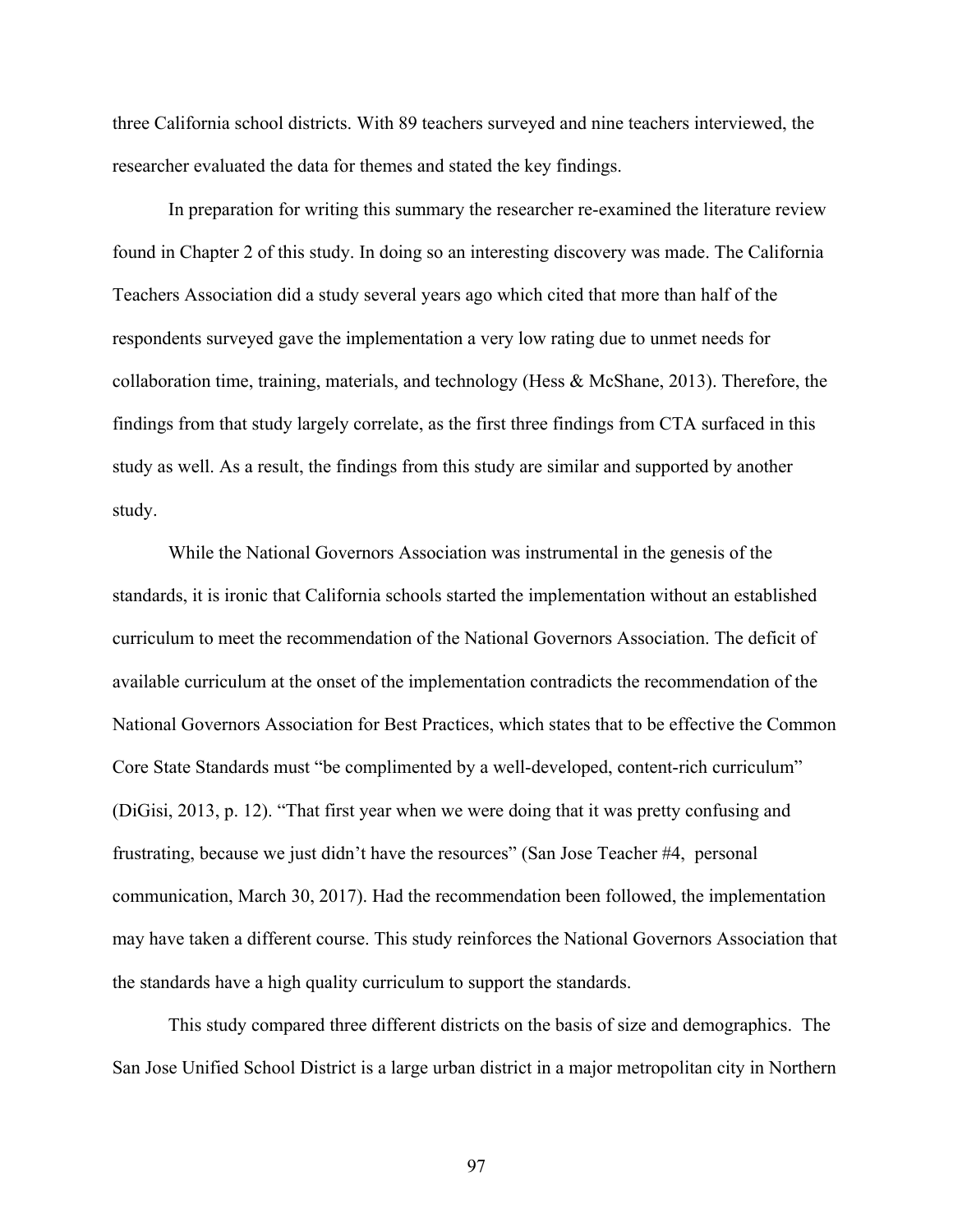three California school districts. With 89 teachers surveyed and nine teachers interviewed, the researcher evaluated the data for themes and stated the key findings.

In preparation for writing this summary the researcher re-examined the literature review found in Chapter 2 of this study. In doing so an interesting discovery was made. The California Teachers Association did a study several years ago which cited that more than half of the respondents surveyed gave the implementation a very low rating due to unmet needs for collaboration time, training, materials, and technology (Hess & McShane, 2013). Therefore, the findings from that study largely correlate, as the first three findings from CTA surfaced in this study as well. As a result, the findings from this study are similar and supported by another study.

While the National Governors Association was instrumental in the genesis of the standards, it is ironic that California schools started the implementation without an established curriculum to meet the recommendation of the National Governors Association. The deficit of available curriculum at the onset of the implementation contradicts the recommendation of the National Governors Association for Best Practices, which states that to be effective the Common Core State Standards must "be complimented by a well-developed, content-rich curriculum" (DiGisi, 2013, p. 12). "That first year when we were doing that it was pretty confusing and frustrating, because we just didn't have the resources" (San Jose Teacher #4, personal communication, March 30, 2017). Had the recommendation been followed, the implementation may have taken a different course. This study reinforces the National Governors Association that the standards have a high quality curriculum to support the standards.

This study compared three different districts on the basis of size and demographics. The San Jose Unified School District is a large urban district in a major metropolitan city in Northern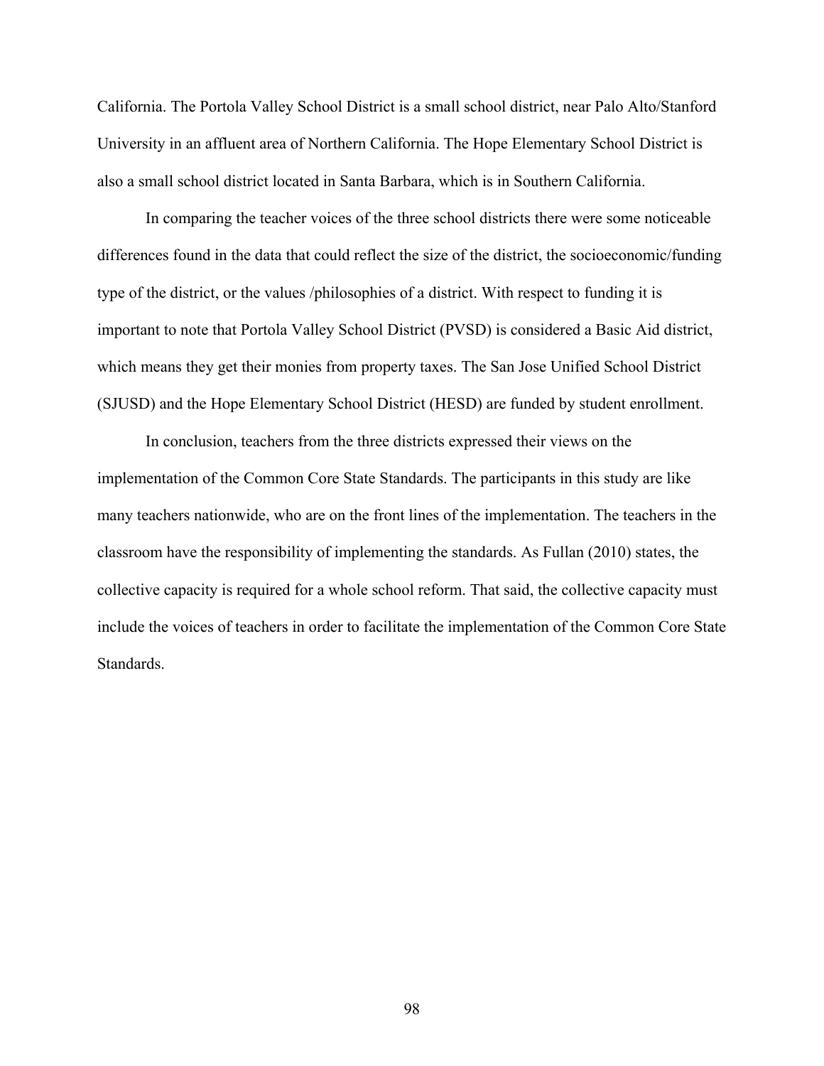California. The Portola Valley School District is a small school district, near Palo Alto/Stanford University in an affluent area of Northern California. The Hope Elementary School District is also a small school district located in Santa Barbara, which is in Southern California.

In comparing the teacher voices of the three school districts there were some noticeable differences found in the data that could reflect the size of the district, the socioeconomic/funding type of the district, or the values /philosophies of a district. With respect to funding it is important to note that Portola Valley School District (PVSD) is considered a Basic Aid district, which means they get their monies from property taxes. The San Jose Unified School District (SJUSD) and the Hope Elementary School District (HESD) are funded by student enrollment.

In conclusion, teachers from the three districts expressed their views on the implementation of the Common Core State Standards. The participants in this study are like many teachers nationwide, who are on the front lines of the implementation. The teachers in the classroom have the responsibility of implementing the standards. As Fullan (2010) states, the collective capacity is required for a whole school reform. That said, the collective capacity must include the voices of teachers in order to facilitate the implementation of the Common Core State Standards.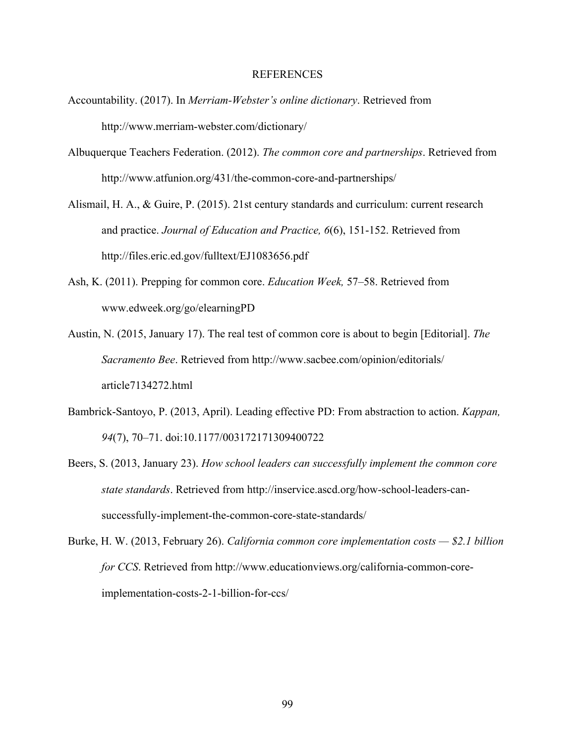# REFERENCES

Accountability. (2017). In *Merriam-Webster's online dictionary*. Retrieved from http://www.merriam-webster.com/dictionary/

Albuquerque Teachers Federation. (2012). *The common core and partnerships*. Retrieved from http://www.atfunion.org/431/the-common-core-and-partnerships/

Alismail, H. A., & Guire, P. (2015). 21st century standards and curriculum: current research and practice. *Journal of Education and Practice, 6*(6), 151-152. Retrieved from http://files.eric.ed.gov/fulltext/EJ1083656.pdf

Ash, K. (2011). Prepping for common core. *Education Week,* 57–58. Retrieved from www.edweek.org/go/elearningPD

Austin, N. (2015, January 17). The real test of common core is about to begin [Editorial]. *The Sacramento Bee*. Retrieved from http://www.sacbee.com/opinion/editorials/article7134272.html

Bambrick-Santoyo, P. (2013, April). Leading effective PD: From abstraction to action. *Kappan, 94*(7), 70–71. doi:10.1177/003172171309400722

Beers, S. (2013, January 23). *How school leaders can successfully implement the common core state standards*. Retrieved from http://inservice.ascd.org/how-school-leaders-can-successfully-implement-the-common-core-state-standards/

Burke, H. W. (2013, February 26). *California common core implementation costs — $2.1 billion for CCS*. Retrieved from http://www.educationviews.org/california-common-core-implementation-costs-2-1-billion-for-ccs/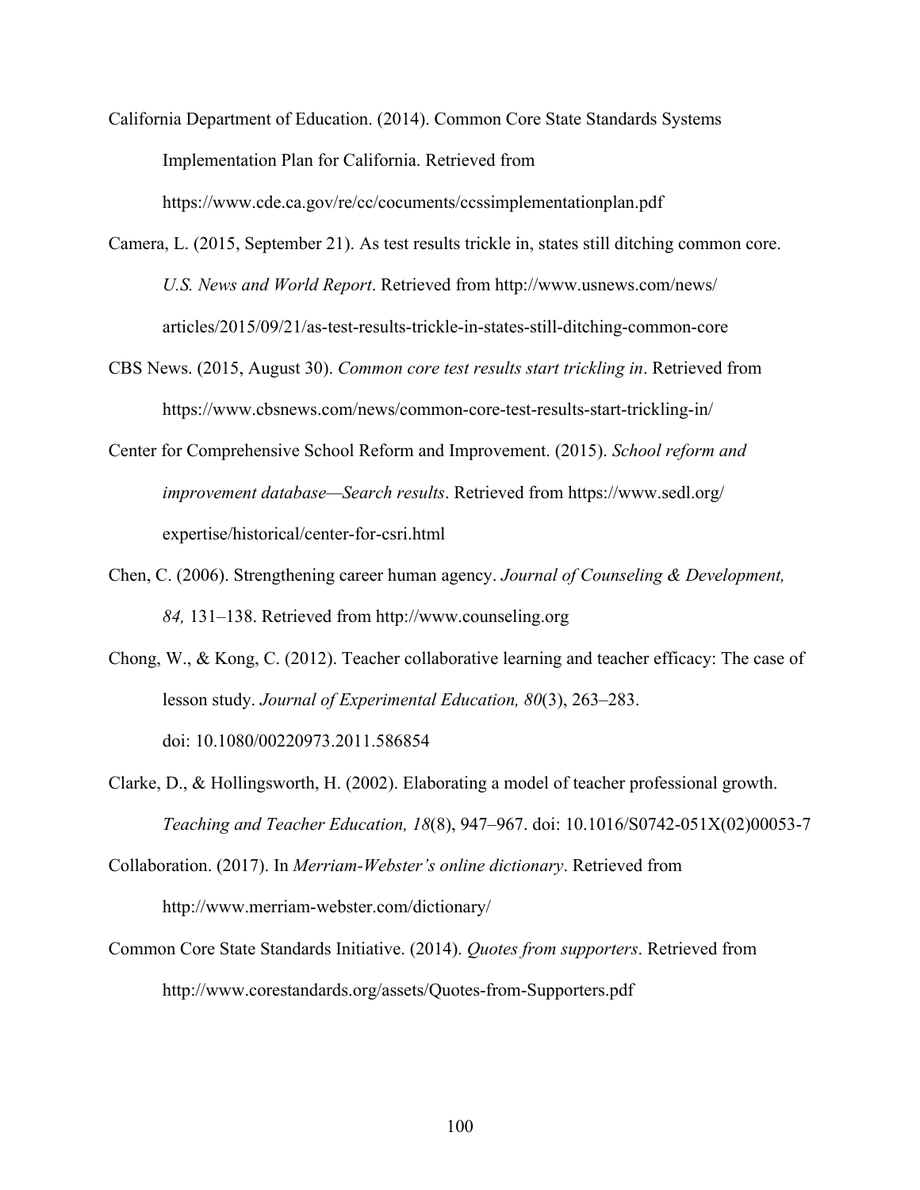California Department of Education. (2014). Common Core State Standards Systems Implementation Plan for California. Retrieved from https://www.cde.ca.gov/re/cc/cocuments/ccssimplementationplan.pdf

Camera, L. (2015, September 21). As test results trickle in, states still ditching common core. *U.S. News and World Report*. Retrieved from http://www.usnews.com/news/articles/2015/09/21/as-test-results-trickle-in-states-still-ditching-common-core

CBS News. (2015, August 30). *Common core test results start trickling in*. Retrieved from https://www.cbsnews.com/news/common-core-test-results-start-trickling-in/

Center for Comprehensive School Reform and Improvement. (2015). *School reform and improvement database—Search results*. Retrieved from https://www.sedl.org/expertise/historical/center-for-csri.html

Chen, C. (2006). Strengthening career human agency. *Journal of Counseling & Development, 84,* 131–138. Retrieved from http://www.counseling.org

Chong, W., & Kong, C. (2012). Teacher collaborative learning and teacher efficacy: The case of lesson study. *Journal of Experimental Education, 80*(3), 263–283. doi: 10.1080/00220973.2011.586854

Clarke, D., & Hollingsworth, H. (2002). Elaborating a model of teacher professional growth. *Teaching and Teacher Education, 18*(8), 947–967. doi: 10.1016/S0742-051X(02)00053-7

Collaboration. (2017). In *Merriam-Webster's online dictionary*. Retrieved from http://www.merriam-webster.com/dictionary/

Common Core State Standards Initiative. (2014). *Quotes from supporters*. Retrieved from http://www.corestandards.org/assets/Quotes-from-Supporters.pdf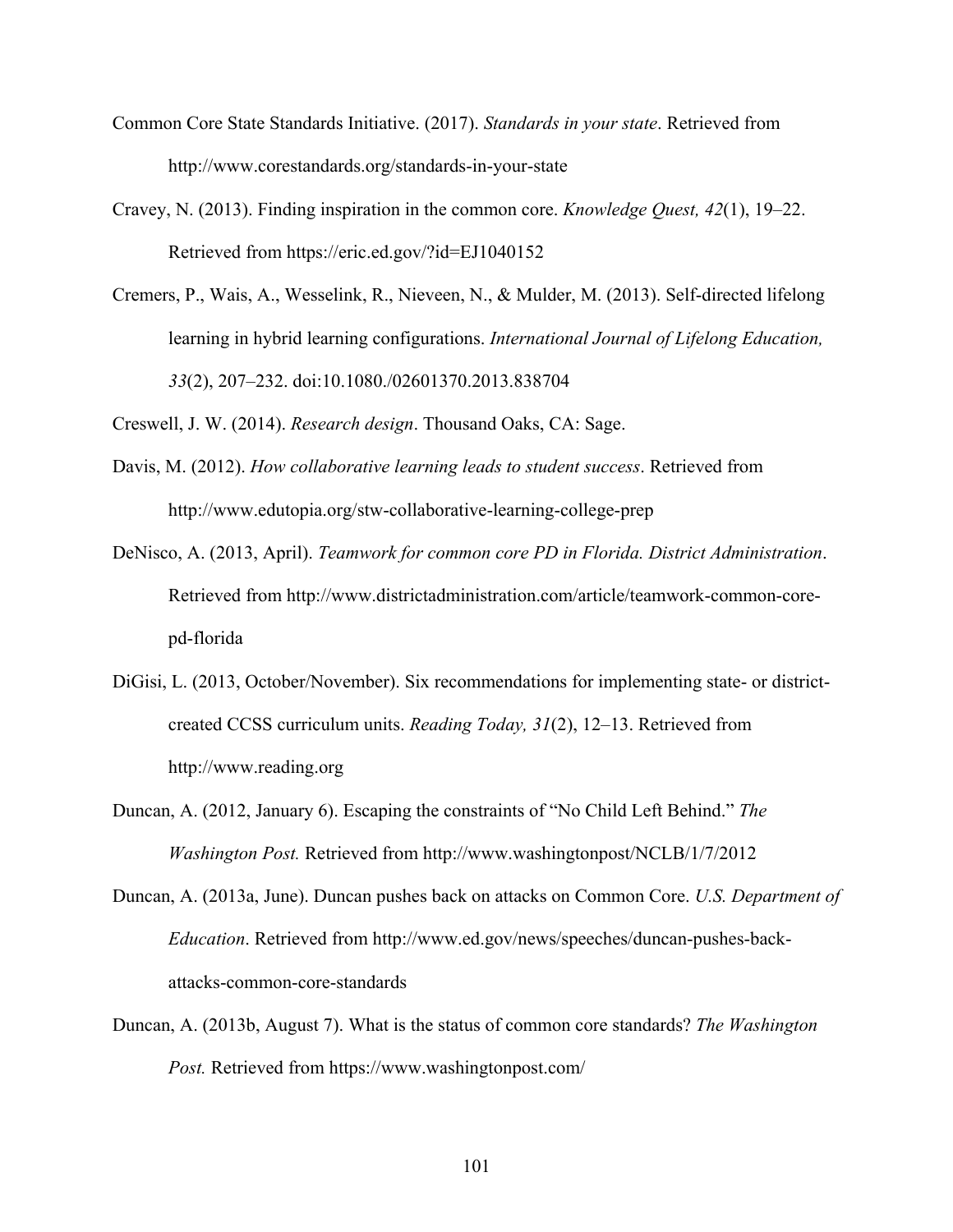Common Core State Standards Initiative. (2017). *Standards in your state*. Retrieved from http://www.corestandards.org/standards-in-your-state

Cravey, N. (2013). Finding inspiration in the common core. *Knowledge Quest, 42*(1), 19–22. Retrieved from https://eric.ed.gov/?id=EJ1040152

Cremers, P., Wais, A., Wesselink, R., Nieveen, N., & Mulder, M. (2013). Self-directed lifelong learning in hybrid learning configurations. *International Journal of Lifelong Education, 33*(2), 207–232. doi:10.1080./02601370.2013.838704

Creswell, J. W. (2014). *Research design*. Thousand Oaks, CA: Sage.

Davis, M. (2012). *How collaborative learning leads to student success*. Retrieved from http://www.edutopia.org/stw-collaborative-learning-college-prep

DeNisco, A. (2013, April). *Teamwork for common core PD in Florida. District Administration*. Retrieved from http://www.districtadministration.com/article/teamwork-common-core-pd-florida

DiGisi, L. (2013, October/November). Six recommendations for implementing state- or district-created CCSS curriculum units. *Reading Today, 31*(2), 12–13. Retrieved from http://www.reading.org

Duncan, A. (2012, January 6). Escaping the constraints of "No Child Left Behind." *The Washington Post.* Retrieved from http://www.washingtonpost/NCLB/1/7/2012

Duncan, A. (2013a, June). Duncan pushes back on attacks on Common Core. *U.S. Department of Education*. Retrieved from http://www.ed.gov/news/speeches/duncan-pushes-back-attacks-common-core-standards

Duncan, A. (2013b, August 7). What is the status of common core standards? *The Washington Post.* Retrieved from https://www.washingtonpost.com/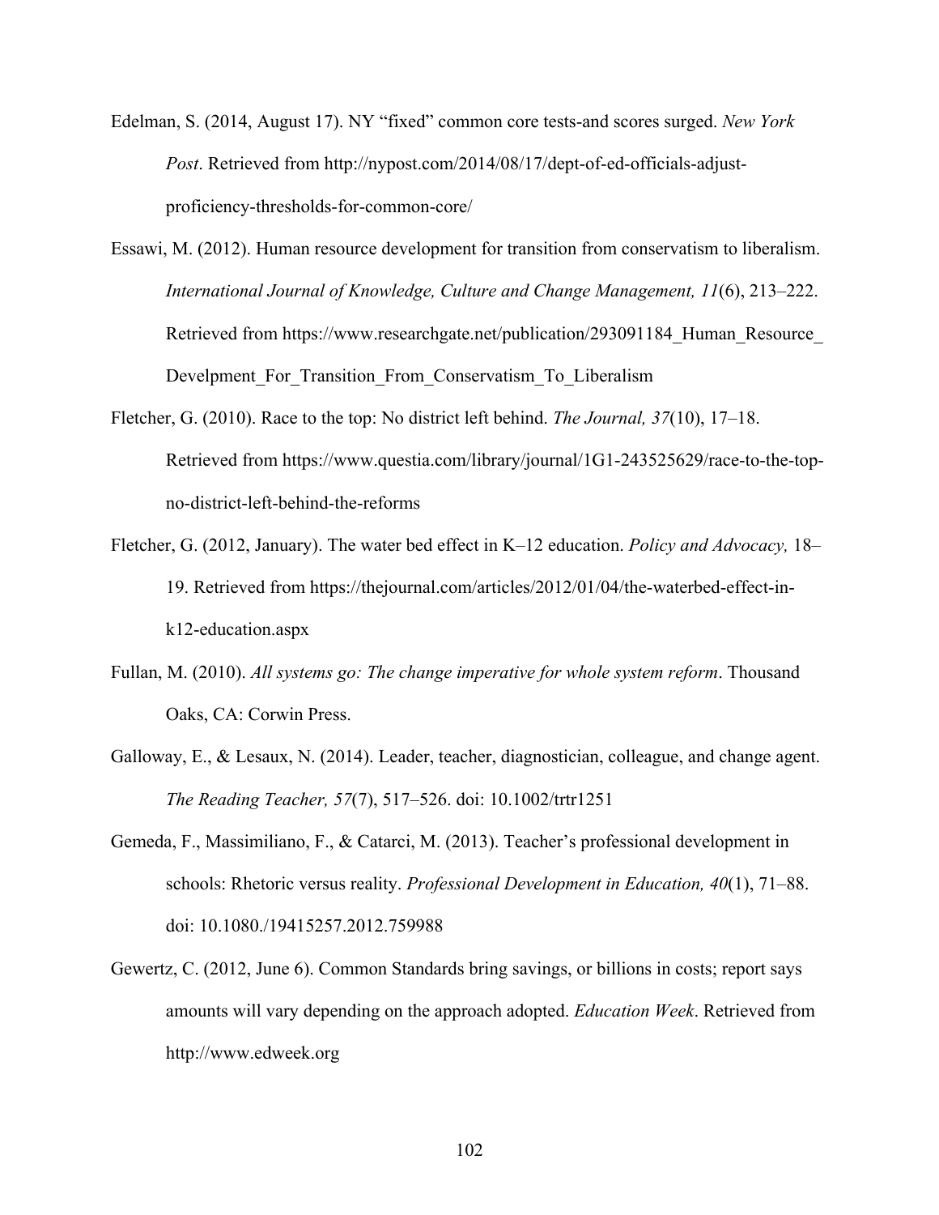Edelman, S. (2014, August 17). NY "fixed" common core tests-and scores surged. *New York Post*. Retrieved from http://nypost.com/2014/08/17/dept-of-ed-officials-adjust-proficiency-thresholds-for-common-core/

Essawi, M. (2012). Human resource development for transition from conservatism to liberalism. *International Journal of Knowledge, Culture and Change Management, 11*(6), 213–222. Retrieved from https://www.researchgate.net/publication/293091184_Human_Resource_Develpment_For_Transition_From_Conservatism_To_Liberalism

Fletcher, G. (2010). Race to the top: No district left behind. *The Journal, 37*(10), 17–18. Retrieved from https://www.questia.com/library/journal/1G1-243525629/race-to-the-top-no-district-left-behind-the-reforms

Fletcher, G. (2012, January). The water bed effect in K–12 education. *Policy and Advocacy,* 18–19. Retrieved from https://thejournal.com/articles/2012/01/04/the-waterbed-effect-in-k12-education.aspx

Fullan, M. (2010). *All systems go: The change imperative for whole system reform*. Thousand Oaks, CA: Corwin Press.

Galloway, E., & Lesaux, N. (2014). Leader, teacher, diagnostician, colleague, and change agent. *The Reading Teacher, 57*(7), 517–526. doi: 10.1002/trtr1251

Gemeda, F., Massimiliano, F., & Catarci, M. (2013). Teacher's professional development in schools: Rhetoric versus reality. *Professional Development in Education, 40*(1), 71–88. doi: 10.1080./19415257.2012.759988

Gewertz, C. (2012, June 6). Common Standards bring savings, or billions in costs; report says amounts will vary depending on the approach adopted. *Education Week*. Retrieved from http://www.edweek.org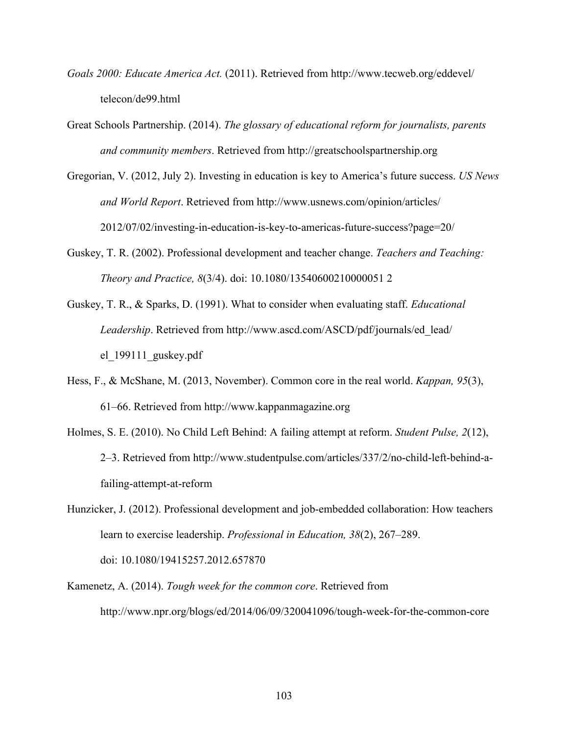*Goals 2000: Educate America Act.* (2011). Retrieved from http://www.tecweb.org/eddevel/telecon/de99.html

Great Schools Partnership. (2014). *The glossary of educational reform for journalists, parents and community members*. Retrieved from http://greatschoolspartnership.org

Gregorian, V. (2012, July 2). Investing in education is key to America's future success. *US News and World Report*. Retrieved from http://www.usnews.com/opinion/articles/2012/07/02/investing-in-education-is-key-to-americas-future-success?page=20/

Guskey, T. R. (2002). Professional development and teacher change. *Teachers and Teaching: Theory and Practice, 8*(3/4). doi: 10.1080/13540600210000051 2

Guskey, T. R., & Sparks, D. (1991). What to consider when evaluating staff. *Educational Leadership*. Retrieved from http://www.ascd.com/ASCD/pdf/journals/ed_lead/el_199111_guskey.pdf

Hess, F., & McShane, M. (2013, November). Common core in the real world. *Kappan, 95*(3), 61–66. Retrieved from http://www.kappanmagazine.org

Holmes, S. E. (2010). No Child Left Behind: A failing attempt at reform. *Student Pulse, 2*(12), 2–3. Retrieved from http://www.studentpulse.com/articles/337/2/no-child-left-behind-a-failing-attempt-at-reform

Hunzicker, J. (2012). Professional development and job-embedded collaboration: How teachers learn to exercise leadership. *Professional in Education, 38*(2), 267–289. doi: 10.1080/19415257.2012.657870

Kamenetz, A. (2014). *Tough week for the common core*. Retrieved from http://www.npr.org/blogs/ed/2014/06/09/320041096/tough-week-for-the-common-core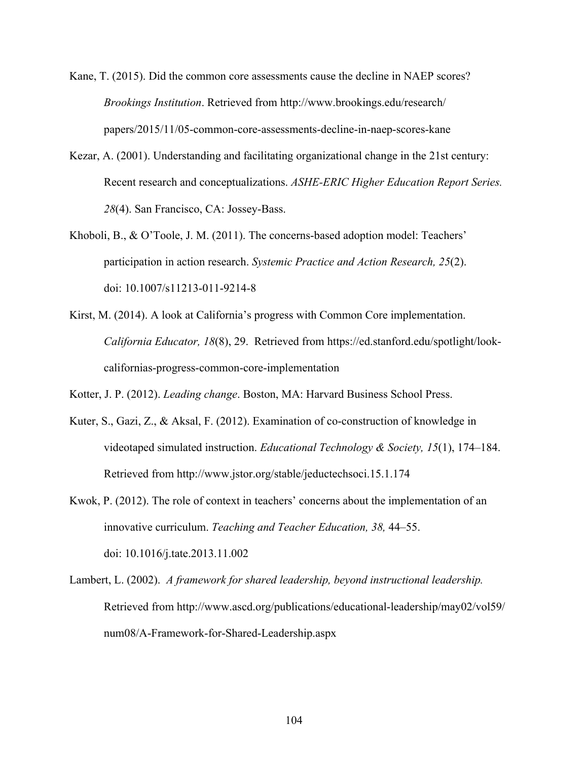Kane, T. (2015). Did the common core assessments cause the decline in NAEP scores? *Brookings Institution*. Retrieved from http://www.brookings.edu/research/papers/2015/11/05-common-core-assessments-decline-in-naep-scores-kane

Kezar, A. (2001). Understanding and facilitating organizational change in the 21st century: Recent research and conceptualizations. *ASHE-ERIC Higher Education Report Series. 28*(4). San Francisco, CA: Jossey-Bass.

Khoboli, B., & O'Toole, J. M. (2011). The concerns-based adoption model: Teachers' participation in action research. *Systemic Practice and Action Research, 25*(2). doi: 10.1007/s11213-011-9214-8

Kirst, M. (2014). A look at California's progress with Common Core implementation. *California Educator, 18*(8), 29. Retrieved from https://ed.stanford.edu/spotlight/look-californias-progress-common-core-implementation

Kotter, J. P. (2012). *Leading change*. Boston, MA: Harvard Business School Press.

Kuter, S., Gazi, Z., & Aksal, F. (2012). Examination of co-construction of knowledge in videotaped simulated instruction. *Educational Technology & Society, 15*(1), 174–184. Retrieved from http://www.jstor.org/stable/jeductechsoci.15.1.174

Kwok, P. (2012). The role of context in teachers' concerns about the implementation of an innovative curriculum. *Teaching and Teacher Education, 38,* 44–55. doi: 10.1016/j.tate.2013.11.002

Lambert, L. (2002). *A framework for shared leadership, beyond instructional leadership.* Retrieved from http://www.ascd.org/publications/educational-leadership/may02/vol59/num08/A-Framework-for-Shared-Leadership.aspx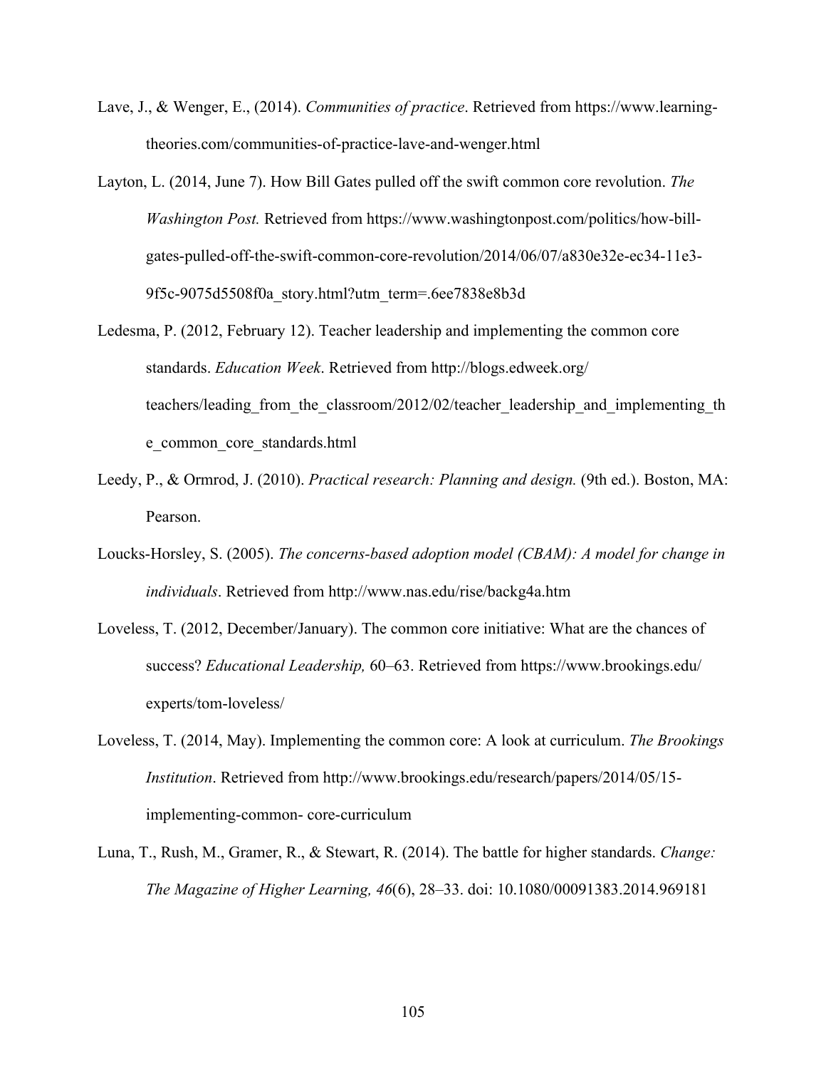Lave, J., & Wenger, E., (2014). *Communities of practice*. Retrieved from https://www.learning-theories.com/communities-of-practice-lave-and-wenger.html

Layton, L. (2014, June 7). How Bill Gates pulled off the swift common core revolution. *The Washington Post.* Retrieved from https://www.washingtonpost.com/politics/how-bill-gates-pulled-off-the-swift-common-core-revolution/2014/06/07/a830e32e-ec34-11e3-9f5c-9075d5508f0a_story.html?utm_term=.6ee7838e8b3d

Ledesma, P. (2012, February 12). Teacher leadership and implementing the common core standards. *Education Week*. Retrieved from http://blogs.edweek.org/teachers/leading_from_the_classroom/2012/02/teacher_leadership_and_implementing_the_common_core_standards.html

Leedy, P., & Ormrod, J. (2010). *Practical research: Planning and design.* (9th ed.). Boston, MA: Pearson.

Loucks-Horsley, S. (2005). *The concerns-based adoption model (CBAM): A model for change in individuals*. Retrieved from http://www.nas.edu/rise/backg4a.htm

Loveless, T. (2012, December/January). The common core initiative: What are the chances of success? *Educational Leadership,* 60–63. Retrieved from https://www.brookings.edu/experts/tom-loveless/

Loveless, T. (2014, May). Implementing the common core: A look at curriculum. *The Brookings Institution*. Retrieved from http://www.brookings.edu/research/papers/2014/05/15-implementing-common- core-curriculum

Luna, T., Rush, M., Gramer, R., & Stewart, R. (2014). The battle for higher standards. *Change: The Magazine of Higher Learning, 46*(6), 28–33. doi: 10.1080/00091383.2014.969181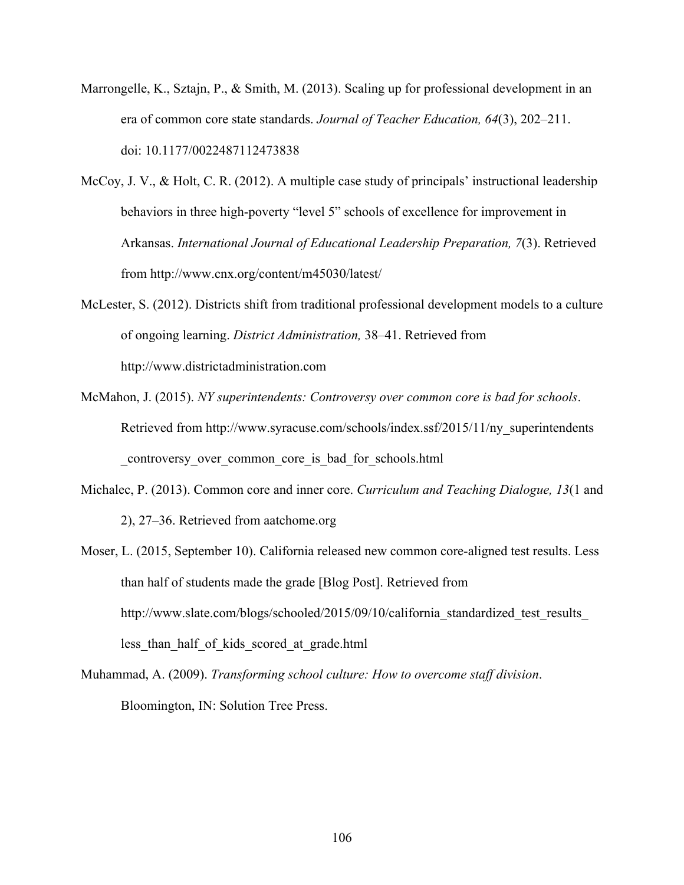Marrongelle, K., Sztajn, P., & Smith, M. (2013). Scaling up for professional development in an era of common core state standards. *Journal of Teacher Education, 64*(3), 202–211. doi: 10.1177/0022487112473838

McCoy, J. V., & Holt, C. R. (2012). A multiple case study of principals' instructional leadership behaviors in three high-poverty "level 5" schools of excellence for improvement in Arkansas. *International Journal of Educational Leadership Preparation, 7*(3). Retrieved from http://www.cnx.org/content/m45030/latest/

McLester, S. (2012). Districts shift from traditional professional development models to a culture of ongoing learning. *District Administration,* 38–41. Retrieved from http://www.districtadministration.com

McMahon, J. (2015). *NY superintendents: Controversy over common core is bad for schools*. Retrieved from http://www.syracuse.com/schools/index.ssf/2015/11/ny_superintendents_controversy_over_common_core_is_bad_for_schools.html

Michalec, P. (2013). Common core and inner core. *Curriculum and Teaching Dialogue, 13*(1 and 2), 27–36. Retrieved from aatchome.org

Moser, L. (2015, September 10). California released new common core-aligned test results. Less than half of students made the grade [Blog Post]. Retrieved from http://www.slate.com/blogs/schooled/2015/09/10/california_standardized_test_results_less_than_half_of_kids_scored_at_grade.html

Muhammad, A. (2009). *Transforming school culture: How to overcome staff division*. Bloomington, IN: Solution Tree Press.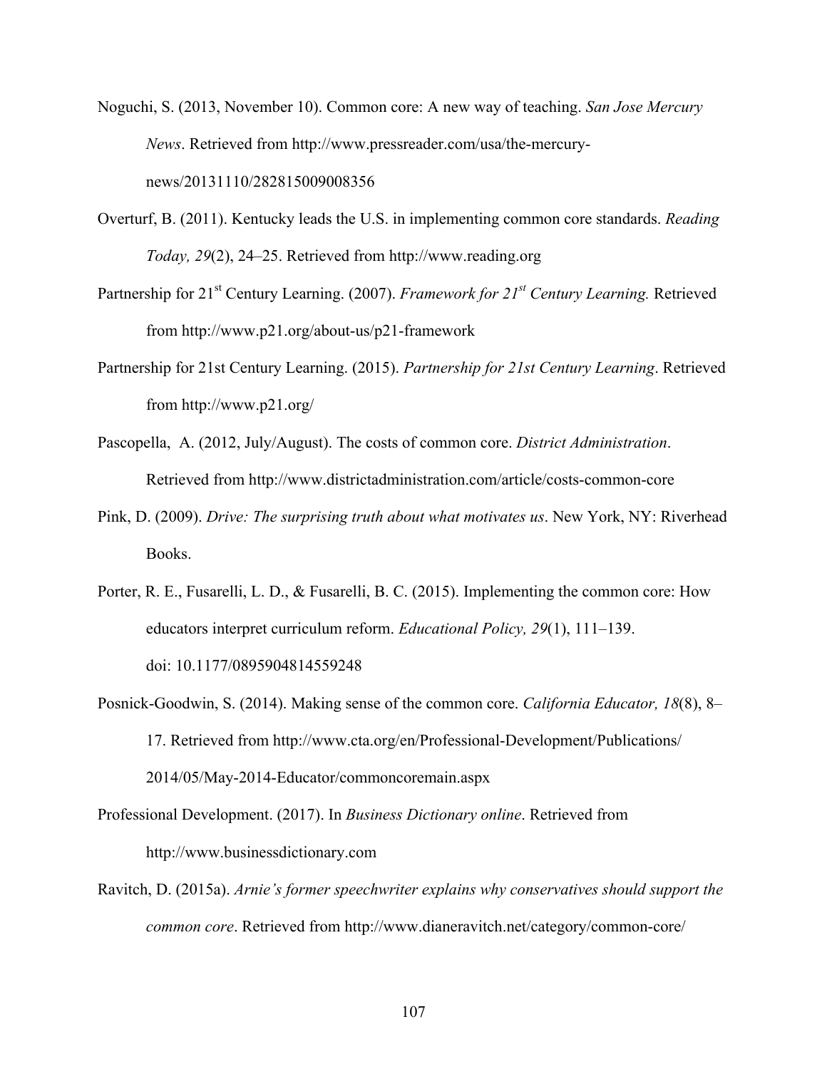Noguchi, S. (2013, November 10). Common core: A new way of teaching. *San Jose Mercury News*. Retrieved from http://www.pressreader.com/usa/the-mercury-news/20131110/282815009008356

Overturf, B. (2011). Kentucky leads the U.S. in implementing common core standards. *Reading Today, 29*(2), 24–25. Retrieved from http://www.reading.org

Partnership for 21st Century Learning. (2007). *Framework for 21st Century Learning.* Retrieved from http://www.p21.org/about-us/p21-framework

Partnership for 21st Century Learning. (2015). *Partnership for 21st Century Learning*. Retrieved from http://www.p21.org/

Pascopella, A. (2012, July/August). The costs of common core. *District Administration*. Retrieved from http://www.districtadministration.com/article/costs-common-core

Pink, D. (2009). *Drive: The surprising truth about what motivates us*. New York, NY: Riverhead Books.

Porter, R. E., Fusarelli, L. D., & Fusarelli, B. C. (2015). Implementing the common core: How educators interpret curriculum reform. *Educational Policy, 29*(1), 111–139. doi: 10.1177/0895904814559248

Posnick-Goodwin, S. (2014). Making sense of the common core. *California Educator, 18*(8), 8–17. Retrieved from http://www.cta.org/en/Professional-Development/Publications/2014/05/May-2014-Educator/commoncoremain.aspx

Professional Development. (2017). In *Business Dictionary online*. Retrieved from http://www.businessdictionary.com

Ravitch, D. (2015a). *Arnie's former speechwriter explains why conservatives should support the common core*. Retrieved from http://www.dianeravitch.net/category/common-core/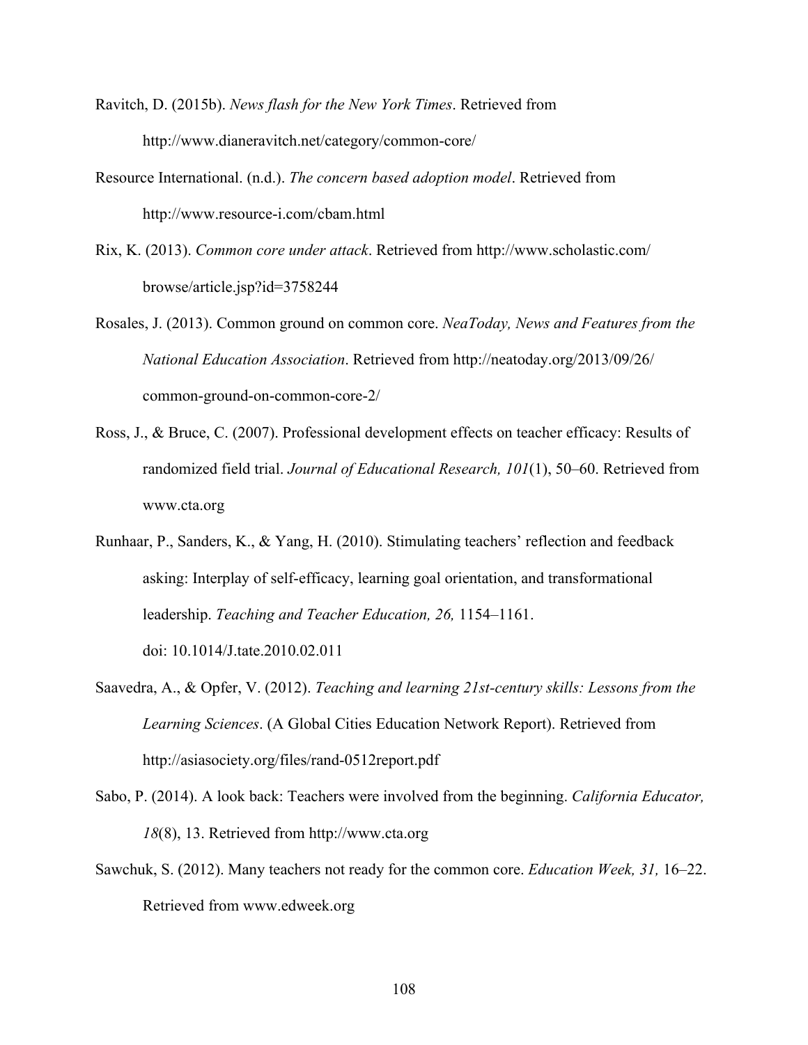Ravitch, D. (2015b). *News flash for the New York Times*. Retrieved from http://www.dianeravitch.net/category/common-core/

Resource International. (n.d.). *The concern based adoption model*. Retrieved from http://www.resource-i.com/cbam.html

Rix, K. (2013). *Common core under attack*. Retrieved from http://www.scholastic.com/browse/article.jsp?id=3758244

Rosales, J. (2013). Common ground on common core. *NeaToday, News and Features from the National Education Association*. Retrieved from http://neatoday.org/2013/09/26/common-ground-on-common-core-2/

Ross, J., & Bruce, C. (2007). Professional development effects on teacher efficacy: Results of randomized field trial. *Journal of Educational Research, 101*(1), 50–60. Retrieved from www.cta.org

Runhaar, P., Sanders, K., & Yang, H. (2010). Stimulating teachers' reflection and feedback asking: Interplay of self-efficacy, learning goal orientation, and transformational leadership. *Teaching and Teacher Education, 26,* 1154–1161. doi: 10.1014/J.tate.2010.02.011

Saavedra, A., & Opfer, V. (2012). *Teaching and learning 21st-century skills: Lessons from the Learning Sciences*. (A Global Cities Education Network Report). Retrieved from http://asiasociety.org/files/rand-0512report.pdf

Sabo, P. (2014). A look back: Teachers were involved from the beginning. *California Educator, 18*(8), 13. Retrieved from http://www.cta.org

Sawchuk, S. (2012). Many teachers not ready for the common core. *Education Week, 31,* 16–22. Retrieved from www.edweek.org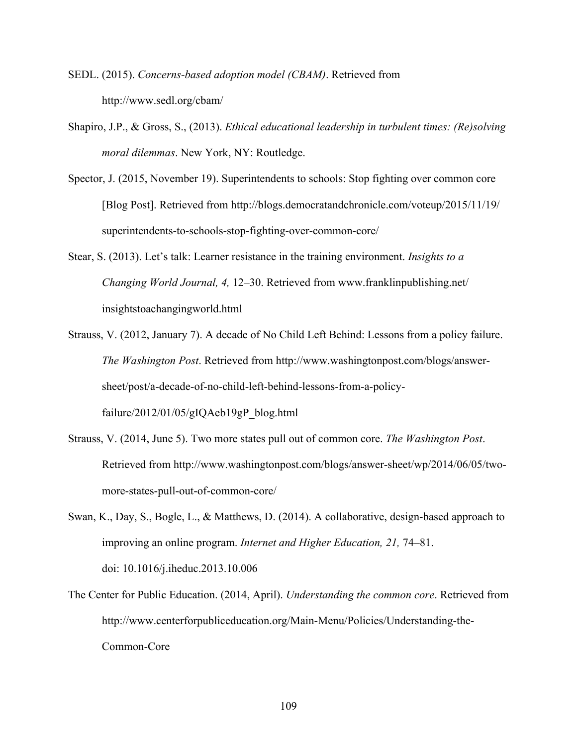SEDL. (2015). *Concerns-based adoption model (CBAM)*. Retrieved from http://www.sedl.org/cbam/

Shapiro, J.P., & Gross, S., (2013). *Ethical educational leadership in turbulent times: (Re)solving moral dilemmas*. New York, NY: Routledge.

Spector, J. (2015, November 19). Superintendents to schools: Stop fighting over common core [Blog Post]. Retrieved from http://blogs.democratandchronicle.com/voteup/2015/11/19/superintendents-to-schools-stop-fighting-over-common-core/

Stear, S. (2013). Let's talk: Learner resistance in the training environment. *Insights to a Changing World Journal, 4,* 12–30. Retrieved from www.franklinpublishing.net/insightstoachangingworld.html

Strauss, V. (2012, January 7). A decade of No Child Left Behind: Lessons from a policy failure. *The Washington Post*. Retrieved from http://www.washingtonpost.com/blogs/answer-sheet/post/a-decade-of-no-child-left-behind-lessons-from-a-policy-failure/2012/01/05/gIQAeb19gP_blog.html

Strauss, V. (2014, June 5). Two more states pull out of common core. *The Washington Post*. Retrieved from http://www.washingtonpost.com/blogs/answer-sheet/wp/2014/06/05/two-more-states-pull-out-of-common-core/

Swan, K., Day, S., Bogle, L., & Matthews, D. (2014). A collaborative, design-based approach to improving an online program. *Internet and Higher Education, 21,* 74–81. doi: 10.1016/j.iheduc.2013.10.006

The Center for Public Education. (2014, April). *Understanding the common core*. Retrieved from http://www.centerforpubliceducation.org/Main-Menu/Policies/Understanding-the-Common-Core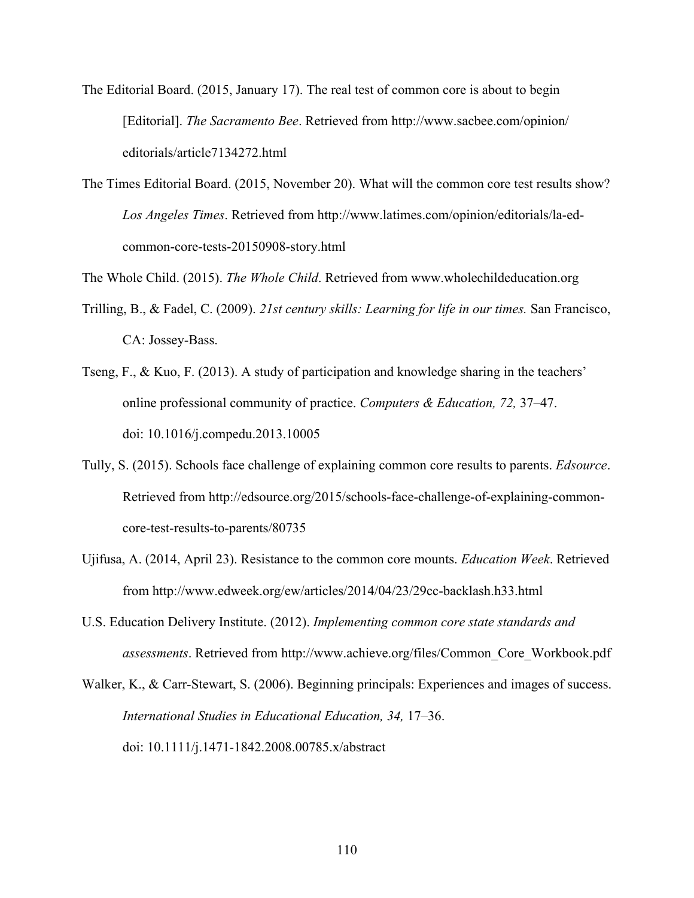The Editorial Board. (2015, January 17). The real test of common core is about to begin [Editorial]. *The Sacramento Bee*. Retrieved from http://www.sacbee.com/opinion/editorials/article7134272.html

The Times Editorial Board. (2015, November 20). What will the common core test results show? *Los Angeles Times*. Retrieved from http://www.latimes.com/opinion/editorials/la-ed-common-core-tests-20150908-story.html

The Whole Child. (2015). *The Whole Child*. Retrieved from www.wholechildeducation.org

Trilling, B., & Fadel, C. (2009). *21st century skills: Learning for life in our times.* San Francisco, CA: Jossey-Bass.

Tseng, F., & Kuo, F. (2013). A study of participation and knowledge sharing in the teachers' online professional community of practice. *Computers & Education, 72,* 37–47. doi: 10.1016/j.compedu.2013.10005

Tully, S. (2015). Schools face challenge of explaining common core results to parents. *Edsource*. Retrieved from http://edsource.org/2015/schools-face-challenge-of-explaining-common-core-test-results-to-parents/80735

Ujifusa, A. (2014, April 23). Resistance to the common core mounts. *Education Week*. Retrieved from http://www.edweek.org/ew/articles/2014/04/23/29cc-backlash.h33.html

U.S. Education Delivery Institute. (2012). *Implementing common core state standards and assessments*. Retrieved from http://www.achieve.org/files/Common_Core_Workbook.pdf

Walker, K., & Carr-Stewart, S. (2006). Beginning principals: Experiences and images of success. *International Studies in Educational Education, 34,* 17–36. doi: 10.1111/j.1471-1842.2008.00785.x/abstract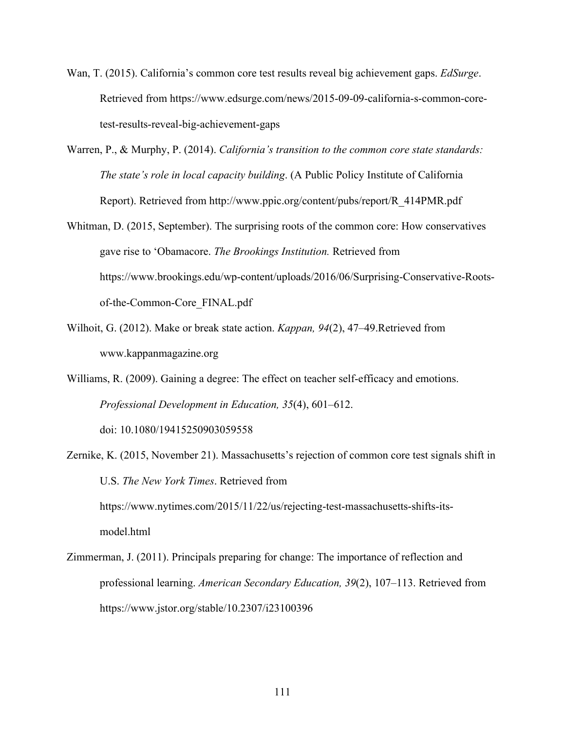Wan, T. (2015). California's common core test results reveal big achievement gaps. *EdSurge*. Retrieved from https://www.edsurge.com/news/2015-09-09-california-s-common-core-test-results-reveal-big-achievement-gaps

Warren, P., & Murphy, P. (2014). *California's transition to the common core state standards: The state's role in local capacity building*. (A Public Policy Institute of California Report). Retrieved from http://www.ppic.org/content/pubs/report/R_414PMR.pdf

Whitman, D. (2015, September). The surprising roots of the common core: How conservatives gave rise to 'Obamacore. *The Brookings Institution.* Retrieved from https://www.brookings.edu/wp-content/uploads/2016/06/Surprising-Conservative-Roots-of-the-Common-Core_FINAL.pdf

Wilhoit, G. (2012). Make or break state action. *Kappan, 94*(2), 47–49.Retrieved from www.kappanmagazine.org

Williams, R. (2009). Gaining a degree: The effect on teacher self-efficacy and emotions. *Professional Development in Education, 35*(4), 601–612. doi: 10.1080/19415250903059558

Zernike, K. (2015, November 21). Massachusetts's rejection of common core test signals shift in U.S. *The New York Times*. Retrieved from https://www.nytimes.com/2015/11/22/us/rejecting-test-massachusetts-shifts-its-model.html

Zimmerman, J. (2011). Principals preparing for change: The importance of reflection and professional learning. *American Secondary Education, 39*(2), 107–113. Retrieved from https://www.jstor.org/stable/10.2307/i23100396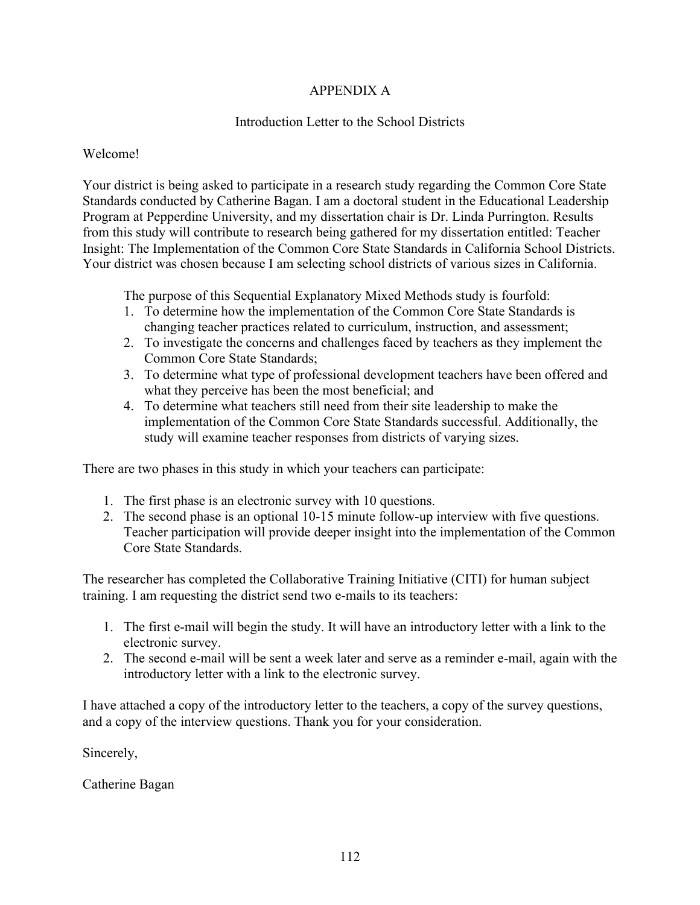# APPENDIX A

## Introduction Letter to the School Districts

Welcome!

Your district is being asked to participate in a research study regarding the Common Core State Standards conducted by Catherine Bagan. I am a doctoral student in the Educational Leadership Program at Pepperdine University, and my dissertation chair is Dr. Linda Purrington. Results from this study will contribute to research being gathered for my dissertation entitled: Teacher Insight: The Implementation of the Common Core State Standards in California School Districts. Your district was chosen because I am selecting school districts of various sizes in California.

The purpose of this Sequential Explanatory Mixed Methods study is fourfold:

1. To determine how the implementation of the Common Core State Standards is changing teacher practices related to curriculum, instruction, and assessment;
2. To investigate the concerns and challenges faced by teachers as they implement the Common Core State Standards;
3. To determine what type of professional development teachers have been offered and what they perceive has been the most beneficial; and
4. To determine what teachers still need from their site leadership to make the implementation of the Common Core State Standards successful. Additionally, the study will examine teacher responses from districts of varying sizes.

There are two phases in this study in which your teachers can participate:

1. The first phase is an electronic survey with 10 questions.
2. The second phase is an optional 10-15 minute follow-up interview with five questions. Teacher participation will provide deeper insight into the implementation of the Common Core State Standards.

The researcher has completed the Collaborative Training Initiative (CITI) for human subject training. I am requesting the district send two e-mails to its teachers:

1. The first e-mail will begin the study. It will have an introductory letter with a link to the electronic survey.
2. The second e-mail will be sent a week later and serve as a reminder e-mail, again with the introductory letter with a link to the electronic survey.

I have attached a copy of the introductory letter to the teachers, a copy of the survey questions, and a copy of the interview questions. Thank you for your consideration.

Sincerely,

Catherine Bagan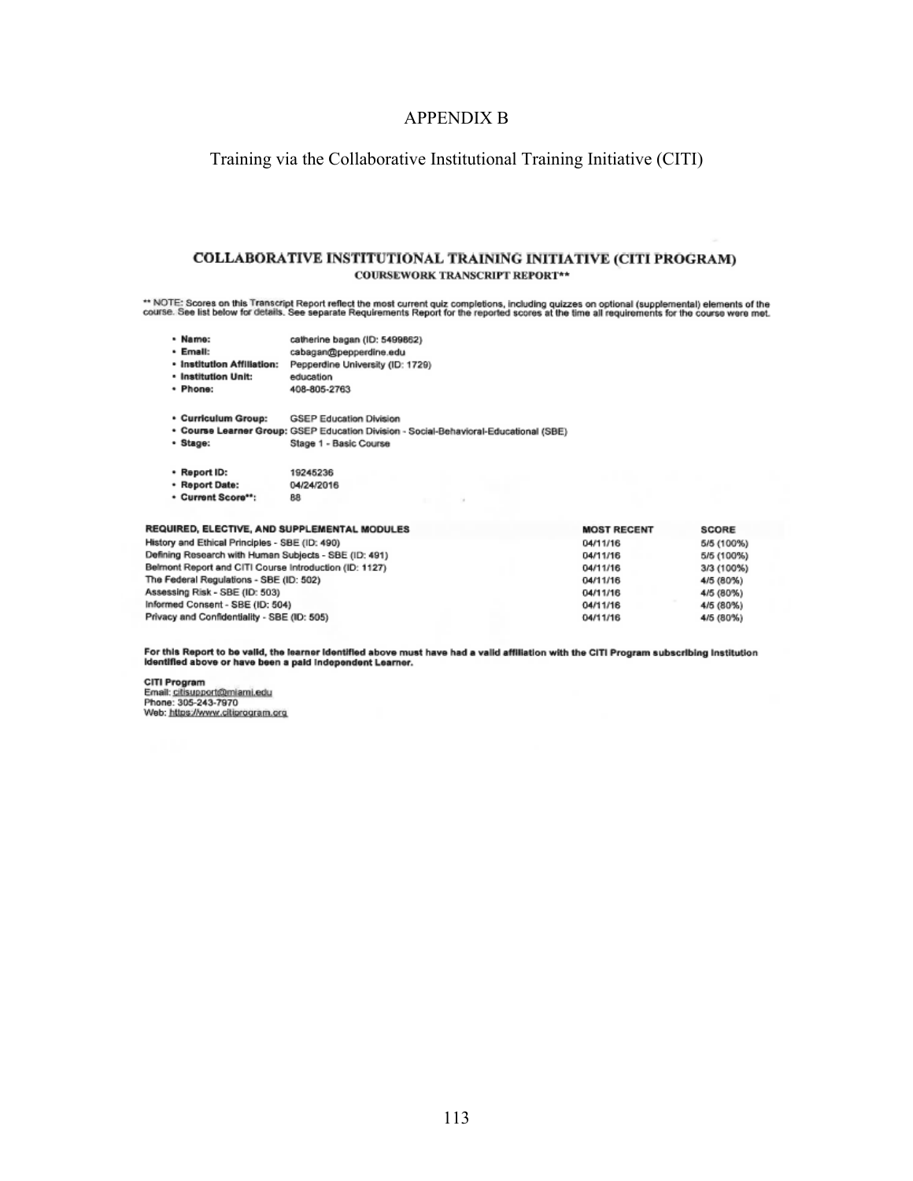# APPENDIX B

## Training via the Collaborative Institutional Training Initiative (CITI)

### COLLABORATIVE INSTITUTIONAL TRAINING INITIATIVE (CITI PROGRAM)

**COURSEWORK TRANSCRIPT REPORT****

** NOTE: Scores on this Transcript Report reflect the most current quiz completions, including quizzes on optional (supplemental) elements of the course. See list below for details. See separate Requirements Report for the reported scores at the time all requirements for the course were met.

- **Name:** catherine bagan (ID: 5499862)
- **Email:** cabagan@pepperdine.edu
- **Institution Affiliation:** Pepperdine University (ID: 1729)
- **Institution Unit:** education
- **Phone:** 408-805-2763

- **Curriculum Group:** GSEP Education Division
- **Course Learner Group:** GSEP Education Division - Social-Behavioral-Educational (SBE)
- **Stage:** Stage 1 - Basic Course

- **Report ID:** 19245236
- **Report Date:** 04/24/2016
- **Current Score**:** 88

| REQUIRED, ELECTIVE, AND SUPPLEMENTAL MODULES | MOST RECENT | SCORE |
|---|---|---|
| History and Ethical Principles - SBE (ID: 490) | 04/11/16 | 5/5 (100%) |
| Defining Research with Human Subjects - SBE (ID: 491) | 04/11/16 | 5/5 (100%) |
| Belmont Report and CITI Course Introduction (ID: 1127) | 04/11/16 | 3/3 (100%) |
| The Federal Regulations - SBE (ID: 502) | 04/11/16 | 4/5 (80%) |
| Assessing Risk - SBE (ID: 503) | 04/11/16 | 4/5 (80%) |
| Informed Consent - SBE (ID: 504) | 04/11/16 | 4/5 (80%) |
| Privacy and Confidentiality - SBE (ID: 505) | 04/11/16 | 4/5 (80%) |

**For this Report to be valid, the learner identified above must have had a valid affiliation with the CITI Program subscribing institution identified above or have been a paid Independent Learner.**

**CITI Program**
Email: citisupport@miami.edu
Phone: 305-243-7970
Web: https://www.citiprogram.org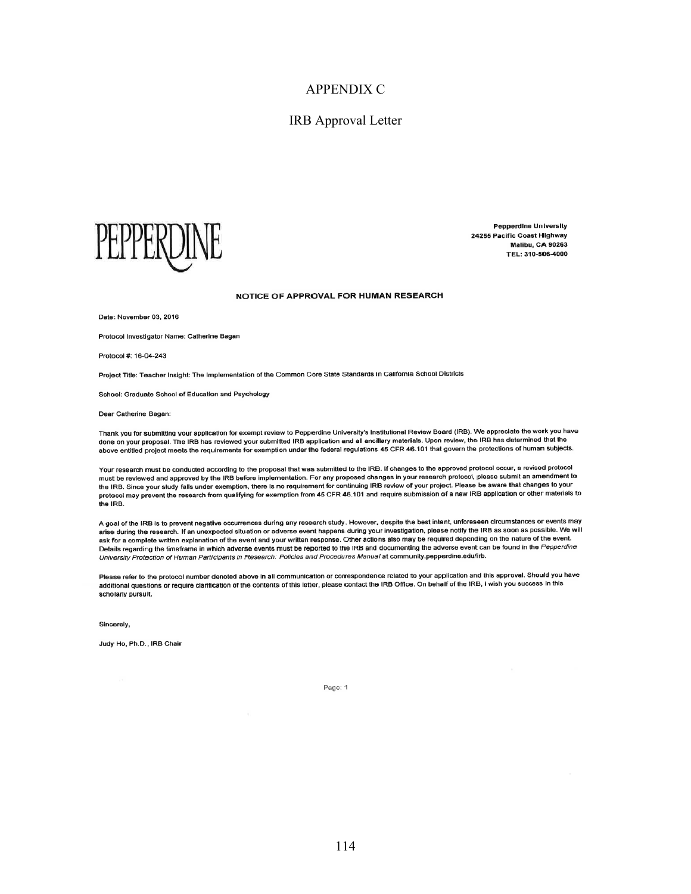# APPENDIX C

## IRB Approval Letter

PEPPERDINE

**Pepperdine University**
**24255 Pacific Coast Highway**
**Malibu, CA 90263**
**TEL: 310-506-4000**

**NOTICE OF APPROVAL FOR HUMAN RESEARCH**

Date: November 03, 2016

Protocol Investigator Name: Catherine Bagan

Protocol #: 16-04-243

Project Title: Teacher Insight: The Implementation of the Common Core State Standards in California School Districts

School: Graduate School of Education and Psychology

Dear Catherine Bagan:

Thank you for submitting your application for exempt review to Pepperdine University's Institutional Review Board (IRB). We appreciate the work you have done on your proposal. The IRB has reviewed your submitted IRB application and all ancillary materials. Upon review, the IRB has determined that the above entitled project meets the requirements for exemption under the federal regulations 45 CFR 46.101 that govern the protections of human subjects.

Your research must be conducted according to the proposal that was submitted to the IRB. If changes to the approved protocol occur, a revised protocol must be reviewed and approved by the IRB before implementation. For any proposed changes in your research protocol, please submit an amendment to the IRB. Since your study falls under exemption, there is no requirement for continuing IRB review of your project. Please be aware that changes to your protocol may prevent the research from qualifying for exemption from 45 CFR 46.101 and require submission of a new IRB application or other materials to the IRB.

A goal of the IRB is to prevent negative occurrences during any research study. However, despite the best intent, unforeseen circumstances or events may arise during the research. If an unexpected situation or adverse event happens during your investigation, please notify the IRB as soon as possible. We will ask for a complete written explanation of the event and your written response. Other actions also may be required depending on the nature of the event. Details regarding the timeframe in which adverse events must be reported to the IRB and documenting the adverse event can be found in the *Pepperdine University Protection of Human Participants in Research: Policies and Procedures Manual* at community.pepperdine.edu/irb.

Please refer to the protocol number denoted above in all communication or correspondence related to your application and this approval. Should you have additional questions or require clarification of the contents of this letter, please contact the IRB Office. On behalf of the IRB, I wish you success in this scholarly pursuit.

Sincerely,

Judy Ho, Ph.D., IRB Chair

Page: 1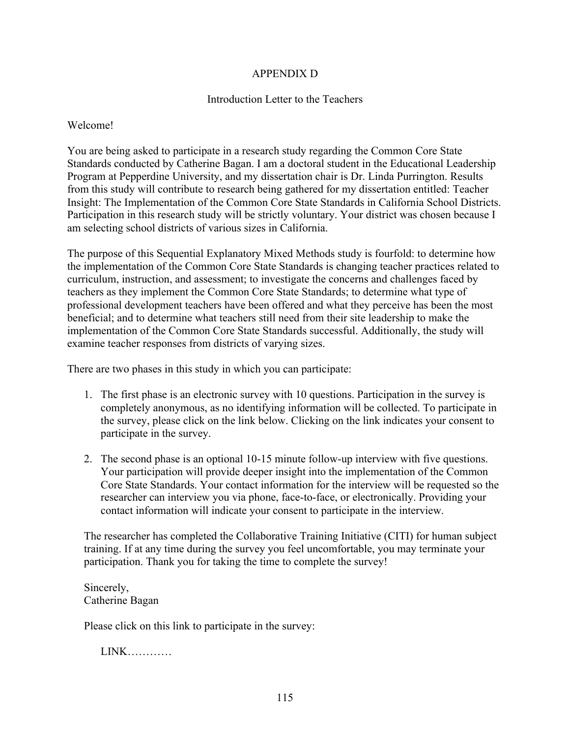# APPENDIX D

## Introduction Letter to the Teachers

Welcome!

You are being asked to participate in a research study regarding the Common Core State Standards conducted by Catherine Bagan. I am a doctoral student in the Educational Leadership Program at Pepperdine University, and my dissertation chair is Dr. Linda Purrington. Results from this study will contribute to research being gathered for my dissertation entitled: Teacher Insight: The Implementation of the Common Core State Standards in California School Districts. Participation in this research study will be strictly voluntary. Your district was chosen because I am selecting school districts of various sizes in California.

The purpose of this Sequential Explanatory Mixed Methods study is fourfold: to determine how the implementation of the Common Core State Standards is changing teacher practices related to curriculum, instruction, and assessment; to investigate the concerns and challenges faced by teachers as they implement the Common Core State Standards; to determine what type of professional development teachers have been offered and what they perceive has been the most beneficial; and to determine what teachers still need from their site leadership to make the implementation of the Common Core State Standards successful. Additionally, the study will examine teacher responses from districts of varying sizes.

There are two phases in this study in which you can participate:

1. The first phase is an electronic survey with 10 questions. Participation in the survey is completely anonymous, as no identifying information will be collected. To participate in the survey, please click on the link below. Clicking on the link indicates your consent to participate in the survey.

2. The second phase is an optional 10-15 minute follow-up interview with five questions. Your participation will provide deeper insight into the implementation of the Common Core State Standards. Your contact information for the interview will be requested so the researcher can interview you via phone, face-to-face, or electronically. Providing your contact information will indicate your consent to participate in the interview.

The researcher has completed the Collaborative Training Initiative (CITI) for human subject training. If at any time during the survey you feel uncomfortable, you may terminate your participation. Thank you for taking the time to complete the survey!

Sincerely,
Catherine Bagan

Please click on this link to participate in the survey:

LINK…………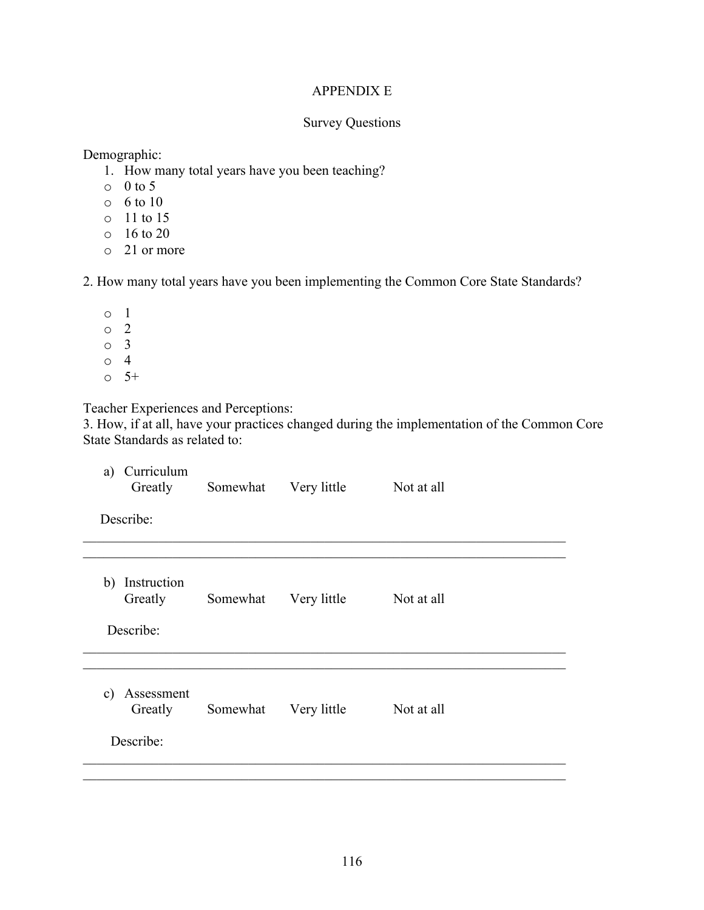# APPENDIX E

## Survey Questions

Demographic:

1. How many total years have you been teaching?
   - 0 to 5
   - 6 to 10
   - 11 to 15
   - 16 to 20
   - 21 or more

2. How many total years have you been implementing the Common Core State Standards?

   - 1
   - 2
   - 3
   - 4
   - 5+

Teacher Experiences and Perceptions:

3. How, if at all, have your practices changed during the implementation of the Common Core State Standards as related to:

   a) Curriculum
      Greatly Somewhat Very little Not at all

      Describe:

      ______________________________________________________________________
      ______________________________________________________________________

   b) Instruction
      Greatly Somewhat Very little Not at all

      Describe:

      ______________________________________________________________________
      ______________________________________________________________________

   c) Assessment
      Greatly Somewhat Very little Not at all

      Describe:

      ______________________________________________________________________
      ______________________________________________________________________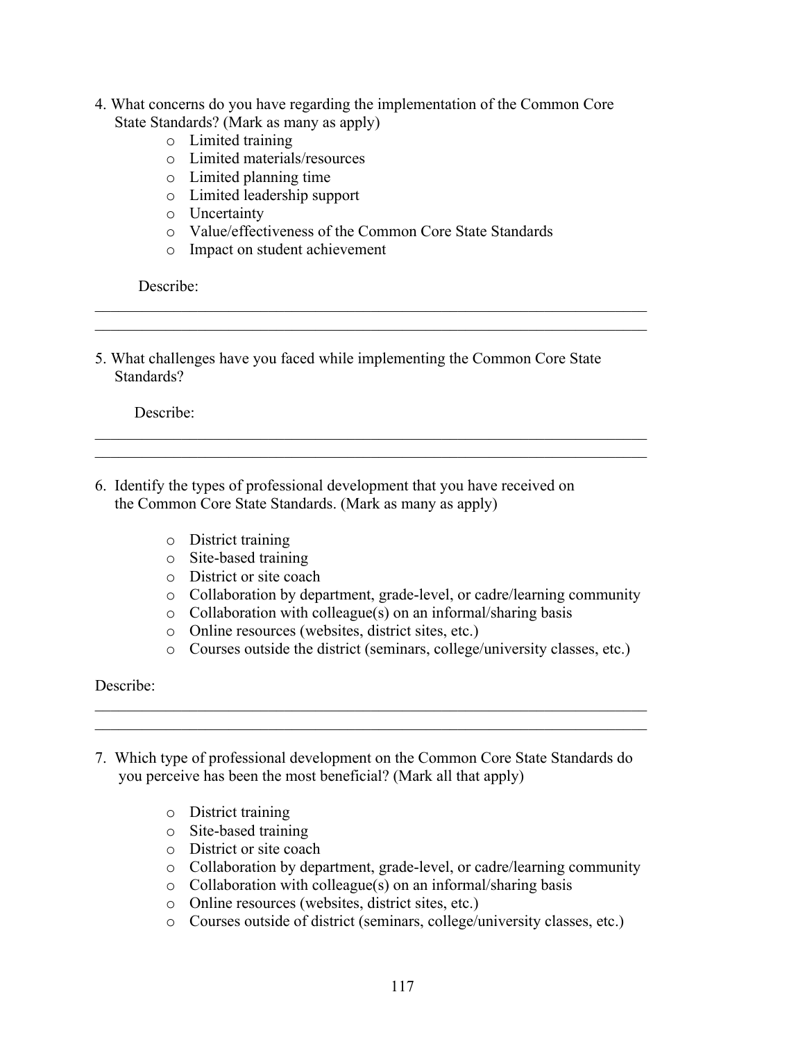4. What concerns do you have regarding the implementation of the Common Core State Standards? (Mark as many as apply)
   - Limited training
   - Limited materials/resources
   - Limited planning time
   - Limited leadership support
   - Uncertainty
   - Value/effectiveness of the Common Core State Standards
   - Impact on student achievement

   Describe:
______________________________________________________________________
______________________________________________________________________

5. What challenges have you faced while implementing the Common Core State Standards?

   Describe:
______________________________________________________________________
______________________________________________________________________

6. Identify the types of professional development that you have received on the Common Core State Standards. (Mark as many as apply)
   - District training
   - Site-based training
   - District or site coach
   - Collaboration by department, grade-level, or cadre/learning community
   - Collaboration with colleague(s) on an informal/sharing basis
   - Online resources (websites, district sites, etc.)
   - Courses outside the district (seminars, college/university classes, etc.)

Describe:
______________________________________________________________________
______________________________________________________________________

7. Which type of professional development on the Common Core State Standards do you perceive has been the most beneficial? (Mark all that apply)
   - District training
   - Site-based training
   - District or site coach
   - Collaboration by department, grade-level, or cadre/learning community
   - Collaboration with colleague(s) on an informal/sharing basis
   - Online resources (websites, district sites, etc.)
   - Courses outside of district (seminars, college/university classes, etc.)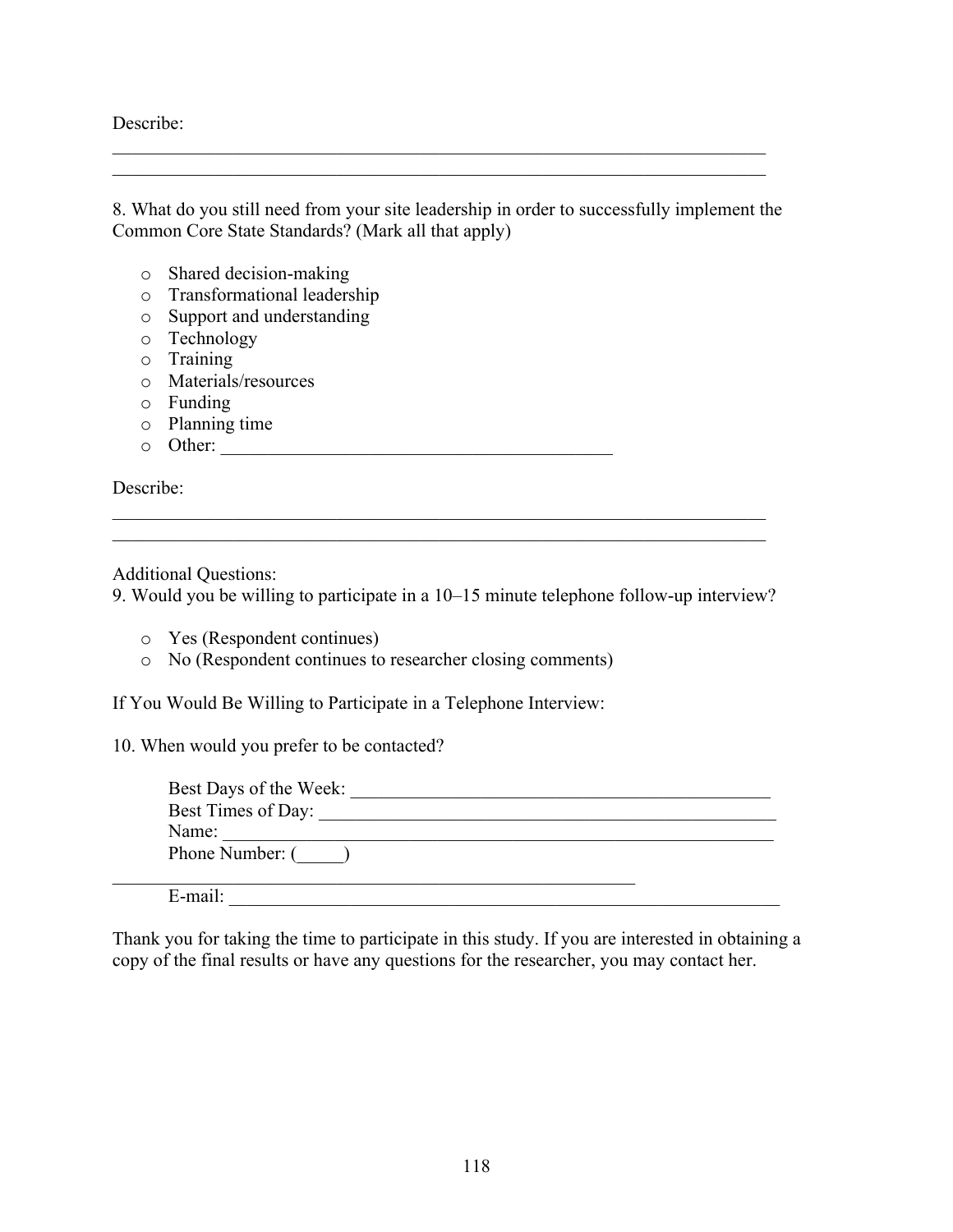Describe:

\_\_\_\_\_\_\_\_\_\_\_\_\_\_\_\_\_\_\_\_\_\_\_\_\_\_\_\_\_\_\_\_\_\_\_\_\_\_\_\_\_\_\_\_\_\_\_\_\_\_\_\_\_\_\_\_\_\_\_\_\_\_\_\_\_\_\_\_\_\_\_\_\_\_

\_\_\_\_\_\_\_\_\_\_\_\_\_\_\_\_\_\_\_\_\_\_\_\_\_\_\_\_\_\_\_\_\_\_\_\_\_\_\_\_\_\_\_\_\_\_\_\_\_\_\_\_\_\_\_\_\_\_\_\_\_\_\_\_\_\_\_\_\_\_\_\_\_\_

8. What do you still need from your site leadership in order to successfully implement the Common Core State Standards? (Mark all that apply)

- o Shared decision-making
- o Transformational leadership
- o Support and understanding
- o Technology
- o Training
- o Materials/resources
- o Funding
- o Planning time
- o Other: \_\_\_\_\_\_\_\_\_\_\_\_\_\_\_\_\_\_\_\_\_\_\_\_\_\_\_\_\_\_\_\_\_\_\_\_\_\_\_\_\_\_\_

Describe:

\_\_\_\_\_\_\_\_\_\_\_\_\_\_\_\_\_\_\_\_\_\_\_\_\_\_\_\_\_\_\_\_\_\_\_\_\_\_\_\_\_\_\_\_\_\_\_\_\_\_\_\_\_\_\_\_\_\_\_\_\_\_\_\_\_\_\_\_\_\_\_\_\_\_

\_\_\_\_\_\_\_\_\_\_\_\_\_\_\_\_\_\_\_\_\_\_\_\_\_\_\_\_\_\_\_\_\_\_\_\_\_\_\_\_\_\_\_\_\_\_\_\_\_\_\_\_\_\_\_\_\_\_\_\_\_\_\_\_\_\_\_\_\_\_\_\_\_\_

Additional Questions:

9. Would you be willing to participate in a 10–15 minute telephone follow-up interview?

- o Yes (Respondent continues)
- o No (Respondent continues to researcher closing comments)

If You Would Be Willing to Participate in a Telephone Interview:

10. When would you prefer to be contacted?

Best Days of the Week: \_\_\_\_\_\_\_\_\_\_\_\_\_\_\_\_\_\_\_\_\_\_\_\_\_\_\_\_\_\_\_\_\_\_\_\_\_\_\_\_\_\_\_\_\_\_

Best Times of Day: \_\_\_\_\_\_\_\_\_\_\_\_\_\_\_\_\_\_\_\_\_\_\_\_\_\_\_\_\_\_\_\_\_\_\_\_\_\_\_\_\_\_\_\_\_\_\_\_\_\_\_

Name: \_\_\_\_\_\_\_\_\_\_\_\_\_\_\_\_\_\_\_\_\_\_\_\_\_\_\_\_\_\_\_\_\_\_\_\_\_\_\_\_\_\_\_\_\_\_\_\_\_\_\_\_\_\_\_\_\_\_\_\_\_

Phone Number: (\_\_\_\_\_) \_\_\_\_\_\_\_\_\_\_\_\_\_\_\_\_\_\_\_\_\_\_\_\_\_\_\_\_\_\_\_\_\_\_\_\_\_\_\_\_\_\_\_\_\_\_\_\_\_\_\_\_\_\_\_\_\_\_

E-mail: \_\_\_\_\_\_\_\_\_\_\_\_\_\_\_\_\_\_\_\_\_\_\_\_\_\_\_\_\_\_\_\_\_\_\_\_\_\_\_\_\_\_\_\_\_\_\_\_\_\_\_\_\_\_\_\_\_\_\_\_\_\_

Thank you for taking the time to participate in this study. If you are interested in obtaining a copy of the final results or have any questions for the researcher, you may contact her.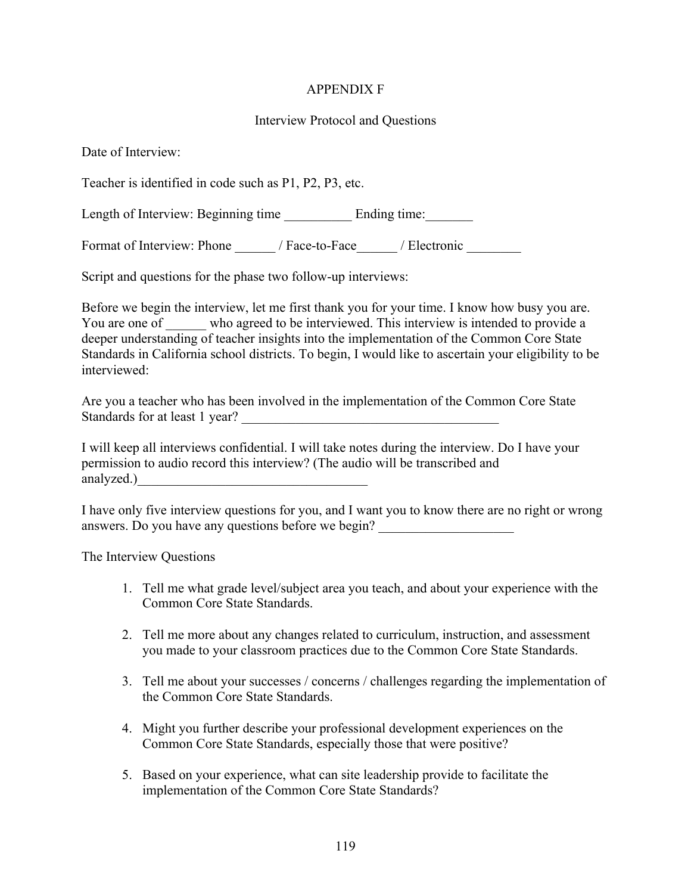# APPENDIX F

## Interview Protocol and Questions

Date of Interview:

Teacher is identified in code such as P1, P2, P3, etc.

Length of Interview: Beginning time __________ Ending time:_______

Format of Interview: Phone ______ / Face-to-Face______ / Electronic ________

Script and questions for the phase two follow-up interviews:

Before we begin the interview, let me first thank you for your time. I know how busy you are. You are one of ______ who agreed to be interviewed. This interview is intended to provide a deeper understanding of teacher insights into the implementation of the Common Core State Standards in California school districts. To begin, I would like to ascertain your eligibility to be interviewed:

Are you a teacher who has been involved in the implementation of the Common Core State Standards for at least 1 year? ______________________________________

I will keep all interviews confidential. I will take notes during the interview. Do I have your permission to audio record this interview? (The audio will be transcribed and analyzed.)__________________________________

I have only five interview questions for you, and I want you to know there are no right or wrong answers. Do you have any questions before we begin? ____________________

The Interview Questions

1. Tell me what grade level/subject area you teach, and about your experience with the Common Core State Standards.

2. Tell me more about any changes related to curriculum, instruction, and assessment you made to your classroom practices due to the Common Core State Standards.

3. Tell me about your successes / concerns / challenges regarding the implementation of the Common Core State Standards.

4. Might you further describe your professional development experiences on the Common Core State Standards, especially those that were positive?

5. Based on your experience, what can site leadership provide to facilitate the implementation of the Common Core State Standards?